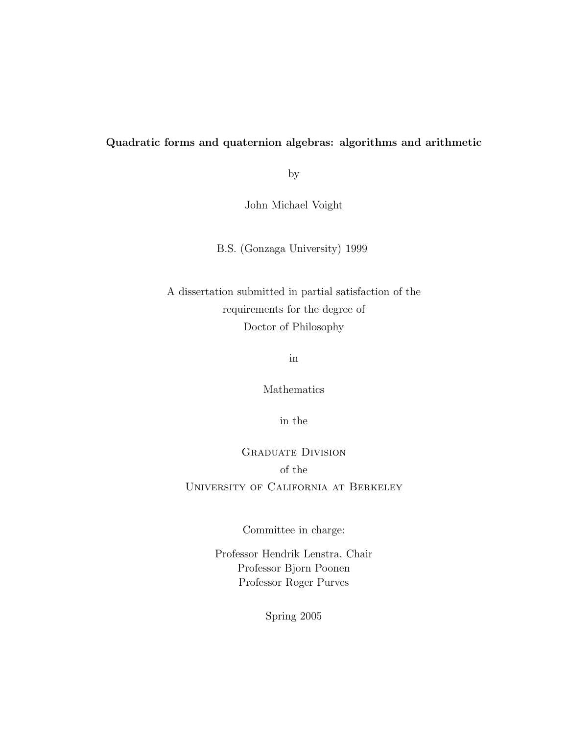# Quadratic forms and quaternion algebras: algorithms and arithmetic

by

John Michael Voight

B.S. (Gonzaga University) 1999

A dissertation submitted in partial satisfaction of the requirements for the degree of Doctor of Philosophy

in

Mathematics

in the

Graduate Division  
of the  
University of California at Berkeley

Committee in charge:

Professor Hendrik Lenstra, Chair  
Professor Bjorn Poonen  
Professor Roger Purves

Spring 2005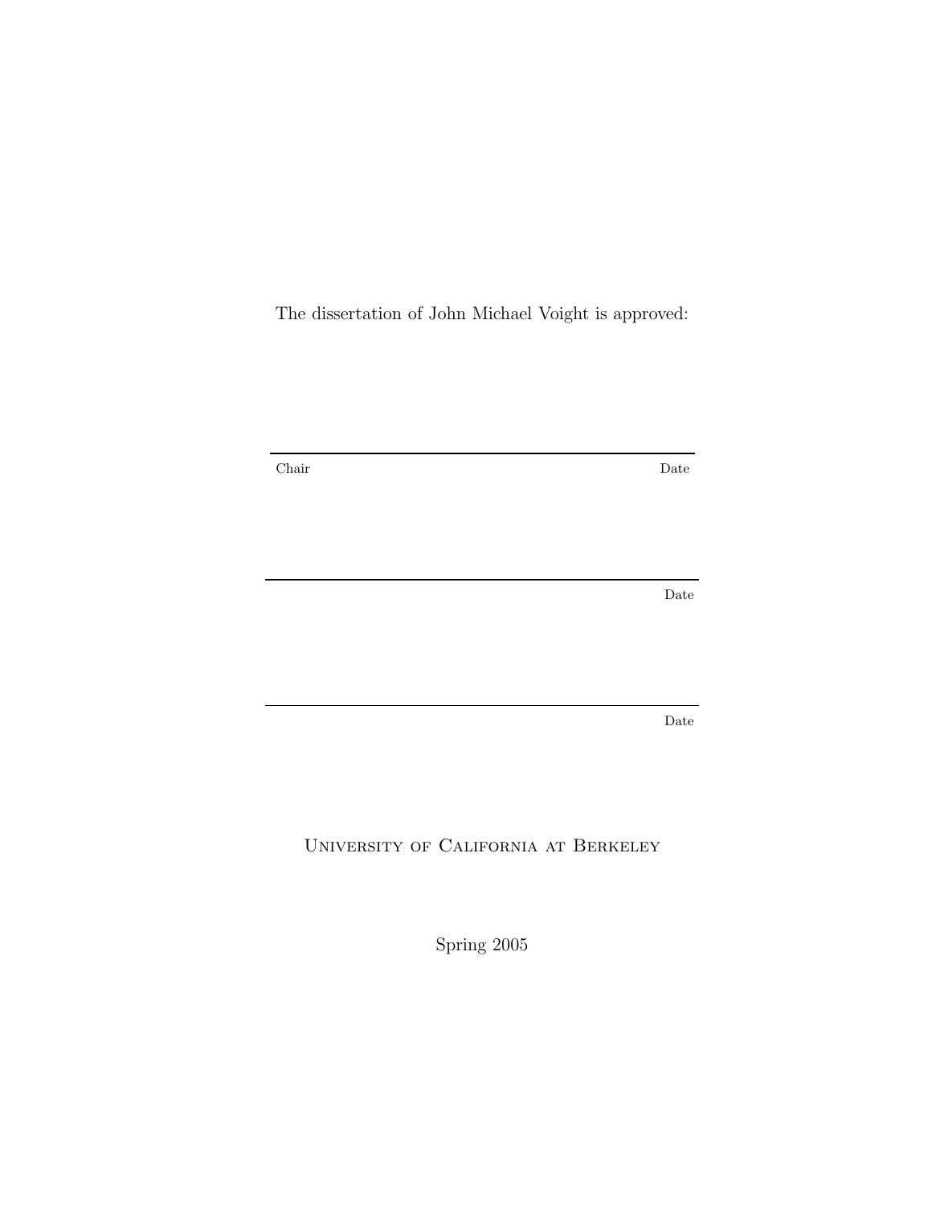The dissertation of John Michael Voight is approved:

Chair                                                                                                    Date

Date

Date

University of California at Berkeley

Spring 2005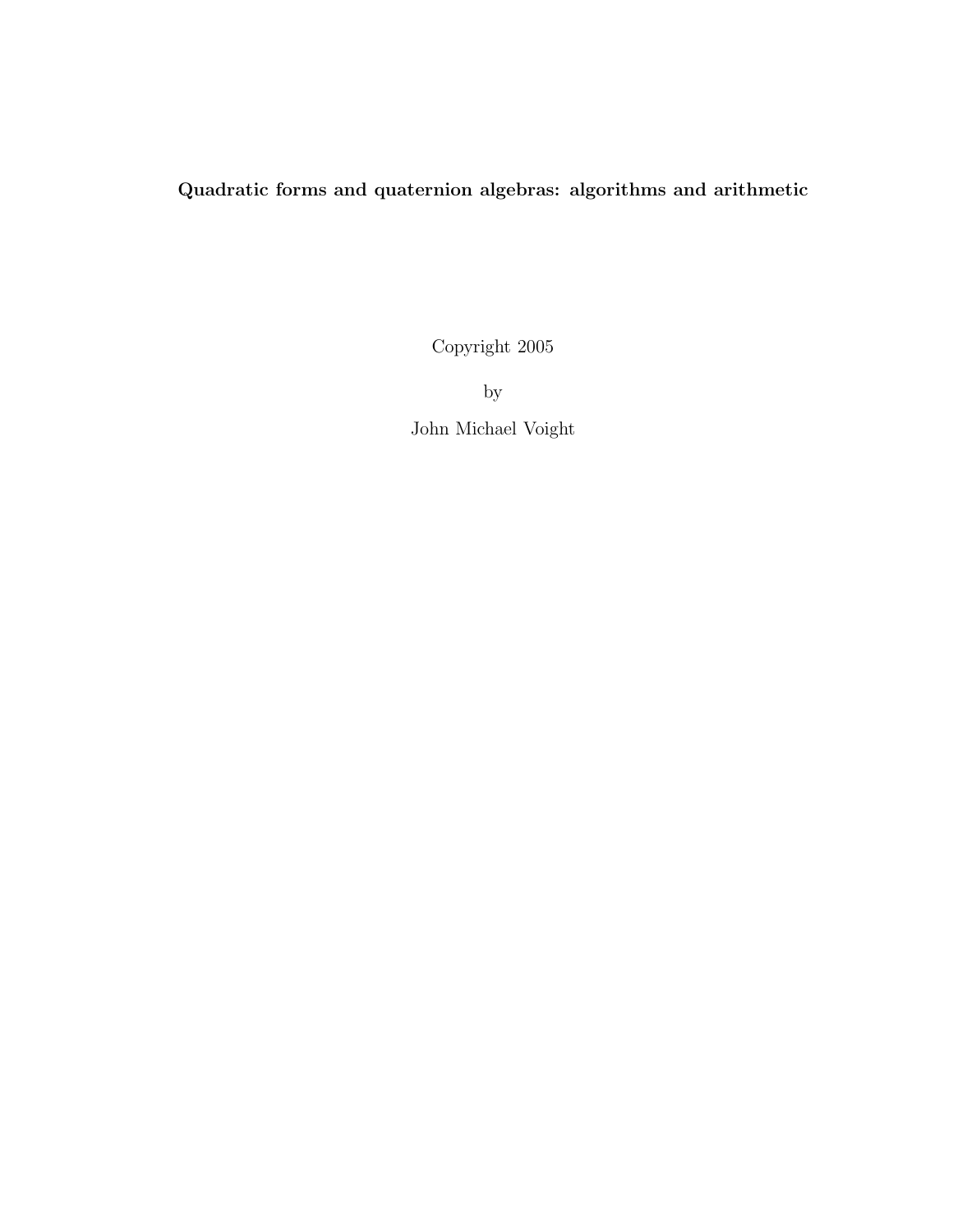**Quadratic forms and quaternion algebras: algorithms and arithmetic**

Copyright 2005

by

John Michael Voight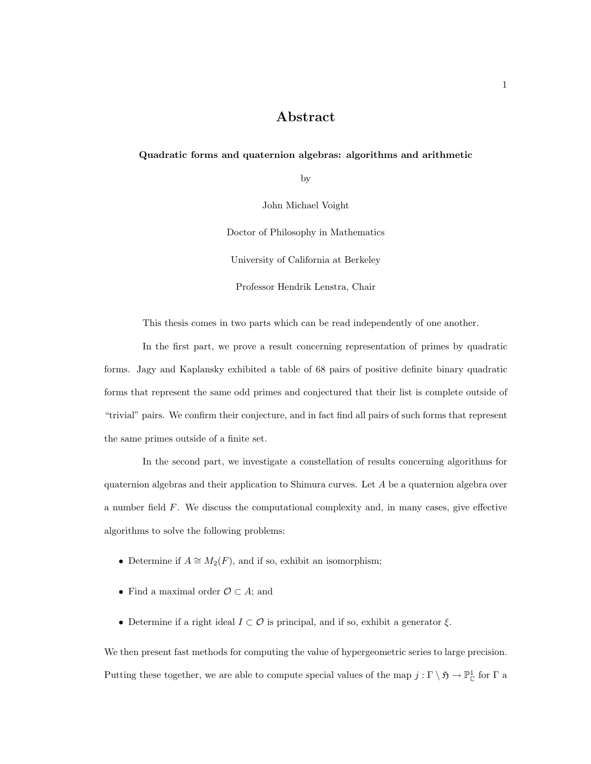# Abstract

**Quadratic forms and quaternion algebras: algorithms and arithmetic**

by

John Michael Voight

Doctor of Philosophy in Mathematics

University of California at Berkeley

Professor Hendrik Lenstra, Chair

This thesis comes in two parts which can be read independently of one another.

In the first part, we prove a result concerning representation of primes by quadratic forms. Jagy and Kaplansky exhibited a table of 68 pairs of positive definite binary quadratic forms that represent the same odd primes and conjectured that their list is complete outside of "trivial" pairs. We confirm their conjecture, and in fact find all pairs of such forms that represent the same primes outside of a finite set.

In the second part, we investigate a constellation of results concerning algorithms for quaternion algebras and their application to Shimura curves. Let $A$ be a quaternion algebra over a number field $F$. We discuss the computational complexity and, in many cases, give effective algorithms to solve the following problems:

- Determine if $A \cong M_2(F)$, and if so, exhibit an isomorphism;
- Find a maximal order $\mathcal{O} \subset A$; and
- Determine if a right ideal $I \subset \mathcal{O}$ is principal, and if so, exhibit a generator $\xi$.

We then present fast methods for computing the value of hypergeometric series to large precision. Putting these together, we are able to compute special values of the map $j : \Gamma \setminus \mathfrak{H} \to \mathbb{P}^1_{\mathbb{C}}$ for $\Gamma$ a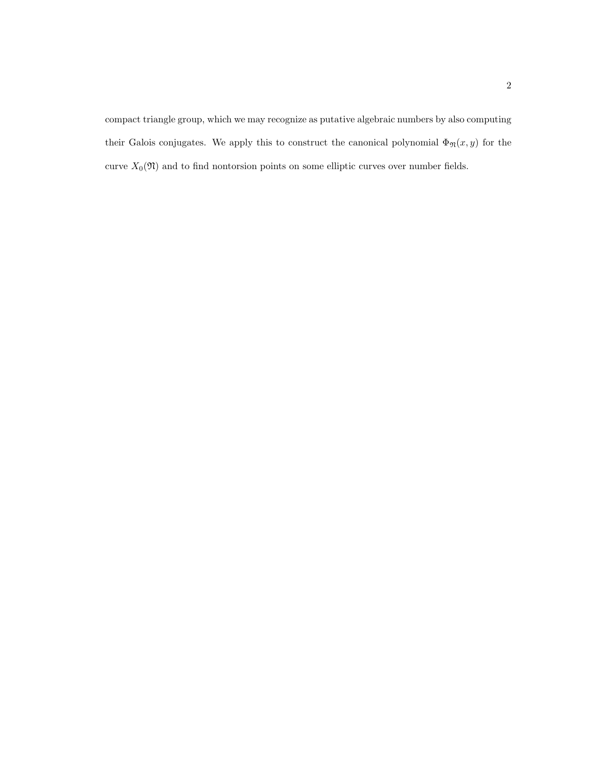compact triangle group, which we may recognize as putative algebraic numbers by also computing their Galois conjugates. We apply this to construct the canonical polynomial $\Phi_{\mathfrak{N}}(x, y)$ for the curve $X_0(\mathfrak{N})$ and to find nontorsion points on some elliptic curves over number fields.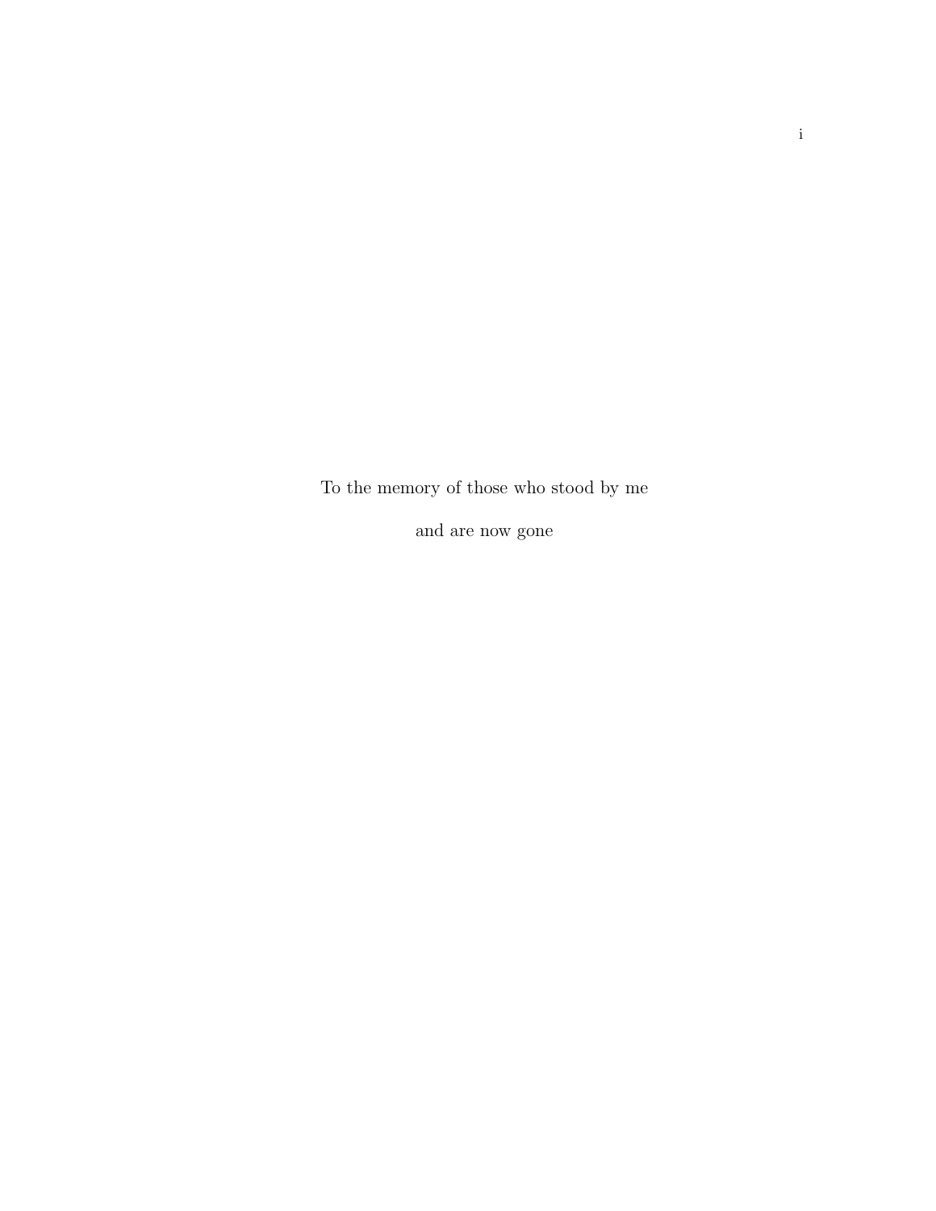To the memory of those who stood by me

and are now gone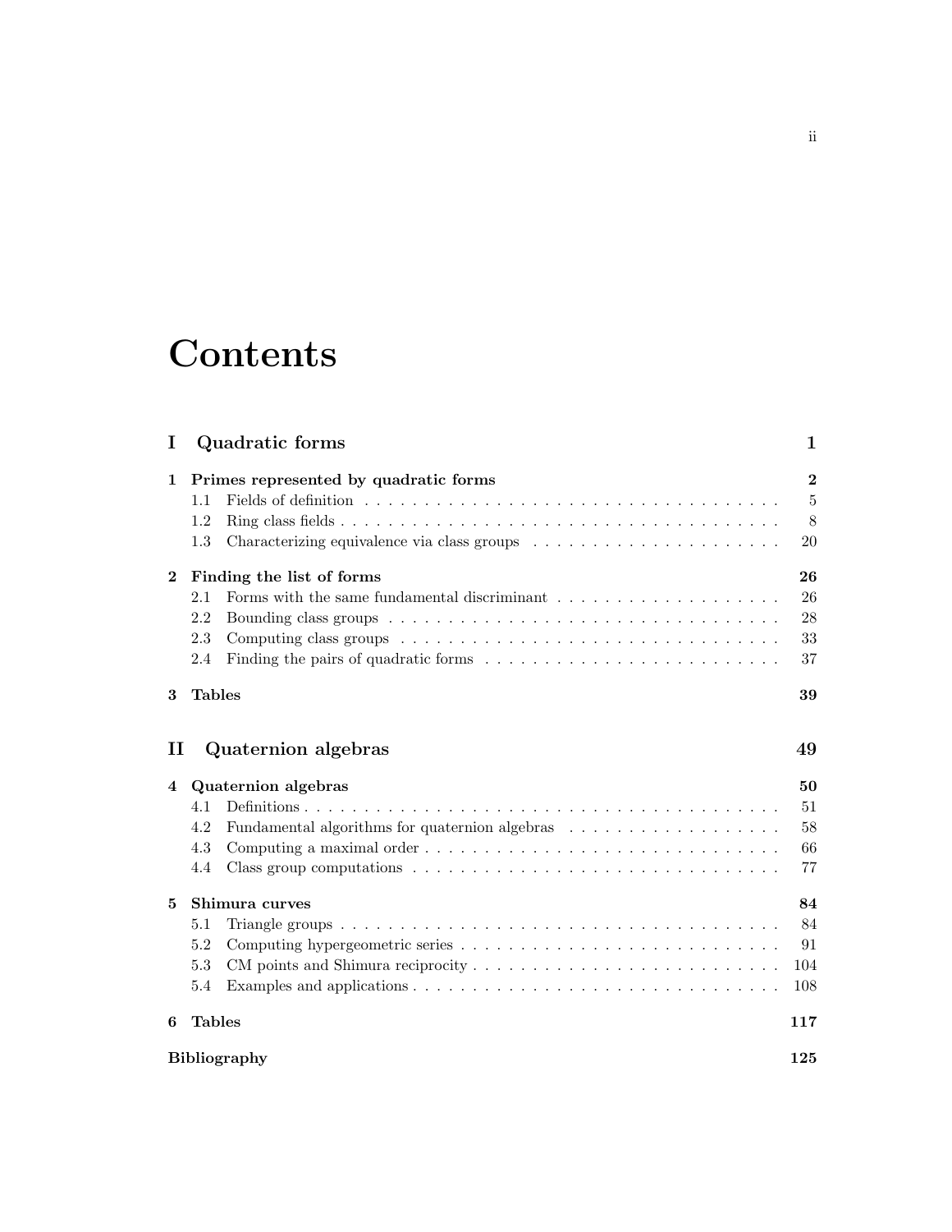# Contents

**I Quadratic forms** **1**

**1 Primes represented by quadratic forms** **2**

- 1.1 Fields of definition . . . . . . . . . . . . . . . . . . . . . . . . . . . . . . . . . . . 5
- 1.2 Ring class fields . . . . . . . . . . . . . . . . . . . . . . . . . . . . . . . . . . . . . 8
- 1.3 Characterizing equivalence via class groups . . . . . . . . . . . . . . . . . . . . 20

**2 Finding the list of forms** **26**

- 2.1 Forms with the same fundamental discriminant . . . . . . . . . . . . . . . . . . 26
- 2.2 Bounding class groups . . . . . . . . . . . . . . . . . . . . . . . . . . . . . . . . 28
- 2.3 Computing class groups . . . . . . . . . . . . . . . . . . . . . . . . . . . . . . . 33
- 2.4 Finding the pairs of quadratic forms . . . . . . . . . . . . . . . . . . . . . . . . 37

**3 Tables** **39**

**II Quaternion algebras** **49**

**4 Quaternion algebras** **50**

- 4.1 Definitions . . . . . . . . . . . . . . . . . . . . . . . . . . . . . . . . . . . . . . . 51
- 4.2 Fundamental algorithms for quaternion algebras . . . . . . . . . . . . . . . . . 58
- 4.3 Computing a maximal order . . . . . . . . . . . . . . . . . . . . . . . . . . . . . 66
- 4.4 Class group computations . . . . . . . . . . . . . . . . . . . . . . . . . . . . . . 77

**5 Shimura curves** **84**

- 5.1 Triangle groups . . . . . . . . . . . . . . . . . . . . . . . . . . . . . . . . . . . . 84
- 5.2 Computing hypergeometric series . . . . . . . . . . . . . . . . . . . . . . . . . . 91
- 5.3 CM points and Shimura reciprocity . . . . . . . . . . . . . . . . . . . . . . . . . 104
- 5.4 Examples and applications . . . . . . . . . . . . . . . . . . . . . . . . . . . . . . 108

**6 Tables** **117**

**Bibliography** **125**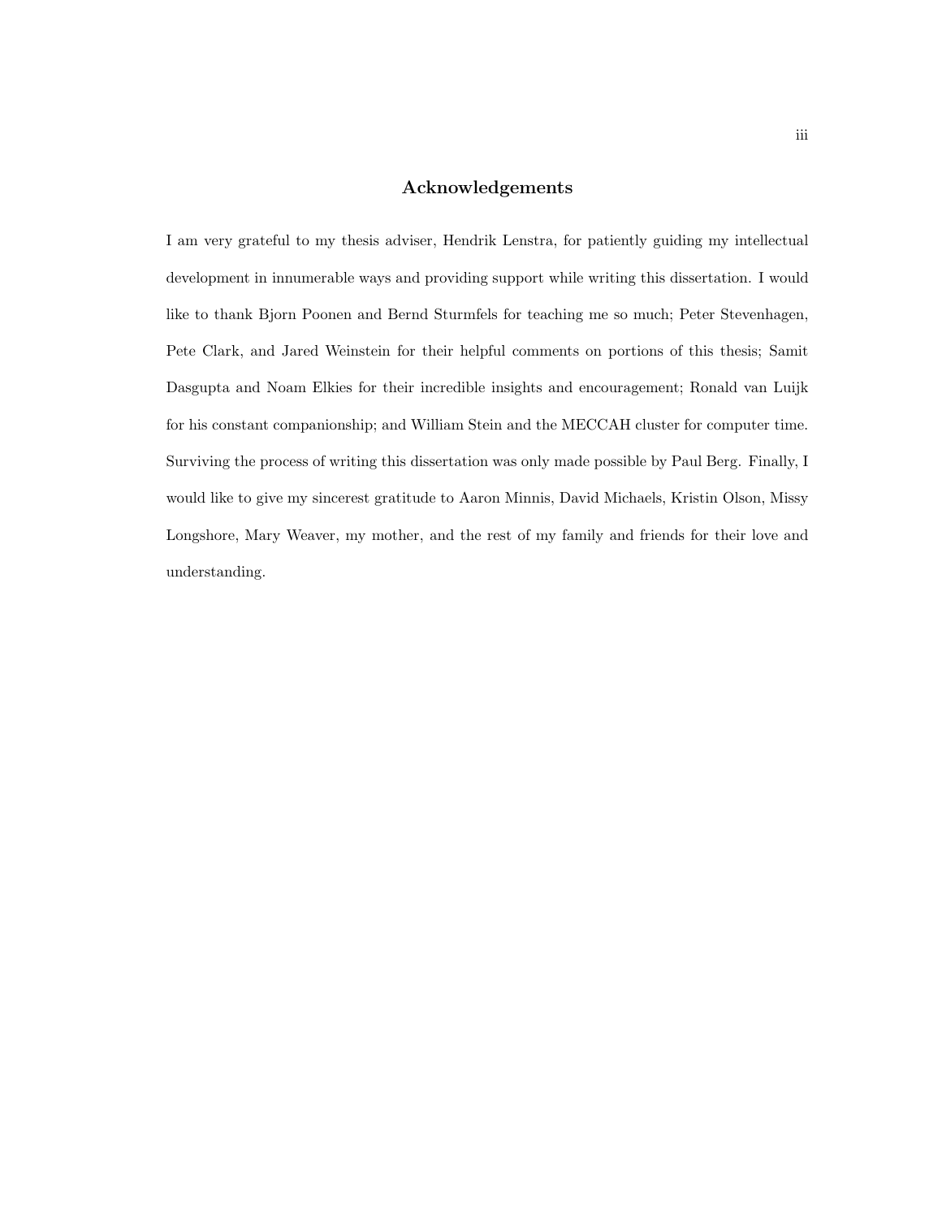## Acknowledgements

I am very grateful to my thesis adviser, Hendrik Lenstra, for patiently guiding my intellectual development in innumerable ways and providing support while writing this dissertation. I would like to thank Bjorn Poonen and Bernd Sturmfels for teaching me so much; Peter Stevenhagen, Pete Clark, and Jared Weinstein for their helpful comments on portions of this thesis; Samit Dasgupta and Noam Elkies for their incredible insights and encouragement; Ronald van Luijk for his constant companionship; and William Stein and the MECCAH cluster for computer time. Surviving the process of writing this dissertation was only made possible by Paul Berg. Finally, I would like to give my sincerest gratitude to Aaron Minnis, David Michaels, Kristin Olson, Missy Longshore, Mary Weaver, my mother, and the rest of my family and friends for their love and understanding.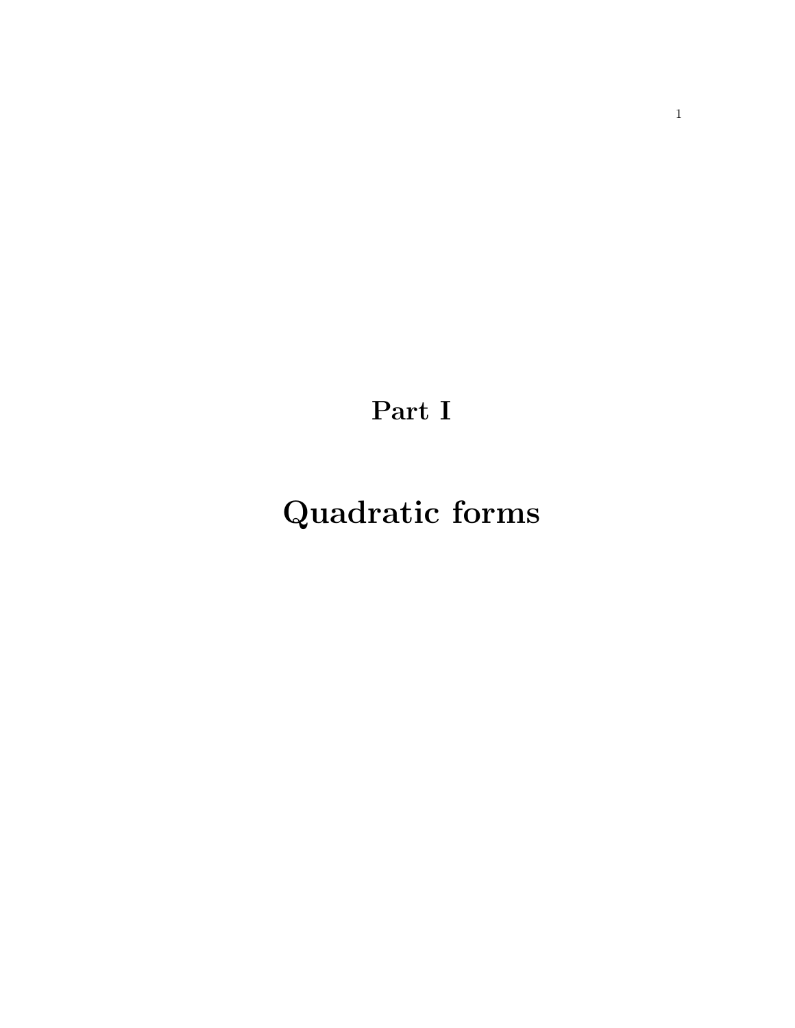# Part I

# Quadratic forms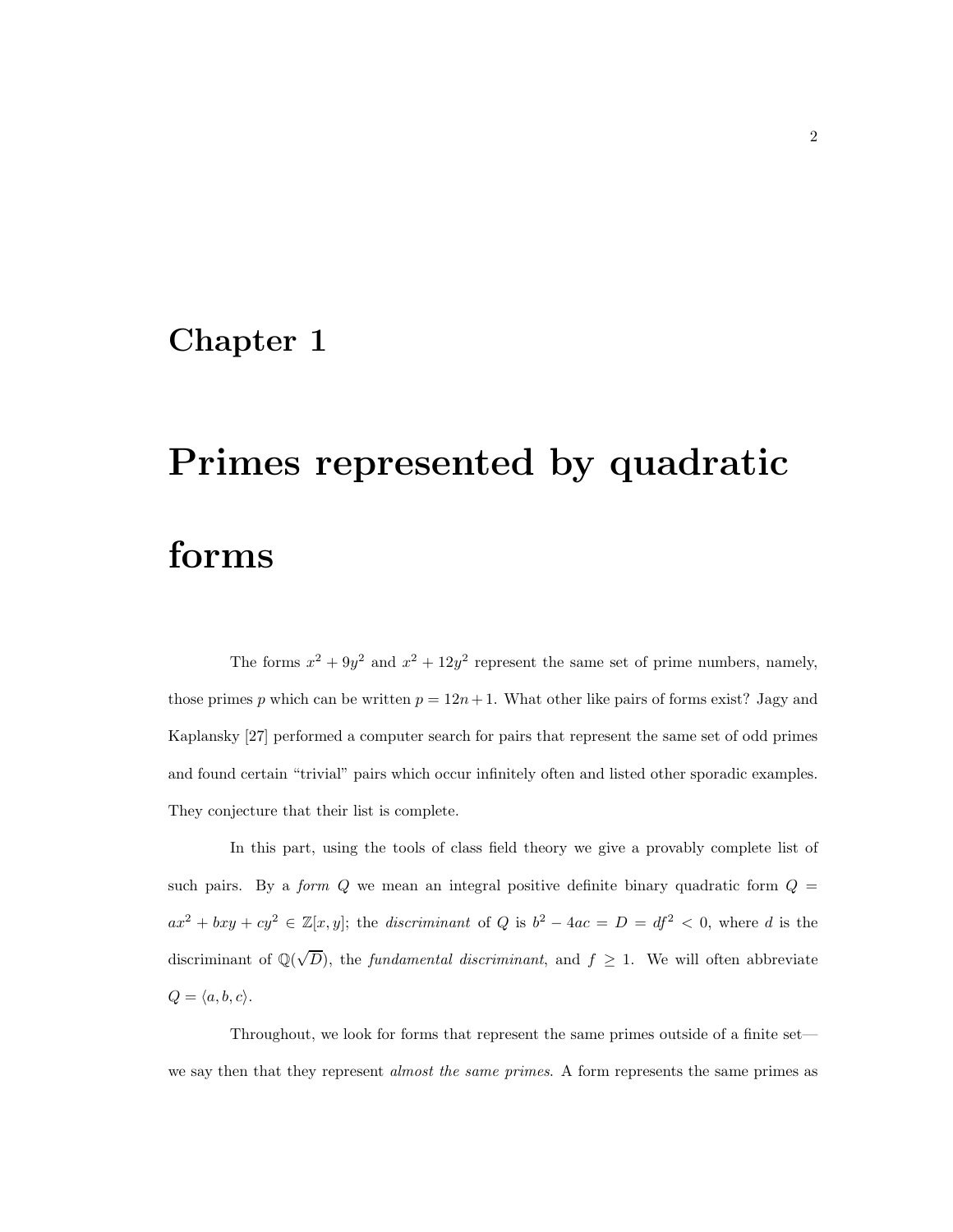# Chapter 1

# Primes represented by quadratic forms

The forms $x^2 + 9y^2$ and $x^2 + 12y^2$ represent the same set of prime numbers, namely, those primes $p$ which can be written $p = 12n + 1$. What other like pairs of forms exist? Jagy and Kaplansky [27] performed a computer search for pairs that represent the same set of odd primes and found certain "trivial" pairs which occur infinitely often and listed other sporadic examples. They conjecture that their list is complete.

In this part, using the tools of class field theory we give a provably complete list of such pairs. By a *form* $Q$ we mean an integral positive definite binary quadratic form $Q = ax^2 + bxy + cy^2 \in \mathbb{Z}[x, y]$; the *discriminant* of $Q$ is $b^2 - 4ac = D = df^2 < 0$, where $d$ is the discriminant of $\mathbb{Q}(\sqrt{D})$, the *fundamental discriminant*, and $f \geq 1$. We will often abbreviate $Q = \langle a, b, c \rangle$.

Throughout, we look for forms that represent the same primes outside of a finite set—we say then that they represent *almost the same primes*. A form represents the same primes as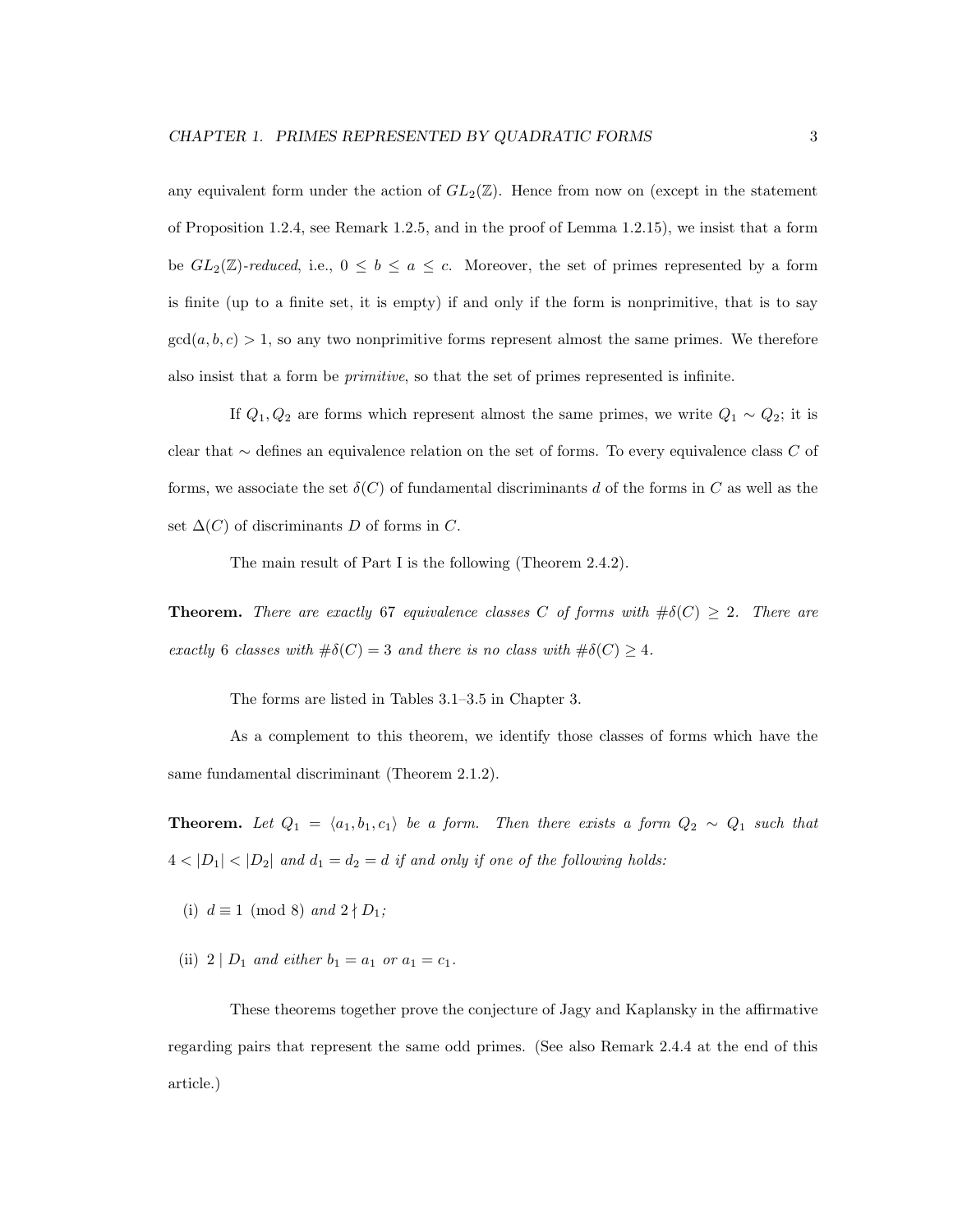any equivalent form under the action of $GL_2(\mathbb{Z})$. Hence from now on (except in the statement of Proposition 1.2.4, see Remark 1.2.5, and in the proof of Lemma 1.2.15), we insist that a form be $GL_2(\mathbb{Z})$-*reduced*, i.e., $0 \leq b \leq a \leq c$. Moreover, the set of primes represented by a form is finite (up to a finite set, it is empty) if and only if the form is nonprimitive, that is to say $\gcd(a, b, c) > 1$, so any two nonprimitive forms represent almost the same primes. We therefore also insist that a form be *primitive*, so that the set of primes represented is infinite.

If $Q_1, Q_2$ are forms which represent almost the same primes, we write $Q_1 \sim Q_2$; it is clear that $\sim$ defines an equivalence relation on the set of forms. To every equivalence class $C$ of forms, we associate the set $\delta(C)$ of fundamental discriminants $d$ of the forms in $C$ as well as the set $\Delta(C)$ of discriminants $D$ of forms in $C$.

The main result of Part I is the following (Theorem 2.4.2).

**Theorem.** *There are exactly* 67 *equivalence classes* $C$ *of forms with* $\#\delta(C) \geq 2$*. There are exactly* 6 *classes with* $\#\delta(C) = 3$ *and there is no class with* $\#\delta(C) \geq 4$*.*

The forms are listed in Tables 3.1–3.5 in Chapter 3.

As a complement to this theorem, we identify those classes of forms which have the same fundamental discriminant (Theorem 2.1.2).

**Theorem.** *Let* $Q_1 = \langle a_1, b_1, c_1 \rangle$ *be a form. Then there exists a form* $Q_2 \sim Q_1$ *such that* $4 < |D_1| < |D_2|$ *and* $d_1 = d_2 = d$ *if and only if one of the following holds:*

- (i) $d \equiv 1 \pmod 8$ *and* $2 \nmid D_1$*;*
- (ii) $2 \mid D_1$ *and either* $b_1 = a_1$ *or* $a_1 = c_1$*.*

These theorems together prove the conjecture of Jagy and Kaplansky in the affirmative regarding pairs that represent the same odd primes. (See also Remark 2.4.4 at the end of this article.)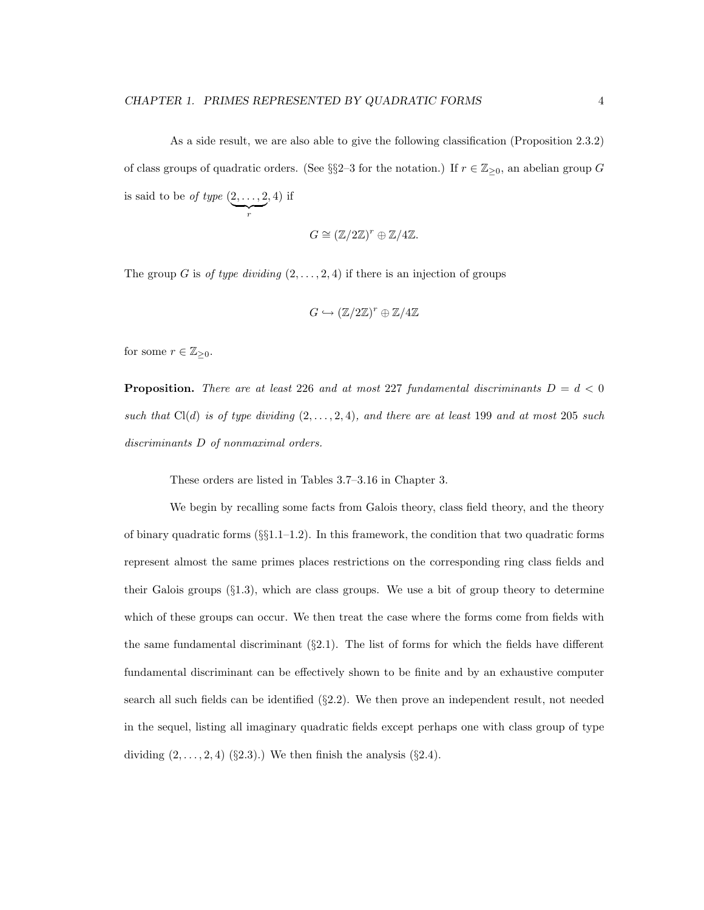As a side result, we are also able to give the following classification (Proposition 2.3.2) of class groups of quadratic orders. (See §§2–3 for the notation.) If $r \in \mathbb{Z}_{\geq 0}$, an abelian group $G$ is said to be *of type* $(\underbrace{2, \ldots, 2}_{r}, 4)$ if

$$G \cong (\mathbb{Z}/2\mathbb{Z})^r \oplus \mathbb{Z}/4\mathbb{Z}.$$

The group $G$ is *of type dividing* $(2, \ldots, 2, 4)$ if there is an injection of groups

$$G \hookrightarrow (\mathbb{Z}/2\mathbb{Z})^r \oplus \mathbb{Z}/4\mathbb{Z}$$

for some $r \in \mathbb{Z}_{\geq 0}$.

**Proposition.** *There are at least* 226 *and at most* 227 *fundamental discriminants* $D = d < 0$ *such that* $\mathrm{Cl}(d)$ *is of type dividing* $(2, \ldots, 2, 4)$*, and there are at least* 199 *and at most* 205 *such discriminants* $D$ *of nonmaximal orders.*

These orders are listed in Tables 3.7–3.16 in Chapter 3.

We begin by recalling some facts from Galois theory, class field theory, and the theory of binary quadratic forms (§§1.1–1.2). In this framework, the condition that two quadratic forms represent almost the same primes places restrictions on the corresponding ring class fields and their Galois groups (§1.3), which are class groups. We use a bit of group theory to determine which of these groups can occur. We then treat the case where the forms come from fields with the same fundamental discriminant (§2.1). The list of forms for which the fields have different fundamental discriminant can be effectively shown to be finite and by an exhaustive computer search all such fields can be identified (§2.2). We then prove an independent result, not needed in the sequel, listing all imaginary quadratic fields except perhaps one with class group of type dividing $(2, \ldots, 2, 4)$ (§2.3).) We then finish the analysis (§2.4).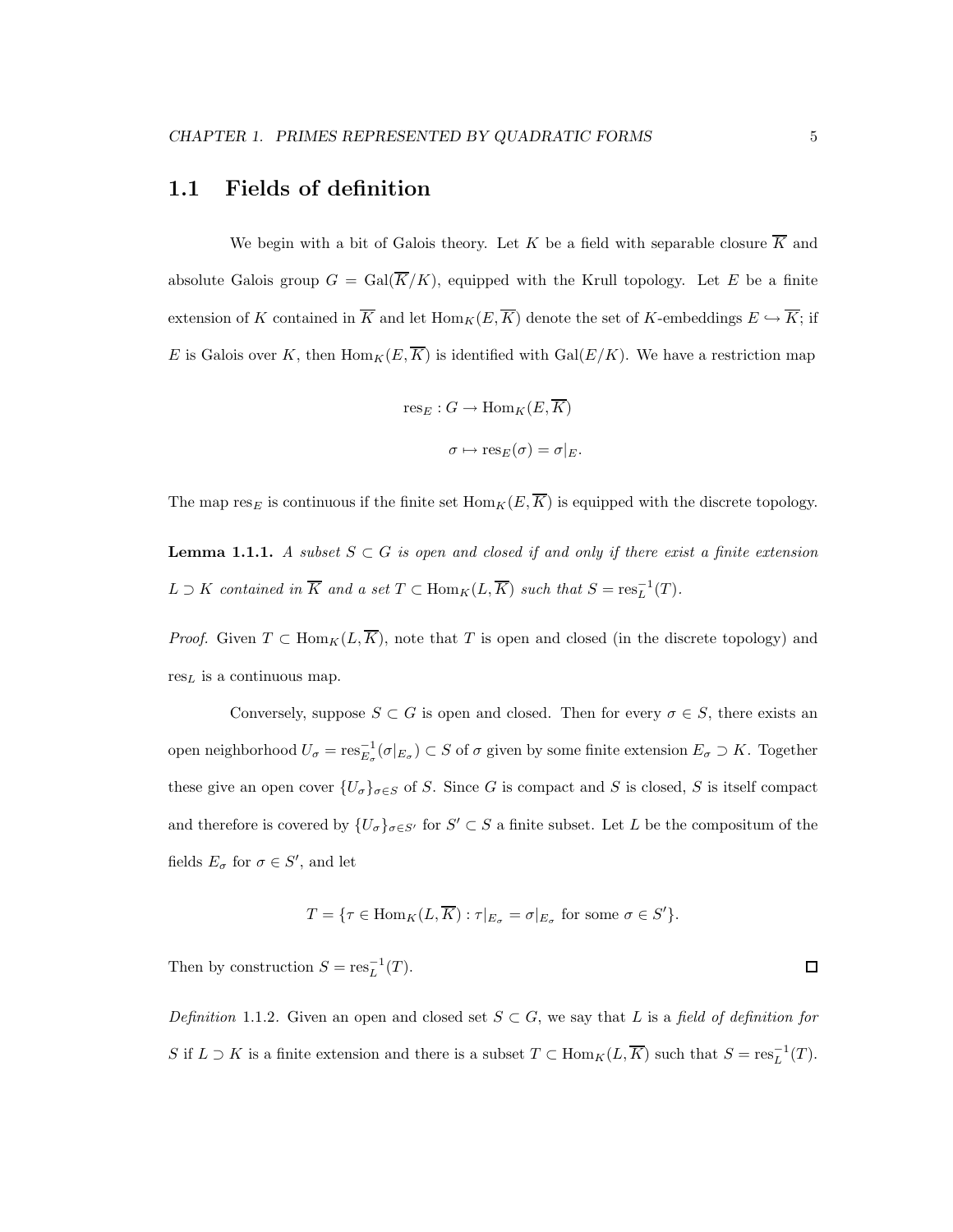## 1.1 Fields of definition

We begin with a bit of Galois theory. Let $K$ be a field with separable closure $\overline{K}$ and absolute Galois group $G = \operatorname{Gal}(\overline{K}/K)$, equipped with the Krull topology. Let $E$ be a finite extension of $K$ contained in $\overline{K}$ and let $\operatorname{Hom}_K(E, \overline{K})$ denote the set of $K$-embeddings $E \hookrightarrow \overline{K}$; if $E$ is Galois over $K$, then $\operatorname{Hom}_K(E, \overline{K})$ is identified with $\operatorname{Gal}(E/K)$. We have a restriction map

$$\operatorname{res}_E : G \to \operatorname{Hom}_K(E, \overline{K})$$

$$\sigma \mapsto \operatorname{res}_E(\sigma) = \sigma|_E.$$

The map $\operatorname{res}_E$ is continuous if the finite set $\operatorname{Hom}_K(E, \overline{K})$ is equipped with the discrete topology.

**Lemma 1.1.1.** *A subset $S \subset G$ is open and closed if and only if there exist a finite extension $L \supset K$ contained in $\overline{K}$ and a set $T \subset \operatorname{Hom}_K(L, \overline{K})$ such that $S = \operatorname{res}_L^{-1}(T)$.*

*Proof.* Given $T \subset \operatorname{Hom}_K(L, \overline{K})$, note that $T$ is open and closed (in the discrete topology) and $\operatorname{res}_L$ is a continuous map.

Conversely, suppose $S \subset G$ is open and closed. Then for every $\sigma \in S$, there exists an open neighborhood $U_\sigma = \operatorname{res}_{E_\sigma}^{-1}(\sigma|_{E_\sigma}) \subset S$ of $\sigma$ given by some finite extension $E_\sigma \supset K$. Together these give an open cover $\{U_\sigma\}_{\sigma \in S}$ of $S$. Since $G$ is compact and $S$ is closed, $S$ is itself compact and therefore is covered by $\{U_\sigma\}_{\sigma \in S'}$ for $S' \subset S$ a finite subset. Let $L$ be the compositum of the fields $E_\sigma$ for $\sigma \in S'$, and let

$$T = \{\tau \in \operatorname{Hom}_K(L, \overline{K}) : \tau|_{E_\sigma} = \sigma|_{E_\sigma} \text{ for some } \sigma \in S'\}.$$

Then by construction $S = \operatorname{res}_L^{-1}(T)$. $\square$

*Definition* 1.1.2. Given an open and closed set $S \subset G$, we say that $L$ is a *field of definition for* $S$ if $L \supset K$ is a finite extension and there is a subset $T \subset \operatorname{Hom}_K(L, \overline{K})$ such that $S = \operatorname{res}_L^{-1}(T)$.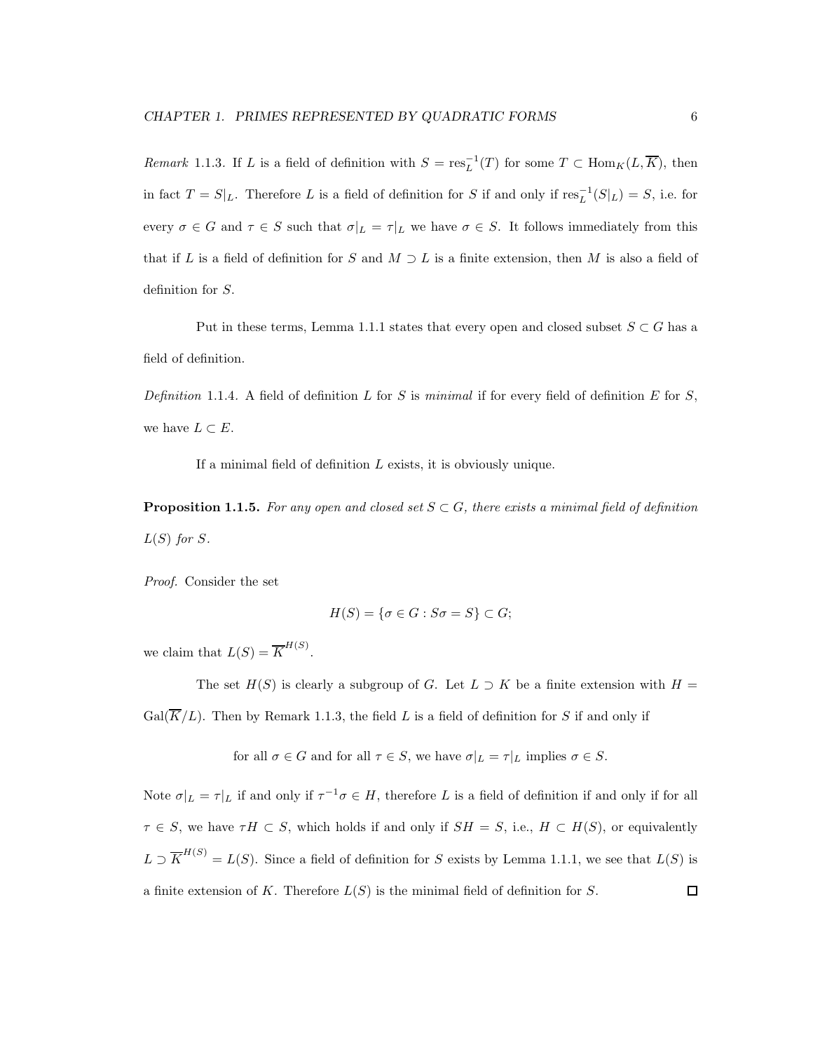*Remark* 1.1.3. If $L$ is a field of definition with $S = \operatorname{res}_L^{-1}(T)$ for some $T \subset \operatorname{Hom}_K(L, \overline{K})$, then in fact $T = S|_L$. Therefore $L$ is a field of definition for $S$ if and only if $\operatorname{res}_L^{-1}(S|_L) = S$, i.e. for every $\sigma \in G$ and $\tau \in S$ such that $\sigma|_L = \tau|_L$ we have $\sigma \in S$. It follows immediately from this that if $L$ is a field of definition for $S$ and $M \supset L$ is a finite extension, then $M$ is also a field of definition for $S$.

Put in these terms, Lemma 1.1.1 states that every open and closed subset $S \subset G$ has a field of definition.

*Definition* 1.1.4. A field of definition $L$ for $S$ is *minimal* if for every field of definition $E$ for $S$, we have $L \subset E$.

If a minimal field of definition $L$ exists, it is obviously unique.

**Proposition 1.1.5.** *For any open and closed set $S \subset G$, there exists a minimal field of definition $L(S)$ for $S$.*

*Proof.* Consider the set

$$H(S) = \{\sigma \in G : S\sigma = S\} \subset G;$$

we claim that $L(S) = \overline{K}^{H(S)}$.

The set $H(S)$ is clearly a subgroup of $G$. Let $L \supset K$ be a finite extension with $H = \operatorname{Gal}(\overline{K}/L)$. Then by Remark 1.1.3, the field $L$ is a field of definition for $S$ if and only if

$$\text{for all } \sigma \in G \text{ and for all } \tau \in S, \text{ we have } \sigma|_L = \tau|_L \text{ implies } \sigma \in S.$$

Note $\sigma|_L = \tau|_L$ if and only if $\tau^{-1}\sigma \in H$, therefore $L$ is a field of definition if and only if for all $\tau \in S$, we have $\tau H \subset S$, which holds if and only if $SH = S$, i.e., $H \subset H(S)$, or equivalently $L \supset \overline{K}^{H(S)} = L(S)$. Since a field of definition for $S$ exists by Lemma 1.1.1, we see that $L(S)$ is a finite extension of $K$. Therefore $L(S)$ is the minimal field of definition for $S$. $\square$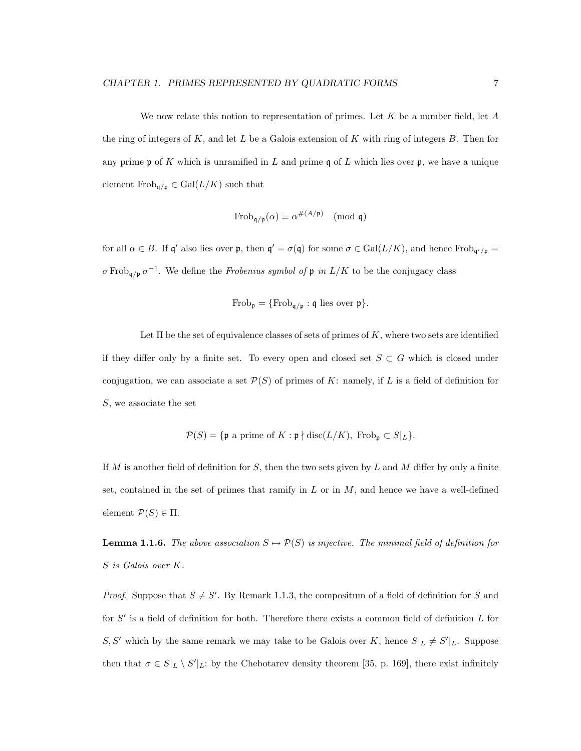We now relate this notion to representation of primes. Let $K$ be a number field, let $A$ the ring of integers of $K$, and let $L$ be a Galois extension of $K$ with ring of integers $B$. Then for any prime $\mathfrak{p}$ of $K$ which is unramified in $L$ and prime $\mathfrak{q}$ of $L$ which lies over $\mathfrak{p}$, we have a unique element $\mathrm{Frob}_{\mathfrak{q}/\mathfrak{p}} \in \mathrm{Gal}(L/K)$ such that

$$\mathrm{Frob}_{\mathfrak{q}/\mathfrak{p}}(\alpha) \equiv \alpha^{\#(A/\mathfrak{p})} \pmod{\mathfrak{q}}$$

for all $\alpha \in B$. If $\mathfrak{q}'$ also lies over $\mathfrak{p}$, then $\mathfrak{q}' = \sigma(\mathfrak{q})$ for some $\sigma \in \mathrm{Gal}(L/K)$, and hence $\mathrm{Frob}_{\mathfrak{q}'/\mathfrak{p}} = \sigma \, \mathrm{Frob}_{\mathfrak{q}/\mathfrak{p}} \, \sigma^{-1}$. We define the *Frobenius symbol of* $\mathfrak{p}$ *in* $L/K$ to be the conjugacy class

$$\mathrm{Frob}_{\mathfrak{p}} = \{\mathrm{Frob}_{\mathfrak{q}/\mathfrak{p}} : \mathfrak{q} \text{ lies over } \mathfrak{p}\}.$$

Let $\Pi$ be the set of equivalence classes of sets of primes of $K$, where two sets are identified if they differ only by a finite set. To every open and closed set $S \subset G$ which is closed under conjugation, we can associate a set $\mathcal{P}(S)$ of primes of $K$: namely, if $L$ is a field of definition for $S$, we associate the set

$$\mathcal{P}(S) = \{\mathfrak{p} \text{ a prime of } K : \mathfrak{p} \nmid \mathrm{disc}(L/K),\ \mathrm{Frob}_{\mathfrak{p}} \subset S|_L\}.$$

If $M$ is another field of definition for $S$, then the two sets given by $L$ and $M$ differ by only a finite set, contained in the set of primes that ramify in $L$ or in $M$, and hence we have a well-defined element $\mathcal{P}(S) \in \Pi$.

**Lemma 1.1.6.** *The above association $S \mapsto \mathcal{P}(S)$ is injective. The minimal field of definition for $S$ is Galois over $K$.*

*Proof.* Suppose that $S \neq S'$. By Remark 1.1.3, the compositum of a field of definition for $S$ and for $S'$ is a field of definition for both. Therefore there exists a common field of definition $L$ for $S, S'$ which by the same remark we may take to be Galois over $K$, hence $S|_L \neq S'|_L$. Suppose then that $\sigma \in S|_L \setminus S'|_L$; by the Chebotarev density theorem [35, p. 169], there exist infinitely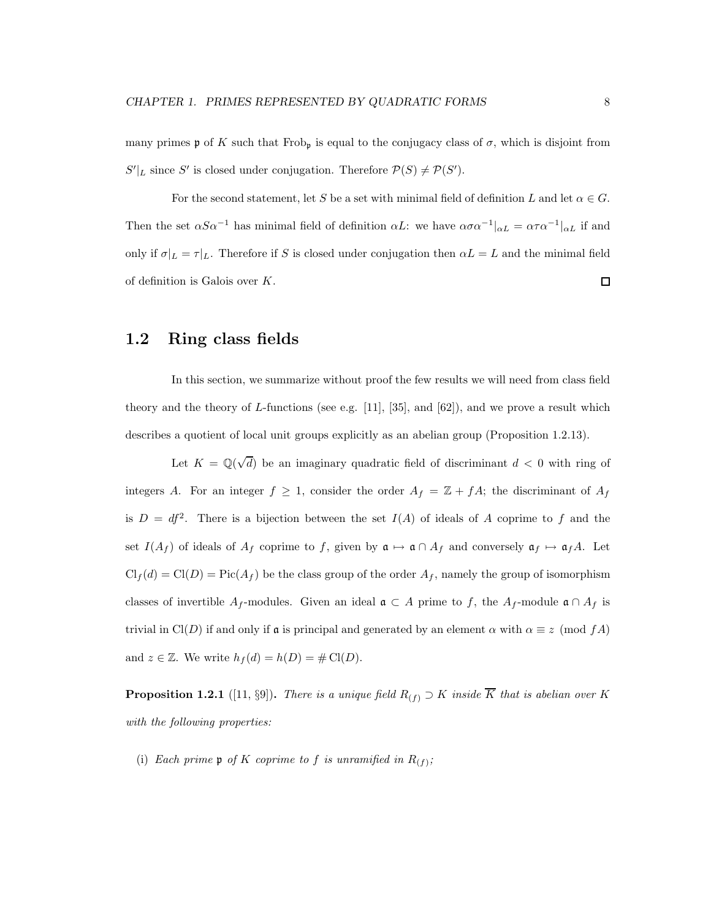many primes $\mathfrak{p}$ of $K$ such that $\mathrm{Frob}_{\mathfrak{p}}$ is equal to the conjugacy class of $\sigma$, which is disjoint from $S'|_L$ since $S'$ is closed under conjugation. Therefore $\mathcal{P}(S) \neq \mathcal{P}(S')$.

For the second statement, let $S$ be a set with minimal field of definition $L$ and let $\alpha \in G$. Then the set $\alpha S \alpha^{-1}$ has minimal field of definition $\alpha L$: we have $\alpha\sigma\alpha^{-1}|_{\alpha L} = \alpha\tau\alpha^{-1}|_{\alpha L}$ if and only if $\sigma|_L = \tau|_L$. Therefore if $S$ is closed under conjugation then $\alpha L = L$ and the minimal field of definition is Galois over $K$. $\square$

## 1.2 Ring class fields

In this section, we summarize without proof the few results we will need from class field theory and the theory of $L$-functions (see e.g. [11], [35], and [62]), and we prove a result which describes a quotient of local unit groups explicitly as an abelian group (Proposition 1.2.13).

Let $K = \mathbb{Q}(\sqrt{d})$ be an imaginary quadratic field of discriminant $d < 0$ with ring of integers $A$. For an integer $f \geq 1$, consider the order $A_f = \mathbb{Z} + fA$; the discriminant of $A_f$ is $D = df^2$. There is a bijection between the set $I(A)$ of ideals of $A$ coprime to $f$ and the set $I(A_f)$ of ideals of $A_f$ coprime to $f$, given by $\mathfrak{a} \mapsto \mathfrak{a} \cap A_f$ and conversely $\mathfrak{a}_f \mapsto \mathfrak{a}_f A$. Let $\mathrm{Cl}_f(d) = \mathrm{Cl}(D) = \mathrm{Pic}(A_f)$ be the class group of the order $A_f$, namely the group of isomorphism classes of invertible $A_f$-modules. Given an ideal $\mathfrak{a} \subset A$ prime to $f$, the $A_f$-module $\mathfrak{a} \cap A_f$ is trivial in $\mathrm{Cl}(D)$ if and only if $\mathfrak{a}$ is principal and generated by an element $\alpha$ with $\alpha \equiv z \pmod{fA}$ and $z \in \mathbb{Z}$. We write $h_f(d) = h(D) = \#\,\mathrm{Cl}(D)$.

**Proposition 1.2.1** ([11, §9])**.** *There is a unique field $R_{(f)} \supset K$ inside $\overline{K}$ that is abelian over $K$ with the following properties:*

(i) *Each prime $\mathfrak{p}$ of $K$ coprime to $f$ is unramified in $R_{(f)}$;*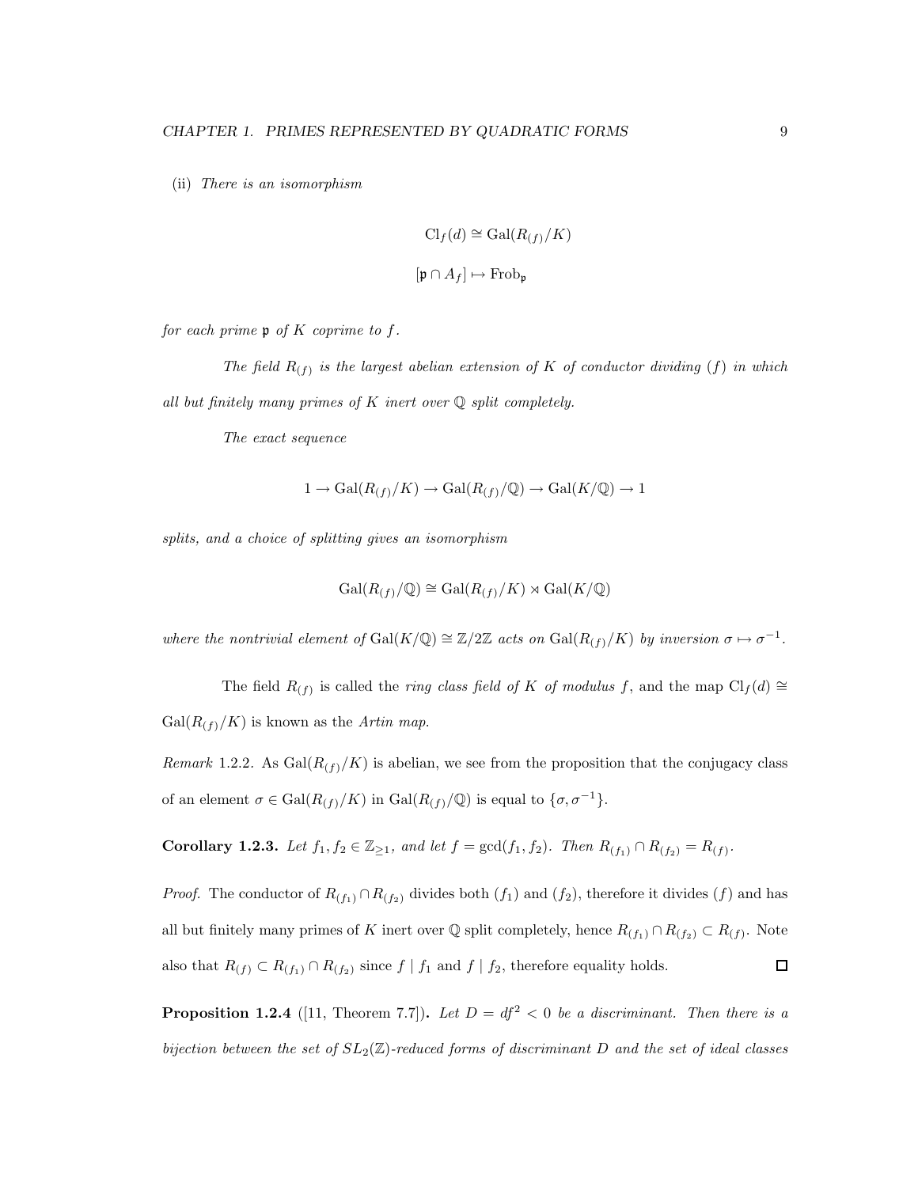(ii) *There is an isomorphism*

$$\mathrm{Cl}_f(d) \cong \mathrm{Gal}(R_{(f)}/K)$$

$$[\mathfrak{p} \cap A_f] \mapsto \mathrm{Frob}_{\mathfrak{p}}$$

*for each prime $\mathfrak{p}$ of $K$ coprime to $f$.*

*The field $R_{(f)}$ is the largest abelian extension of $K$ of conductor dividing $(f)$ in which all but finitely many primes of $K$ inert over $\mathbb{Q}$ split completely.*

*The exact sequence*

$$1 \to \mathrm{Gal}(R_{(f)}/K) \to \mathrm{Gal}(R_{(f)}/\mathbb{Q}) \to \mathrm{Gal}(K/\mathbb{Q}) \to 1$$

*splits, and a choice of splitting gives an isomorphism*

$$\mathrm{Gal}(R_{(f)}/\mathbb{Q}) \cong \mathrm{Gal}(R_{(f)}/K) \rtimes \mathrm{Gal}(K/\mathbb{Q})$$

*where the nontrivial element of $\mathrm{Gal}(K/\mathbb{Q}) \cong \mathbb{Z}/2\mathbb{Z}$ acts on $\mathrm{Gal}(R_{(f)}/K)$ by inversion $\sigma \mapsto \sigma^{-1}$.*

The field $R_{(f)}$ is called the *ring class field of $K$ of modulus $f$*, and the map $\mathrm{Cl}_f(d) \cong \mathrm{Gal}(R_{(f)}/K)$ is known as the *Artin map.*

*Remark* 1.2.2. As $\mathrm{Gal}(R_{(f)}/K)$ is abelian, we see from the proposition that the conjugacy class of an element $\sigma \in \mathrm{Gal}(R_{(f)}/K)$ in $\mathrm{Gal}(R_{(f)}/\mathbb{Q})$ is equal to $\{\sigma, \sigma^{-1}\}$.

**Corollary 1.2.3.** *Let $f_1, f_2 \in \mathbb{Z}_{\geq 1}$, and let $f = \gcd(f_1, f_2)$. Then $R_{(f_1)} \cap R_{(f_2)} = R_{(f)}$.*

*Proof.* The conductor of $R_{(f_1)} \cap R_{(f_2)}$ divides both $(f_1)$ and $(f_2)$, therefore it divides $(f)$ and has all but finitely many primes of $K$ inert over $\mathbb{Q}$ split completely, hence $R_{(f_1)} \cap R_{(f_2)} \subset R_{(f)}$. Note also that $R_{(f)} \subset R_{(f_1)} \cap R_{(f_2)}$ since $f \mid f_1$ and $f \mid f_2$, therefore equality holds. ∎

**Proposition 1.2.4** ([11, Theorem 7.7])**.** *Let $D = df^2 < 0$ be a discriminant. Then there is a bijection between the set of $SL_2(\mathbb{Z})$-reduced forms of discriminant $D$ and the set of ideal classes*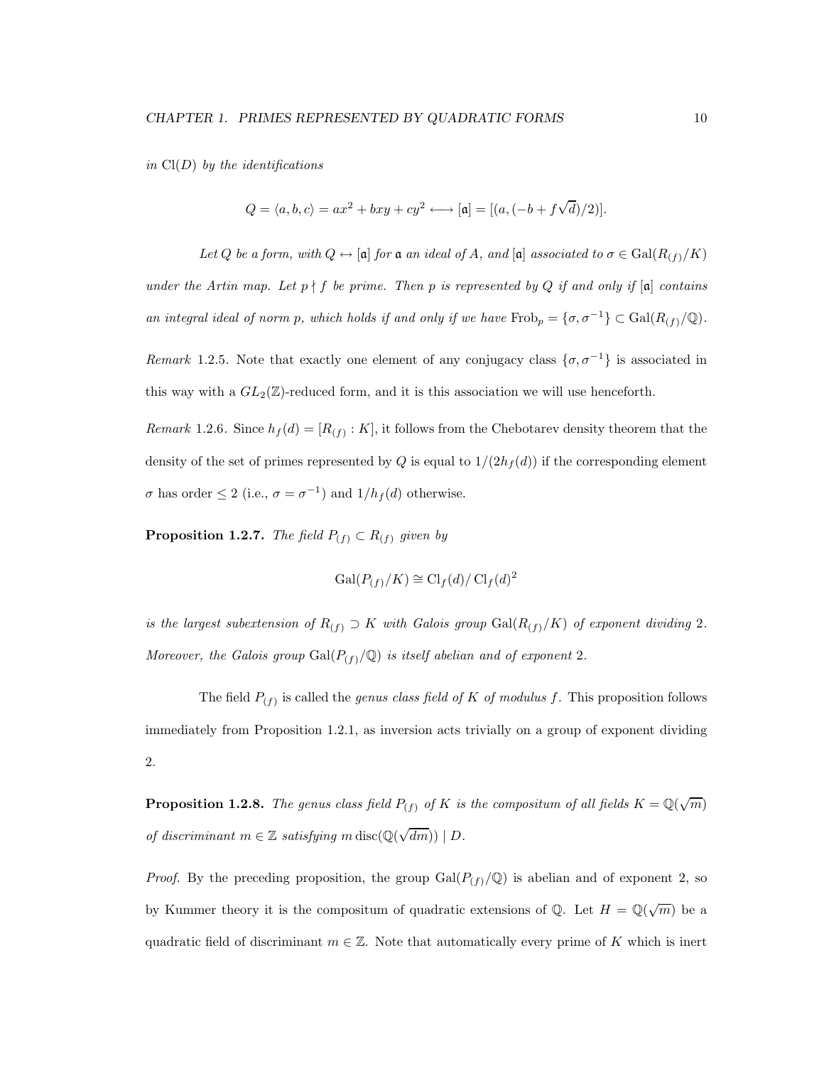*in* $\mathrm{Cl}(D)$ *by the identifications*

$$Q = \langle a, b, c\rangle = ax^2 + bxy + cy^2 \longleftrightarrow [\mathfrak{a}] = [(a, (-b + f\sqrt{d})/2)].$$

*Let $Q$ be a form, with $Q \leftrightarrow [\mathfrak{a}]$ for $\mathfrak{a}$ an ideal of $A$, and $[\mathfrak{a}]$ associated to $\sigma \in \mathrm{Gal}(R_{(f)}/K)$ under the Artin map. Let $p \nmid f$ be prime. Then $p$ is represented by $Q$ if and only if $[\mathfrak{a}]$ contains an integral ideal of norm $p$, which holds if and only if we have $\mathrm{Frob}_p = \{\sigma, \sigma^{-1}\} \subset \mathrm{Gal}(R_{(f)}/\mathbb{Q})$.*

*Remark* 1.2.5. Note that exactly one element of any conjugacy class $\{\sigma, \sigma^{-1}\}$ is associated in this way with a $GL_2(\mathbb{Z})$-reduced form, and it is this association we will use henceforth.

*Remark* 1.2.6. Since $h_f(d) = [R_{(f)} : K]$, it follows from the Chebotarev density theorem that the density of the set of primes represented by $Q$ is equal to $1/(2h_f(d))$ if the corresponding element $\sigma$ has order $\leq 2$ (i.e., $\sigma = \sigma^{-1}$) and $1/h_f(d)$ otherwise.

**Proposition 1.2.7.** *The field $P_{(f)} \subset R_{(f)}$ given by*

$$\mathrm{Gal}(P_{(f)}/K) \cong \mathrm{Cl}_f(d)/\,\mathrm{Cl}_f(d)^2$$

*is the largest subextension of $R_{(f)} \supset K$ with Galois group $\mathrm{Gal}(R_{(f)}/K)$ of exponent dividing 2. Moreover, the Galois group $\mathrm{Gal}(P_{(f)}/\mathbb{Q})$ is itself abelian and of exponent 2.*

The field $P_{(f)}$ is called the *genus class field of $K$ of modulus $f$*. This proposition follows immediately from Proposition 1.2.1, as inversion acts trivially on a group of exponent dividing 2.

**Proposition 1.2.8.** *The genus class field $P_{(f)}$ of $K$ is the compositum of all fields $K = \mathbb{Q}(\sqrt{m})$ of discriminant $m \in \mathbb{Z}$ satisfying $m\,\mathrm{disc}(\mathbb{Q}(\sqrt{dm})) \mid D$.*

*Proof.* By the preceding proposition, the group $\mathrm{Gal}(P_{(f)}/\mathbb{Q})$ is abelian and of exponent 2, so by Kummer theory it is the compositum of quadratic extensions of $\mathbb{Q}$. Let $H = \mathbb{Q}(\sqrt{m})$ be a quadratic field of discriminant $m \in \mathbb{Z}$. Note that automatically every prime of $K$ which is inert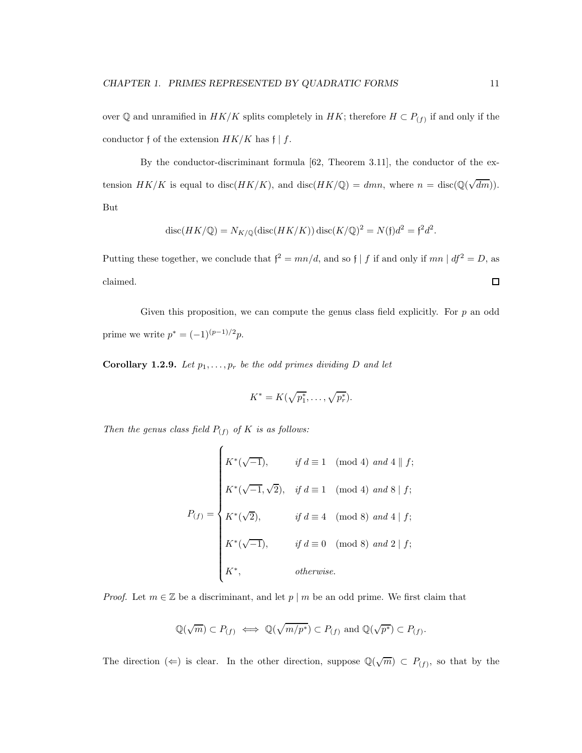over $\mathbb{Q}$ and unramified in $HK/K$ splits completely in $HK$; therefore $H \subset P_{(f)}$ if and only if the conductor $\mathfrak{f}$ of the extension $HK/K$ has $\mathfrak{f} \mid f$.

By the conductor-discriminant formula [62, Theorem 3.11], the conductor of the extension $HK/K$ is equal to $\operatorname{disc}(HK/K)$, and $\operatorname{disc}(HK/\mathbb{Q}) = dmn$, where $n = \operatorname{disc}(\mathbb{Q}(\sqrt{dm}))$. But

$$\operatorname{disc}(HK/\mathbb{Q}) = N_{K/\mathbb{Q}}(\operatorname{disc}(HK/K)) \operatorname{disc}(K/\mathbb{Q})^2 = N(\mathfrak{f})d^2 = \mathfrak{f}^2 d^2.$$

Putting these together, we conclude that $\mathfrak{f}^2 = mn/d$, and so $\mathfrak{f} \mid f$ if and only if $mn \mid df^2 = D$, as claimed. $\square$

Given this proposition, we can compute the genus class field explicitly. For $p$ an odd prime we write $p^* = (-1)^{(p-1)/2}p$.

**Corollary 1.2.9.** *Let $p_1, \ldots, p_r$ be the odd primes dividing $D$ and let*

$$K^* = K(\sqrt{p_1^*}, \ldots, \sqrt{p_r^*}).$$

*Then the genus class field $P_{(f)}$ of $K$ is as follows:*

$$P_{(f)} = \begin{cases} K^*(\sqrt{-1}), & \text{if } d \equiv 1 \pmod 4 \text{ and } 4 \parallel f; \\ K^*(\sqrt{-1}, \sqrt{2}), & \text{if } d \equiv 1 \pmod 4 \text{ and } 8 \mid f; \\ K^*(\sqrt{2}), & \text{if } d \equiv 4 \pmod 8 \text{ and } 4 \mid f; \\ K^*(\sqrt{-1}), & \text{if } d \equiv 0 \pmod 8 \text{ and } 2 \mid f; \\ K^*, & \text{otherwise.} \end{cases}$$

*Proof.* Let $m \in \mathbb{Z}$ be a discriminant, and let $p \mid m$ be an odd prime. We first claim that

$$\mathbb{Q}(\sqrt{m}) \subset P_{(f)} \iff \mathbb{Q}(\sqrt{m/p^*}) \subset P_{(f)} \text{ and } \mathbb{Q}(\sqrt{p^*}) \subset P_{(f)}.$$

The direction $(\Leftarrow)$ is clear. In the other direction, suppose $\mathbb{Q}(\sqrt{m}) \subset P_{(f)}$, so that by the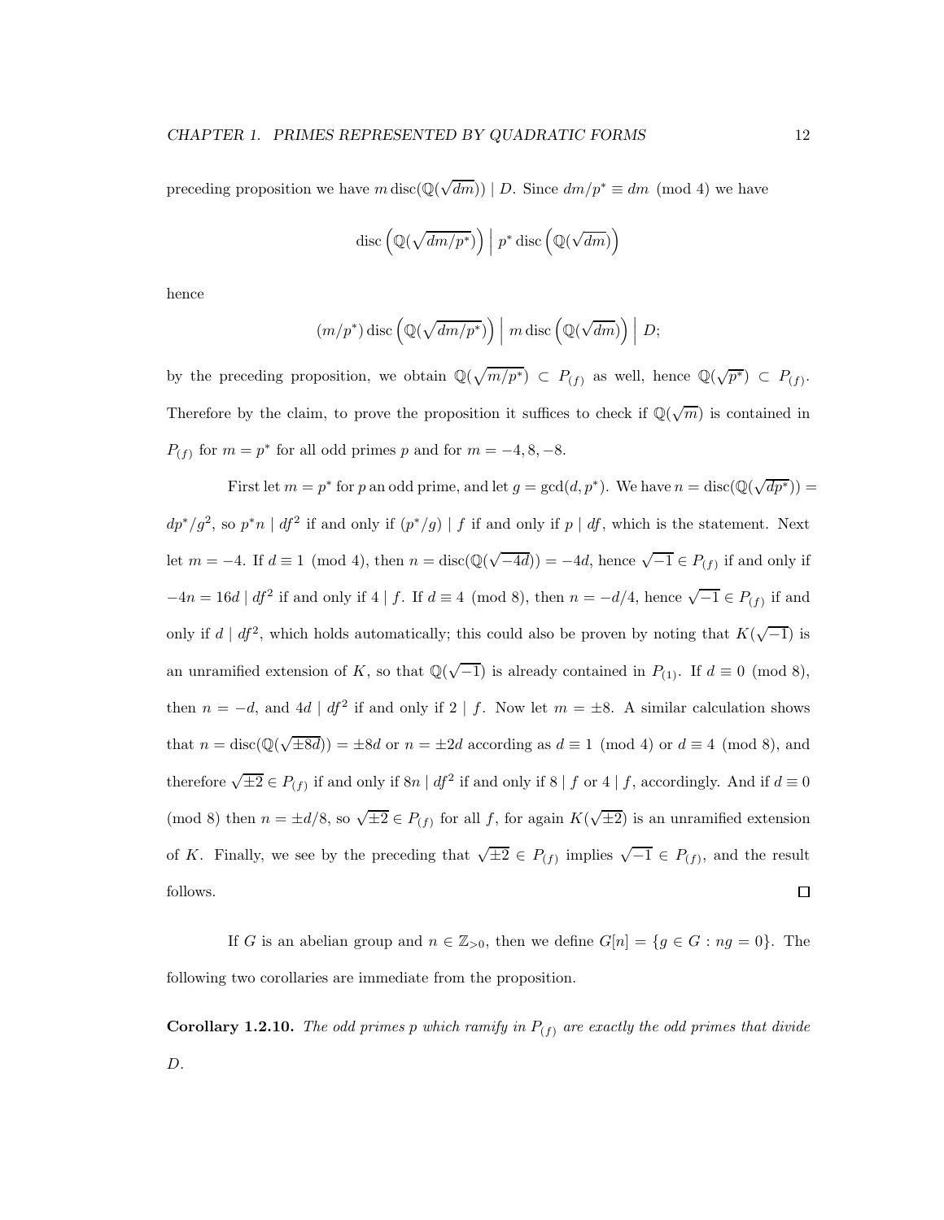preceding proposition we have $m \operatorname{disc}(\mathbb{Q}(\sqrt{dm})) \mid D$. Since $dm/p^* \equiv dm \pmod 4$ we have

$$\operatorname{disc}\left(\mathbb{Q}(\sqrt{dm/p^*})\right) \,\Big|\, p^* \operatorname{disc}\left(\mathbb{Q}(\sqrt{dm})\right)$$

hence

$$(m/p^*) \operatorname{disc}\left(\mathbb{Q}(\sqrt{dm/p^*})\right) \,\Big|\, m \operatorname{disc}\left(\mathbb{Q}(\sqrt{dm})\right) \,\Big|\, D;$$

by the preceding proposition, we obtain $\mathbb{Q}(\sqrt{m/p^*}) \subset P_{(f)}$ as well, hence $\mathbb{Q}(\sqrt{p^*}) \subset P_{(f)}$. Therefore by the claim, to prove the proposition it suffices to check if $\mathbb{Q}(\sqrt{m})$ is contained in $P_{(f)}$ for $m = p^*$ for all odd primes $p$ and for $m = -4, 8, -8$.

First let $m = p^*$ for $p$ an odd prime, and let $g = \gcd(d, p^*)$. We have $n = \operatorname{disc}(\mathbb{Q}(\sqrt{dp^*})) = dp^*/g^2$, so $p^* n \mid df^2$ if and only if $(p^*/g) \mid f$ if and only if $p \mid df$, which is the statement. Next let $m = -4$. If $d \equiv 1 \pmod 4$, then $n = \operatorname{disc}(\mathbb{Q}(\sqrt{-4d})) = -4d$, hence $\sqrt{-1} \in P_{(f)}$ if and only if $-4n = 16d \mid df^2$ if and only if $4 \mid f$. If $d \equiv 4 \pmod 8$, then $n = -d/4$, hence $\sqrt{-1} \in P_{(f)}$ if and only if $d \mid df^2$, which holds automatically; this could also be proven by noting that $K(\sqrt{-1})$ is an unramified extension of $K$, so that $\mathbb{Q}(\sqrt{-1})$ is already contained in $P_{(1)}$. If $d \equiv 0 \pmod 8$, then $n = -d$, and $4d \mid df^2$ if and only if $2 \mid f$. Now let $m = \pm 8$. A similar calculation shows that $n = \operatorname{disc}(\mathbb{Q}(\sqrt{\pm 8d})) = \pm 8d$ or $n = \pm 2d$ according as $d \equiv 1 \pmod 4$ or $d \equiv 4 \pmod 8$, and therefore $\sqrt{\pm 2} \in P_{(f)}$ if and only if $8n \mid df^2$ if and only if $8 \mid f$ or $4 \mid f$, accordingly. And if $d \equiv 0 \pmod 8$ then $n = \pm d/8$, so $\sqrt{\pm 2} \in P_{(f)}$ for all $f$, for again $K(\sqrt{\pm 2})$ is an unramified extension of $K$. Finally, we see by the preceding that $\sqrt{\pm 2} \in P_{(f)}$ implies $\sqrt{-1} \in P_{(f)}$, and the result follows. $\square$

If $G$ is an abelian group and $n \in \mathbb{Z}_{>0}$, then we define $G[n] = \{g \in G : ng = 0\}$. The following two corollaries are immediate from the proposition.

**Corollary 1.2.10.** *The odd primes $p$ which ramify in $P_{(f)}$ are exactly the odd primes that divide $D$.*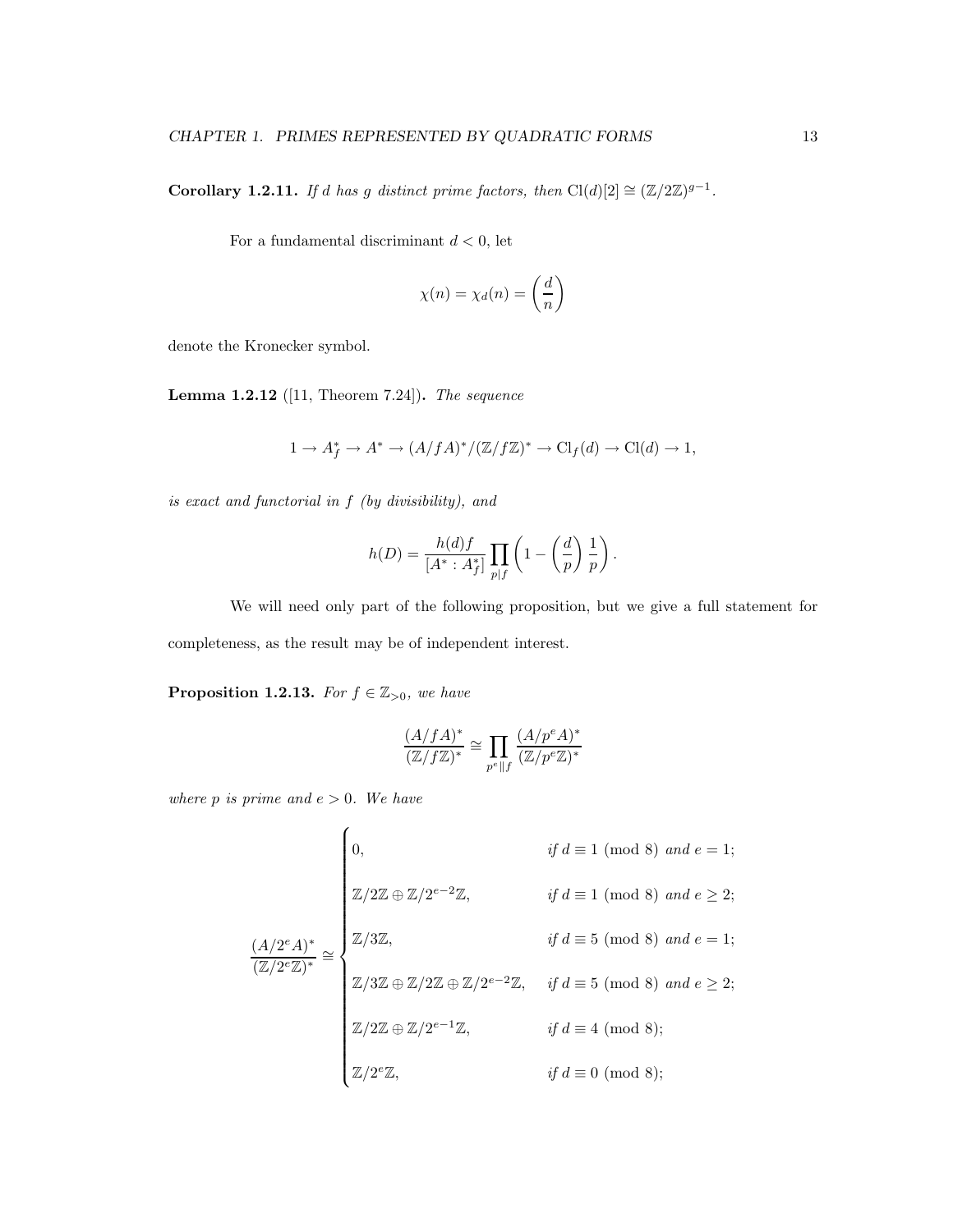**Corollary 1.2.11.** *If $d$ has $g$ distinct prime factors, then $\mathrm{Cl}(d)[2] \cong (\mathbb{Z}/2\mathbb{Z})^{g-1}$.*

For a fundamental discriminant $d < 0$, let

$$\chi(n) = \chi_d(n) = \left(\frac{d}{n}\right)$$

denote the Kronecker symbol.

**Lemma 1.2.12** ([11, Theorem 7.24])**.** *The sequence*

$$1 \to A_f^* \to A^* \to (A/fA)^*/(\mathbb{Z}/f\mathbb{Z})^* \to \mathrm{Cl}_f(d) \to \mathrm{Cl}(d) \to 1,$$

*is exact and functorial in $f$ (by divisibility), and*

$$h(D) = \frac{h(d)f}{[A^* : A_f^*]} \prod_{p|f} \left(1 - \left(\frac{d}{p}\right)\frac{1}{p}\right).$$

We will need only part of the following proposition, but we give a full statement for completeness, as the result may be of independent interest.

**Proposition 1.2.13.** *For $f \in \mathbb{Z}_{>0}$, we have*

$$\frac{(A/fA)^*}{(\mathbb{Z}/f\mathbb{Z})^*} \cong \prod_{p^e \| f} \frac{(A/p^eA)^*}{(\mathbb{Z}/p^e\mathbb{Z})^*}$$

*where $p$ is prime and $e > 0$. We have*

$$\frac{(A/2^eA)^*}{(\mathbb{Z}/2^e\mathbb{Z})^*} \cong \begin{cases} 0, & \text{if } d \equiv 1 \pmod 8 \text{ and } e = 1; \\ \mathbb{Z}/2\mathbb{Z} \oplus \mathbb{Z}/2^{e-2}\mathbb{Z}, & \text{if } d \equiv 1 \pmod 8 \text{ and } e \geq 2; \\ \mathbb{Z}/3\mathbb{Z}, & \text{if } d \equiv 5 \pmod 8 \text{ and } e = 1; \\ \mathbb{Z}/3\mathbb{Z} \oplus \mathbb{Z}/2\mathbb{Z} \oplus \mathbb{Z}/2^{e-2}\mathbb{Z}, & \text{if } d \equiv 5 \pmod 8 \text{ and } e \geq 2; \\ \mathbb{Z}/2\mathbb{Z} \oplus \mathbb{Z}/2^{e-1}\mathbb{Z}, & \text{if } d \equiv 4 \pmod 8; \\ \mathbb{Z}/2^e\mathbb{Z}, & \text{if } d \equiv 0 \pmod 8; \end{cases}$$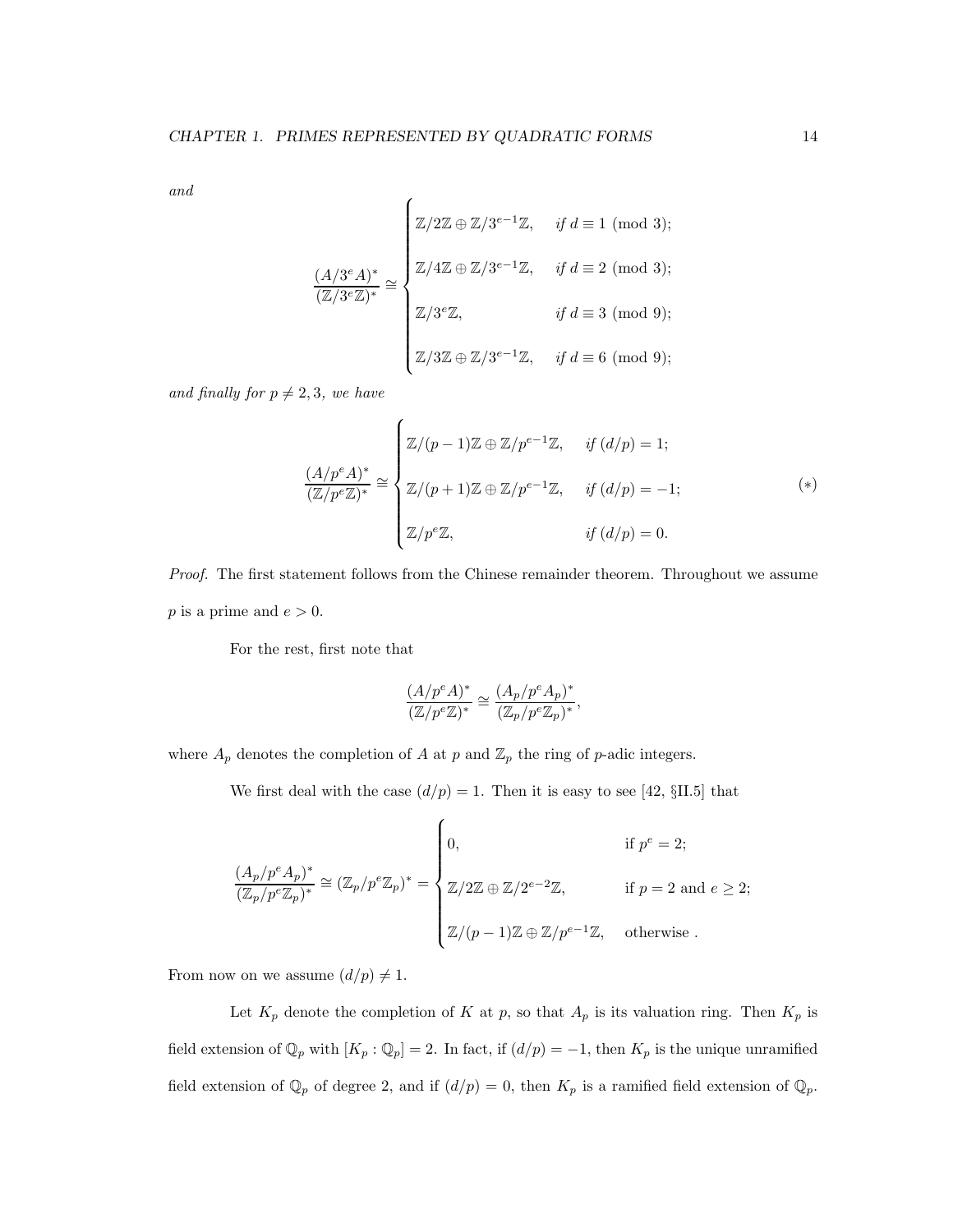*and*

$$\frac{(A/3^eA)^*}{(\mathbb{Z}/3^e\mathbb{Z})^*} \cong \begin{cases} \mathbb{Z}/2\mathbb{Z} \oplus \mathbb{Z}/3^{e-1}\mathbb{Z}, & \text{if } d \equiv 1 \pmod 3; \\ \mathbb{Z}/4\mathbb{Z} \oplus \mathbb{Z}/3^{e-1}\mathbb{Z}, & \text{if } d \equiv 2 \pmod 3; \\ \mathbb{Z}/3^e\mathbb{Z}, & \text{if } d \equiv 3 \pmod 9; \\ \mathbb{Z}/3\mathbb{Z} \oplus \mathbb{Z}/3^{e-1}\mathbb{Z}, & \text{if } d \equiv 6 \pmod 9; \end{cases}$$

*and finally for* $p \neq 2, 3$*, we have*

$$\frac{(A/p^eA)^*}{(\mathbb{Z}/p^e\mathbb{Z})^*} \cong \begin{cases} \mathbb{Z}/(p-1)\mathbb{Z} \oplus \mathbb{Z}/p^{e-1}\mathbb{Z}, & \text{if } (d/p) = 1; \\ \mathbb{Z}/(p+1)\mathbb{Z} \oplus \mathbb{Z}/p^{e-1}\mathbb{Z}, & \text{if } (d/p) = -1; \\ \mathbb{Z}/p^e\mathbb{Z}, & \text{if } (d/p) = 0. \end{cases} \qquad (*)$$

*Proof.* The first statement follows from the Chinese remainder theorem. Throughout we assume $p$ is a prime and $e > 0$.

For the rest, first note that

$$\frac{(A/p^eA)^*}{(\mathbb{Z}/p^e\mathbb{Z})^*} \cong \frac{(A_p/p^eA_p)^*}{(\mathbb{Z}_p/p^e\mathbb{Z}_p)^*},$$

where $A_p$ denotes the completion of $A$ at $p$ and $\mathbb{Z}_p$ the ring of $p$-adic integers.

We first deal with the case $(d/p) = 1$. Then it is easy to see [42, §II.5] that

$$\frac{(A_p/p^eA_p)^*}{(\mathbb{Z}_p/p^e\mathbb{Z}_p)^*} \cong (\mathbb{Z}_p/p^e\mathbb{Z}_p)^* = \begin{cases} 0, & \text{if } p^e = 2; \\ \mathbb{Z}/2\mathbb{Z} \oplus \mathbb{Z}/2^{e-2}\mathbb{Z}, & \text{if } p = 2 \text{ and } e \geq 2; \\ \mathbb{Z}/(p-1)\mathbb{Z} \oplus \mathbb{Z}/p^{e-1}\mathbb{Z}, & \text{otherwise .} \end{cases}$$

From now on we assume $(d/p) \neq 1$.

Let $K_p$ denote the completion of $K$ at $p$, so that $A_p$ is its valuation ring. Then $K_p$ is field extension of $\mathbb{Q}_p$ with $[K_p : \mathbb{Q}_p] = 2$. In fact, if $(d/p) = -1$, then $K_p$ is the unique unramified field extension $\mathbb{Q}_p$ of degree 2, and if $(d/p) = 0$, then $K_p$ is a ramified field extension of $\mathbb{Q}_p$.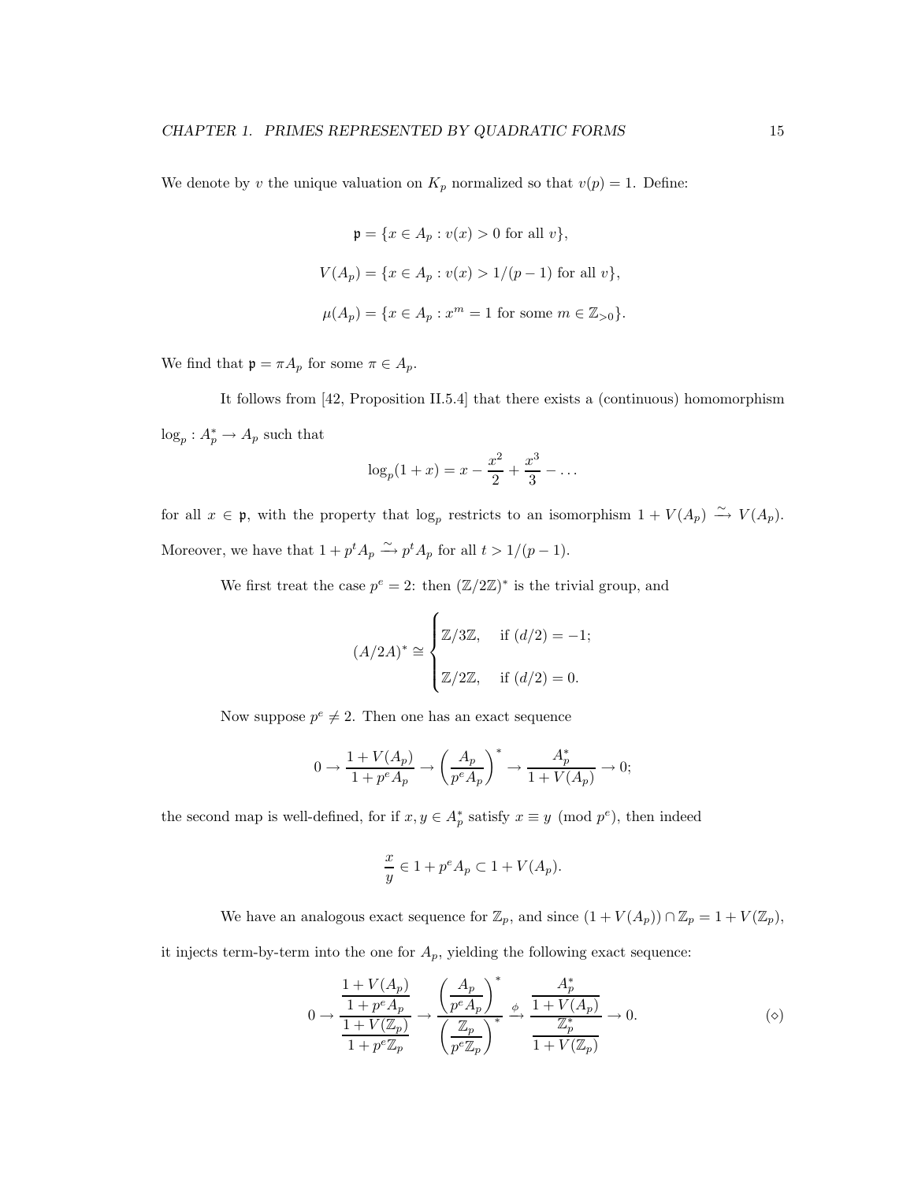We denote by $v$ the unique valuation on $K_p$ normalized so that $v(p) = 1$. Define:

$$\mathfrak{p} = \{x \in A_p : v(x) > 0 \text{ for all } v\},$$

$$V(A_p) = \{x \in A_p : v(x) > 1/(p-1) \text{ for all } v\},$$

$$\mu(A_p) = \{x \in A_p : x^m = 1 \text{ for some } m \in \mathbb{Z}_{>0}\}.$$

We find that $\mathfrak{p} = \pi A_p$ for some $\pi \in A_p$.

It follows from [42, Proposition II.5.4] that there exists a (continuous) homomorphism $\log_p : A_p^* \to A_p$ such that

$$\log_p(1+x) = x - \frac{x^2}{2} + \frac{x^3}{3} - \dots$$

for all $x \in \mathfrak{p}$, with the property that $\log_p$ restricts to an isomorphism $1 + V(A_p) \xrightarrow{\sim} V(A_p)$. Moreover, we have that $1 + p^t A_p \xrightarrow{\sim} p^t A_p$ for all $t > 1/(p-1)$.

We first treat the case $p^e = 2$: then $(\mathbb{Z}/2\mathbb{Z})^*$ is the trivial group, and

$$(A/2A)^* \cong \begin{cases} \mathbb{Z}/3\mathbb{Z}, & \text{if } (d/2) = -1; \\ \mathbb{Z}/2\mathbb{Z}, & \text{if } (d/2) = 0. \end{cases}$$

Now suppose $p^e \neq 2$. Then one has an exact sequence

$$0 \to \frac{1 + V(A_p)}{1 + p^e A_p} \to \left(\frac{A_p}{p^e A_p}\right)^* \to \frac{A_p^*}{1 + V(A_p)} \to 0;$$

the second map is well-defined, for if $x, y \in A_p^*$ satisfy $x \equiv y \pmod{p^e}$, then indeed

$$\frac{x}{y} \in 1 + p^e A_p \subset 1 + V(A_p).$$

We have an analogous exact sequence for $\mathbb{Z}_p$, and since $(1 + V(A_p)) \cap \mathbb{Z}_p = 1 + V(\mathbb{Z}_p)$, it injects term-by-term into the one for $A_p$, yielding the following exact sequence:

$$0 \to \frac{\dfrac{1 + V(A_p)}{1 + p^e A_p}}{\dfrac{1 + V(\mathbb{Z}_p)}{1 + p^e \mathbb{Z}_p}} \to \frac{\left(\dfrac{A_p}{p^e A_p}\right)^*}{\left(\dfrac{\mathbb{Z}_p}{p^e \mathbb{Z}_p}\right)^*} \xrightarrow{\phi} \frac{\dfrac{A_p^*}{1 + V(A_p)}}{\dfrac{\mathbb{Z}_p^*}{1 + V(\mathbb{Z}_p)}} \to 0. \qquad (\diamond)$$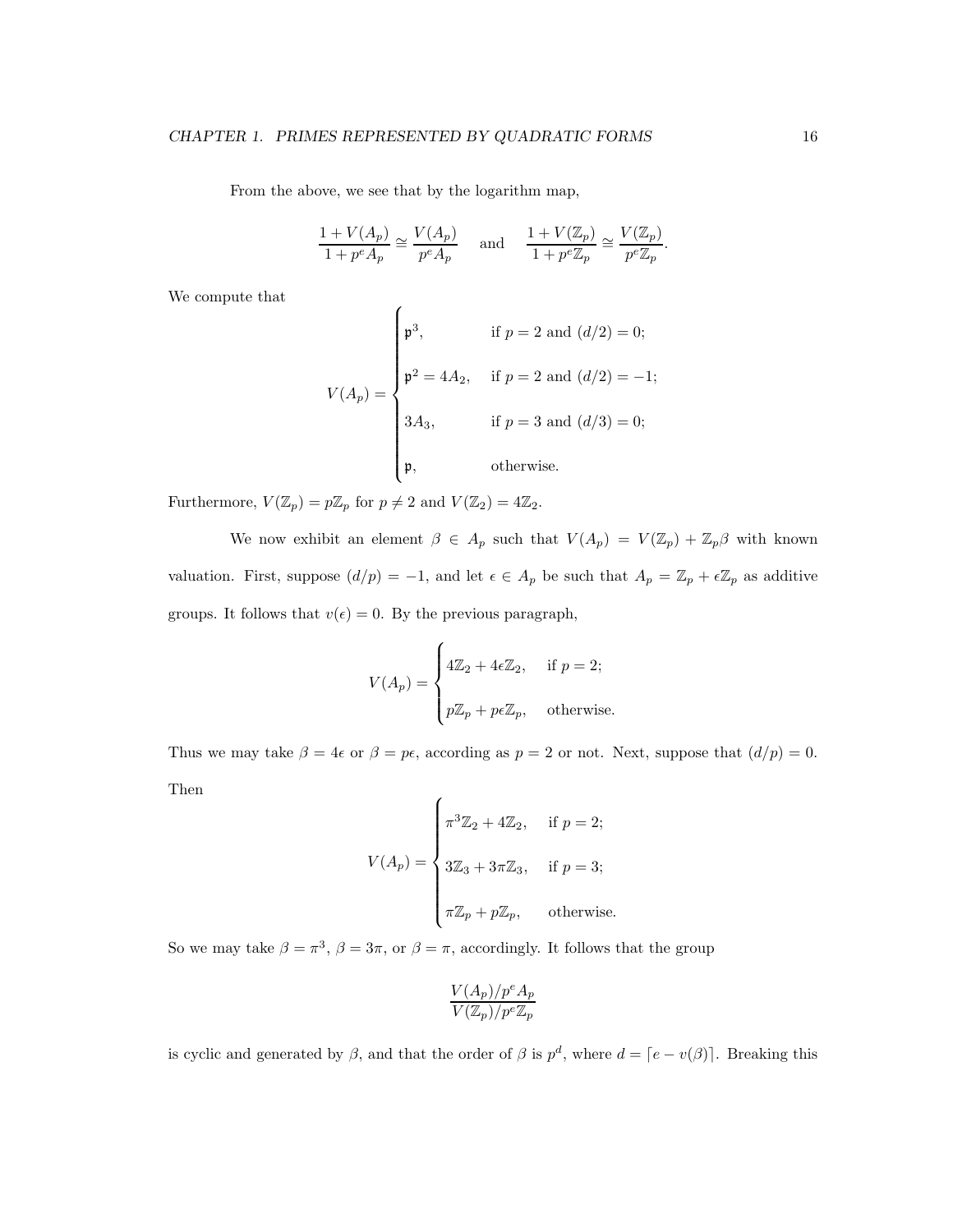From the above, we see that by the logarithm map,

$$\frac{1 + V(A_p)}{1 + p^e A_p} \cong \frac{V(A_p)}{p^e A_p} \quad \text{and} \quad \frac{1 + V(\mathbb{Z}_p)}{1 + p^e \mathbb{Z}_p} \cong \frac{V(\mathbb{Z}_p)}{p^e \mathbb{Z}_p}.$$

We compute that

$$V(A_p) = \begin{cases} \mathfrak{p}^3, & \text{if } p = 2 \text{ and } (d/2) = 0; \\ \mathfrak{p}^2 = 4A_2, & \text{if } p = 2 \text{ and } (d/2) = -1; \\ 3A_3, & \text{if } p = 3 \text{ and } (d/3) = 0; \\ \mathfrak{p}, & \text{otherwise.} \end{cases}$$

Furthermore, $V(\mathbb{Z}_p) = p\mathbb{Z}_p$ for $p \neq 2$ and $V(\mathbb{Z}_2) = 4\mathbb{Z}_2$.

We now exhibit an element $\beta \in A_p$ such that $V(A_p) = V(\mathbb{Z}_p) + \mathbb{Z}_p \beta$ with known valuation. First, suppose $(d/p) = -1$, and let $\epsilon \in A_p$ be such that $A_p = \mathbb{Z}_p + \epsilon \mathbb{Z}_p$ as additive groups. It follows that $v(\epsilon) = 0$. By the previous paragraph,

$$V(A_p) = \begin{cases} 4\mathbb{Z}_2 + 4\epsilon\mathbb{Z}_2, & \text{if } p = 2; \\ p\mathbb{Z}_p + p\epsilon\mathbb{Z}_p, & \text{otherwise.} \end{cases}$$

Thus we may take $\beta = 4\epsilon$ or $\beta = p\epsilon$, according as $p = 2$ or not. Next, suppose that $(d/p) = 0$. Then

$$V(A_p) = \begin{cases} \pi^3\mathbb{Z}_2 + 4\mathbb{Z}_2, & \text{if } p = 2; \\ 3\mathbb{Z}_3 + 3\pi\mathbb{Z}_3, & \text{if } p = 3; \\ \pi\mathbb{Z}_p + p\mathbb{Z}_p, & \text{otherwise.} \end{cases}$$

So we may take $\beta = \pi^3$, $\beta = 3\pi$, or $\beta = \pi$, accordingly. It follows that the group

$$\frac{V(A_p)/p^e A_p}{V(\mathbb{Z}_p)/p^e \mathbb{Z}_p}$$

is cyclic and generated by $\beta$, and that the order of $\beta$ is $p^d$, where $d = \lceil e - v(\beta) \rceil$. Breaking this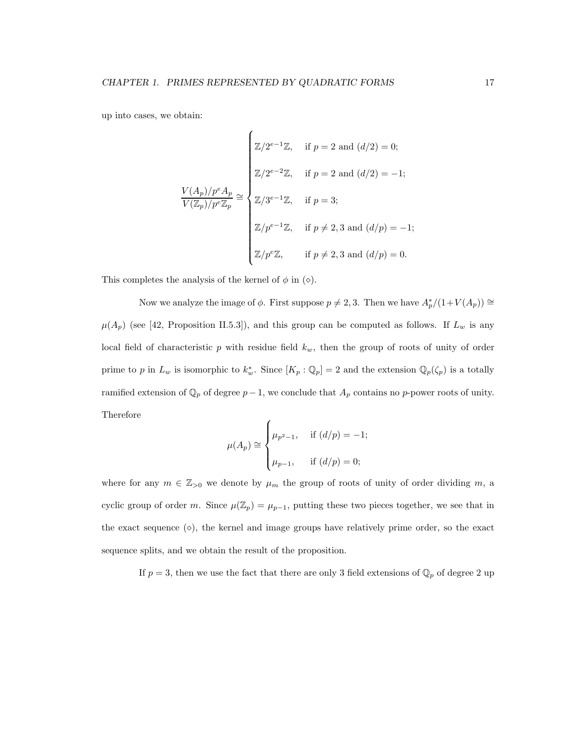up into cases, we obtain:

$$\frac{V(A_p)/p^e A_p}{V(\mathbb{Z}_p)/p^e\mathbb{Z}_p} \cong \begin{cases} \mathbb{Z}/2^{e-1}\mathbb{Z}, & \text{if } p = 2 \text{ and } (d/2) = 0; \\ \mathbb{Z}/2^{e-2}\mathbb{Z}, & \text{if } p = 2 \text{ and } (d/2) = -1; \\ \mathbb{Z}/3^{e-1}\mathbb{Z}, & \text{if } p = 3; \\ \mathbb{Z}/p^{e-1}\mathbb{Z}, & \text{if } p \neq 2, 3 \text{ and } (d/p) = -1; \\ \mathbb{Z}/p^{e}\mathbb{Z}, & \text{if } p \neq 2, 3 \text{ and } (d/p) = 0. \end{cases}$$

This completes the analysis of the kernel of $\phi$ in ($\diamond$).

Now we analyze the image of $\phi$. First suppose $p \neq 2, 3$. Then we have $A_p^*/(1+V(A_p)) \cong \mu(A_p)$ (see [42, Proposition II.5.3]), and this group can be computed as follows. If $L_w$ is any local field of characteristic $p$ with residue field $k_w$, then the group of roots of unity of order prime to $p$ in $L_w$ is isomorphic to $k_w^*$. Since $[K_p : \mathbb{Q}_p] = 2$ and the extension $\mathbb{Q}_p(\zeta_p)$ is a totally ramified extension of $\mathbb{Q}_p$ of degree $p-1$, we conclude that $A_p$ contains no $p$-power roots of unity. Therefore

$$\mu(A_p) \cong \begin{cases} \mu_{p^2-1}, & \text{if } (d/p) = -1; \\ \mu_{p-1}, & \text{if } (d/p) = 0; \end{cases}$$

where for any $m \in \mathbb{Z}_{>0}$ we denote by $\mu_m$ the group of roots of unity of order dividing $m$, a cyclic group of order $m$. Since $\mu(\mathbb{Z}_p) = \mu_{p-1}$, putting these two pieces together, we see that in the exact sequence ($\diamond$), the kernel and image groups have relatively prime order, so the exact sequence splits, and we obtain the result of the proposition.

If $p = 3$, then we use the fact that there are only 3 field extensions of $\mathbb{Q}_p$ of degree 2 up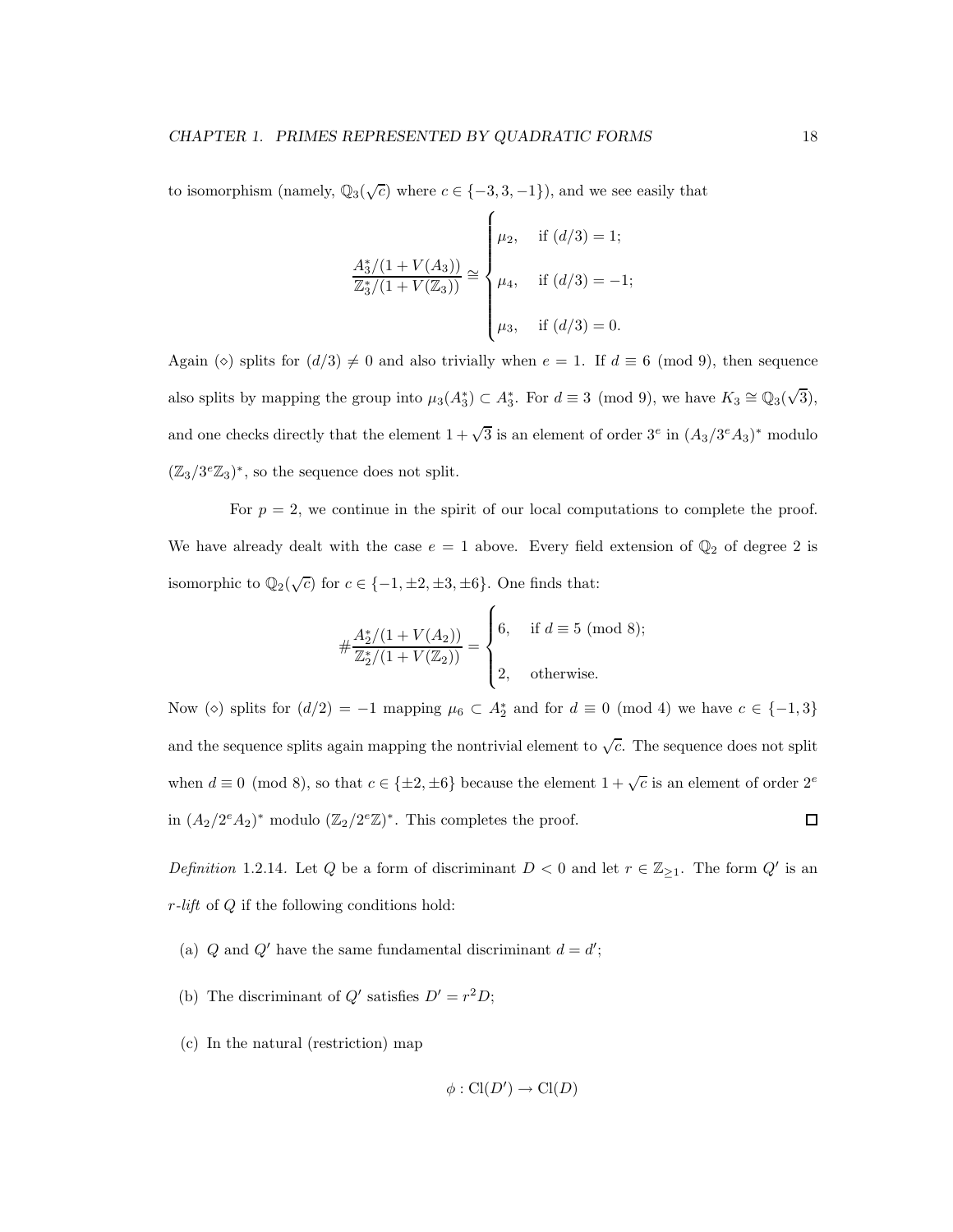to isomorphism (namely, $\mathbb{Q}_3(\sqrt{c})$ where $c \in \{-3, 3, -1\}$), and we see easily that

$$\frac{A_3^*/(1+V(A_3))}{\mathbb{Z}_3^*/(1+V(\mathbb{Z}_3))} \cong \begin{cases} \mu_2, & \text{if } (d/3) = 1; \\ \mu_4, & \text{if } (d/3) = -1; \\ \mu_3, & \text{if } (d/3) = 0. \end{cases}$$

Again ($\diamond$) splits for $(d/3) \neq 0$ and also trivially when $e = 1$. If $d \equiv 6 \pmod 9$, then sequence also splits by mapping the group into $\mu_3(A_3^*) \subset A_3^*$. For $d \equiv 3 \pmod 9$, we have $K_3 \cong \mathbb{Q}_3(\sqrt{3})$, and one checks directly that the element $1 + \sqrt{3}$ is an element of order $3^e$ in $(A_3/3^e A_3)^*$ modulo $(\mathbb{Z}_3/3^e\mathbb{Z}_3)^*$, so the sequence does not split.

For $p = 2$, we continue in the spirit of our local computations to complete the proof. We have already dealt with the case $e = 1$ above. Every field extension of $\mathbb{Q}_2$ of degree 2 is isomorphic to $\mathbb{Q}_2(\sqrt{c})$ for $c \in \{-1, \pm 2, \pm 3, \pm 6\}$. One finds that:

$$\#\frac{A_2^*/(1+V(A_2))}{\mathbb{Z}_2^*/(1+V(\mathbb{Z}_2))} = \begin{cases} 6, & \text{if } d \equiv 5 \pmod 8; \\ 2, & \text{otherwise.} \end{cases}$$

Now ($\diamond$) splits for $(d/2) = -1$ mapping $\mu_6 \subset A_2^*$ and for $d \equiv 0 \pmod 4$ we have $c \in \{-1, 3\}$ and the sequence splits again mapping the nontrivial element to $\sqrt{c}$. The sequence does not split when $d \equiv 0 \pmod 8$, so that $c \in \{\pm 2, \pm 6\}$ because the element $1 + \sqrt{c}$ is an element of order $2^e$ in $(A_2/2^e A_2)^*$ modulo $(\mathbb{Z}_2/2^e\mathbb{Z})^*$. This completes the proof. $\square$

*Definition* 1.2.14. Let $Q$ be a form of discriminant $D < 0$ and let $r \in \mathbb{Z}_{\geq 1}$. The form $Q'$ is an *$r$-lift* of $Q$ if the following conditions hold:

(a) $Q$ and $Q'$ have the same fundamental discriminant $d = d'$;

(b) The discriminant of $Q'$ satisfies $D' = r^2 D$;

(c) In the natural (restriction) map

$$\phi : \mathrm{Cl}(D') \to \mathrm{Cl}(D)$$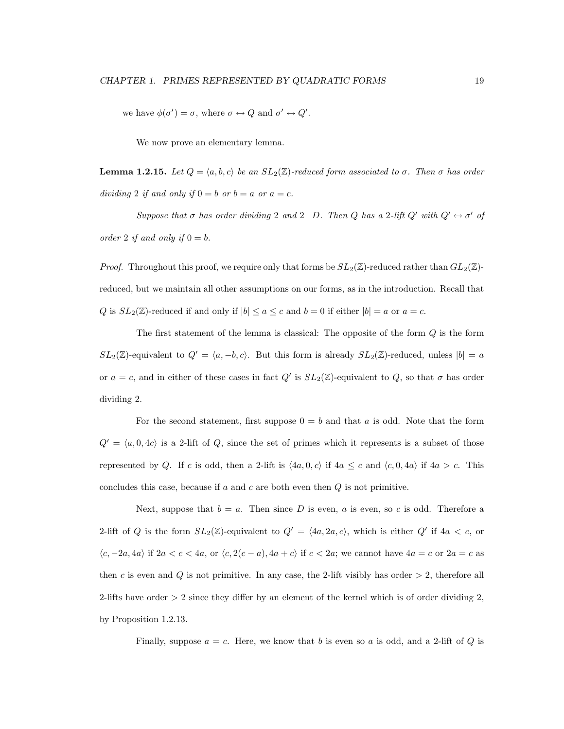we have $\phi(\sigma') = \sigma$, where $\sigma \leftrightarrow Q$ and $\sigma' \leftrightarrow Q'$.

We now prove an elementary lemma.

**Lemma 1.2.15.** *Let $Q = \langle a, b, c\rangle$ be an $SL_2(\mathbb{Z})$-reduced form associated to $\sigma$. Then $\sigma$ has order dividing 2 if and only if $0 = b$ or $b = a$ or $a = c$.*

*Suppose that $\sigma$ has order dividing 2 and $2 \mid D$. Then $Q$ has a 2-lift $Q'$ with $Q' \leftrightarrow \sigma'$ of order 2 if and only if $0 = b$.*

*Proof.* Throughout this proof, we require only that forms be $SL_2(\mathbb{Z})$-reduced rather than $GL_2(\mathbb{Z})$-reduced, but we maintain all other assumptions on our forms, as in the introduction. Recall that $Q$ is $SL_2(\mathbb{Z})$-reduced if and only if $|b| \le a \le c$ and $b = 0$ if either $|b| = a$ or $a = c$.

The first statement of the lemma is classical: The opposite of the form $Q$ is the form $SL_2(\mathbb{Z})$-equivalent to $Q' = \langle a, -b, c\rangle$. But this form is already $SL_2(\mathbb{Z})$-reduced, unless $|b| = a$ or $a = c$, and in either of these cases in fact $Q'$ is $SL_2(\mathbb{Z})$-equivalent to $Q$, so that $\sigma$ has order dividing 2.

For the second statement, first suppose $0 = b$ and that $a$ is odd. Note that the form $Q' = \langle a, 0, 4c\rangle$ is a 2-lift of $Q$, since the set of primes which it represents is a subset of those represented by $Q$. If $c$ is odd, then a 2-lift is $\langle 4a, 0, c\rangle$ if $4a \le c$ and $\langle c, 0, 4a\rangle$ if $4a > c$. This concludes this case, because if $a$ and $c$ are both even then $Q$ is not primitive.

Next, suppose that $b = a$. Then since $D$ is even, $a$ is even, so $c$ is odd. Therefore a 2-lift of $Q$ is the form $SL_2(\mathbb{Z})$-equivalent to $Q' = \langle 4a, 2a, c\rangle$, which is either $Q'$ if $4a < c$, or $\langle c, -2a, 4a\rangle$ if $2a < c < 4a$, or $\langle c, 2(c-a), 4a+c\rangle$ if $c < 2a$; we cannot have $4a = c$ or $2a = c$ as then $c$ is even and $Q$ is not primitive. In any case, the 2-lift visibly has order $> 2$, therefore all 2-lifts have order $> 2$ since they differ by an element of the kernel which is of order dividing 2, by Proposition 1.2.13.

Finally, suppose $a = c$. Here, we know that $b$ is even so $a$ is odd, and a 2-lift of $Q$ is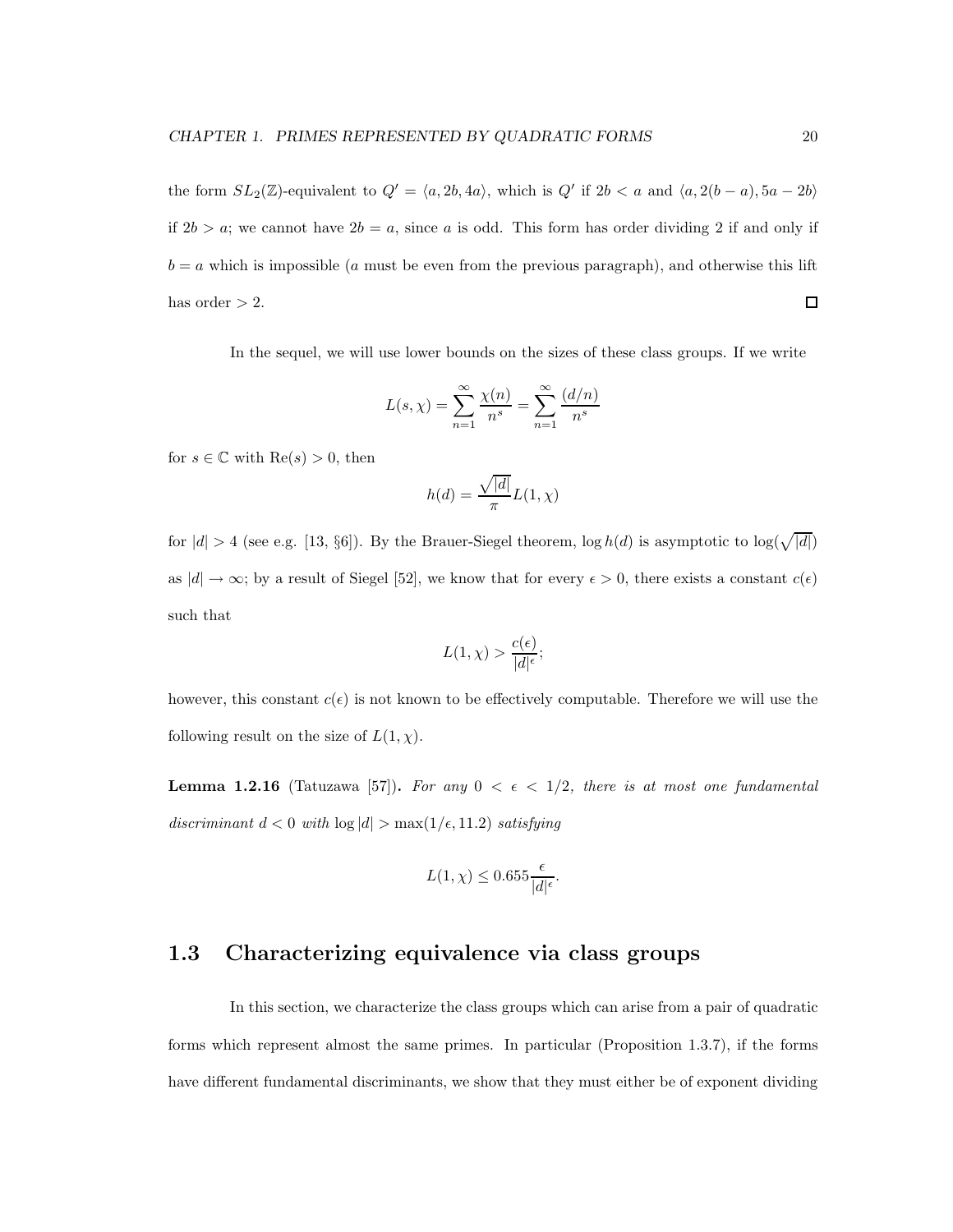the form $SL_2(\mathbb{Z})$-equivalent to $Q' = \langle a, 2b, 4a \rangle$, which is $Q'$ if $2b < a$ and $\langle a, 2(b-a), 5a - 2b \rangle$ if $2b > a$; we cannot have $2b = a$, since $a$ is odd. This form has order dividing 2 if and only if $b = a$ which is impossible ($a$ must be even from the previous paragraph), and otherwise this lift has order $> 2$. $\square$

In the sequel, we will use lower bounds on the sizes of these class groups. If we write

$$L(s, \chi) = \sum_{n=1}^{\infty} \frac{\chi(n)}{n^s} = \sum_{n=1}^{\infty} \frac{(d/n)}{n^s}$$

for $s \in \mathbb{C}$ with $\mathrm{Re}(s) > 0$, then

$$h(d) = \frac{\sqrt{|d|}}{\pi} L(1, \chi)$$

for $|d| > 4$ (see e.g. [13, §6]). By the Brauer-Siegel theorem, $\log h(d)$ is asymptotic to $\log(\sqrt{|d|})$ as $|d| \to \infty$; by a result of Siegel [52], we know that for every $\epsilon > 0$, there exists a constant $c(\epsilon)$ such that

$$L(1, \chi) > \frac{c(\epsilon)}{|d|^{\epsilon}};$$

however, this constant $c(\epsilon)$ is not known to be effectively computable. Therefore we will use the following result on the size of $L(1, \chi)$.

**Lemma 1.2.16** (Tatuzawa [57])**.** *For any $0 < \epsilon < 1/2$, there is at most one fundamental discriminant $d < 0$ with $\log |d| > \max(1/\epsilon, 11.2)$ satisfying*

$$L(1, \chi) \leq 0.655 \frac{\epsilon}{|d|^{\epsilon}}.$$

## 1.3 Characterizing equivalence via class groups

In this section, we characterize the class groups which can arise from a pair of quadratic forms which represent almost the same primes. In particular (Proposition 1.3.7), if the forms have different fundamental discriminants, we show that they must either be of exponent dividing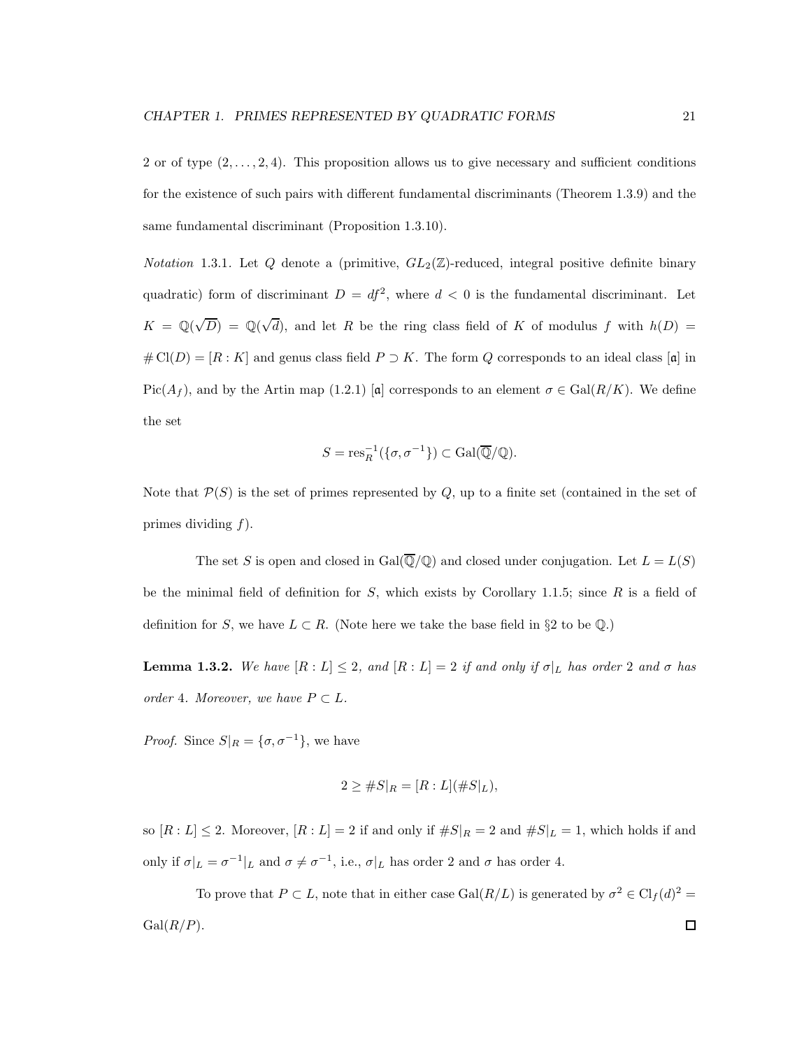2 or of type $(2,\dots,2,4)$. This proposition allows us to give necessary and sufficient conditions for the existence of such pairs with different fundamental discriminants (Theorem 1.3.9) and the same fundamental discriminant (Proposition 1.3.10).

*Notation* 1.3.1. Let $Q$ denote a (primitive, $GL_2(\mathbb{Z})$-reduced, integral positive definite binary quadratic) form of discriminant $D = df^2$, where $d < 0$ is the fundamental discriminant. Let $K = \mathbb{Q}(\sqrt{D}) = \mathbb{Q}(\sqrt{d})$, and let $R$ be the ring class field of $K$ of modulus $f$ with $h(D) = \#\operatorname{Cl}(D) = [R : K]$ and genus class field $P \supset K$. The form $Q$ corresponds to an ideal class $[\mathfrak{a}]$ in $\operatorname{Pic}(A_f)$, and by the Artin map (1.2.1) $[\mathfrak{a}]$ corresponds to an element $\sigma \in \operatorname{Gal}(R/K)$. We define the set

$$S = \operatorname{res}_R^{-1}(\{\sigma, \sigma^{-1}\}) \subset \operatorname{Gal}(\overline{\mathbb{Q}}/\mathbb{Q}).$$

Note that $\mathcal{P}(S)$ is the set of primes represented by $Q$, up to a finite set (contained in the set of primes dividing $f$).

The set $S$ is open and closed in $\operatorname{Gal}(\overline{\mathbb{Q}}/\mathbb{Q})$ and closed under conjugation. Let $L = L(S)$ be the minimal field of definition for $S$, which exists by Corollary 1.1.5; since $R$ is a field of definition for $S$, we have $L \subset R$. (Note here we take the base field in §2 to be $\mathbb{Q}$.)

**Lemma 1.3.2.** *We have $[R : L] \leq 2$, and $[R : L] = 2$ if and only if $\sigma|_L$ has order 2 and $\sigma$ has order 4. Moreover, we have $P \subset L$.*

*Proof.* Since $S|_R = \{\sigma, \sigma^{-1}\}$, we have

$$2 \geq \#S|_R = [R : L](\#S|_L),$$

so $[R : L] \leq 2$. Moreover, $[R : L] = 2$ if and only if $\#S|_R = 2$ and $\#S|_L = 1$, which holds if and only if $\sigma|_L = \sigma^{-1}|_L$ and $\sigma \neq \sigma^{-1}$, i.e., $\sigma|_L$ has order 2 and $\sigma$ has order 4.

To prove that $P \subset L$, note that in either case $\operatorname{Gal}(R/L)$ is generated by $\sigma^2 \in \operatorname{Cl}_f(d)^2 = \operatorname{Gal}(R/P)$. $\square$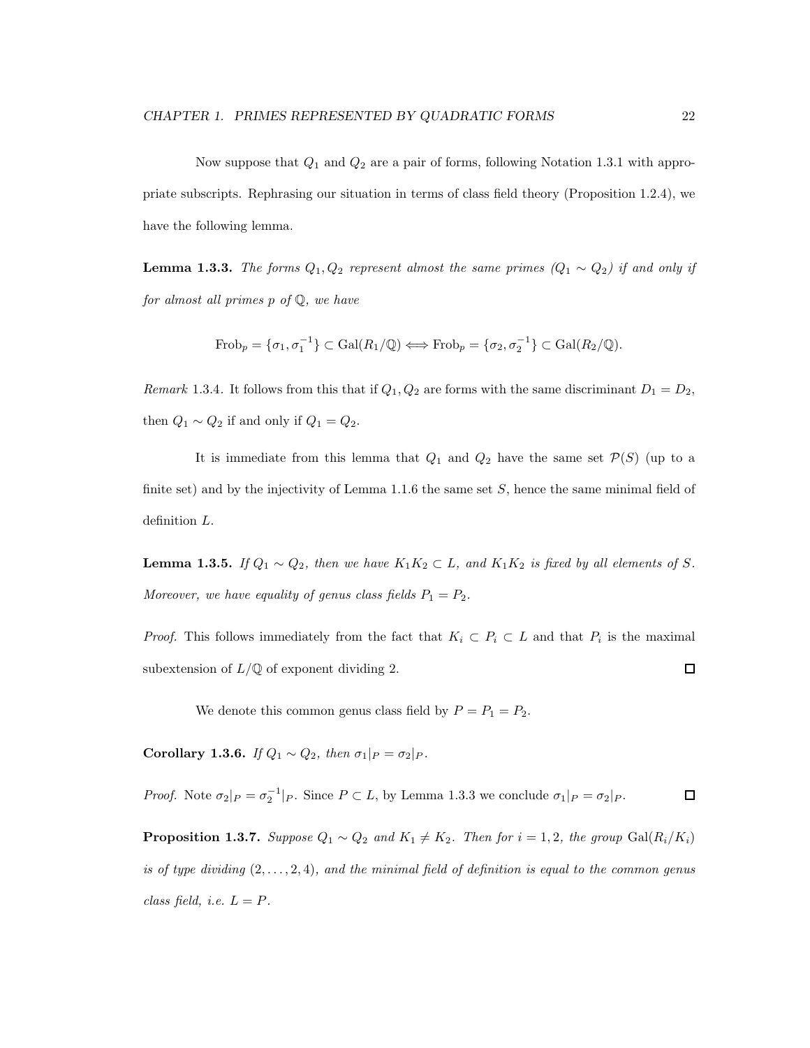Now suppose that $Q_1$ and $Q_2$ are a pair of forms, following Notation 1.3.1 with appropriate subscripts. Rephrasing our situation in terms of class field theory (Proposition 1.2.4), we have the following lemma.

**Lemma 1.3.3.** *The forms $Q_1, Q_2$ represent almost the same primes ($Q_1 \sim Q_2$) if and only if for almost all primes $p$ of $\mathbb{Q}$, we have*

$$\mathrm{Frob}_p = \{\sigma_1, \sigma_1^{-1}\} \subset \mathrm{Gal}(R_1/\mathbb{Q}) \Longleftrightarrow \mathrm{Frob}_p = \{\sigma_2, \sigma_2^{-1}\} \subset \mathrm{Gal}(R_2/\mathbb{Q}).$$

*Remark* 1.3.4. It follows from this that if $Q_1, Q_2$ are forms with the same discriminant $D_1 = D_2$, then $Q_1 \sim Q_2$ if and only if $Q_1 = Q_2$.

It is immediate from this lemma that $Q_1$ and $Q_2$ have the same set $\mathcal{P}(S)$ (up to a finite set) and by the injectivity of Lemma 1.1.6 the same set $S$, hence the same minimal field of definition $L$.

**Lemma 1.3.5.** *If $Q_1 \sim Q_2$, then we have $K_1K_2 \subset L$, and $K_1K_2$ is fixed by all elements of $S$. Moreover, we have equality of genus class fields $P_1 = P_2$.*

*Proof.* This follows immediately from the fact that $K_i \subset P_i \subset L$ and that $P_i$ is the maximal subextension of $L/\mathbb{Q}$ of exponent dividing 2. $\square$

We denote this common genus class field by $P = P_1 = P_2$.

**Corollary 1.3.6.** *If $Q_1 \sim Q_2$, then $\sigma_1|_P = \sigma_2|_P$.*

*Proof.* Note $\sigma_2|_P = \sigma_2^{-1}|_P$. Since $P \subset L$, by Lemma 1.3.3 we conclude $\sigma_1|_P = \sigma_2|_P$. $\square$

**Proposition 1.3.7.** *Suppose $Q_1 \sim Q_2$ and $K_1 \neq K_2$. Then for $i = 1, 2$, the group $\mathrm{Gal}(R_i/K_i)$ is of type dividing $(2, \ldots, 2, 4)$, and the minimal field of definition is equal to the common genus class field, i.e. $L = P$.*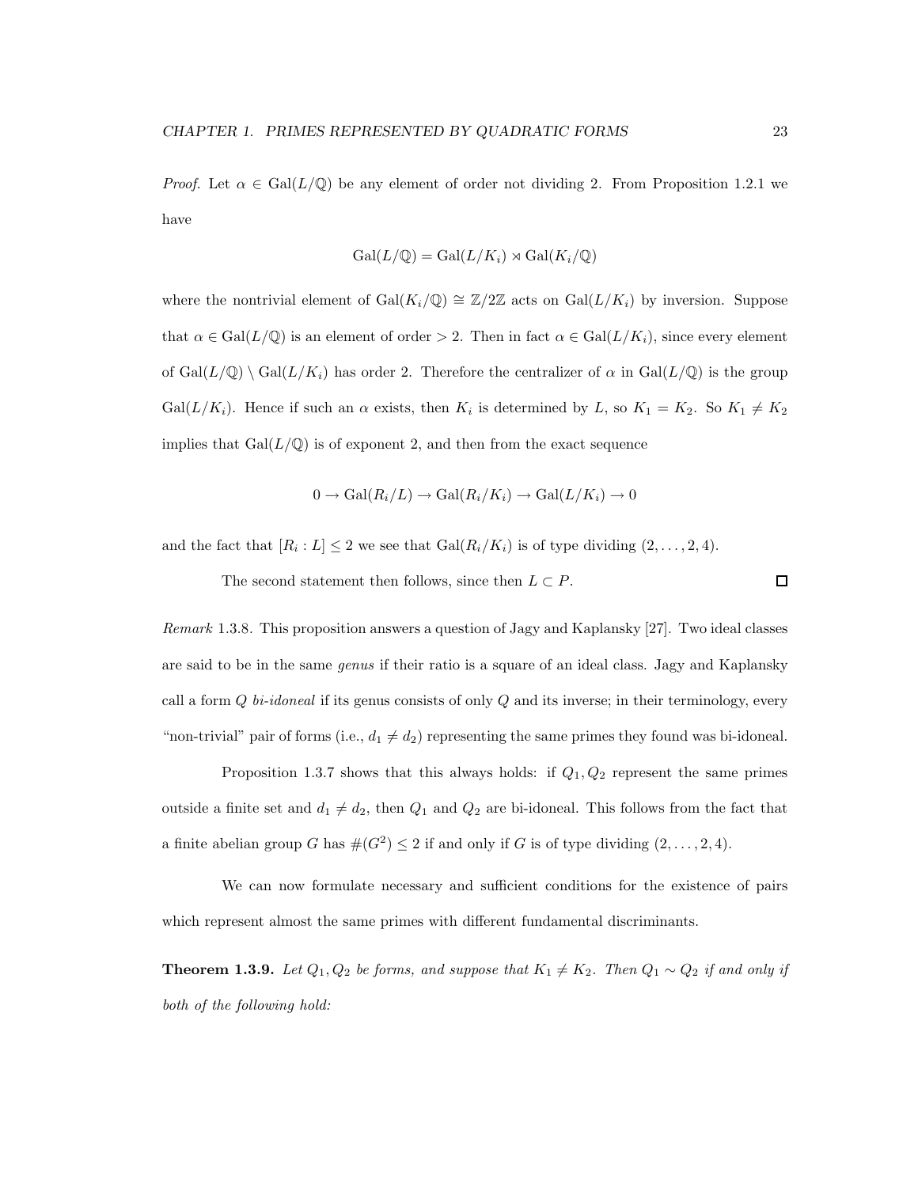*Proof.* Let $\alpha \in \mathrm{Gal}(L/\mathbb{Q})$ be any element of order not dividing 2. From Proposition 1.2.1 we have

$$\mathrm{Gal}(L/\mathbb{Q}) = \mathrm{Gal}(L/K_i) \rtimes \mathrm{Gal}(K_i/\mathbb{Q})$$

where the nontrivial element of $\mathrm{Gal}(K_i/\mathbb{Q}) \cong \mathbb{Z}/2\mathbb{Z}$ acts on $\mathrm{Gal}(L/K_i)$ by inversion. Suppose that $\alpha \in \mathrm{Gal}(L/\mathbb{Q})$ is an element of order $> 2$. Then in fact $\alpha \in \mathrm{Gal}(L/K_i)$, since every element of $\mathrm{Gal}(L/\mathbb{Q}) \setminus \mathrm{Gal}(L/K_i)$ has order 2. Therefore the centralizer of $\alpha$ in $\mathrm{Gal}(L/\mathbb{Q})$ is the group $\mathrm{Gal}(L/K_i)$. Hence if such an $\alpha$ exists, then $K_i$ is determined by $L$, so $K_1 = K_2$. So $K_1 \neq K_2$ implies that $\mathrm{Gal}(L/\mathbb{Q})$ is of exponent 2, and then from the exact sequence

$$0 \to \mathrm{Gal}(R_i/L) \to \mathrm{Gal}(R_i/K_i) \to \mathrm{Gal}(L/K_i) \to 0$$

and the fact that $[R_i : L] \leq 2$ we see that $\mathrm{Gal}(R_i/K_i)$ is of type dividing $(2, \ldots, 2, 4)$.

The second statement then follows, since then $L \subset P$. ☐

*Remark* 1.3.8. This proposition answers a question of Jagy and Kaplansky [27]. Two ideal classes are said to be in the same *genus* if their ratio is a square of an ideal class. Jagy and Kaplansky call a form $Q$ *bi-idoneal* if its genus consists of only $Q$ and its inverse; in their terminology, every "non-trivial" pair of forms (i.e., $d_1 \neq d_2$) representing the same primes they found was bi-idoneal.

Proposition 1.3.7 shows that this always holds: if $Q_1, Q_2$ represent the same primes outside a finite set and $d_1 \neq d_2$, then $Q_1$ and $Q_2$ are bi-idoneal. This follows from the fact that a finite abelian group $G$ has $\#(G^2) \leq 2$ if and only if $G$ is of type dividing $(2, \ldots, 2, 4)$.

We can now formulate necessary and sufficient conditions for the existence of pairs which represent almost the same primes with different fundamental discriminants.

**Theorem 1.3.9.** *Let $Q_1, Q_2$ be forms, and suppose that $K_1 \neq K_2$. Then $Q_1 \sim Q_2$ if and only if both of the following hold:*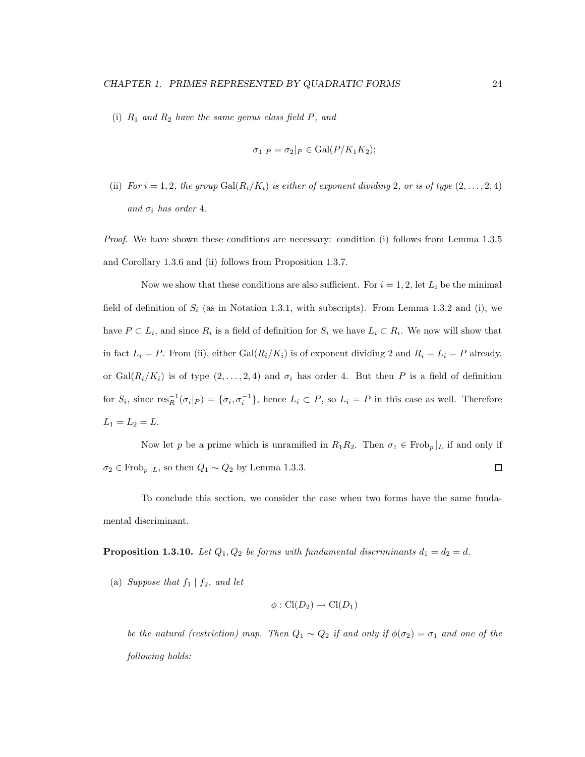(i) *$R_1$ and $R_2$ have the same genus class field $P$, and*

$$\sigma_1|_P = \sigma_2|_P \in \mathrm{Gal}(P/K_1K_2);$$

(ii) *For $i = 1, 2$, the group $\mathrm{Gal}(R_i/K_i)$ is either of exponent dividing 2, or is of type $(2, \dots, 2, 4)$ and $\sigma_i$ has order 4.*

*Proof.* We have shown these conditions are necessary: condition (i) follows from Lemma 1.3.5 and Corollary 1.3.6 and (ii) follows from Proposition 1.3.7.

Now we show that these conditions are also sufficient. For $i = 1, 2$, let $L_i$ be the minimal field of definition of $S_i$ (as in Notation 1.3.1, with subscripts). From Lemma 1.3.2 and (i), we have $P \subset L_i$, and since $R_i$ is a field of definition for $S_i$ we have $L_i \subset R_i$. We now will show that in fact $L_i = P$. From (ii), either $\mathrm{Gal}(R_i/K_i)$ is of exponent dividing 2 and $R_i = L_i = P$ already, or $\mathrm{Gal}(R_i/K_i)$ is of type $(2, \dots, 2, 4)$ and $\sigma_i$ has order 4. But then $P$ is a field of definition for $S_i$, since $\mathrm{res}_R^{-1}(\sigma_i|_P) = \{\sigma_i, \sigma_i^{-1}\}$, hence $L_i \subset P$, so $L_i = P$ in this case as well. Therefore $L_1 = L_2 = L$.

Now let $p$ be a prime which is unramified in $R_1R_2$. Then $\sigma_1 \in \mathrm{Frob}_p|_L$ if and only if $\sigma_2 \in \mathrm{Frob}_p|_L$, so then $Q_1 \sim Q_2$ by Lemma 1.3.3. $\square$

To conclude this section, we consider the case when two forms have the same fundamental discriminant.

**Proposition 1.3.10.** *Let $Q_1, Q_2$ be forms with fundamental discriminants $d_1 = d_2 = d$.*

(a) *Suppose that $f_1 \mid f_2$, and let*

$$\phi : \mathrm{Cl}(D_2) \to \mathrm{Cl}(D_1)$$

*be the natural (restriction) map. Then $Q_1 \sim Q_2$ if and only if $\phi(\sigma_2) = \sigma_1$ and one of the following holds:*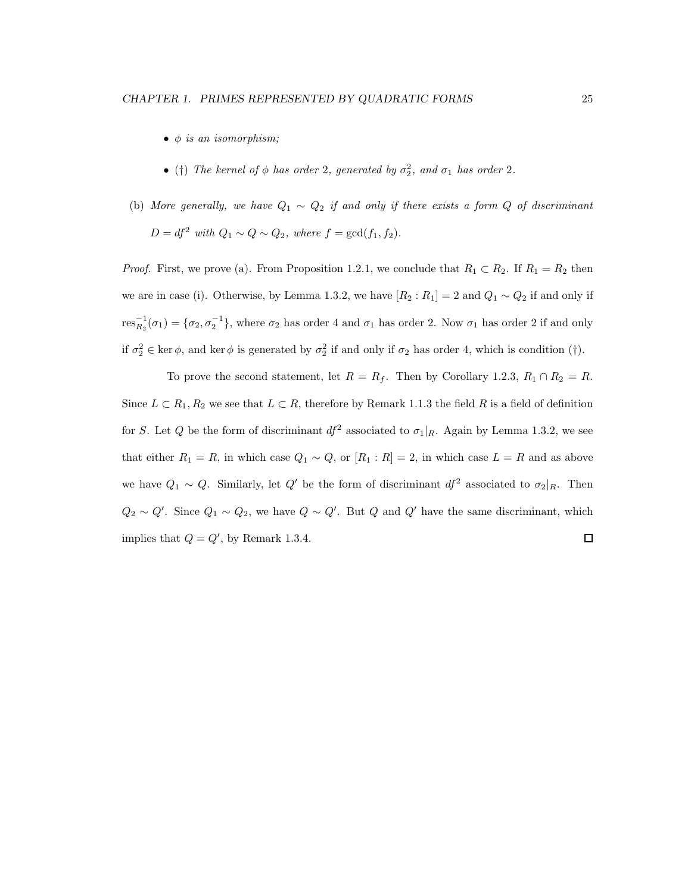- *$\phi$ is an isomorphism;*

- ($\dagger$) *The kernel of $\phi$ has order 2, generated by $\sigma_2^2$, and $\sigma_1$ has order 2.*

(b) *More generally, we have $Q_1 \sim Q_2$ if and only if there exists a form $Q$ of discriminant $D = df^2$ with $Q_1 \sim Q \sim Q_2$, where $f = \gcd(f_1, f_2)$.*

*Proof.* First, we prove (a). From Proposition 1.2.1, we conclude that $R_1 \subset R_2$. If $R_1 = R_2$ then we are in case (i). Otherwise, by Lemma 1.3.2, we have $[R_2 : R_1] = 2$ and $Q_1 \sim Q_2$ if and only if $\text{res}_{R_2}^{-1}(\sigma_1) = \{\sigma_2, \sigma_2^{-1}\}$, where $\sigma_2$ has order 4 and $\sigma_1$ has order 2. Now $\sigma_1$ has order 2 if and only if $\sigma_2^2 \in \ker \phi$, and $\ker \phi$ is generated by $\sigma_2^2$ if and only if $\sigma_2$ has order 4, which is condition ($\dagger$).

To prove the second statement, let $R = R_f$. Then by Corollary 1.2.3, $R_1 \cap R_2 = R$. Since $L \subset R_1, R_2$ we see that $L \subset R$, therefore by Remark 1.1.3 the field $R$ is a field of definition for $S$. Let $Q$ be the form of discriminant $df^2$ associated to $\sigma_1|_R$. Again by Lemma 1.3.2, we see that either $R_1 = R$, in which case $Q_1 \sim Q$, or $[R_1 : R] = 2$, in which case $L = R$ and as above we have $Q_1 \sim Q$. Similarly, let $Q'$ be the form of discriminant $df^2$ associated to $\sigma_2|_R$. Then $Q_2 \sim Q'$. Since $Q_1 \sim Q_2$, we have $Q \sim Q'$. But $Q$ and $Q'$ have the same discriminant, which implies that $Q = Q'$, by Remark 1.3.4. $\square$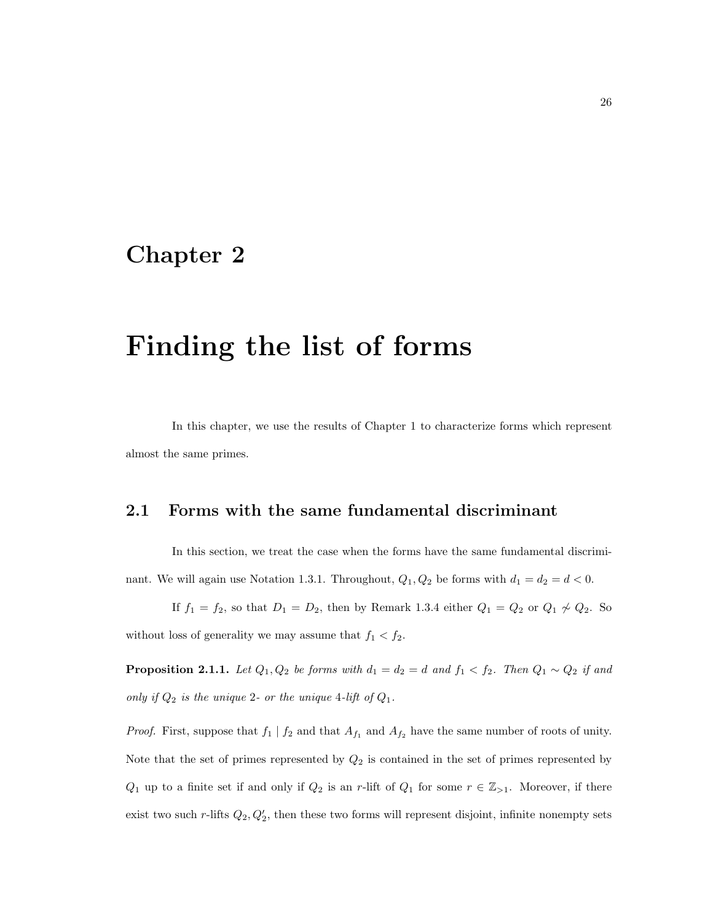# Chapter 2

# Finding the list of forms

In this chapter, we use the results of Chapter 1 to characterize forms which represent almost the same primes.

## 2.1 Forms with the same fundamental discriminant

In this section, we treat the case when the forms have the same fundamental discriminant. We will again use Notation 1.3.1. Throughout, $Q_1, Q_2$ be forms with $d_1 = d_2 = d < 0$.

If $f_1 = f_2$, so that $D_1 = D_2$, then by Remark 1.3.4 either $Q_1 = Q_2$ or $Q_1 \not\sim Q_2$. So without loss of generality we may assume that $f_1 < f_2$.

**Proposition 2.1.1.** *Let $Q_1, Q_2$ be forms with $d_1 = d_2 = d$ and $f_1 < f_2$. Then $Q_1 \sim Q_2$ if and only if $Q_2$ is the unique 2- or the unique 4-lift of $Q_1$.*

*Proof.* First, suppose that $f_1 \mid f_2$ and that $A_{f_1}$ and $A_{f_2}$ have the same number of roots of unity. Note that the set of primes represented by $Q_2$ is contained in the set of primes represented by $Q_1$ up to a finite set if and only if $Q_2$ is an $r$-lift of $Q_1$ for some $r \in \mathbb{Z}_{>1}$. Moreover, if there exist two such $r$-lifts $Q_2, Q_2'$, then these two forms will represent disjoint, infinite nonempty sets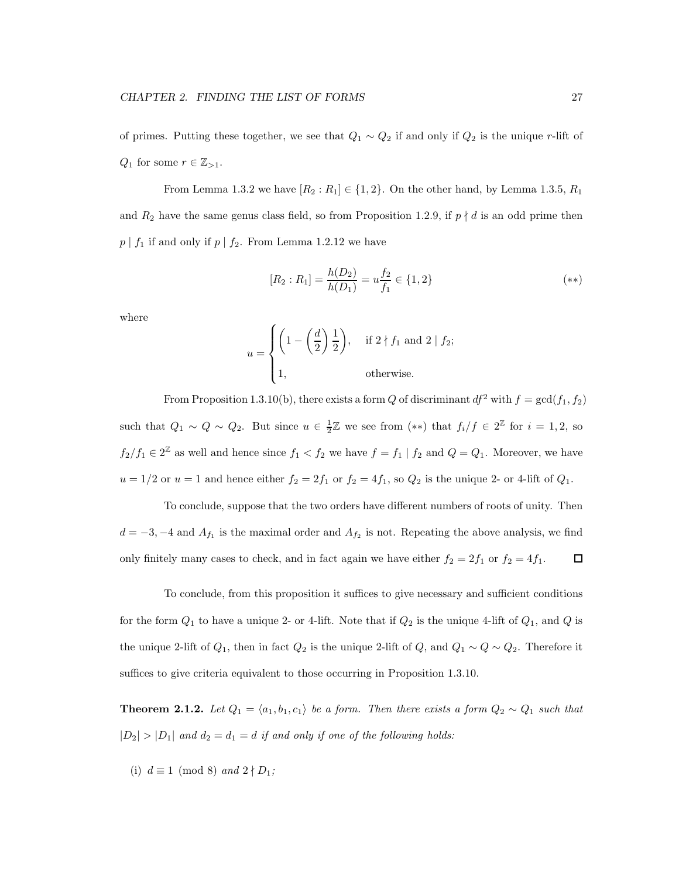of primes. Putting these together, we see that $Q_1 \sim Q_2$ if and only if $Q_2$ is the unique $r$-lift of $Q_1$ for some $r \in \mathbb{Z}_{>1}$.

From Lemma 1.3.2 we have $[R_2 : R_1] \in \{1, 2\}$. On the other hand, by Lemma 1.3.5, $R_1$ and $R_2$ have the same genus class field, so from Proposition 1.2.9, if $p \nmid d$ is an odd prime then $p \mid f_1$ if and only if $p \mid f_2$. From Lemma 1.2.12 we have

$$[R_2 : R_1] = \frac{h(D_2)}{h(D_1)} = u\frac{f_2}{f_1} \in \{1, 2\} \tag{$**$}$$

where

$$u = \begin{cases} \left(1 - \left(\dfrac{d}{2}\right)\dfrac{1}{2}\right), & \text{if } 2 \nmid f_1 \text{ and } 2 \mid f_2; \\ 1, & \text{otherwise.} \end{cases}$$

From Proposition 1.3.10(b), there exists a form $Q$ of discriminant $df^2$ with $f = \gcd(f_1, f_2)$ such that $Q_1 \sim Q \sim Q_2$. But since $u \in \frac{1}{2}\mathbb{Z}$ we see from ($**$) that $f_i/f \in 2^{\mathbb{Z}}$ for $i = 1, 2$, so $f_2/f_1 \in 2^{\mathbb{Z}}$ as well and hence since $f_1 < f_2$ we have $f = f_1 \mid f_2$ and $Q = Q_1$. Moreover, we have $u = 1/2$ or $u = 1$ and hence either $f_2 = 2f_1$ or $f_2 = 4f_1$, so $Q_2$ is the unique 2- or 4-lift of $Q_1$.

To conclude, suppose that the two orders have different numbers of roots of unity. Then $d = -3, -4$ and $A_{f_1}$ is the maximal order and $A_{f_2}$ is not. Repeating the above analysis, we find only finitely many cases to check, and in fact again we have either $f_2 = 2f_1$ or $f_2 = 4f_1$. ☐

To conclude, from this proposition it suffices to give necessary and sufficient conditions for the form $Q_1$ to have a unique 2- or 4-lift. Note that if $Q_2$ is the unique 4-lift of $Q_1$, and $Q$ is the unique 2-lift of $Q_1$, then in fact $Q_2$ is the unique 2-lift of $Q$, and $Q_1 \sim Q \sim Q_2$. Therefore it suffices to give criteria equivalent to those occurring in Proposition 1.3.10.

**Theorem 2.1.2.** *Let $Q_1 = \langle a_1, b_1, c_1 \rangle$ be a form. Then there exists a form $Q_2 \sim Q_1$ such that $|D_2| > |D_1|$ and $d_2 = d_1 = d$ if and only if one of the following holds:*

(i) *$d \equiv 1 \pmod 8$ and $2 \nmid D_1$;*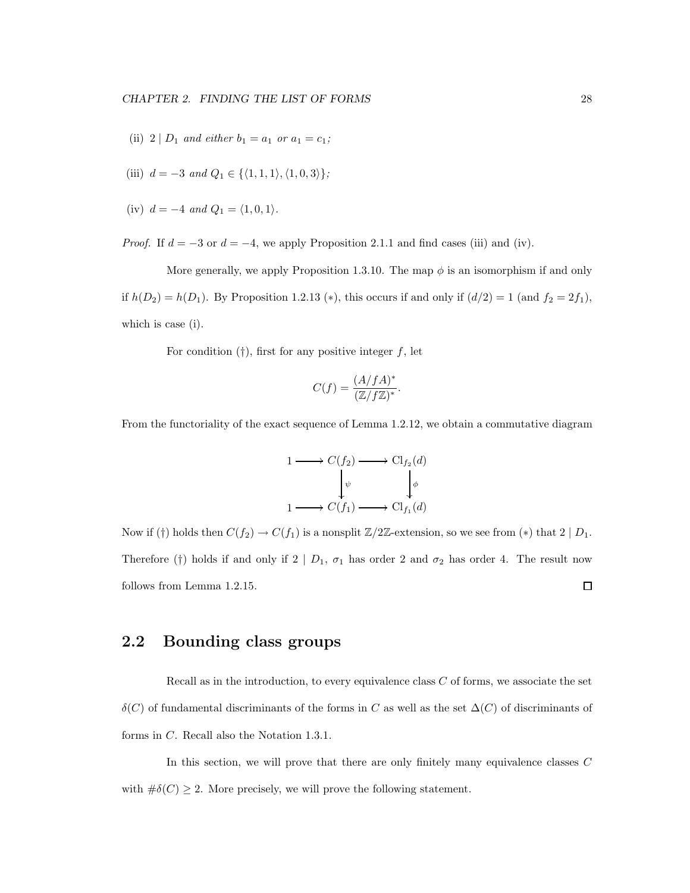(ii) $2 \mid D_1$ *and either* $b_1 = a_1$ *or* $a_1 = c_1$*;*

(iii) $d = -3$ *and* $Q_1 \in \{\langle 1, 1, 1\rangle, \langle 1, 0, 3\rangle\}$*;*

(iv) $d = -4$ *and* $Q_1 = \langle 1, 0, 1\rangle$.

*Proof.* If $d = -3$ or $d = -4$, we apply Proposition 2.1.1 and find cases (iii) and (iv).

More generally, we apply Proposition 1.3.10. The map $\phi$ is an isomorphism if and only if $h(D_2) = h(D_1)$. By Proposition 1.2.13 (∗), this occurs if and only if $(d/2) = 1$ (and $f_2 = 2f_1$), which is case (i).

For condition (†), first for any positive integer $f$, let

$$C(f) = \frac{(A/fA)^*}{(\mathbb{Z}/f\mathbb{Z})^*}.$$

From the functoriality of the exact sequence of Lemma 1.2.12, we obtain a commutative diagram

$$\begin{array}{ccccc}
1 & \longrightarrow & C(f_2) & \longrightarrow & \mathrm{Cl}_{f_2}(d) \\
 & & \Big\downarrow \psi & & \Big\downarrow \phi \\
1 & \longrightarrow & C(f_1) & \longrightarrow & \mathrm{Cl}_{f_1}(d)
\end{array}$$

Now if (†) holds then $C(f_2) \to C(f_1)$ is a nonsplit $\mathbb{Z}/2\mathbb{Z}$-extension, so we see from (∗) that $2 \mid D_1$. Therefore (†) holds if and only if $2 \mid D_1$, $\sigma_1$ has order 2 and $\sigma_2$ has order 4. The result now follows from Lemma 1.2.15. ☐

## 2.2 Bounding class groups

Recall as in the introduction, to every equivalence class $C$ of forms, we associate the set $\delta(C)$ of fundamental discriminants of the forms in $C$ as well as the set $\Delta(C)$ of discriminants of forms in $C$. Recall also the Notation 1.3.1.

In this section, we will prove that there are only finitely many equivalence classes $C$ with $\#\delta(C) \geq 2$. More precisely, we will prove the following statement.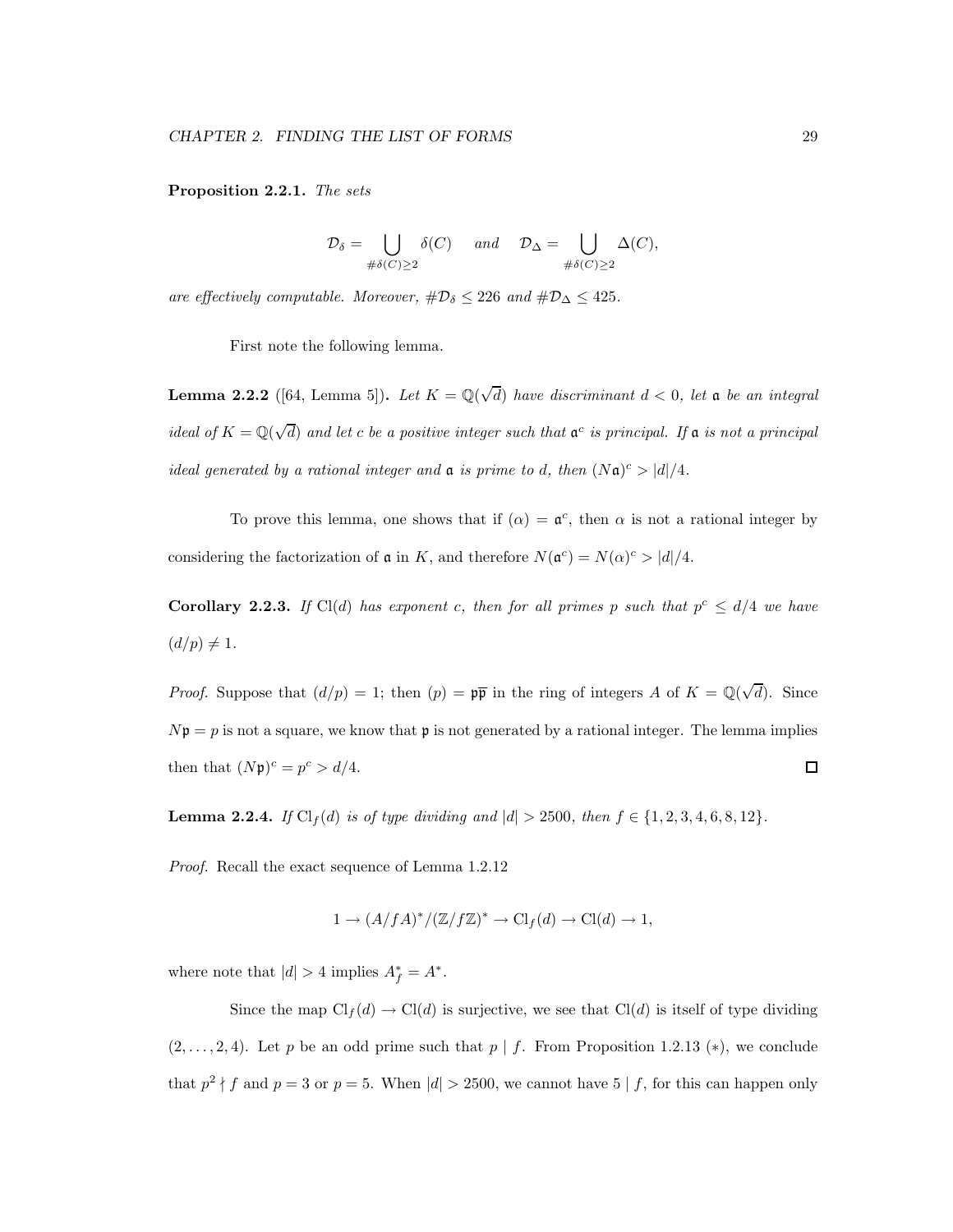**Proposition 2.2.1.** *The sets*

$$\mathcal{D}_\delta = \bigcup_{\#\delta(C)\geq 2} \delta(C) \quad \text{and} \quad \mathcal{D}_\Delta = \bigcup_{\#\delta(C)\geq 2} \Delta(C),$$

*are effectively computable. Moreover, $\#\mathcal{D}_\delta \leq 226$ and $\#\mathcal{D}_\Delta \leq 425$.*

First note the following lemma.

**Lemma 2.2.2** ([64, Lemma 5])**.** *Let $K = \mathbb{Q}(\sqrt{d})$ have discriminant $d < 0$, let $\mathfrak{a}$ be an integral ideal of $K = \mathbb{Q}(\sqrt{d})$ and let $c$ be a positive integer such that $\mathfrak{a}^c$ is principal. If $\mathfrak{a}$ is not a principal ideal generated by a rational integer and $\mathfrak{a}$ is prime to $d$, then $(N\mathfrak{a})^c > |d|/4$.*

To prove this lemma, one shows that if $(\alpha) = \mathfrak{a}^c$, then $\alpha$ is not a rational integer by considering the factorization of $\mathfrak{a}$ in $K$, and therefore $N(\mathfrak{a}^c) = N(\alpha)^c > |d|/4$.

**Corollary 2.2.3.** *If $\mathrm{Cl}(d)$ has exponent $c$, then for all primes $p$ such that $p^c \leq d/4$ we have $(d/p) \neq 1$.*

*Proof.* Suppose that $(d/p) = 1$; then $(p) = \mathfrak{p}\overline{\mathfrak{p}}$ in the ring of integers $A$ of $K = \mathbb{Q}(\sqrt{d})$. Since $N\mathfrak{p} = p$ is not a square, we know that $\mathfrak{p}$ is not generated by a rational integer. The lemma implies then that $(N\mathfrak{p})^c = p^c > d/4$. □

**Lemma 2.2.4.** *If $\mathrm{Cl}_f(d)$ is of type dividing and $|d| > 2500$, then $f \in \{1, 2, 3, 4, 6, 8, 12\}$.*

*Proof.* Recall the exact sequence of Lemma 1.2.12

$$1 \to (A/fA)^*/(\mathbb{Z}/f\mathbb{Z})^* \to \mathrm{Cl}_f(d) \to \mathrm{Cl}(d) \to 1,$$

where note that $|d| > 4$ implies $A_f^* = A^*$.

Since the map $\mathrm{Cl}_f(d) \to \mathrm{Cl}(d)$ is surjective, we see that $\mathrm{Cl}(d)$ is itself of type dividing $(2, \ldots, 2, 4)$. Let $p$ be an odd prime such that $p \mid f$. From Proposition 1.2.13 (∗), we conclude that $p^2 \nmid f$ and $p = 3$ or $p = 5$. When $|d| > 2500$, we cannot have $5 \mid f$, for this can happen only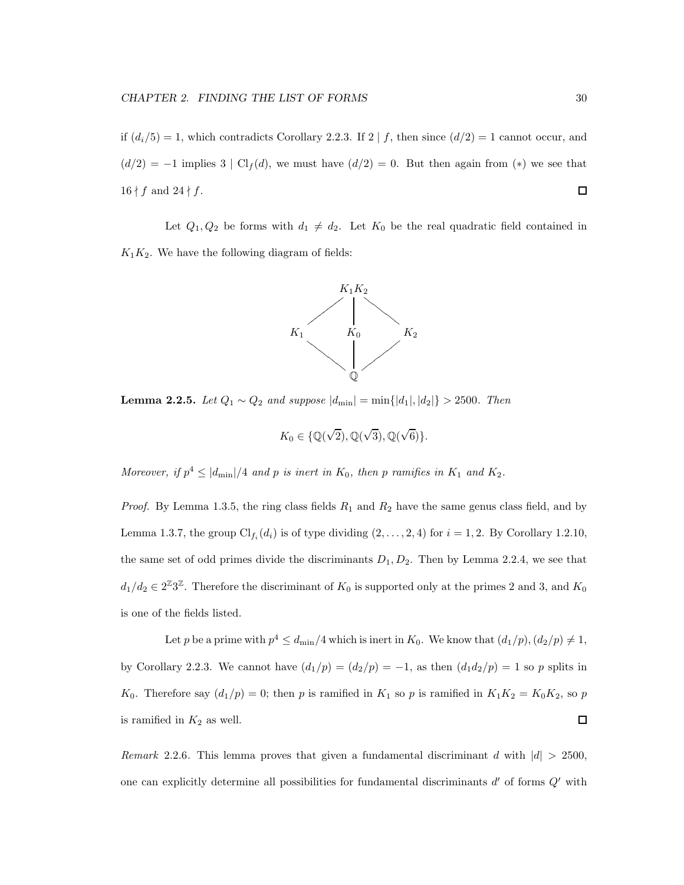if $(d_i/5) = 1$, which contradicts Corollary 2.2.3. If $2 \mid f$, then since $(d/2) = 1$ cannot occur, and $(d/2) = -1$ implies $3 \mid \mathrm{Cl}_f(d)$, we must have $(d/2) = 0$. But then again from $(*)$ we see that $16 \nmid f$ and $24 \nmid f$. □

Let $Q_1, Q_2$ be forms with $d_1 \neq d_2$. Let $K_0$ be the real quadratic field contained in $K_1K_2$. We have the following diagram of fields:

$$\begin{array}{ccccc} & & K_1K_2 & & \\ & \diagup & | & \diagdown & \\ K_1 & & K_0 & & K_2 \\ & \diagdown & | & \diagup & \\ & & \mathbb{Q} & & \end{array}$$

**Lemma 2.2.5.** *Let $Q_1 \sim Q_2$ and suppose $|d_{\min}| = \min\{|d_1|, |d_2|\} > 2500$. Then*

$$K_0 \in \{\mathbb{Q}(\sqrt{2}), \mathbb{Q}(\sqrt{3}), \mathbb{Q}(\sqrt{6})\}.$$

*Moreover, if $p^4 \leq |d_{\min}|/4$ and $p$ is inert in $K_0$, then $p$ ramifies in $K_1$ and $K_2$.*

*Proof.* By Lemma 1.3.5, the ring class fields $R_1$ and $R_2$ have the same genus class field, and by Lemma 1.3.7, the group $\mathrm{Cl}_{f_i}(d_i)$ is of type dividing $(2, \ldots, 2, 4)$ for $i = 1, 2$. By Corollary 1.2.10, the same set of odd primes divide the discriminants $D_1, D_2$. Then by Lemma 2.2.4, we see that $d_1/d_2 \in 2^{\mathbb{Z}}3^{\mathbb{Z}}$. Therefore the discriminant of $K_0$ is supported only at the primes 2 and 3, and $K_0$ is one of the fields listed.

Let $p$ be a prime with $p^4 \leq d_{\min}/4$ which is inert in $K_0$. We know that $(d_1/p), (d_2/p) \neq 1$, by Corollary 2.2.3. We cannot have $(d_1/p) = (d_2/p) = -1$, as then $(d_1d_2/p) = 1$ so $p$ splits in $K_0$. Therefore say $(d_1/p) = 0$; then $p$ is ramified in $K_1$ so $p$ is ramified in $K_1K_2 = K_0K_2$, so $p$ is ramified in $K_2$ as well. □

*Remark* 2.2.6. This lemma proves that given a fundamental discriminant $d$ with $|d| > 2500$, one can explicitly determine all possibilities for fundamental discriminants $d'$ of forms $Q'$ with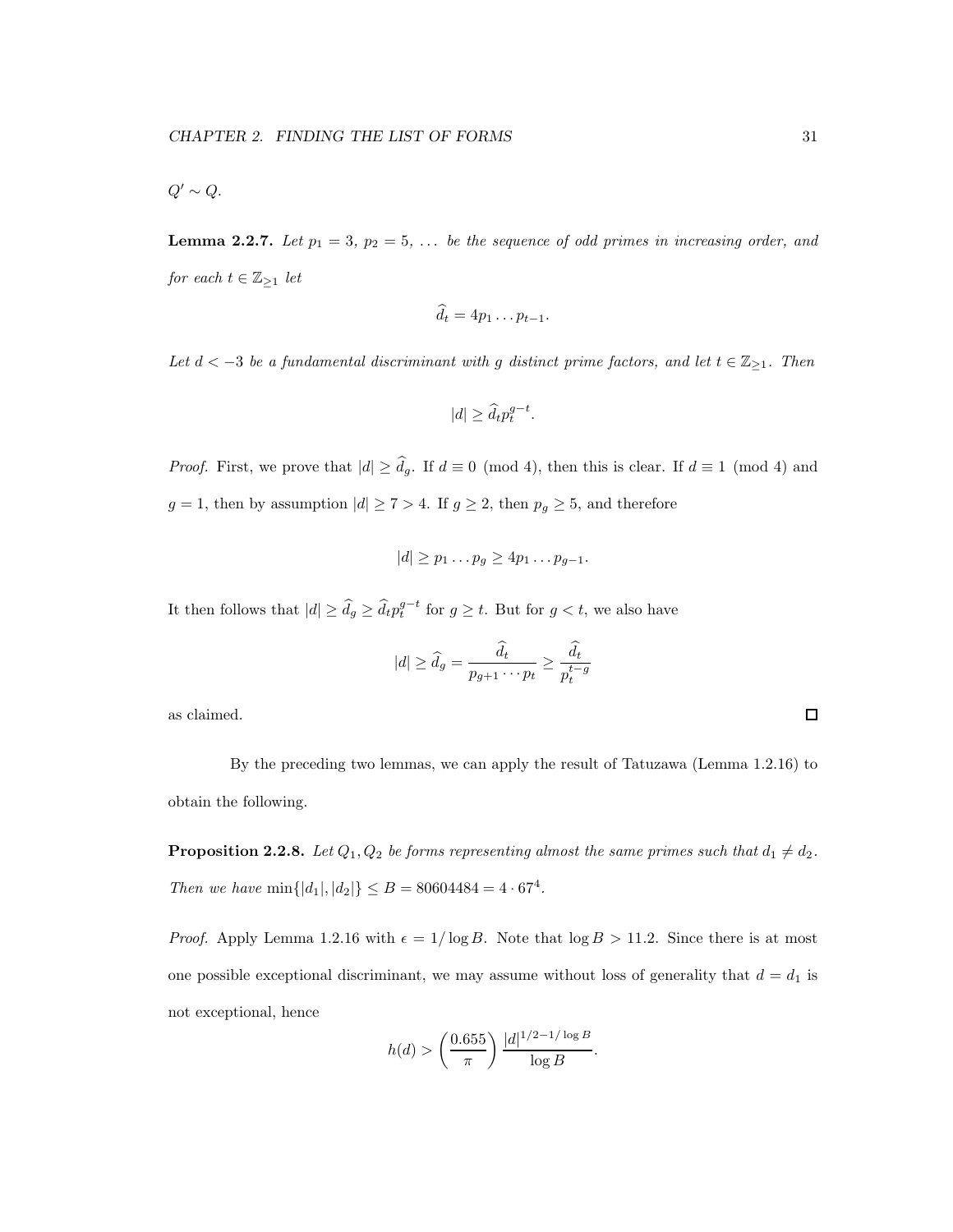$Q' \sim Q$.

**Lemma 2.2.7.** *Let $p_1 = 3$, $p_2 = 5$, $\dots$ be the sequence of odd primes in increasing order, and for each $t \in \mathbb{Z}_{\geq 1}$ let*

$$\widehat{d}_t = 4p_1 \dots p_{t-1}.$$

*Let $d < -3$ be a fundamental discriminant with $g$ distinct prime factors, and let $t \in \mathbb{Z}_{\geq 1}$. Then*

$$|d| \geq \widehat{d}_t p_t^{g-t}.$$

*Proof.* First, we prove that $|d| \geq \widehat{d}_g$. If $d \equiv 0 \pmod 4$, then this is clear. If $d \equiv 1 \pmod 4$ and $g = 1$, then by assumption $|d| \geq 7 > 4$. If $g \geq 2$, then $p_g \geq 5$, and therefore

$$|d| \geq p_1 \dots p_g \geq 4p_1 \dots p_{g-1}.$$

It then follows that $|d| \geq \widehat{d}_g \geq \widehat{d}_t p_t^{g-t}$ for $g \geq t$. But for $g < t$, we also have

$$|d| \geq \widehat{d}_g = \frac{\widehat{d}_t}{p_{g+1} \cdots p_t} \geq \frac{\widehat{d}_t}{p_t^{t-g}}$$

as claimed. □

By the preceding two lemmas, we can apply the result of Tatuzawa (Lemma 1.2.16) to obtain the following.

**Proposition 2.2.8.** *Let $Q_1, Q_2$ be forms representing almost the same primes such that $d_1 \neq d_2$. Then we have $\min\{|d_1|, |d_2|\} \leq B = 80604484 = 4 \cdot 67^4$.*

*Proof.* Apply Lemma 1.2.16 with $\epsilon = 1/\log B$. Note that $\log B > 11.2$. Since there is at most one possible exceptional discriminant, we may assume without loss of generality that $d = d_1$ is not exceptional, hence

$$h(d) > \left(\frac{0.655}{\pi}\right) \frac{|d|^{1/2 - 1/\log B}}{\log B}.$$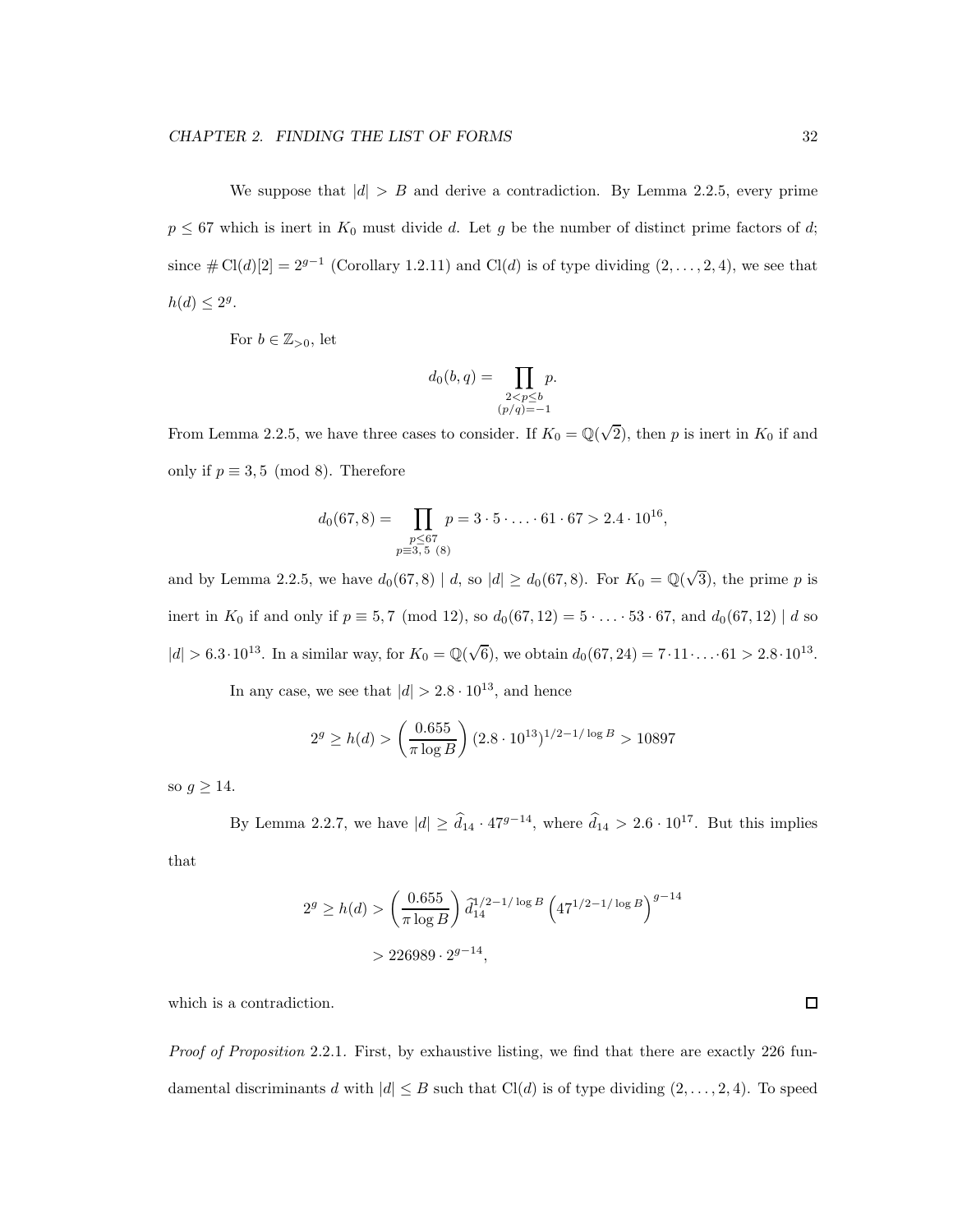We suppose that $|d| > B$ and derive a contradiction. By Lemma 2.2.5, every prime $p \leq 67$ which is inert in $K_0$ must divide $d$. Let $g$ be the number of distinct prime factors of $d$; since $\# \operatorname{Cl}(d)[2] = 2^{g-1}$ (Corollary 1.2.11) and $\operatorname{Cl}(d)$ is of type dividing $(2, \dots, 2, 4)$, we see that $h(d) \leq 2^g$.

For $b \in \mathbb{Z}_{>0}$, let

$$d_0(b, q) = \prod_{\substack{2 < p \leq b \\ (p/q) = -1}} p.$$

From Lemma 2.2.5, we have three cases to consider. If $K_0 = \mathbb{Q}(\sqrt{2})$, then $p$ is inert in $K_0$ if and only if $p \equiv 3, 5 \pmod 8$. Therefore

$$d_0(67, 8) = \prod_{\substack{p \leq 67 \\ p \equiv 3,5 \ (8)}} p = 3 \cdot 5 \cdot \ldots \cdot 61 \cdot 67 > 2.4 \cdot 10^{16},$$

and by Lemma 2.2.5, we have $d_0(67, 8) \mid d$, so $|d| \geq d_0(67, 8)$. For $K_0 = \mathbb{Q}(\sqrt{3})$, the prime $p$ is inert in $K_0$ if and only if $p \equiv 5, 7 \pmod{12}$, so $d_0(67, 12) = 5 \cdot \ldots \cdot 53 \cdot 67$, and $d_0(67, 12) \mid d$ so $|d| > 6.3 \cdot 10^{13}$. In a similar way, for $K_0 = \mathbb{Q}(\sqrt{6})$, we obtain $d_0(67, 24) = 7 \cdot 11 \cdot \ldots \cdot 61 > 2.8 \cdot 10^{13}$.

In any case, we see that $|d| > 2.8 \cdot 10^{13}$, and hence

$$2^g \geq h(d) > \left( \frac{0.655}{\pi \log B} \right) (2.8 \cdot 10^{13})^{1/2 - 1/\log B} > 10897$$

so $g \geq 14$.

By Lemma 2.2.7, we have $|d| \geq \widehat{d}_{14} \cdot 47^{g-14}$, where $\widehat{d}_{14} > 2.6 \cdot 10^{17}$. But this implies that

$$\begin{aligned} 2^g \geq h(d) &> \left( \frac{0.655}{\pi \log B} \right) \widehat{d}_{14}^{1/2 - 1/\log B} \left( 47^{1/2 - 1/\log B} \right)^{g-14} \\ &> 226989 \cdot 2^{g-14}, \end{aligned}$$

which is a contradiction. $\square$

*Proof of Proposition* 2.2.1. First, by exhaustive listing, we find that there are exactly 226 fundamental discriminants $d$ with $|d| \leq B$ such that $\operatorname{Cl}(d)$ is of type dividing $(2, \dots, 2, 4)$. To speed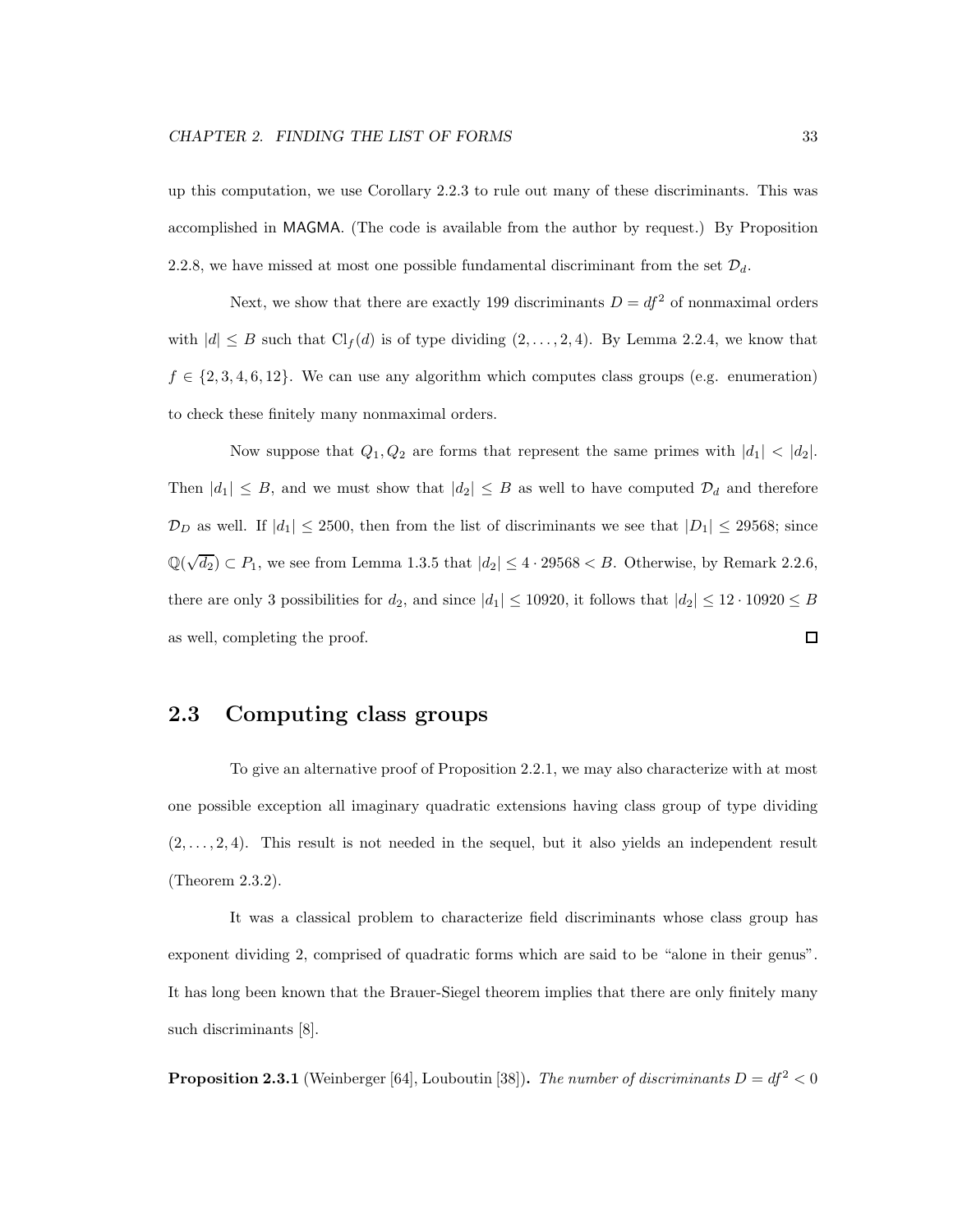up this computation, we use Corollary 2.2.3 to rule out many of these discriminants. This was accomplished in MAGMA. (The code is available from the author by request.) By Proposition 2.2.8, we have missed at most one possible fundamental discriminant from the set $\mathcal{D}_d$.

Next, we show that there are exactly 199 discriminants $D = df^2$ of nonmaximal orders with $|d| \leq B$ such that $\mathrm{Cl}_f(d)$ is of type dividing $(2, \ldots, 2, 4)$. By Lemma 2.2.4, we know that $f \in \{2, 3, 4, 6, 12\}$. We can use any algorithm which computes class groups (e.g. enumeration) to check these finitely many nonmaximal orders.

Now suppose that $Q_1, Q_2$ are forms that represent the same primes with $|d_1| < |d_2|$. Then $|d_1| \leq B$, and we must show that $|d_2| \leq B$ as well to have computed $\mathcal{D}_d$ and therefore $\mathcal{D}_D$ as well. If $|d_1| \leq 2500$, then from the list of discriminants we see that $|D_1| \leq 29568$; since $\mathbb{Q}(\sqrt{d_2}) \subset P_1$, we see from Lemma 1.3.5 that $|d_2| \leq 4 \cdot 29568 < B$. Otherwise, by Remark 2.2.6, there are only 3 possibilities for $d_2$, and since $|d_1| \leq 10920$, it follows that $|d_2| \leq 12 \cdot 10920 \leq B$ as well, completing the proof. ∎

## 2.3 Computing class groups

To give an alternative proof of Proposition 2.2.1, we may also characterize with at most one possible exception all imaginary quadratic extensions having class group of type dividing $(2, \ldots, 2, 4)$. This result is not needed in the sequel, but it also yields an independent result (Theorem 2.3.2).

It was a classical problem to characterize field discriminants whose class group has exponent dividing 2, comprised of quadratic forms which are said to be "alone in their genus". It has long been known that the Brauer-Siegel theorem implies that there are only finitely many such discriminants [8].

**Proposition 2.3.1** (Weinberger [64], Louboutin [38]). *The number of discriminants $D = df^2 < 0$*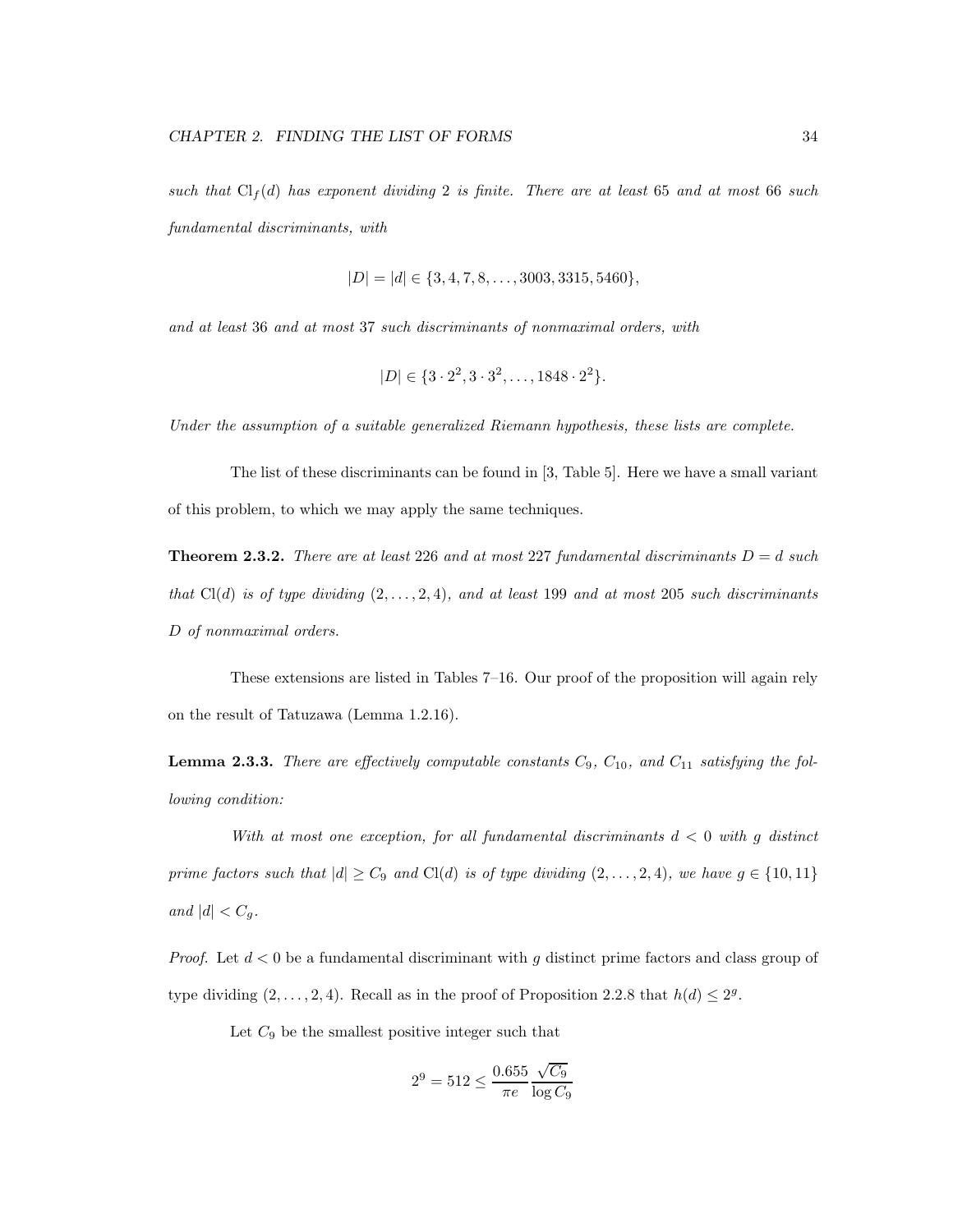*such that* $\mathrm{Cl}_f(d)$ *has exponent dividing* 2 *is finite. There are at least* 65 *and at most* 66 *such fundamental discriminants, with*

$$|D| = |d| \in \{3, 4, 7, 8, \ldots, 3003, 3315, 5460\},$$

*and at least* 36 *and at most* 37 *such discriminants of nonmaximal orders, with*

$$|D| \in \{3 \cdot 2^2, 3 \cdot 3^2, \ldots, 1848 \cdot 2^2\}.$$

*Under the assumption of a suitable generalized Riemann hypothesis, these lists are complete.*

The list of these discriminants can be found in [3, Table 5]. Here we have a small variant of this problem, to which we may apply the same techniques.

**Theorem 2.3.2.** *There are at least* 226 *and at most* 227 *fundamental discriminants* $D = d$ *such that* $\mathrm{Cl}(d)$ *is of type dividing* $(2, \ldots, 2, 4)$*, and at least* 199 *and at most* 205 *such discriminants* $D$ *of nonmaximal orders.*

These extensions are listed in Tables 7–16. Our proof of the proposition will again rely on the result of Tatuzawa (Lemma 1.2.16).

**Lemma 2.3.3.** *There are effectively computable constants* $C_9$*,* $C_{10}$*, and* $C_{11}$ *satisfying the following condition:*

*With at most one exception, for all fundamental discriminants* $d < 0$ *with* $g$ *distinct prime factors such that* $|d| \geq C_9$ *and* $\mathrm{Cl}(d)$ *is of type dividing* $(2, \ldots, 2, 4)$*, we have* $g \in \{10, 11\}$ *and* $|d| < C_g$*.*

*Proof.* Let $d < 0$ be a fundamental discriminant with $g$ distinct prime factors and class group of type dividing $(2, \ldots, 2, 4)$. Recall as in the proof of Proposition 2.2.8 that $h(d) \leq 2^g$.

Let $C_9$ be the smallest positive integer such that

$$2^9 = 512 \leq \frac{0.655}{\pi e} \frac{\sqrt{C_9}}{\log C_9}$$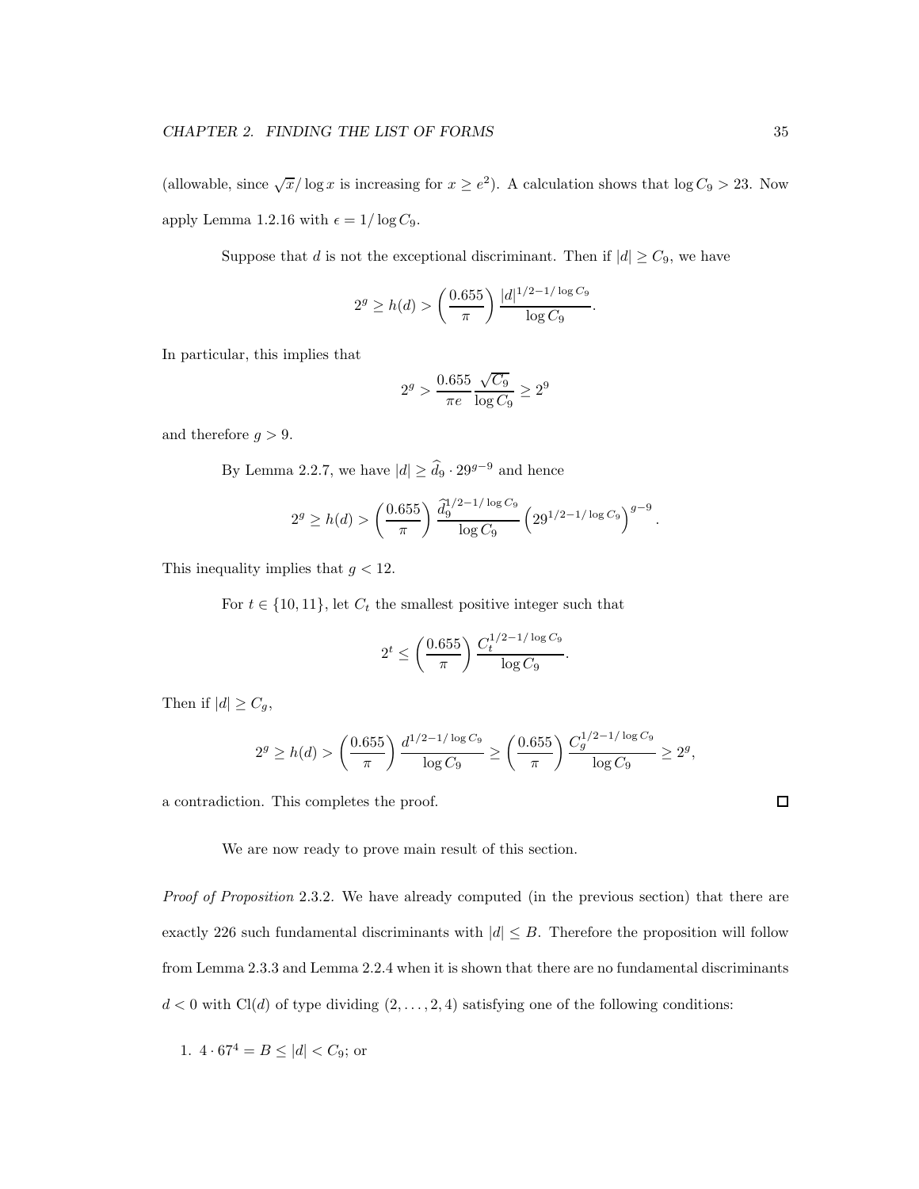(allowable, since $\sqrt{x}/\log x$ is increasing for $x \geq e^2$). A calculation shows that $\log C_9 > 23$. Now apply Lemma 1.2.16 with $\epsilon = 1/\log C_9$.

Suppose that $d$ is not the exceptional discriminant. Then if $|d| \geq C_9$, we have

$$2^g \geq h(d) > \left(\frac{0.655}{\pi}\right) \frac{|d|^{1/2-1/\log C_9}}{\log C_9}.$$

In particular, this implies that

$$2^g > \frac{0.655}{\pi e} \frac{\sqrt{C_9}}{\log C_9} \geq 2^9$$

and therefore $g > 9$.

By Lemma 2.2.7, we have $|d| \geq \widehat{d}_9 \cdot 29^{g-9}$ and hence

$$2^g \geq h(d) > \left(\frac{0.655}{\pi}\right) \frac{\widehat{d}_9^{1/2-1/\log C_9}}{\log C_9} \left(29^{1/2-1/\log C_9}\right)^{g-9}.$$

This inequality implies that $g < 12$.

For $t \in \{10, 11\}$, let $C_t$ the smallest positive integer such that

$$2^t \leq \left(\frac{0.655}{\pi}\right) \frac{C_t^{1/2-1/\log C_9}}{\log C_9}.$$

Then if $|d| \geq C_g$,

$$2^g \geq h(d) > \left(\frac{0.655}{\pi}\right) \frac{d^{1/2-1/\log C_9}}{\log C_9} \geq \left(\frac{0.655}{\pi}\right) \frac{C_g^{1/2-1/\log C_9}}{\log C_9} \geq 2^g,$$

a contradiction. This completes the proof. □

We are now ready to prove main result of this section.

*Proof of Proposition* 2.3.2. We have already computed (in the previous section) that there are exactly 226 such fundamental discriminants with $|d| \leq B$. Therefore the proposition will follow from Lemma 2.3.3 and Lemma 2.2.4 when it is shown that there are no fundamental discriminants $d < 0$ with $\mathrm{Cl}(d)$ of type dividing $(2, \ldots, 2, 4)$ satisfying one of the following conditions:

1. $4 \cdot 67^4 = B \leq |d| < C_9$; or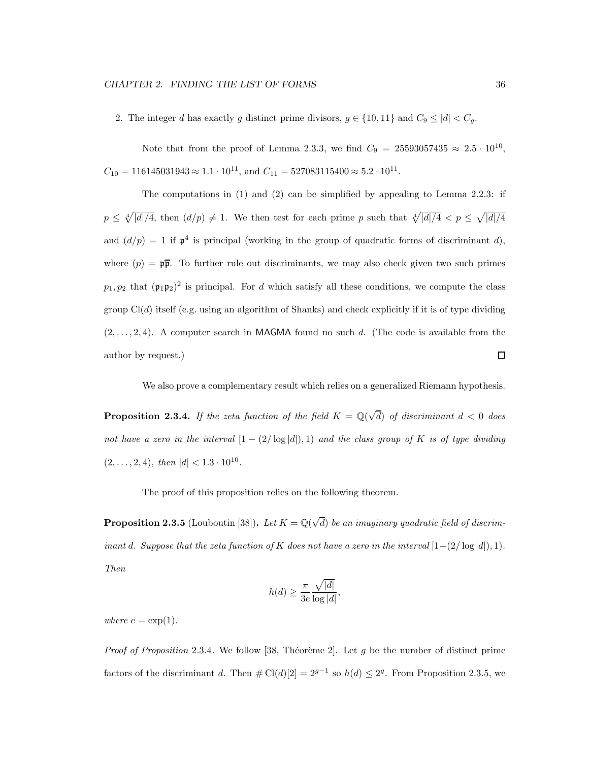2. The integer $d$ has exactly $g$ distinct prime divisors, $g \in \{10, 11\}$ and $C_9 \leq |d| < C_g$.

Note that from the proof of Lemma 2.3.3, we find $C_9 = 25593057435 \approx 2.5 \cdot 10^{10}$, $C_{10} = 116145031943 \approx 1.1 \cdot 10^{11}$, and $C_{11} = 527083115400 \approx 5.2 \cdot 10^{11}$.

The computations in (1) and (2) can be simplified by appealing to Lemma 2.2.3: if $p \leq \sqrt[4]{|d|/4}$, then $(d/p) \neq 1$. We then test for each prime $p$ such that $\sqrt[4]{|d|/4} < p \leq \sqrt{|d|/4}$ and $(d/p) = 1$ if $\mathfrak{p}^4$ is principal (working in the group of quadratic forms of discriminant $d$), where $(p) = \mathfrak{p}\overline{\mathfrak{p}}$. To further rule out discriminants, we may also check given two such primes $p_1, p_2$ that $(\mathfrak{p}_1\mathfrak{p}_2)^2$ is principal. For $d$ which satisfy all these conditions, we compute the class group $\mathrm{Cl}(d)$ itself (e.g. using an algorithm of Shanks) and check explicitly if it is of type dividing $(2, \ldots, 2, 4)$. A computer search in MAGMA found no such $d$. (The code is available from the author by request.) $\square$

We also prove a complementary result which relies on a generalized Riemann hypothesis.

**Proposition 2.3.4.** *If the zeta function of the field $K = \mathbb{Q}(\sqrt{d})$ of discriminant $d < 0$ does not have a zero in the interval $[1 - (2/\log|d|), 1)$ and the class group of $K$ is of type dividing $(2, \ldots, 2, 4)$, then $|d| < 1.3 \cdot 10^{10}$.*

The proof of this proposition relies on the following theorem.

**Proposition 2.3.5** (Louboutin [38])**.** *Let $K = \mathbb{Q}(\sqrt{d})$ be an imaginary quadratic field of discriminant $d$. Suppose that the zeta function of $K$ does not have a zero in the interval $[1-(2/\log|d|), 1)$. Then*

$$h(d) \geq \frac{\pi}{3e} \frac{\sqrt{|d|}}{\log|d|},$$

*where $e = \exp(1)$.*

*Proof of Proposition* 2.3.4. We follow [38, Théorème 2]. Let $g$ be the number of distinct prime factors of the discriminant $d$. Then $\#\,\mathrm{Cl}(d)[2] = 2^{g-1}$ so $h(d) \leq 2^g$. From Proposition 2.3.5, we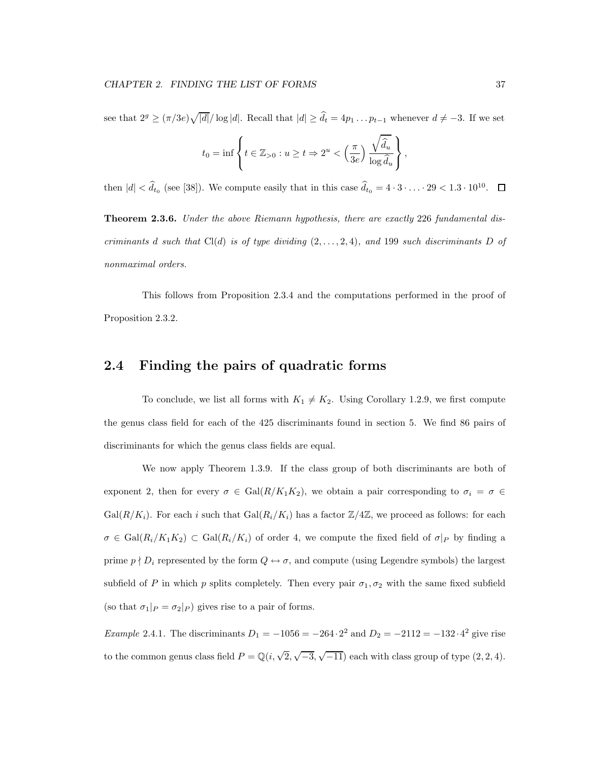see that $2^g \geq (\pi/3e)\sqrt{|d|}/\log|d|$. Recall that $|d| \geq \widehat{d}_t = 4p_1 \dots p_{t-1}$ whenever $d \neq -3$. If we set

$$t_0 = \inf \left\{ t \in \mathbb{Z}_{>0} : u \geq t \Rightarrow 2^u < \left(\frac{\pi}{3e}\right) \frac{\sqrt{\widehat{d}_u}}{\log \widehat{d}_u} \right\},$$

then $|d| < \widehat{d}_{t_0}$ (see [38]). We compute easily that in this case $\widehat{d}_{t_0} = 4 \cdot 3 \cdot \ldots \cdot 29 < 1.3 \cdot 10^{10}$. $\square$

**Theorem 2.3.6.** *Under the above Riemann hypothesis, there are exactly* 226 *fundamental discriminants $d$ such that $\mathrm{Cl}(d)$ is of type dividing $(2, \dots, 2, 4)$, and* 199 *such discriminants $D$ of nonmaximal orders.*

This follows from Proposition 2.3.4 and the computations performed in the proof of Proposition 2.3.2.

## 2.4 Finding the pairs of quadratic forms

To conclude, we list all forms with $K_1 \neq K_2$. Using Corollary 1.2.9, we first compute the genus class field for each of the 425 discriminants found in section 5. We find 86 pairs of discriminants for which the genus class fields are equal.

We now apply Theorem 1.3.9. If the class group of both discriminants are both of exponent 2, then for every $\sigma \in \mathrm{Gal}(R/K_1K_2)$, we obtain a pair corresponding to $\sigma_i = \sigma \in \mathrm{Gal}(R/K_i)$. For each $i$ such that $\mathrm{Gal}(R_i/K_i)$ has a factor $\mathbb{Z}/4\mathbb{Z}$, we proceed as follows: for each $\sigma \in \mathrm{Gal}(R_i/K_1K_2) \subset \mathrm{Gal}(R_i/K_i)$ of order 4, we compute the fixed field of $\sigma|_P$ by finding a prime $p \nmid D_i$ represented by the form $Q \leftrightarrow \sigma$, and compute (using Legendre symbols) the largest subfield of $P$ in which $p$ splits completely. Then every pair $\sigma_1, \sigma_2$ with the same fixed subfield (so that $\sigma_1|_P = \sigma_2|_P$) gives rise to a pair of forms.

*Example* 2.4.1. The discriminants $D_1 = -1056 = -264 \cdot 2^2$ and $D_2 = -2112 = -132 \cdot 4^2$ give rise to the common genus class field $P = \mathbb{Q}(i, \sqrt{2}, \sqrt{-3}, \sqrt{-11})$ each with class group of type $(2, 2, 4)$.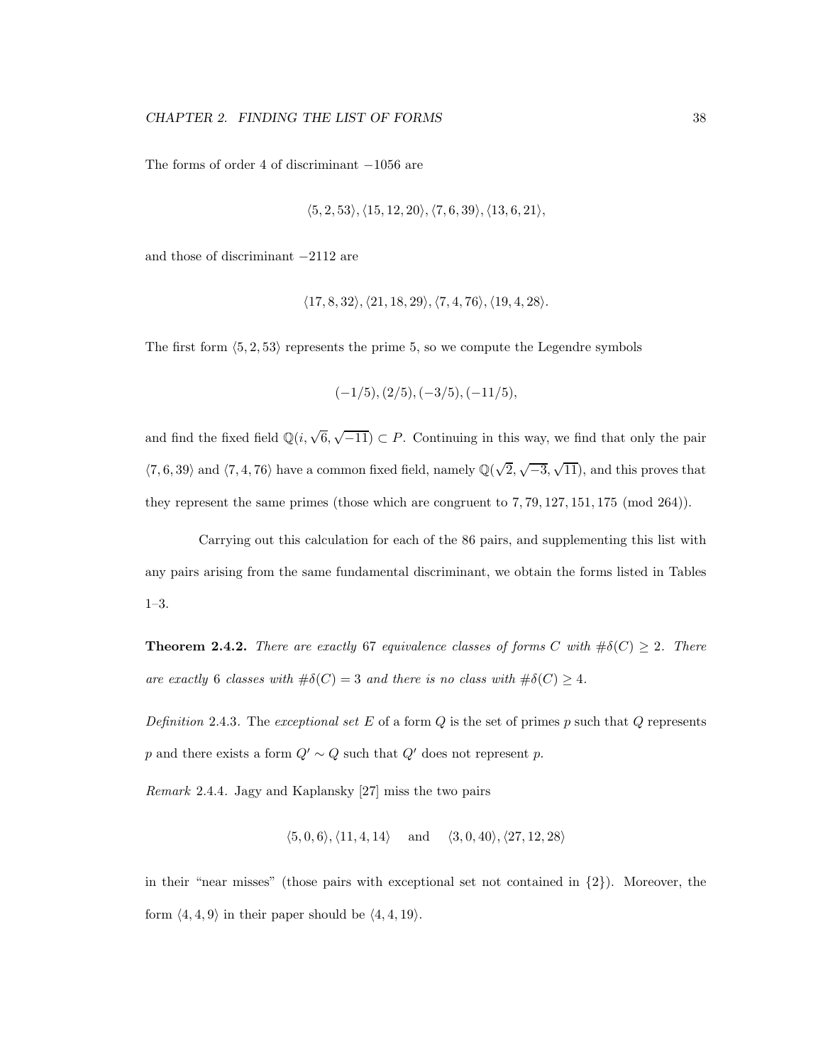The forms of order 4 of discriminant $-1056$ are

$$\langle 5, 2, 53\rangle, \langle 15, 12, 20\rangle, \langle 7, 6, 39\rangle, \langle 13, 6, 21\rangle,$$

and those of discriminant $-2112$ are

$$\langle 17, 8, 32\rangle, \langle 21, 18, 29\rangle, \langle 7, 4, 76\rangle, \langle 19, 4, 28\rangle.$$

The first form $\langle 5, 2, 53\rangle$ represents the prime 5, so we compute the Legendre symbols

$$(-1/5), (2/5), (-3/5), (-11/5),$$

and find the fixed field $\mathbb{Q}(i, \sqrt{6}, \sqrt{-11}) \subset P$. Continuing in this way, we find that only the pair $\langle 7, 6, 39\rangle$ and $\langle 7, 4, 76\rangle$ have a common fixed field, namely $\mathbb{Q}(\sqrt{2}, \sqrt{-3}, \sqrt{11})$, and this proves that they represent the same primes (those which are congruent to $7, 79, 127, 151, 175 \pmod{264}$).

Carrying out this calculation for each of the 86 pairs, and supplementing this list with any pairs arising from the same fundamental discriminant, we obtain the forms listed in Tables 1–3.

**Theorem 2.4.2.** *There are exactly* 67 *equivalence classes of forms $C$ with $\#\delta(C) \geq 2$. There are exactly* 6 *classes with $\#\delta(C) = 3$ and there is no class with $\#\delta(C) \geq 4$.*

*Definition* 2.4.3. The *exceptional set* $E$ of a form $Q$ is the set of primes $p$ such that $Q$ represents $p$ and there exists a form $Q' \sim Q$ such that $Q'$ does not represent $p$.

*Remark* 2.4.4. Jagy and Kaplansky [27] miss the two pairs

$$\langle 5, 0, 6\rangle, \langle 11, 4, 14\rangle \quad \text{and} \quad \langle 3, 0, 40\rangle, \langle 27, 12, 28\rangle$$

in their "near misses" (those pairs with exceptional set not contained in $\{2\}$). Moreover, the form $\langle 4, 4, 9\rangle$ in their paper should be $\langle 4, 4, 19\rangle$.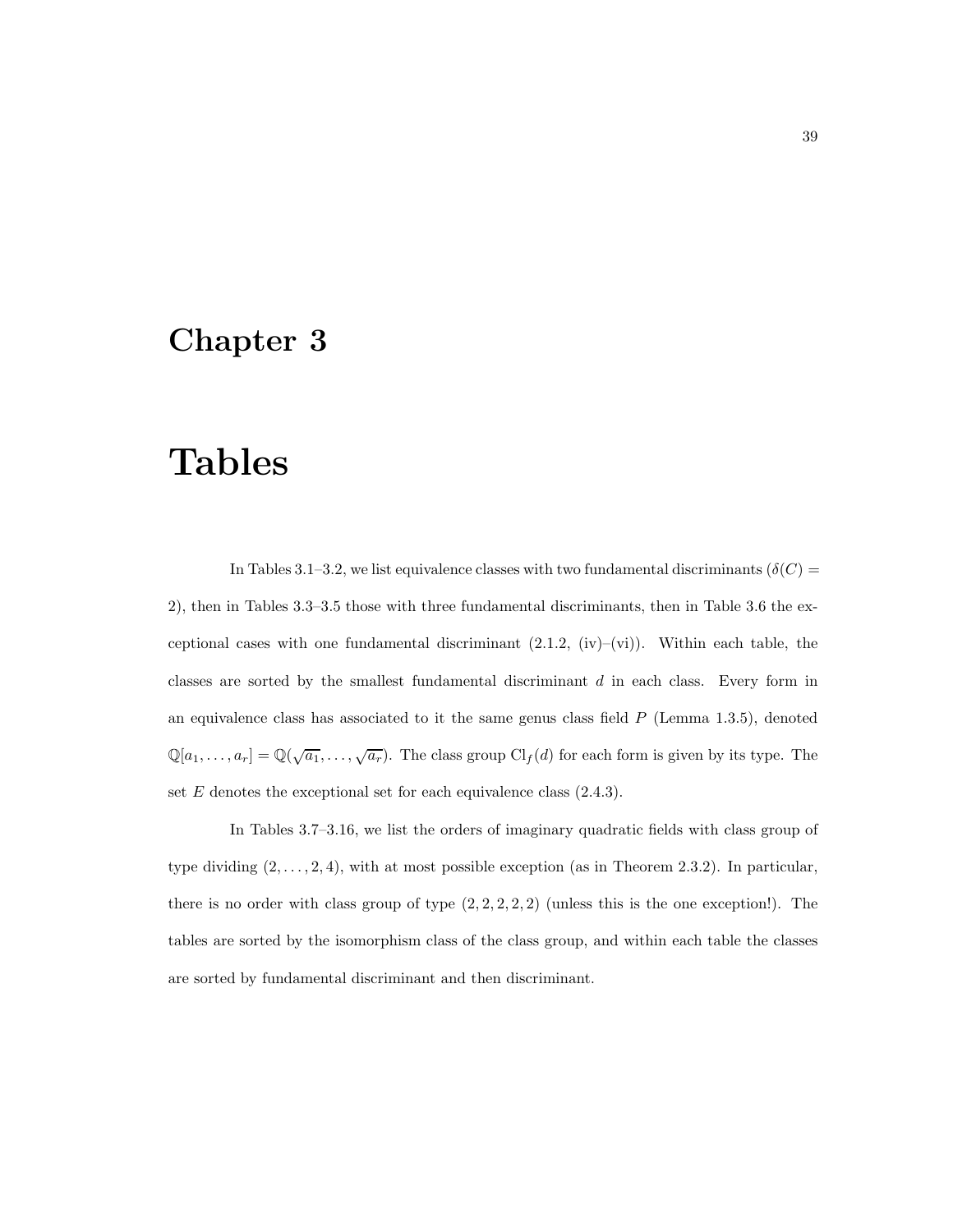# Chapter 3

# Tables

In Tables 3.1–3.2, we list equivalence classes with two fundamental discriminants ($\delta(C) = 2$), then in Tables 3.3–3.5 those with three fundamental discriminants, then in Table 3.6 the exceptional cases with one fundamental discriminant (2.1.2, (iv)–(vi)). Within each table, the classes are sorted by the smallest fundamental discriminant $d$ in each class. Every form in an equivalence class has associated to it the same genus class field $P$ (Lemma 1.3.5), denoted $\mathbb{Q}[a_1, \ldots, a_r] = \mathbb{Q}(\sqrt{a_1}, \ldots, \sqrt{a_r})$. The class group $\mathrm{Cl}_f(d)$ for each form is given by its type. The set $E$ denotes the exceptional set for each equivalence class (2.4.3).

In Tables 3.7–3.16, we list the orders of imaginary quadratic fields with class group of type dividing $(2, \ldots, 2, 4)$, with at most possible exception (as in Theorem 2.3.2). In particular, there is no order with class group of type $(2, 2, 2, 2, 2)$ (unless this is the one exception!). The tables are sorted by the isomorphism class of the class group, and within each table the classes are sorted by fundamental discriminant and then discriminant.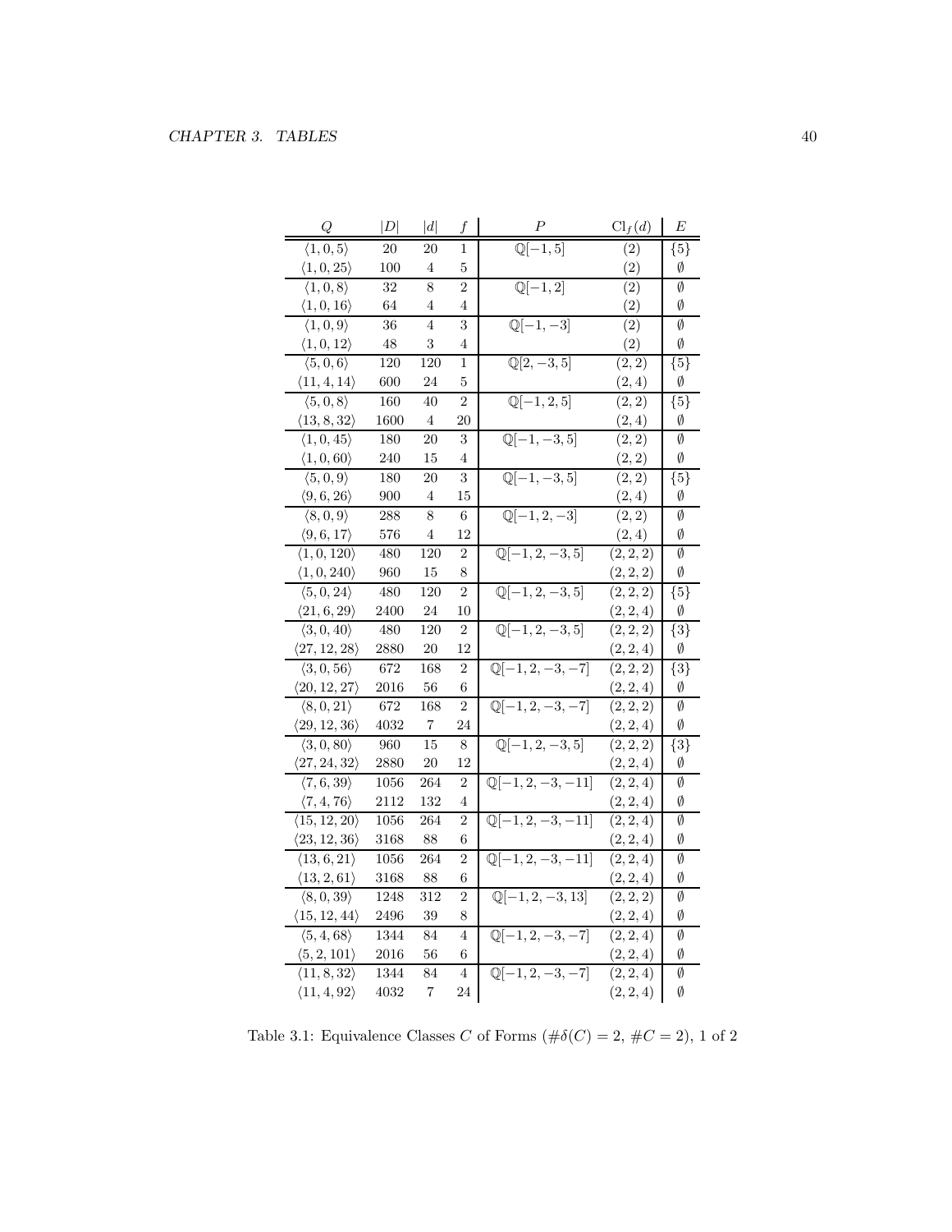| $Q$ | $\|D\|$ | $\|d\|$ | $f$ | $P$ | $\mathrm{Cl}_f(d)$ | $E$ |
|---|---|---|---|---|---|---|
| $\langle 1,0,5\rangle$ | 20 | 20 | 1 | $\mathbb{Q}[-1,5]$ | $(2)$ | $\{5\}$ |
| $\langle 1,0,25\rangle$ | 100 | 4 | 5 | | $(2)$ | $\emptyset$ |
| $\langle 1,0,8\rangle$ | 32 | 8 | 2 | $\mathbb{Q}[-1,2]$ | $(2)$ | $\emptyset$ |
| $\langle 1,0,16\rangle$ | 64 | 4 | 4 | | $(2)$ | $\emptyset$ |
| $\langle 1,0,9\rangle$ | 36 | 4 | 3 | $\mathbb{Q}[-1,-3]$ | $(2)$ | $\emptyset$ |
| $\langle 1,0,12\rangle$ | 48 | 3 | 4 | | $(2)$ | $\emptyset$ |
| $\langle 5,0,6\rangle$ | 120 | 120 | 1 | $\mathbb{Q}[2,-3,5]$ | $(2,2)$ | $\{5\}$ |
| $\langle 11,4,14\rangle$ | 600 | 24 | 5 | | $(2,4)$ | $\emptyset$ |
| $\langle 5,0,8\rangle$ | 160 | 40 | 2 | $\mathbb{Q}[-1,2,5]$ | $(2,2)$ | $\{5\}$ |
| $\langle 13,8,32\rangle$ | 1600 | 4 | 20 | | $(2,4)$ | $\emptyset$ |
| $\langle 1,0,45\rangle$ | 180 | 20 | 3 | $\mathbb{Q}[-1,-3,5]$ | $(2,2)$ | $\emptyset$ |
| $\langle 1,0,60\rangle$ | 240 | 15 | 4 | | $(2,2)$ | $\emptyset$ |
| $\langle 5,0,9\rangle$ | 180 | 20 | 3 | $\mathbb{Q}[-1,-3,5]$ | $(2,2)$ | $\{5\}$ |
| $\langle 9,6,26\rangle$ | 900 | 4 | 15 | | $(2,4)$ | $\emptyset$ |
| $\langle 8,0,9\rangle$ | 288 | 8 | 6 | $\mathbb{Q}[-1,2,-3]$ | $(2,2)$ | $\emptyset$ |
| $\langle 9,6,17\rangle$ | 576 | 4 | 12 | | $(2,4)$ | $\emptyset$ |
| $\langle 1,0,120\rangle$ | 480 | 120 | 2 | $\mathbb{Q}[-1,2,-3,5]$ | $(2,2,2)$ | $\emptyset$ |
| $\langle 1,0,240\rangle$ | 960 | 15 | 8 | | $(2,2,2)$ | $\emptyset$ |
| $\langle 5,0,24\rangle$ | 480 | 120 | 2 | $\mathbb{Q}[-1,2,-3,5]$ | $(2,2,2)$ | $\{5\}$ |
| $\langle 21,6,29\rangle$ | 2400 | 24 | 10 | | $(2,2,4)$ | $\emptyset$ |
| $\langle 3,0,40\rangle$ | 480 | 120 | 2 | $\mathbb{Q}[-1,2,-3,5]$ | $(2,2,2)$ | $\{3\}$ |
| $\langle 27,12,28\rangle$ | 2880 | 20 | 12 | | $(2,2,4)$ | $\emptyset$ |
| $\langle 3,0,56\rangle$ | 672 | 168 | 2 | $\mathbb{Q}[-1,2,-3,-7]$ | $(2,2,2)$ | $\{3\}$ |
| $\langle 20,12,27\rangle$ | 2016 | 56 | 6 | | $(2,2,4)$ | $\emptyset$ |
| $\langle 8,0,21\rangle$ | 672 | 168 | 2 | $\mathbb{Q}[-1,2,-3,-7]$ | $(2,2,2)$ | $\emptyset$ |
| $\langle 29,12,36\rangle$ | 4032 | 7 | 24 | | $(2,2,4)$ | $\emptyset$ |
| $\langle 3,0,80\rangle$ | 960 | 15 | 8 | $\mathbb{Q}[-1,2,-3,5]$ | $(2,2,2)$ | $\{3\}$ |
| $\langle 27,24,32\rangle$ | 2880 | 20 | 12 | | $(2,2,4)$ | $\emptyset$ |
| $\langle 7,6,39\rangle$ | 1056 | 264 | 2 | $\mathbb{Q}[-1,2,-3,-11]$ | $(2,2,4)$ | $\emptyset$ |
| $\langle 7,4,76\rangle$ | 2112 | 132 | 4 | | $(2,2,4)$ | $\emptyset$ |
| $\langle 15,12,20\rangle$ | 1056 | 264 | 2 | $\mathbb{Q}[-1,2,-3,-11]$ | $(2,2,4)$ | $\emptyset$ |
| $\langle 23,12,36\rangle$ | 3168 | 88 | 6 | | $(2,2,4)$ | $\emptyset$ |
| $\langle 13,6,21\rangle$ | 1056 | 264 | 2 | $\mathbb{Q}[-1,2,-3,-11]$ | $(2,2,4)$ | $\emptyset$ |
| $\langle 13,2,61\rangle$ | 3168 | 88 | 6 | | $(2,2,4)$ | $\emptyset$ |
| $\langle 8,0,39\rangle$ | 1248 | 312 | 2 | $\mathbb{Q}[-1,2,-3,13]$ | $(2,2,2)$ | $\emptyset$ |
| $\langle 15,12,44\rangle$ | 2496 | 39 | 8 | | $(2,2,4)$ | $\emptyset$ |
| $\langle 5,4,68\rangle$ | 1344 | 84 | 4 | $\mathbb{Q}[-1,2,-3,-7]$ | $(2,2,4)$ | $\emptyset$ |
| $\langle 5,2,101\rangle$ | 2016 | 56 | 6 | | $(2,2,4)$ | $\emptyset$ |
| $\langle 11,8,32\rangle$ | 1344 | 84 | 4 | $\mathbb{Q}[-1,2,-3,-7]$ | $(2,2,4)$ | $\emptyset$ |
| $\langle 11,4,92\rangle$ | 4032 | 7 | 24 | | $(2,2,4)$ | $\emptyset$ |

Table 3.1: Equivalence Classes $C$ of Forms ($\#\delta(C)=2$, $\#C=2$), 1 of 2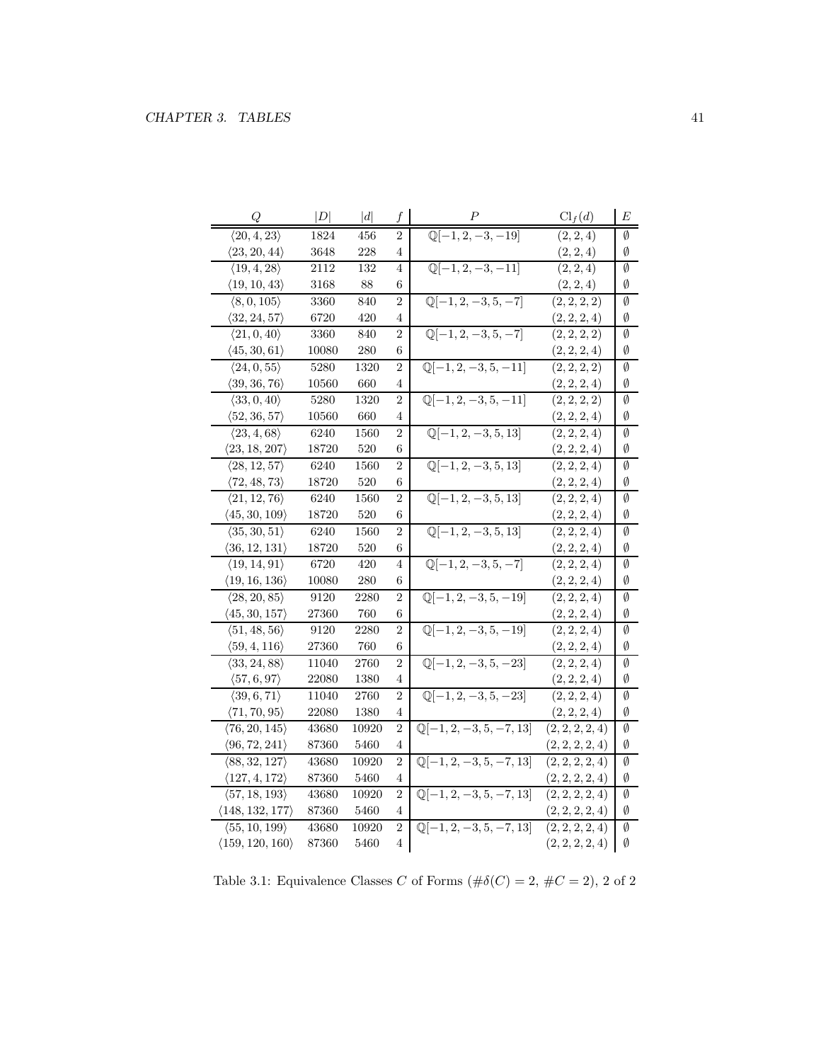| $Q$ | $\lvert D\rvert$ | $\lvert d\rvert$ | $f$ | $P$ | $\mathrm{Cl}_f(d)$ | $E$ |
|---|---|---|---|---|---|---|
| $\langle 20, 4, 23\rangle$ | 1824 | 456 | 2 | $\mathbb{Q}[-1, 2, -3, -19]$ | $(2, 2, 4)$ | $\emptyset$ |
| $\langle 23, 20, 44\rangle$ | 3648 | 228 | 4 | | $(2, 2, 4)$ | $\emptyset$ |
| $\langle 19, 4, 28\rangle$ | 2112 | 132 | 4 | $\mathbb{Q}[-1, 2, -3, -11]$ | $(2, 2, 4)$ | $\emptyset$ |
| $\langle 19, 10, 43\rangle$ | 3168 | 88 | 6 | | $(2, 2, 4)$ | $\emptyset$ |
| $\langle 8, 0, 105\rangle$ | 3360 | 840 | 2 | $\mathbb{Q}[-1, 2, -3, 5, -7]$ | $(2, 2, 2, 2)$ | $\emptyset$ |
| $\langle 32, 24, 57\rangle$ | 6720 | 420 | 4 | | $(2, 2, 2, 4)$ | $\emptyset$ |
| $\langle 21, 0, 40\rangle$ | 3360 | 840 | 2 | $\mathbb{Q}[-1, 2, -3, 5, -7]$ | $(2, 2, 2, 2)$ | $\emptyset$ |
| $\langle 45, 30, 61\rangle$ | 10080 | 280 | 6 | | $(2, 2, 2, 4)$ | $\emptyset$ |
| $\langle 24, 0, 55\rangle$ | 5280 | 1320 | 2 | $\mathbb{Q}[-1, 2, -3, 5, -11]$ | $(2, 2, 2, 2)$ | $\emptyset$ |
| $\langle 39, 36, 76\rangle$ | 10560 | 660 | 4 | | $(2, 2, 2, 4)$ | $\emptyset$ |
| $\langle 33, 0, 40\rangle$ | 5280 | 1320 | 2 | $\mathbb{Q}[-1, 2, -3, 5, -11]$ | $(2, 2, 2, 2)$ | $\emptyset$ |
| $\langle 52, 36, 57\rangle$ | 10560 | 660 | 4 | | $(2, 2, 2, 4)$ | $\emptyset$ |
| $\langle 23, 4, 68\rangle$ | 6240 | 1560 | 2 | $\mathbb{Q}[-1, 2, -3, 5, 13]$ | $(2, 2, 2, 4)$ | $\emptyset$ |
| $\langle 23, 18, 207\rangle$ | 18720 | 520 | 6 | | $(2, 2, 2, 4)$ | $\emptyset$ |
| $\langle 28, 12, 57\rangle$ | 6240 | 1560 | 2 | $\mathbb{Q}[-1, 2, -3, 5, 13]$ | $(2, 2, 2, 4)$ | $\emptyset$ |
| $\langle 72, 48, 73\rangle$ | 18720 | 520 | 6 | | $(2, 2, 2, 4)$ | $\emptyset$ |
| $\langle 21, 12, 76\rangle$ | 6240 | 1560 | 2 | $\mathbb{Q}[-1, 2, -3, 5, 13]$ | $(2, 2, 2, 4)$ | $\emptyset$ |
| $\langle 45, 30, 109\rangle$ | 18720 | 520 | 6 | | $(2, 2, 2, 4)$ | $\emptyset$ |
| $\langle 35, 30, 51\rangle$ | 6240 | 1560 | 2 | $\mathbb{Q}[-1, 2, -3, 5, 13]$ | $(2, 2, 2, 4)$ | $\emptyset$ |
| $\langle 36, 12, 131\rangle$ | 18720 | 520 | 6 | | $(2, 2, 2, 4)$ | $\emptyset$ |
| $\langle 19, 14, 91\rangle$ | 6720 | 420 | 4 | $\mathbb{Q}[-1, 2, -3, 5, -7]$ | $(2, 2, 2, 4)$ | $\emptyset$ |
| $\langle 19, 16, 136\rangle$ | 10080 | 280 | 6 | | $(2, 2, 2, 4)$ | $\emptyset$ |
| $\langle 28, 20, 85\rangle$ | 9120 | 2280 | 2 | $\mathbb{Q}[-1, 2, -3, 5, -19]$ | $(2, 2, 2, 4)$ | $\emptyset$ |
| $\langle 45, 30, 157\rangle$ | 27360 | 760 | 6 | | $(2, 2, 2, 4)$ | $\emptyset$ |
| $\langle 51, 48, 56\rangle$ | 9120 | 2280 | 2 | $\mathbb{Q}[-1, 2, -3, 5, -19]$ | $(2, 2, 2, 4)$ | $\emptyset$ |
| $\langle 59, 4, 116\rangle$ | 27360 | 760 | 6 | | $(2, 2, 2, 4)$ | $\emptyset$ |
| $\langle 33, 24, 88\rangle$ | 11040 | 2760 | 2 | $\mathbb{Q}[-1, 2, -3, 5, -23]$ | $(2, 2, 2, 4)$ | $\emptyset$ |
| $\langle 57, 6, 97\rangle$ | 22080 | 1380 | 4 | | $(2, 2, 2, 4)$ | $\emptyset$ |
| $\langle 39, 6, 71\rangle$ | 11040 | 2760 | 2 | $\mathbb{Q}[-1, 2, -3, 5, -23]$ | $(2, 2, 2, 4)$ | $\emptyset$ |
| $\langle 71, 70, 95\rangle$ | 22080 | 1380 | 4 | | $(2, 2, 2, 4)$ | $\emptyset$ |
| $\langle 76, 20, 145\rangle$ | 43680 | 10920 | 2 | $\mathbb{Q}[-1, 2, -3, 5, -7, 13]$ | $(2, 2, 2, 2, 4)$ | $\emptyset$ |
| $\langle 96, 72, 241\rangle$ | 87360 | 5460 | 4 | | $(2, 2, 2, 2, 4)$ | $\emptyset$ |
| $\langle 88, 32, 127\rangle$ | 43680 | 10920 | 2 | $\mathbb{Q}[-1, 2, -3, 5, -7, 13]$ | $(2, 2, 2, 2, 4)$ | $\emptyset$ |
| $\langle 127, 4, 172\rangle$ | 87360 | 5460 | 4 | | $(2, 2, 2, 2, 4)$ | $\emptyset$ |
| $\langle 57, 18, 193\rangle$ | 43680 | 10920 | 2 | $\mathbb{Q}[-1, 2, -3, 5, -7, 13]$ | $(2, 2, 2, 2, 4)$ | $\emptyset$ |
| $\langle 148, 132, 177\rangle$ | 87360 | 5460 | 4 | | $(2, 2, 2, 2, 4)$ | $\emptyset$ |
| $\langle 55, 10, 199\rangle$ | 43680 | 10920 | 2 | $\mathbb{Q}[-1, 2, -3, 5, -7, 13]$ | $(2, 2, 2, 2, 4)$ | $\emptyset$ |
| $\langle 159, 120, 160\rangle$ | 87360 | 5460 | 4 | | $(2, 2, 2, 2, 4)$ | $\emptyset$ |

Table 3.1: Equivalence Classes $C$ of Forms ($\#\delta(C) = 2$, $\#C = 2$), 2 of 2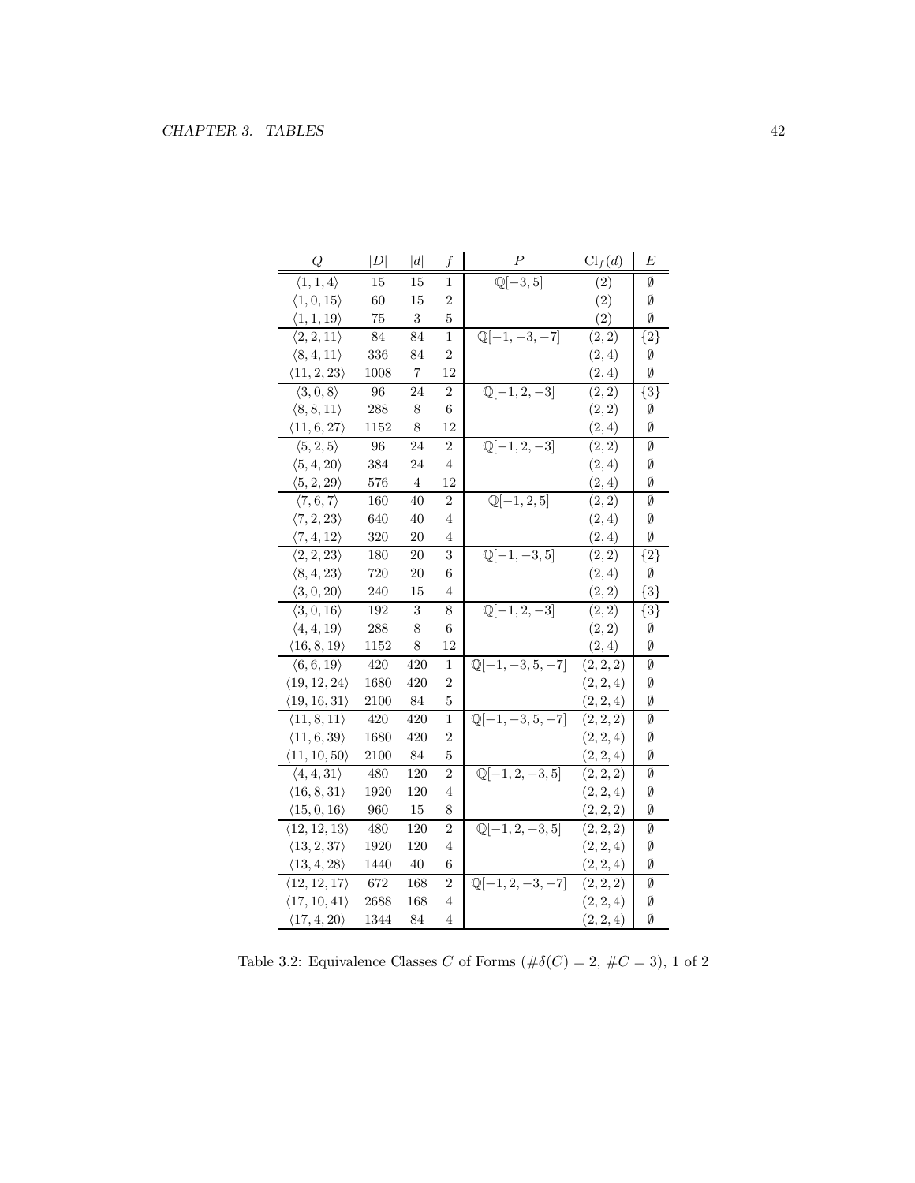| $Q$ | $\|D\|$ | $\|d\|$ | $f$ | $P$ | $\mathrm{Cl}_f(d)$ | $E$ |
|---|---|---|---|---|---|---|
| $\langle 1,1,4\rangle$ | 15 | 15 | 1 | $\mathbb{Q}[-3,5]$ | $(2)$ | $\emptyset$ |
| $\langle 1,0,15\rangle$ | 60 | 15 | 2 | | $(2)$ | $\emptyset$ |
| $\langle 1,1,19\rangle$ | 75 | 3 | 5 | | $(2)$ | $\emptyset$ |
| $\langle 2,2,11\rangle$ | 84 | 84 | 1 | $\mathbb{Q}[-1,-3,-7]$ | $(2,2)$ | $\{2\}$ |
| $\langle 8,4,11\rangle$ | 336 | 84 | 2 | | $(2,4)$ | $\emptyset$ |
| $\langle 11,2,23\rangle$ | 1008 | 7 | 12 | | $(2,4)$ | $\emptyset$ |
| $\langle 3,0,8\rangle$ | 96 | 24 | 2 | $\mathbb{Q}[-1,2,-3]$ | $(2,2)$ | $\{3\}$ |
| $\langle 8,8,11\rangle$ | 288 | 8 | 6 | | $(2,2)$ | $\emptyset$ |
| $\langle 11,6,27\rangle$ | 1152 | 8 | 12 | | $(2,4)$ | $\emptyset$ |
| $\langle 5,2,5\rangle$ | 96 | 24 | 2 | $\mathbb{Q}[-1,2,-3]$ | $(2,2)$ | $\emptyset$ |
| $\langle 5,4,20\rangle$ | 384 | 24 | 4 | | $(2,4)$ | $\emptyset$ |
| $\langle 5,2,29\rangle$ | 576 | 4 | 12 | | $(2,4)$ | $\emptyset$ |
| $\langle 7,6,7\rangle$ | 160 | 40 | 2 | $\mathbb{Q}[-1,2,5]$ | $(2,2)$ | $\emptyset$ |
| $\langle 7,2,23\rangle$ | 640 | 40 | 4 | | $(2,4)$ | $\emptyset$ |
| $\langle 7,4,12\rangle$ | 320 | 20 | 4 | | $(2,4)$ | $\emptyset$ |
| $\langle 2,2,23\rangle$ | 180 | 20 | 3 | $\mathbb{Q}[-1,-3,5]$ | $(2,2)$ | $\{2\}$ |
| $\langle 8,4,23\rangle$ | 720 | 20 | 6 | | $(2,4)$ | $\emptyset$ |
| $\langle 3,0,20\rangle$ | 240 | 15 | 4 | | $(2,2)$ | $\{3\}$ |
| $\langle 3,0,16\rangle$ | 192 | 3 | 8 | $\mathbb{Q}[-1,2,-3]$ | $(2,2)$ | $\{3\}$ |
| $\langle 4,4,19\rangle$ | 288 | 8 | 6 | | $(2,2)$ | $\emptyset$ |
| $\langle 16,8,19\rangle$ | 1152 | 8 | 12 | | $(2,4)$ | $\emptyset$ |
| $\langle 6,6,19\rangle$ | 420 | 420 | 1 | $\mathbb{Q}[-1,-3,5,-7]$ | $(2,2,2)$ | $\emptyset$ |
| $\langle 19,12,24\rangle$ | 1680 | 420 | 2 | | $(2,2,4)$ | $\emptyset$ |
| $\langle 19,16,31\rangle$ | 2100 | 84 | 5 | | $(2,2,4)$ | $\emptyset$ |
| $\langle 11,8,11\rangle$ | 420 | 420 | 1 | $\mathbb{Q}[-1,-3,5,-7]$ | $(2,2,2)$ | $\emptyset$ |
| $\langle 11,6,39\rangle$ | 1680 | 420 | 2 | | $(2,2,4)$ | $\emptyset$ |
| $\langle 11,10,50\rangle$ | 2100 | 84 | 5 | | $(2,2,4)$ | $\emptyset$ |
| $\langle 4,4,31\rangle$ | 480 | 120 | 2 | $\mathbb{Q}[-1,2,-3,5]$ | $(2,2,2)$ | $\emptyset$ |
| $\langle 16,8,31\rangle$ | 1920 | 120 | 4 | | $(2,2,4)$ | $\emptyset$ |
| $\langle 15,0,16\rangle$ | 960 | 15 | 8 | | $(2,2,2)$ | $\emptyset$ |
| $\langle 12,12,13\rangle$ | 480 | 120 | 2 | $\mathbb{Q}[-1,2,-3,5]$ | $(2,2,2)$ | $\emptyset$ |
| $\langle 13,2,37\rangle$ | 1920 | 120 | 4 | | $(2,2,4)$ | $\emptyset$ |
| $\langle 13,4,28\rangle$ | 1440 | 40 | 6 | | $(2,2,4)$ | $\emptyset$ |
| $\langle 12,12,17\rangle$ | 672 | 168 | 2 | $\mathbb{Q}[-1,2,-3,-7]$ | $(2,2,2)$ | $\emptyset$ |
| $\langle 17,10,41\rangle$ | 2688 | 168 | 4 | | $(2,2,4)$ | $\emptyset$ |
| $\langle 17,4,20\rangle$ | 1344 | 84 | 4 | | $(2,2,4)$ | $\emptyset$ |

Table 3.2: Equivalence Classes $C$ of Forms ($\#\delta(C)=2$, $\#C=3$), 1 of 2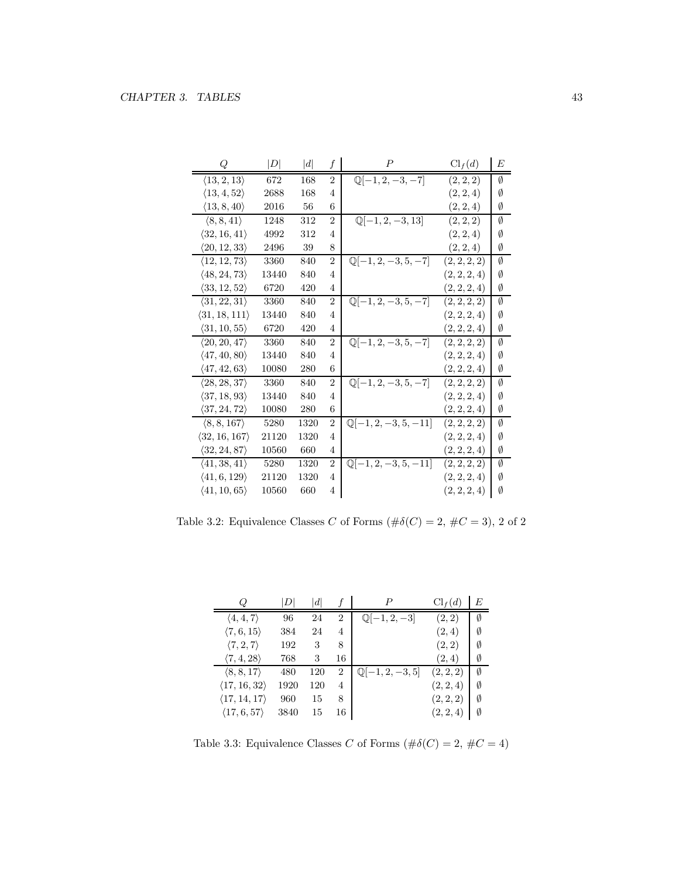| $Q$ | $\|D\|$ | $\|d\|$ | $f$ | $P$ | $\mathrm{Cl}_f(d)$ | $E$ |
|---|---|---|---|---|---|---|
| $\langle 13, 2, 13\rangle$ | 672 | 168 | 2 | $\mathbb{Q}[-1, 2, -3, -7]$ | $(2, 2, 2)$ | $\emptyset$ |
| $\langle 13, 4, 52\rangle$ | 2688 | 168 | 4 | | $(2, 2, 4)$ | $\emptyset$ |
| $\langle 13, 8, 40\rangle$ | 2016 | 56 | 6 | | $(2, 2, 4)$ | $\emptyset$ |
| $\langle 8, 8, 41\rangle$ | 1248 | 312 | 2 | $\mathbb{Q}[-1, 2, -3, 13]$ | $(2, 2, 2)$ | $\emptyset$ |
| $\langle 32, 16, 41\rangle$ | 4992 | 312 | 4 | | $(2, 2, 4)$ | $\emptyset$ |
| $\langle 20, 12, 33\rangle$ | 2496 | 39 | 8 | | $(2, 2, 4)$ | $\emptyset$ |
| $\langle 12, 12, 73\rangle$ | 3360 | 840 | 2 | $\mathbb{Q}[-1, 2, -3, 5, -7]$ | $(2, 2, 2, 2)$ | $\emptyset$ |
| $\langle 48, 24, 73\rangle$ | 13440 | 840 | 4 | | $(2, 2, 2, 4)$ | $\emptyset$ |
| $\langle 33, 12, 52\rangle$ | 6720 | 420 | 4 | | $(2, 2, 2, 4)$ | $\emptyset$ |
| $\langle 31, 22, 31\rangle$ | 3360 | 840 | 2 | $\mathbb{Q}[-1, 2, -3, 5, -7]$ | $(2, 2, 2, 2)$ | $\emptyset$ |
| $\langle 31, 18, 111\rangle$ | 13440 | 840 | 4 | | $(2, 2, 2, 4)$ | $\emptyset$ |
| $\langle 31, 10, 55\rangle$ | 6720 | 420 | 4 | | $(2, 2, 2, 4)$ | $\emptyset$ |
| $\langle 20, 20, 47\rangle$ | 3360 | 840 | 2 | $\mathbb{Q}[-1, 2, -3, 5, -7]$ | $(2, 2, 2, 2)$ | $\emptyset$ |
| $\langle 47, 40, 80\rangle$ | 13440 | 840 | 4 | | $(2, 2, 2, 4)$ | $\emptyset$ |
| $\langle 47, 42, 63\rangle$ | 10080 | 280 | 6 | | $(2, 2, 2, 4)$ | $\emptyset$ |
| $\langle 28, 28, 37\rangle$ | 3360 | 840 | 2 | $\mathbb{Q}[-1, 2, -3, 5, -7]$ | $(2, 2, 2, 2)$ | $\emptyset$ |
| $\langle 37, 18, 93\rangle$ | 13440 | 840 | 4 | | $(2, 2, 2, 4)$ | $\emptyset$ |
| $\langle 37, 24, 72\rangle$ | 10080 | 280 | 6 | | $(2, 2, 2, 4)$ | $\emptyset$ |
| $\langle 8, 8, 167\rangle$ | 5280 | 1320 | 2 | $\mathbb{Q}[-1, 2, -3, 5, -11]$ | $(2, 2, 2, 2)$ | $\emptyset$ |
| $\langle 32, 16, 167\rangle$ | 21120 | 1320 | 4 | | $(2, 2, 2, 4)$ | $\emptyset$ |
| $\langle 32, 24, 87\rangle$ | 10560 | 660 | 4 | | $(2, 2, 2, 4)$ | $\emptyset$ |
| $\langle 41, 38, 41\rangle$ | 5280 | 1320 | 2 | $\mathbb{Q}[-1, 2, -3, 5, -11]$ | $(2, 2, 2, 2)$ | $\emptyset$ |
| $\langle 41, 6, 129\rangle$ | 21120 | 1320 | 4 | | $(2, 2, 2, 4)$ | $\emptyset$ |
| $\langle 41, 10, 65\rangle$ | 10560 | 660 | 4 | | $(2, 2, 2, 4)$ | $\emptyset$ |

Table 3.2: Equivalence Classes $C$ of Forms ($\#\delta(C) = 2$, $\#C = 3$), 2 of 2

| $Q$ | $\|D\|$ | $\|d\|$ | $f$ | $P$ | $\mathrm{Cl}_f(d)$ | $E$ |
|---|---|---|---|---|---|---|
| $\langle 4, 4, 7\rangle$ | 96 | 24 | 2 | $\mathbb{Q}[-1, 2, -3]$ | $(2, 2)$ | $\emptyset$ |
| $\langle 7, 6, 15\rangle$ | 384 | 24 | 4 | | $(2, 4)$ | $\emptyset$ |
| $\langle 7, 2, 7\rangle$ | 192 | 3 | 8 | | $(2, 2)$ | $\emptyset$ |
| $\langle 7, 4, 28\rangle$ | 768 | 3 | 16 | | $(2, 4)$ | $\emptyset$ |
| $\langle 8, 8, 17\rangle$ | 480 | 120 | 2 | $\mathbb{Q}[-1, 2, -3, 5]$ | $(2, 2, 2)$ | $\emptyset$ |
| $\langle 17, 16, 32\rangle$ | 1920 | 120 | 4 | | $(2, 2, 4)$ | $\emptyset$ |
| $\langle 17, 14, 17\rangle$ | 960 | 15 | 8 | | $(2, 2, 2)$ | $\emptyset$ |
| $\langle 17, 6, 57\rangle$ | 3840 | 15 | 16 | | $(2, 2, 4)$ | $\emptyset$ |

Table 3.3: Equivalence Classes $C$ of Forms ($\#\delta(C) = 2$, $\#C = 4$)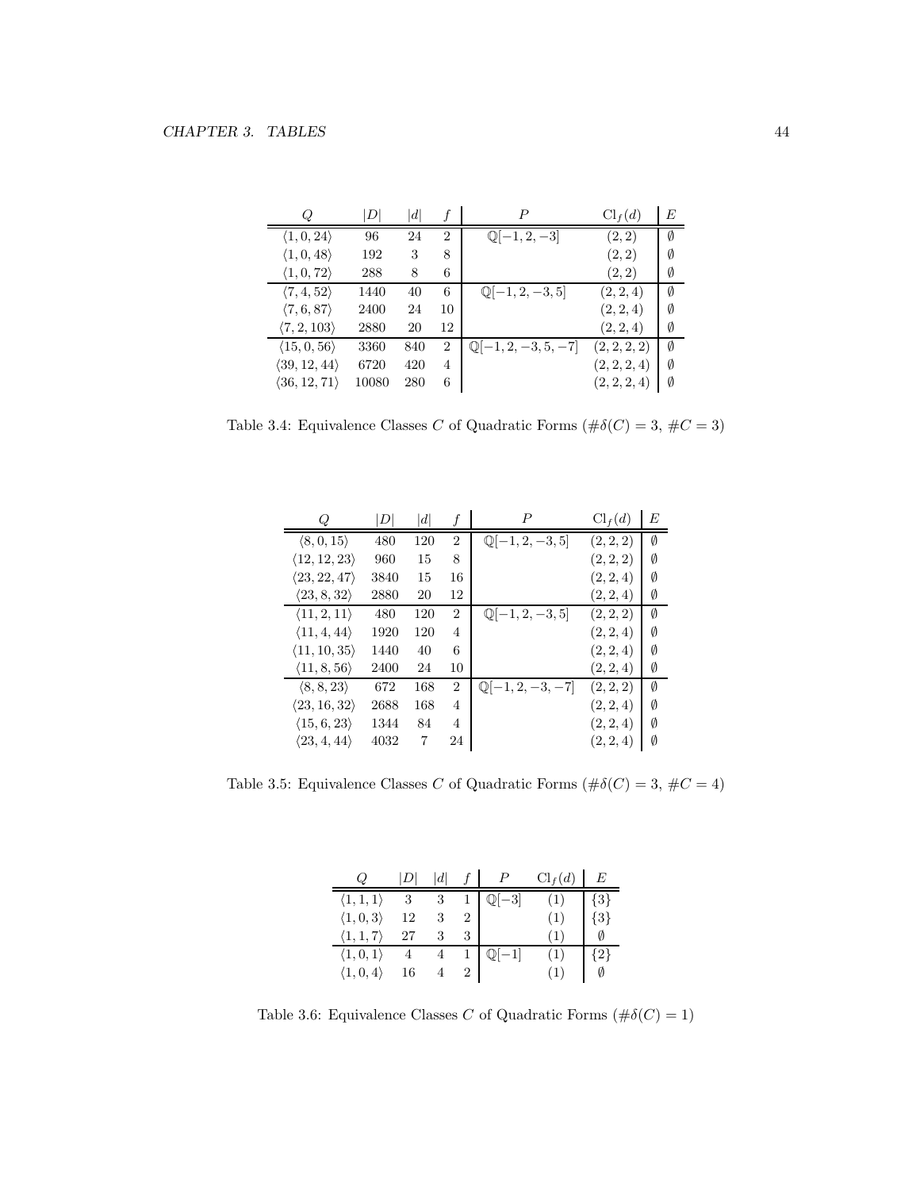| $Q$ | $\|D\|$ | $\|d\|$ | $f$ | $P$ | $\mathrm{Cl}_f(d)$ | $E$ |
|---|---|---|---|---|---|---|
| $\langle 1, 0, 24\rangle$ | 96 | 24 | 2 | $\mathbb{Q}[-1, 2, -3]$ | $(2, 2)$ | $\emptyset$ |
| $\langle 1, 0, 48\rangle$ | 192 | 3 | 8 | | $(2, 2)$ | $\emptyset$ |
| $\langle 1, 0, 72\rangle$ | 288 | 8 | 6 | | $(2, 2)$ | $\emptyset$ |
| $\langle 7, 4, 52\rangle$ | 1440 | 40 | 6 | $\mathbb{Q}[-1, 2, -3, 5]$ | $(2, 2, 4)$ | $\emptyset$ |
| $\langle 7, 6, 87\rangle$ | 2400 | 24 | 10 | | $(2, 2, 4)$ | $\emptyset$ |
| $\langle 7, 2, 103\rangle$ | 2880 | 20 | 12 | | $(2, 2, 4)$ | $\emptyset$ |
| $\langle 15, 0, 56\rangle$ | 3360 | 840 | 2 | $\mathbb{Q}[-1, 2, -3, 5, -7]$ | $(2, 2, 2, 2)$ | $\emptyset$ |
| $\langle 39, 12, 44\rangle$ | 6720 | 420 | 4 | | $(2, 2, 2, 4)$ | $\emptyset$ |
| $\langle 36, 12, 71\rangle$ | 10080 | 280 | 6 | | $(2, 2, 2, 4)$ | $\emptyset$ |

Table 3.4: Equivalence Classes $C$ of Quadratic Forms ($\#\delta(C) = 3$, $\#C = 3$)

| $Q$ | $\|D\|$ | $\|d\|$ | $f$ | $P$ | $\mathrm{Cl}_f(d)$ | $E$ |
|---|---|---|---|---|---|---|
| $\langle 8, 0, 15\rangle$ | 480 | 120 | 2 | $\mathbb{Q}[-1, 2, -3, 5]$ | $(2, 2, 2)$ | $\emptyset$ |
| $\langle 12, 12, 23\rangle$ | 960 | 15 | 8 | | $(2, 2, 2)$ | $\emptyset$ |
| $\langle 23, 22, 47\rangle$ | 3840 | 15 | 16 | | $(2, 2, 4)$ | $\emptyset$ |
| $\langle 23, 8, 32\rangle$ | 2880 | 20 | 12 | | $(2, 2, 4)$ | $\emptyset$ |
| $\langle 11, 2, 11\rangle$ | 480 | 120 | 2 | $\mathbb{Q}[-1, 2, -3, 5]$ | $(2, 2, 2)$ | $\emptyset$ |
| $\langle 11, 4, 44\rangle$ | 1920 | 120 | 4 | | $(2, 2, 4)$ | $\emptyset$ |
| $\langle 11, 10, 35\rangle$ | 1440 | 40 | 6 | | $(2, 2, 4)$ | $\emptyset$ |
| $\langle 11, 8, 56\rangle$ | 2400 | 24 | 10 | | $(2, 2, 4)$ | $\emptyset$ |
| $\langle 8, 8, 23\rangle$ | 672 | 168 | 2 | $\mathbb{Q}[-1, 2, -3, -7]$ | $(2, 2, 2)$ | $\emptyset$ |
| $\langle 23, 16, 32\rangle$ | 2688 | 168 | 4 | | $(2, 2, 4)$ | $\emptyset$ |
| $\langle 15, 6, 23\rangle$ | 1344 | 84 | 4 | | $(2, 2, 4)$ | $\emptyset$ |
| $\langle 23, 4, 44\rangle$ | 4032 | 7 | 24 | | $(2, 2, 4)$ | $\emptyset$ |

Table 3.5: Equivalence Classes $C$ of Quadratic Forms ($\#\delta(C) = 3$, $\#C = 4$)

| $Q$ | $\|D\|$ | $\|d\|$ | $f$ | $P$ | $\mathrm{Cl}_f(d)$ | $E$ |
|---|---|---|---|---|---|---|
| $\langle 1, 1, 1\rangle$ | 3 | 3 | 1 | $\mathbb{Q}[-3]$ | $(1)$ | $\{3\}$ |
| $\langle 1, 0, 3\rangle$ | 12 | 3 | 2 | | $(1)$ | $\{3\}$ |
| $\langle 1, 1, 7\rangle$ | 27 | 3 | 3 | | $(1)$ | $\emptyset$ |
| $\langle 1, 0, 1\rangle$ | 4 | 4 | 1 | $\mathbb{Q}[-1]$ | $(1)$ | $\{2\}$ |
| $\langle 1, 0, 4\rangle$ | 16 | 4 | 2 | | $(1)$ | $\emptyset$ |

Table 3.6: Equivalence Classes $C$ of Quadratic Forms ($\#\delta(C) = 1$)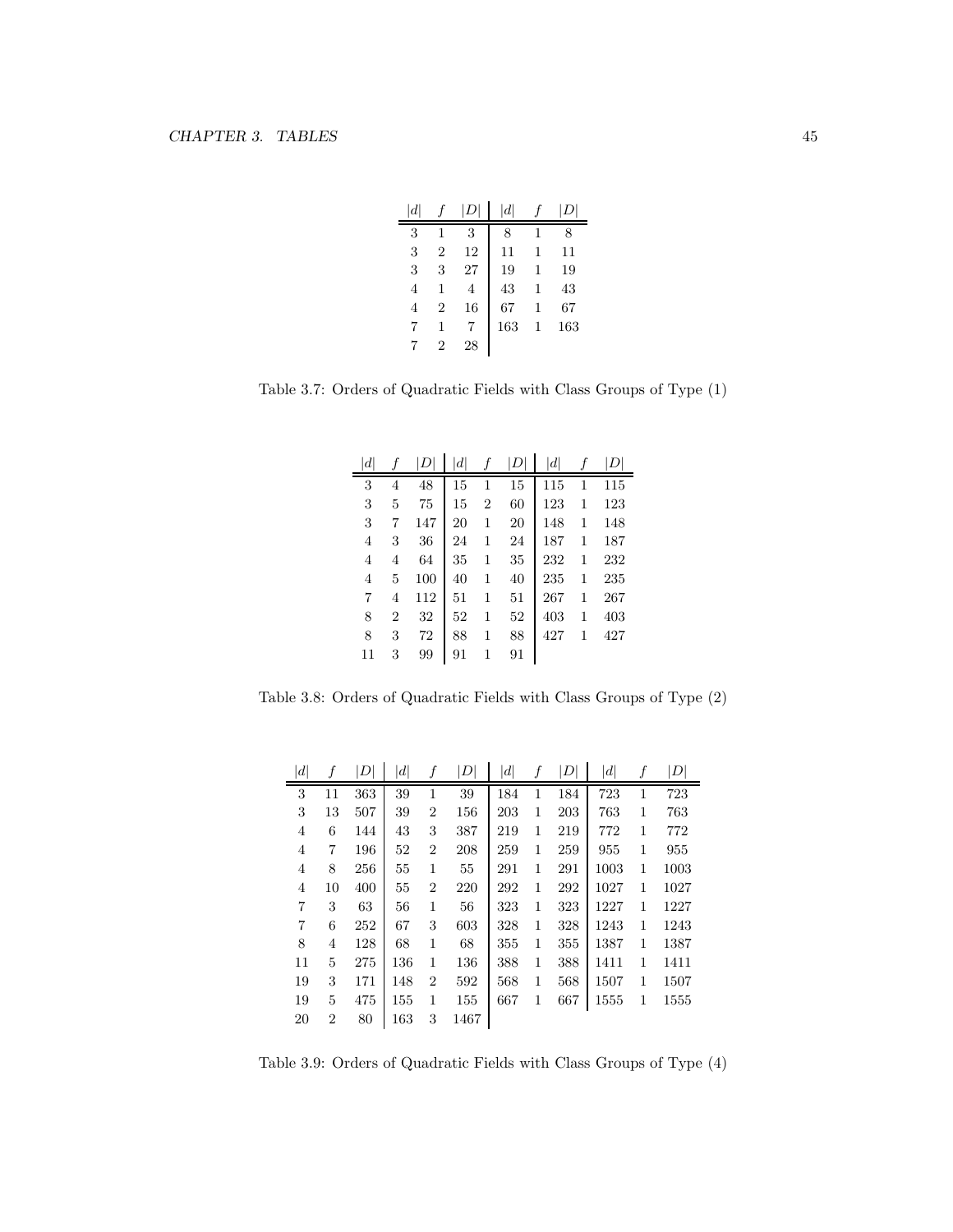| $\|d\|$ | $f$ | $\|D\|$ | $\|d\|$ | $f$ | $\|D\|$ |
|---|---|---|---|---|---|
| 3 | 1 | 3 | 8 | 1 | 8 |
| 3 | 2 | 12 | 11 | 1 | 11 |
| 3 | 3 | 27 | 19 | 1 | 19 |
| 4 | 1 | 4 | 43 | 1 | 43 |
| 4 | 2 | 16 | 67 | 1 | 67 |
| 7 | 1 | 7 | 163 | 1 | 163 |
| 7 | 2 | 28 | | | |

Table 3.7: Orders of Quadratic Fields with Class Groups of Type (1)

| $\|d\|$ | $f$ | $\|D\|$ | $\|d\|$ | $f$ | $\|D\|$ | $\|d\|$ | $f$ | $\|D\|$ |
|---|---|---|---|---|---|---|---|---|
| 3 | 4 | 48 | 15 | 1 | 15 | 115 | 1 | 115 |
| 3 | 5 | 75 | 15 | 2 | 60 | 123 | 1 | 123 |
| 3 | 7 | 147 | 20 | 1 | 20 | 148 | 1 | 148 |
| 4 | 3 | 36 | 24 | 1 | 24 | 187 | 1 | 187 |
| 4 | 4 | 64 | 35 | 1 | 35 | 232 | 1 | 232 |
| 4 | 5 | 100 | 40 | 1 | 40 | 235 | 1 | 235 |
| 7 | 4 | 112 | 51 | 1 | 51 | 267 | 1 | 267 |
| 8 | 2 | 32 | 52 | 1 | 52 | 403 | 1 | 403 |
| 8 | 3 | 72 | 88 | 1 | 88 | 427 | 1 | 427 |
| 11 | 3 | 99 | 91 | 1 | 91 | | | |

Table 3.8: Orders of Quadratic Fields with Class Groups of Type (2)

| $\|d\|$ | $f$ | $\|D\|$ | $\|d\|$ | $f$ | $\|D\|$ | $\|d\|$ | $f$ | $\|D\|$ | $\|d\|$ | $f$ | $\|D\|$ |
|---|---|---|---|---|---|---|---|---|---|---|---|
| 3 | 11 | 363 | 39 | 1 | 39 | 184 | 1 | 184 | 723 | 1 | 723 |
| 3 | 13 | 507 | 39 | 2 | 156 | 203 | 1 | 203 | 763 | 1 | 763 |
| 4 | 6 | 144 | 43 | 3 | 387 | 219 | 1 | 219 | 772 | 1 | 772 |
| 4 | 7 | 196 | 52 | 2 | 208 | 259 | 1 | 259 | 955 | 1 | 955 |
| 4 | 8 | 256 | 55 | 1 | 55 | 291 | 1 | 291 | 1003 | 1 | 1003 |
| 4 | 10 | 400 | 55 | 2 | 220 | 292 | 1 | 292 | 1027 | 1 | 1027 |
| 7 | 3 | 63 | 56 | 1 | 56 | 323 | 1 | 323 | 1227 | 1 | 1227 |
| 7 | 6 | 252 | 67 | 3 | 603 | 328 | 1 | 328 | 1243 | 1 | 1243 |
| 8 | 4 | 128 | 68 | 1 | 68 | 355 | 1 | 355 | 1387 | 1 | 1387 |
| 11 | 5 | 275 | 136 | 1 | 136 | 388 | 1 | 388 | 1411 | 1 | 1411 |
| 19 | 3 | 171 | 148 | 2 | 592 | 568 | 1 | 568 | 1507 | 1 | 1507 |
| 19 | 5 | 475 | 155 | 1 | 155 | 667 | 1 | 667 | 1555 | 1 | 1555 |
| 20 | 2 | 80 | 163 | 3 | 1467 | | | | | | |

Table 3.9: Orders of Quadratic Fields with Class Groups of Type (4)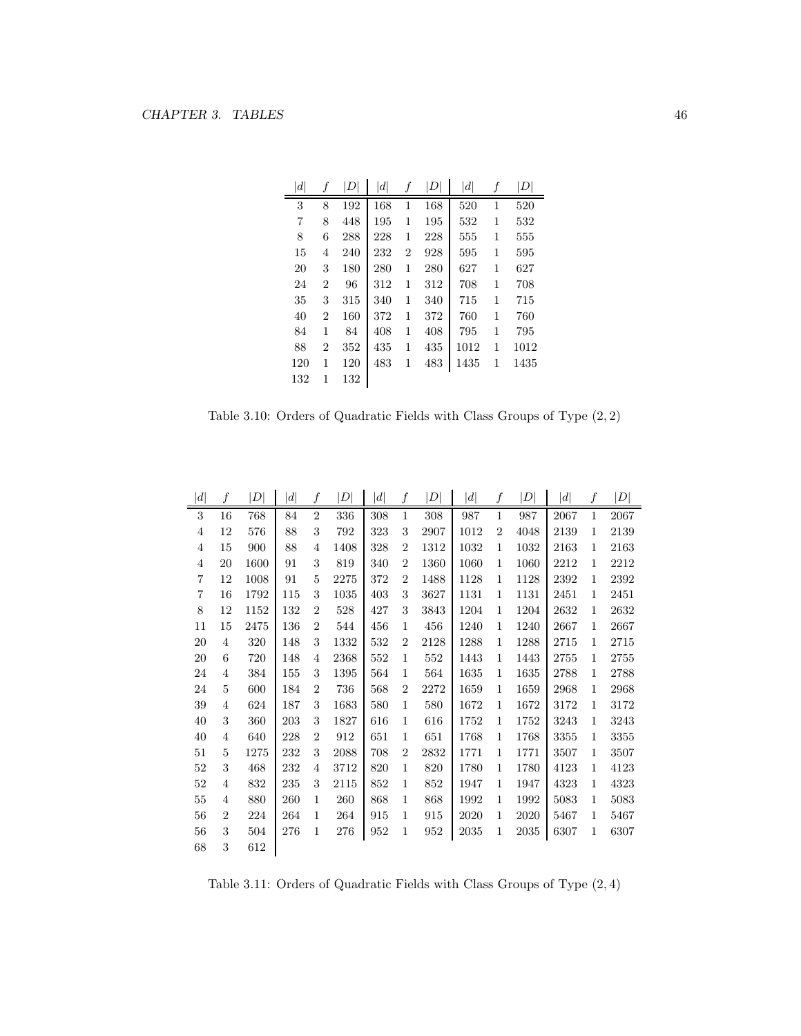| $\|d\|$ | $f$ | $\|D\|$ | $\|d\|$ | $f$ | $\|D\|$ | $\|d\|$ | $f$ | $\|D\|$ |
|---|---|---|---|---|---|---|---|---|
| 3 | 8 | 192 | 168 | 1 | 168 | 520 | 1 | 520 |
| 7 | 8 | 448 | 195 | 1 | 195 | 532 | 1 | 532 |
| 8 | 6 | 288 | 228 | 1 | 228 | 555 | 1 | 555 |
| 15 | 4 | 240 | 232 | 2 | 928 | 595 | 1 | 595 |
| 20 | 3 | 180 | 280 | 1 | 280 | 627 | 1 | 627 |
| 24 | 2 | 96 | 312 | 1 | 312 | 708 | 1 | 708 |
| 35 | 3 | 315 | 340 | 1 | 340 | 715 | 1 | 715 |
| 40 | 2 | 160 | 372 | 1 | 372 | 760 | 1 | 760 |
| 84 | 1 | 84 | 408 | 1 | 408 | 795 | 1 | 795 |
| 88 | 2 | 352 | 435 | 1 | 435 | 1012 | 1 | 1012 |
| 120 | 1 | 120 | 483 | 1 | 483 | 1435 | 1 | 1435 |
| 132 | 1 | 132 | | | | | | |

Table 3.10: Orders of Quadratic Fields with Class Groups of Type $(2, 2)$

| $\|d\|$ | $f$ | $\|D\|$ | $\|d\|$ | $f$ | $\|D\|$ | $\|d\|$ | $f$ | $\|D\|$ | $\|d\|$ | $f$ | $\|D\|$ | $\|d\|$ | $f$ | $\|D\|$ |
|---|---|---|---|---|---|---|---|---|---|---|---|---|---|---|
| 3 | 16 | 768 | 84 | 2 | 336 | 308 | 1 | 308 | 987 | 1 | 987 | 2067 | 1 | 2067 |
| 4 | 12 | 576 | 88 | 3 | 792 | 323 | 3 | 2907 | 1012 | 2 | 4048 | 2139 | 1 | 2139 |
| 4 | 15 | 900 | 88 | 4 | 1408 | 328 | 2 | 1312 | 1032 | 1 | 1032 | 2163 | 1 | 2163 |
| 4 | 20 | 1600 | 91 | 3 | 819 | 340 | 2 | 1360 | 1060 | 1 | 1060 | 2212 | 1 | 2212 |
| 7 | 12 | 1008 | 91 | 5 | 2275 | 372 | 2 | 1488 | 1128 | 1 | 1128 | 2392 | 1 | 2392 |
| 7 | 16 | 1792 | 115 | 3 | 1035 | 403 | 3 | 3627 | 1131 | 1 | 1131 | 2451 | 1 | 2451 |
| 8 | 12 | 1152 | 132 | 2 | 528 | 427 | 3 | 3843 | 1204 | 1 | 1204 | 2632 | 1 | 2632 |
| 11 | 15 | 2475 | 136 | 2 | 544 | 456 | 1 | 456 | 1240 | 1 | 1240 | 2667 | 1 | 2667 |
| 20 | 4 | 320 | 148 | 3 | 1332 | 532 | 2 | 2128 | 1288 | 1 | 1288 | 2715 | 1 | 2715 |
| 20 | 6 | 720 | 148 | 4 | 2368 | 552 | 1 | 552 | 1443 | 1 | 1443 | 2755 | 1 | 2755 |
| 24 | 4 | 384 | 155 | 3 | 1395 | 564 | 1 | 564 | 1635 | 1 | 1635 | 2788 | 1 | 2788 |
| 24 | 5 | 600 | 184 | 2 | 736 | 568 | 2 | 2272 | 1659 | 1 | 1659 | 2968 | 1 | 2968 |
| 39 | 4 | 624 | 187 | 3 | 1683 | 580 | 1 | 580 | 1672 | 1 | 1672 | 3172 | 1 | 3172 |
| 40 | 3 | 360 | 203 | 3 | 1827 | 616 | 1 | 616 | 1752 | 1 | 1752 | 3243 | 1 | 3243 |
| 40 | 4 | 640 | 228 | 2 | 912 | 651 | 1 | 651 | 1768 | 1 | 1768 | 3355 | 1 | 3355 |
| 51 | 5 | 1275 | 232 | 3 | 2088 | 708 | 2 | 2832 | 1771 | 1 | 1771 | 3507 | 1 | 3507 |
| 52 | 3 | 468 | 232 | 4 | 3712 | 820 | 1 | 820 | 1780 | 1 | 1780 | 4123 | 1 | 4123 |
| 52 | 4 | 832 | 235 | 3 | 2115 | 852 | 1 | 852 | 1947 | 1 | 1947 | 4323 | 1 | 4323 |
| 55 | 4 | 880 | 260 | 1 | 260 | 868 | 1 | 868 | 1992 | 1 | 1992 | 5083 | 1 | 5083 |
| 56 | 2 | 224 | 264 | 1 | 264 | 915 | 1 | 915 | 2020 | 1 | 2020 | 5467 | 1 | 5467 |
| 56 | 3 | 504 | 276 | 1 | 276 | 952 | 1 | 952 | 2035 | 1 | 2035 | 6307 | 1 | 6307 |
| 68 | 3 | 612 | | | | | | | | | | | | |

Table 3.11: Orders of Quadratic Fields with Class Groups of Type $(2, 4)$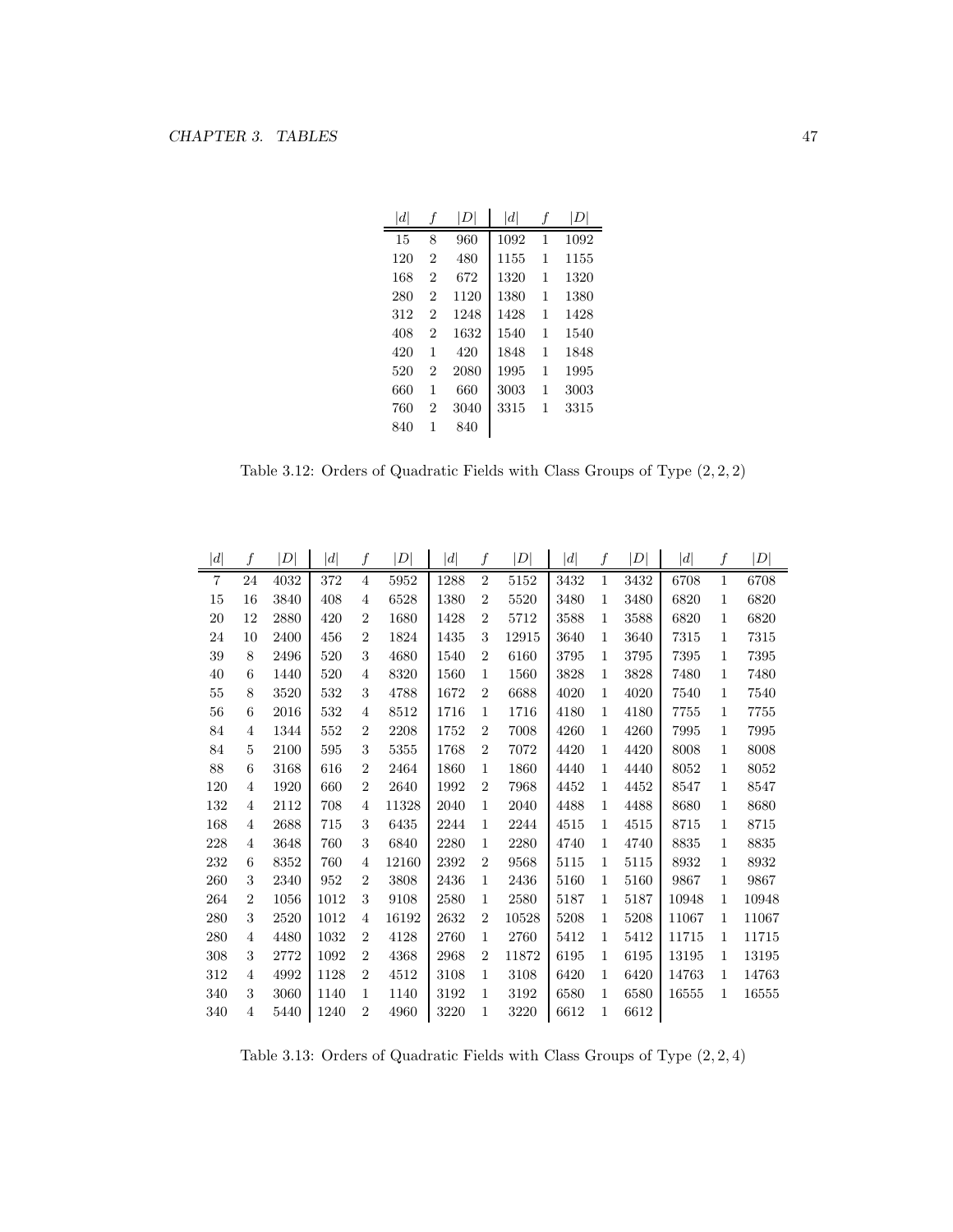| $\|d\|$ | $f$ | $\|D\|$ | $\|d\|$ | $f$ | $\|D\|$ |
|---|---|---|---|---|---|
| 15 | 8 | 960 | 1092 | 1 | 1092 |
| 120 | 2 | 480 | 1155 | 1 | 1155 |
| 168 | 2 | 672 | 1320 | 1 | 1320 |
| 280 | 2 | 1120 | 1380 | 1 | 1380 |
| 312 | 2 | 1248 | 1428 | 1 | 1428 |
| 408 | 2 | 1632 | 1540 | 1 | 1540 |
| 420 | 1 | 420 | 1848 | 1 | 1848 |
| 520 | 2 | 2080 | 1995 | 1 | 1995 |
| 660 | 1 | 660 | 3003 | 1 | 3003 |
| 760 | 2 | 3040 | 3315 | 1 | 3315 |
| 840 | 1 | 840 | | | |

Table 3.12: Orders of Quadratic Fields with Class Groups of Type $(2,2,2)$

| $\|d\|$ | $f$ | $\|D\|$ | $\|d\|$ | $f$ | $\|D\|$ | $\|d\|$ | $f$ | $\|D\|$ | $\|d\|$ | $f$ | $\|D\|$ | $\|d\|$ | $f$ | $\|D\|$ |
|---|---|---|---|---|---|---|---|---|---|---|---|---|---|---|
| 7 | 24 | 4032 | 372 | 4 | 5952 | 1288 | 2 | 5152 | 3432 | 1 | 3432 | 6708 | 1 | 6708 |
| 15 | 16 | 3840 | 408 | 4 | 6528 | 1380 | 2 | 5520 | 3480 | 1 | 3480 | 6820 | 1 | 6820 |
| 20 | 12 | 2880 | 420 | 2 | 1680 | 1428 | 2 | 5712 | 3588 | 1 | 3588 | 6820 | 1 | 6820 |
| 24 | 10 | 2400 | 456 | 2 | 1824 | 1435 | 3 | 12915 | 3640 | 1 | 3640 | 7315 | 1 | 7315 |
| 39 | 8 | 2496 | 520 | 3 | 4680 | 1540 | 2 | 6160 | 3795 | 1 | 3795 | 7395 | 1 | 7395 |
| 40 | 6 | 1440 | 520 | 4 | 8320 | 1560 | 1 | 1560 | 3828 | 1 | 3828 | 7480 | 1 | 7480 |
| 55 | 8 | 3520 | 532 | 3 | 4788 | 1672 | 2 | 6688 | 4020 | 1 | 4020 | 7540 | 1 | 7540 |
| 56 | 6 | 2016 | 532 | 4 | 8512 | 1716 | 1 | 1716 | 4180 | 1 | 4180 | 7755 | 1 | 7755 |
| 84 | 4 | 1344 | 552 | 2 | 2208 | 1752 | 2 | 7008 | 4260 | 1 | 4260 | 7995 | 1 | 7995 |
| 84 | 5 | 2100 | 595 | 3 | 5355 | 1768 | 2 | 7072 | 4420 | 1 | 4420 | 8008 | 1 | 8008 |
| 88 | 6 | 3168 | 616 | 2 | 2464 | 1860 | 1 | 1860 | 4440 | 1 | 4440 | 8052 | 1 | 8052 |
| 120 | 4 | 1920 | 660 | 2 | 2640 | 1992 | 2 | 7968 | 4452 | 1 | 4452 | 8547 | 1 | 8547 |
| 132 | 4 | 2112 | 708 | 4 | 11328 | 2040 | 1 | 2040 | 4488 | 1 | 4488 | 8680 | 1 | 8680 |
| 168 | 4 | 2688 | 715 | 3 | 6435 | 2244 | 1 | 2244 | 4515 | 1 | 4515 | 8715 | 1 | 8715 |
| 228 | 4 | 3648 | 760 | 3 | 6840 | 2280 | 1 | 2280 | 4740 | 1 | 4740 | 8835 | 1 | 8835 |
| 232 | 6 | 8352 | 760 | 4 | 12160 | 2392 | 2 | 9568 | 5115 | 1 | 5115 | 8932 | 1 | 8932 |
| 260 | 3 | 2340 | 952 | 2 | 3808 | 2436 | 1 | 2436 | 5160 | 1 | 5160 | 9867 | 1 | 9867 |
| 264 | 2 | 1056 | 1012 | 3 | 9108 | 2580 | 1 | 2580 | 5187 | 1 | 5187 | 10948 | 1 | 10948 |
| 280 | 3 | 2520 | 1012 | 4 | 16192 | 2632 | 2 | 10528 | 5208 | 1 | 5208 | 11067 | 1 | 11067 |
| 280 | 4 | 4480 | 1032 | 2 | 4128 | 2760 | 1 | 2760 | 5412 | 1 | 5412 | 11715 | 1 | 11715 |
| 308 | 3 | 2772 | 1092 | 2 | 4368 | 2968 | 2 | 11872 | 6195 | 1 | 6195 | 13195 | 1 | 13195 |
| 312 | 4 | 4992 | 1128 | 2 | 4512 | 3108 | 1 | 3108 | 6420 | 1 | 6420 | 14763 | 1 | 14763 |
| 340 | 3 | 3060 | 1140 | 1 | 1140 | 3192 | 1 | 3192 | 6580 | 1 | 6580 | 16555 | 1 | 16555 |
| 340 | 4 | 5440 | 1240 | 2 | 4960 | 3220 | 1 | 3220 | 6612 | 1 | 6612 | | | |

Table 3.13: Orders of Quadratic Fields with Class Groups of Type $(2,2,4)$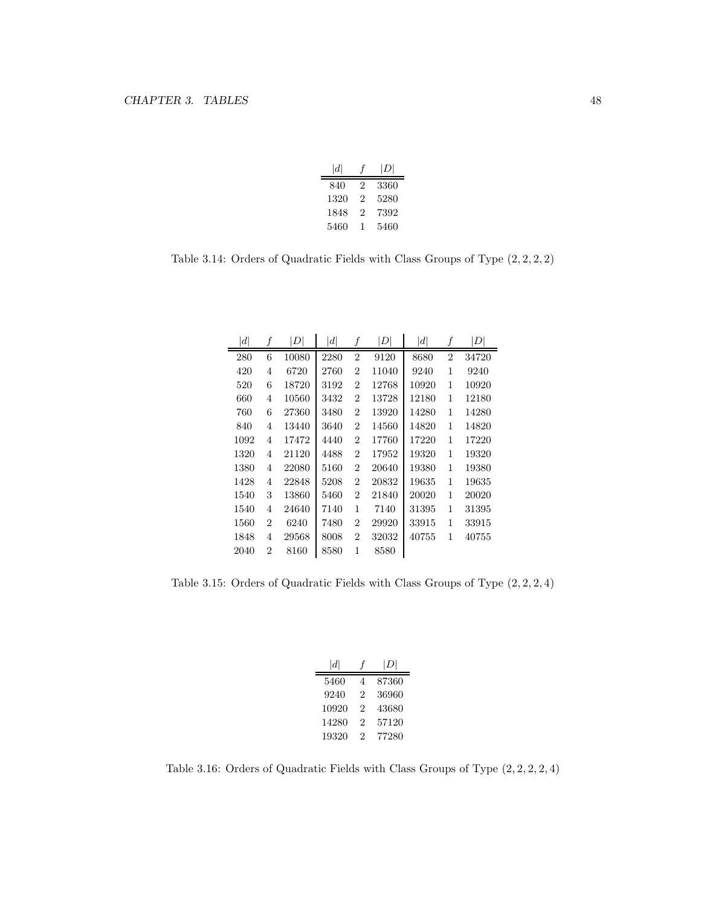| $\|d\|$ | $f$ | $\|D\|$ |
|---|---|---|
| 840 | 2 | 3360 |
| 1320 | 2 | 5280 |
| 1848 | 2 | 7392 |
| 5460 | 1 | 5460 |

Table 3.14: Orders of Quadratic Fields with Class Groups of Type $(2, 2, 2, 2)$

| $\|d\|$ | $f$ | $\|D\|$ | $\|d\|$ | $f$ | $\|D\|$ | $\|d\|$ | $f$ | $\|D\|$ |
|---|---|---|---|---|---|---|---|---|
| 280 | 6 | 10080 | 2280 | 2 | 9120 | 8680 | 2 | 34720 |
| 420 | 4 | 6720 | 2760 | 2 | 11040 | 9240 | 1 | 9240 |
| 520 | 6 | 18720 | 3192 | 2 | 12768 | 10920 | 1 | 10920 |
| 660 | 4 | 10560 | 3432 | 2 | 13728 | 12180 | 1 | 12180 |
| 760 | 6 | 27360 | 3480 | 2 | 13920 | 14280 | 1 | 14280 |
| 840 | 4 | 13440 | 3640 | 2 | 14560 | 14820 | 1 | 14820 |
| 1092 | 4 | 17472 | 4440 | 2 | 17760 | 17220 | 1 | 17220 |
| 1320 | 4 | 21120 | 4488 | 2 | 17952 | 19320 | 1 | 19320 |
| 1380 | 4 | 22080 | 5160 | 2 | 20640 | 19380 | 1 | 19380 |
| 1428 | 4 | 22848 | 5208 | 2 | 20832 | 19635 | 1 | 19635 |
| 1540 | 3 | 13860 | 5460 | 2 | 21840 | 20020 | 1 | 20020 |
| 1540 | 4 | 24640 | 7140 | 1 | 7140 | 31395 | 1 | 31395 |
| 1560 | 2 | 6240 | 7480 | 2 | 29920 | 33915 | 1 | 33915 |
| 1848 | 4 | 29568 | 8008 | 2 | 32032 | 40755 | 1 | 40755 |
| 2040 | 2 | 8160 | 8580 | 1 | 8580 | | | |

Table 3.15: Orders of Quadratic Fields with Class Groups of Type $(2, 2, 2, 4)$

| $\|d\|$ | $f$ | $\|D\|$ |
|---|---|---|
| 5460 | 4 | 87360 |
| 9240 | 2 | 36960 |
| 10920 | 2 | 43680 |
| 14280 | 2 | 57120 |
| 19320 | 2 | 77280 |

Table 3.16: Orders of Quadratic Fields with Class Groups of Type $(2, 2, 2, 2, 4)$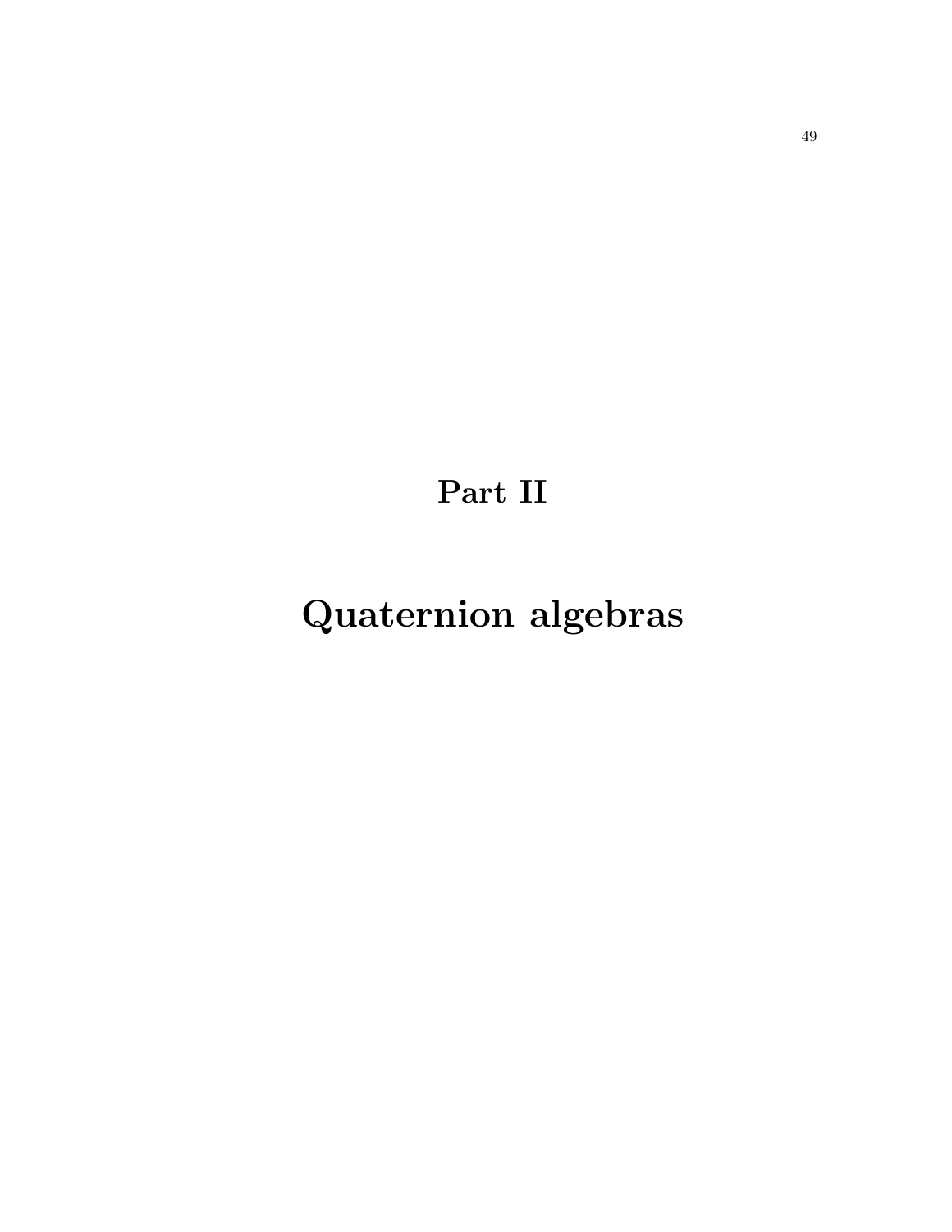# Part II

# Quaternion algebras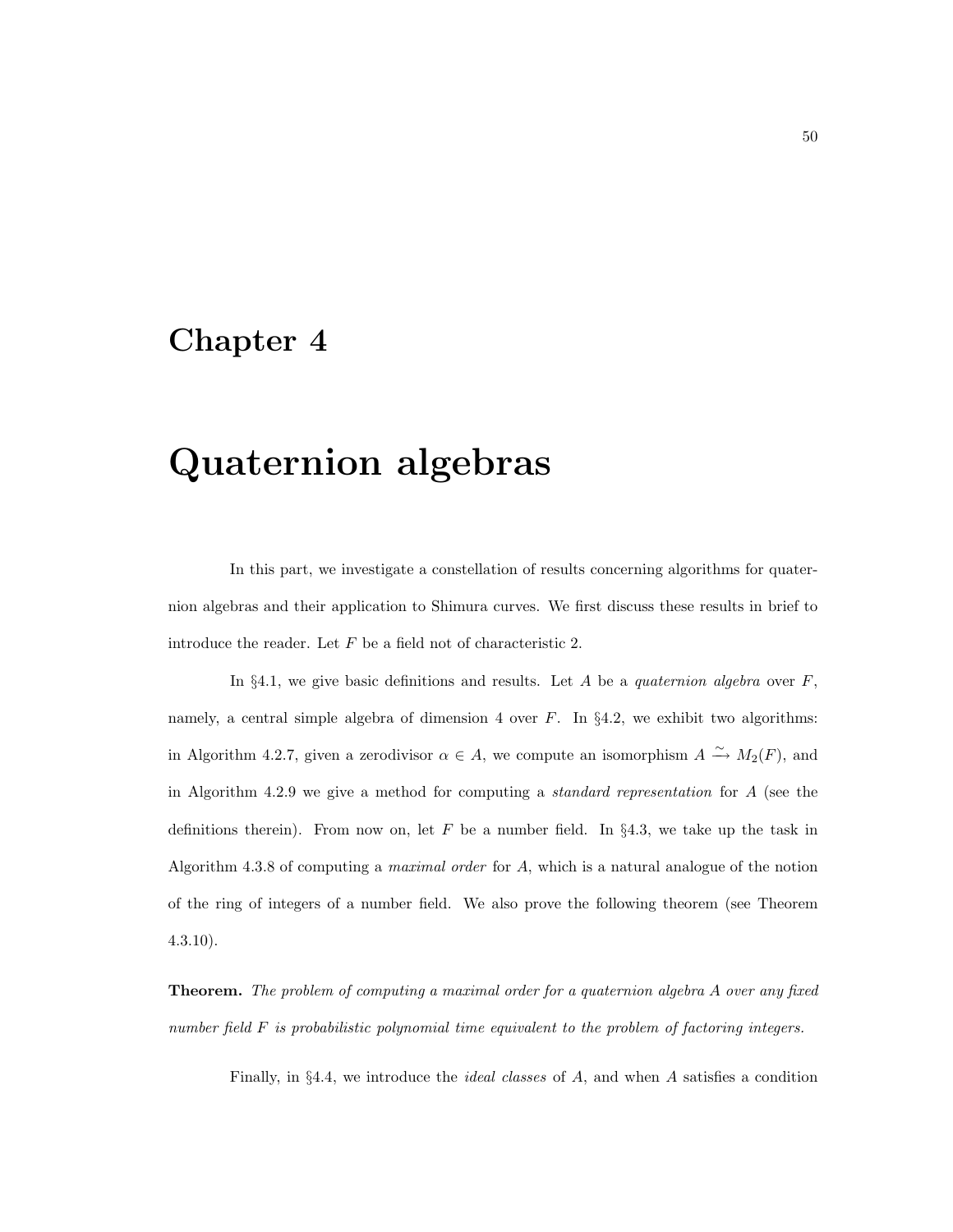# Chapter 4

# Quaternion algebras

In this part, we investigate a constellation of results concerning algorithms for quaternion algebras and their application to Shimura curves. We first discuss these results in brief to introduce the reader. Let $F$ be a field not of characteristic 2.

In §4.1, we give basic definitions and results. Let $A$ be a *quaternion algebra* over $F$, namely, a central simple algebra of dimension 4 over $F$. In §4.2, we exhibit two algorithms: in Algorithm 4.2.7, given a zerodivisor $\alpha \in A$, we compute an isomorphism $A \xrightarrow{\sim} M_2(F)$, and in Algorithm 4.2.9 we give a method for computing a *standard representation* for $A$ (see the definitions therein). From now on, let $F$ be a number field. In §4.3, we take up the task in Algorithm 4.3.8 of computing a *maximal order* for $A$, which is a natural analogue of the notion of the ring of integers of a number field. We also prove the following theorem (see Theorem 4.3.10).

**Theorem.** *The problem of computing a maximal order for a quaternion algebra $A$ over any fixed number field $F$ is probabilistic polynomial time equivalent to the problem of factoring integers.*

Finally, in §4.4, we introduce the *ideal classes* of $A$, and when $A$ satisfies a condition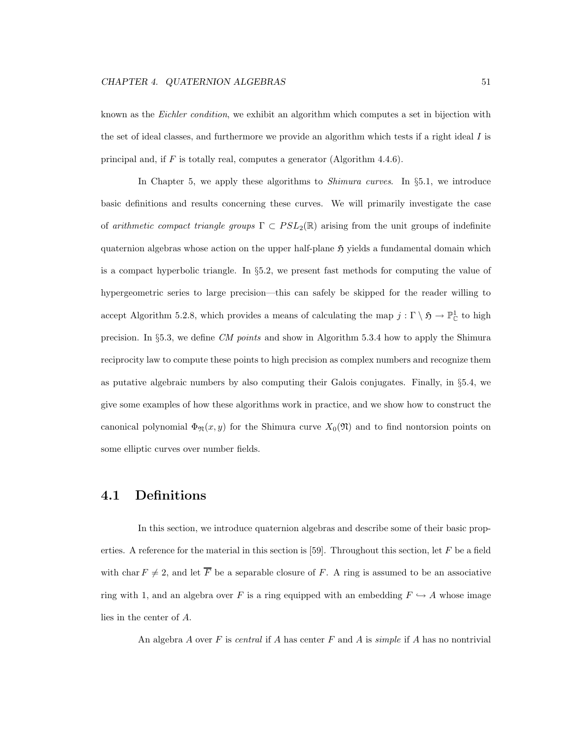known as the *Eichler condition*, we exhibit an algorithm which computes a set in bijection with the set of ideal classes, and furthermore we provide an algorithm which tests if a right ideal $I$ is principal and, if $F$ is totally real, computes a generator (Algorithm 4.4.6).

In Chapter 5, we apply these algorithms to *Shimura curves*. In §5.1, we introduce basic definitions and results concerning these curves. We will primarily investigate the case of *arithmetic compact triangle groups* $\Gamma \subset PSL_2(\mathbb{R})$ arising from the unit groups of indefinite quaternion algebras whose action on the upper half-plane $\mathfrak{H}$ yields a fundamental domain which is a compact hyperbolic triangle. In §5.2, we present fast methods for computing the value of hypergeometric series to large precision—this can safely be skipped for the reader willing to accept Algorithm 5.2.8, which provides a means of calculating the map $j : \Gamma \setminus \mathfrak{H} \to \mathbb{P}^1_{\mathbb{C}}$ to high precision. In §5.3, we define *CM points* and show in Algorithm 5.3.4 how to apply the Shimura reciprocity law to compute these points to high precision as complex numbers and recognize them as putative algebraic numbers by also computing their Galois conjugates. Finally, in §5.4, we give some examples of how these algorithms work in practice, and we show how to construct the canonical polynomial $\Phi_{\mathfrak{N}}(x, y)$ for the Shimura curve $X_0(\mathfrak{N})$ and to find nontorsion points on some elliptic curves over number fields.

## 4.1 Definitions

In this section, we introduce quaternion algebras and describe some of their basic properties. A reference for the material in this section is [59]. Throughout this section, let $F$ be a field with $\operatorname{char} F \neq 2$, and let $\overline{F}$ be a separable closure of $F$. A ring is assumed to be an associative ring with 1, and an algebra over $F$ is a ring equipped with an embedding $F \hookrightarrow A$ whose image lies in the center of $A$.

An algebra $A$ over $F$ is *central* if $A$ has center $F$ and $A$ is *simple* if $A$ has no nontrivial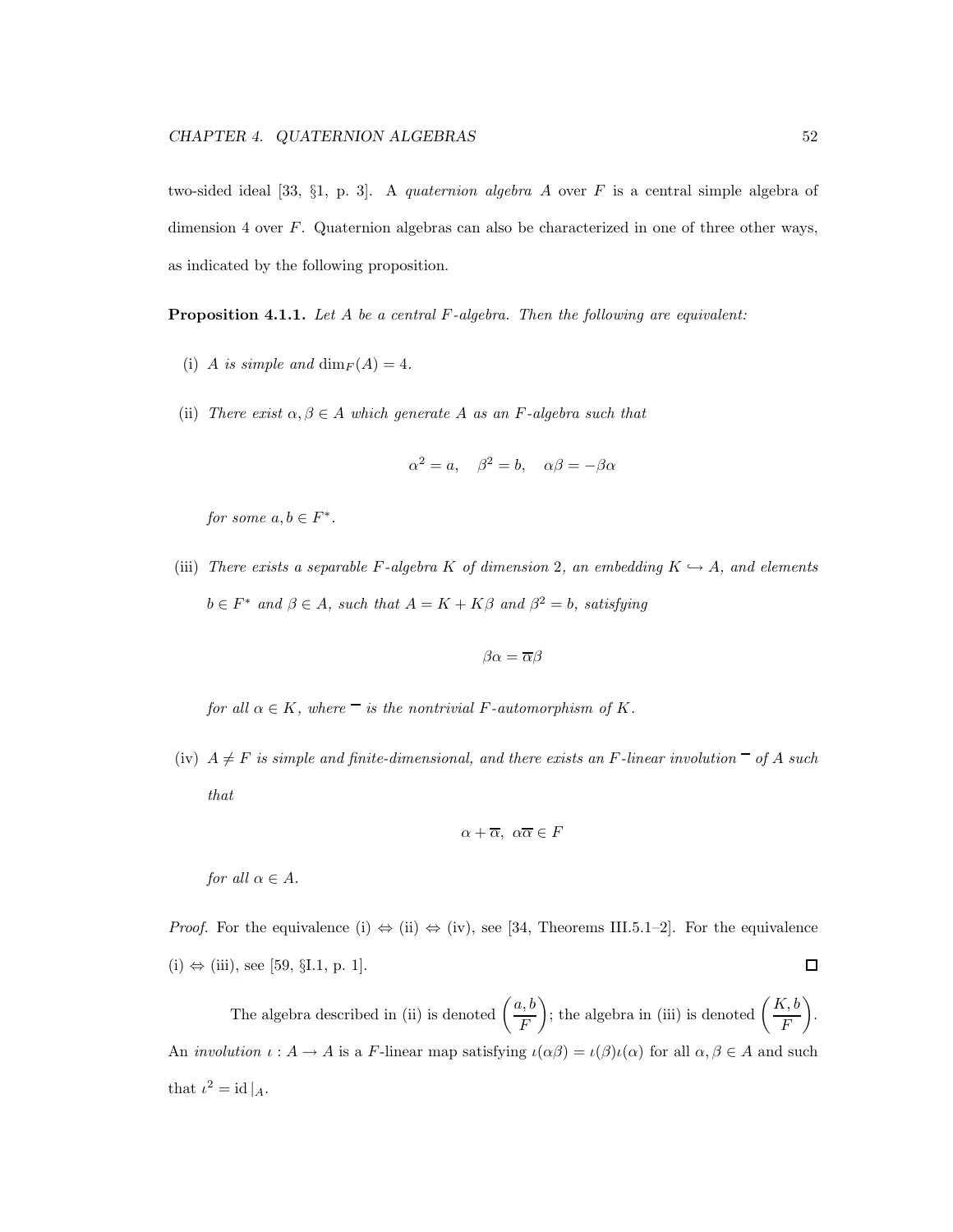two-sided ideal [33, §1, p. 3]. A *quaternion algebra* $A$ over $F$ is a central simple algebra of dimension 4 over $F$. Quaternion algebras can also be characterized in one of three other ways, as indicated by the following proposition.

**Proposition 4.1.1.** *Let $A$ be a central $F$-algebra. Then the following are equivalent:*

(i) *$A$ is simple and $\dim_F(A) = 4$.*

(ii) *There exist $\alpha, \beta \in A$ which generate $A$ as an $F$-algebra such that*

$$\alpha^2 = a, \quad \beta^2 = b, \quad \alpha\beta = -\beta\alpha$$

*for some $a, b \in F^*$.*

(iii) *There exists a separable $F$-algebra $K$ of dimension 2, an embedding $K \hookrightarrow A$, and elements $b \in F^*$ and $\beta \in A$, such that $A = K + K\beta$ and $\beta^2 = b$, satisfying*

$$\beta\alpha = \overline{\alpha}\beta$$

*for all $\alpha \in K$, where $\overline{\phantom{x}}$ is the nontrivial $F$-automorphism of $K$.*

(iv) *$A \neq F$ is simple and finite-dimensional, and there exists an $F$-linear involution $\overline{\phantom{x}}$ of $A$ such that*

$$\alpha + \overline{\alpha}, \ \alpha\overline{\alpha} \in F$$

*for all $\alpha \in A$.*

*Proof.* For the equivalence (i) ⇔ (ii) ⇔ (iv), see [34, Theorems III.5.1–2]. For the equivalence (i) ⇔ (iii), see [59, §I.1, p. 1]. ◻

The algebra described in (ii) is denoted $\left(\dfrac{a, b}{F}\right)$; the algebra in (iii) is denoted $\left(\dfrac{K, b}{F}\right)$. An *involution* $\iota : A \to A$ is a $F$-linear map satisfying $\iota(\alpha\beta) = \iota(\beta)\iota(\alpha)$ for all $\alpha, \beta \in A$ and such that $\iota^2 = \mathrm{id}|_A$.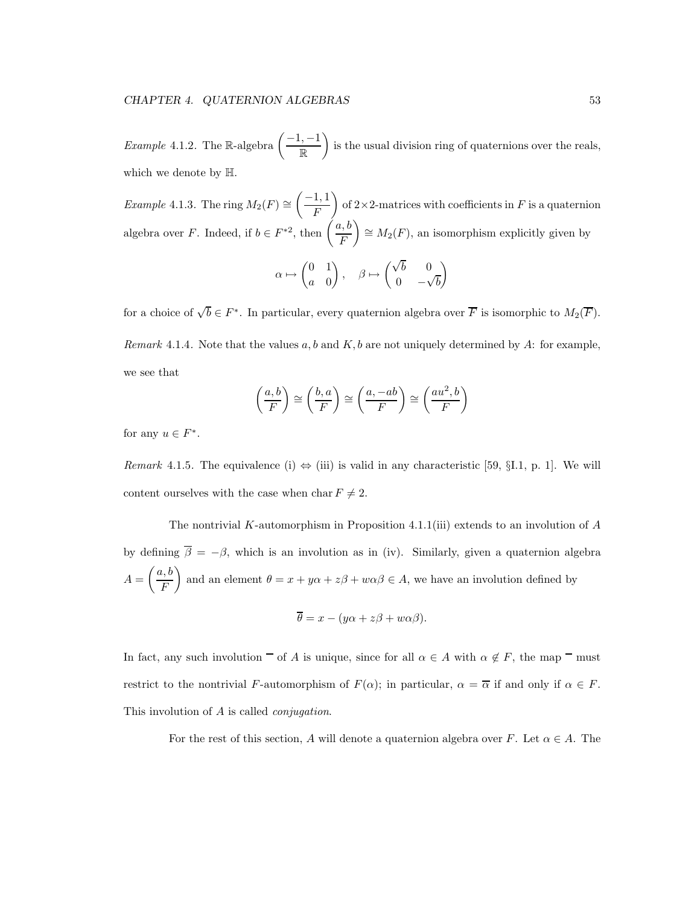*Example* 4.1.2. The $\mathbb{R}$-algebra $\left(\dfrac{-1,-1}{\mathbb{R}}\right)$ is the usual division ring of quaternions over the reals, which we denote by $\mathbb{H}$.

*Example* 4.1.3. The ring $M_2(F) \cong \left(\dfrac{-1,1}{F}\right)$ of $2\times 2$-matrices with coefficients in $F$ is a quaternion algebra over $F$. Indeed, if $b \in F^{*2}$, then $\left(\dfrac{a,b}{F}\right) \cong M_2(F)$, an isomorphism explicitly given by

$$\alpha \mapsto \begin{pmatrix} 0 & 1 \\ a & 0 \end{pmatrix}, \quad \beta \mapsto \begin{pmatrix} \sqrt{b} & 0 \\ 0 & -\sqrt{b} \end{pmatrix}$$

for a choice of $\sqrt{b} \in F^*$. In particular, every quaternion algebra over $\overline{F}$ is isomorphic to $M_2(\overline{F})$.

*Remark* 4.1.4. Note that the values $a, b$ and $K, b$ are not uniquely determined by $A$: for example, we see that

$$\left(\frac{a,b}{F}\right) \cong \left(\frac{b,a}{F}\right) \cong \left(\frac{a,-ab}{F}\right) \cong \left(\frac{au^2,b}{F}\right)$$

for any $u \in F^*$.

*Remark* 4.1.5. The equivalence (i) $\Leftrightarrow$ (iii) is valid in any characteristic [59, §I.1, p. 1]. We will content ourselves with the case when $\operatorname{char} F \neq 2$.

The nontrivial $K$-automorphism in Proposition 4.1.1(iii) extends to an involution of $A$ by defining $\overline{\beta} = -\beta$, which is an involution as in (iv). Similarly, given a quaternion algebra $A = \left(\dfrac{a,b}{F}\right)$ and an element $\theta = x + y\alpha + z\beta + w\alpha\beta \in A$, we have an involution defined by

$$\overline{\theta} = x - (y\alpha + z\beta + w\alpha\beta).$$

In fact, any such involution $\overline{\phantom{x}}$ of $A$ is unique, since for all $\alpha \in A$ with $\alpha \notin F$, the map $\overline{\phantom{x}}$ must restrict to the nontrivial $F$-automorphism of $F(\alpha)$; in particular, $\alpha = \overline{\alpha}$ if and only if $\alpha \in F$. This involution of $A$ is called *conjugation*.

For the rest of this section, $A$ will denote a quaternion algebra over $F$. Let $\alpha \in A$. The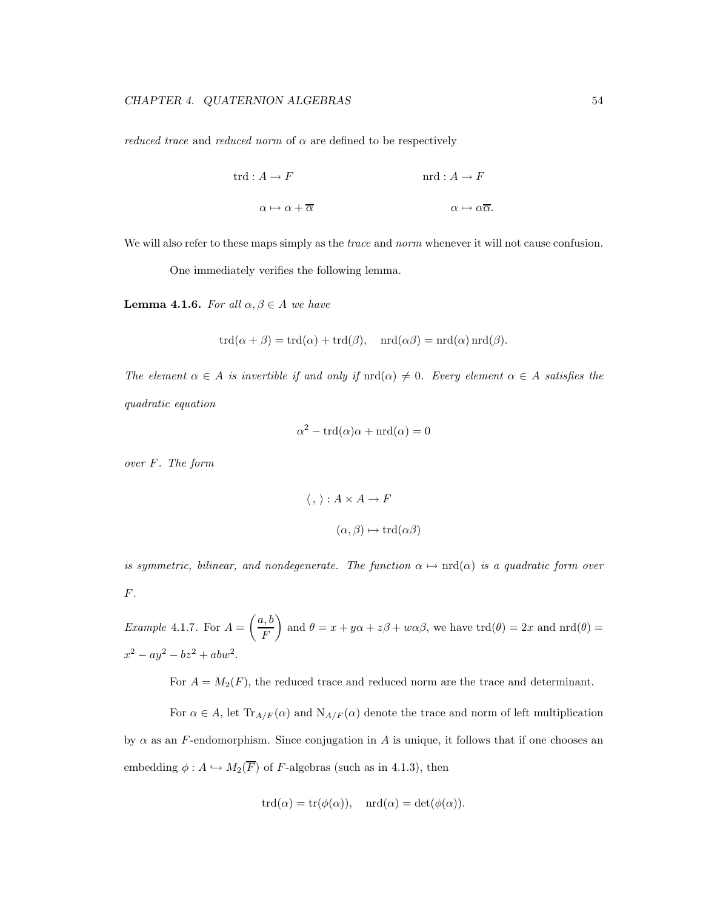*reduced trace* and *reduced norm* of $\alpha$ are defined to be respectively

$$\begin{array}{ll}\mathrm{trd}: A \to F & \qquad\qquad \mathrm{nrd}: A \to F \\ \alpha \mapsto \alpha + \overline{\alpha} & \qquad\qquad \alpha \mapsto \alpha\overline{\alpha}.\end{array}$$

We will also refer to these maps simply as the *trace* and *norm* whenever it will not cause confusion.

One immediately verifies the following lemma.

**Lemma 4.1.6.** *For all $\alpha, \beta \in A$ we have*

$$\mathrm{trd}(\alpha + \beta) = \mathrm{trd}(\alpha) + \mathrm{trd}(\beta), \quad \mathrm{nrd}(\alpha\beta) = \mathrm{nrd}(\alpha)\,\mathrm{nrd}(\beta).$$

*The element $\alpha \in A$ is invertible if and only if $\mathrm{nrd}(\alpha) \neq 0$. Every element $\alpha \in A$ satisfies the quadratic equation*

$$\alpha^2 - \mathrm{trd}(\alpha)\alpha + \mathrm{nrd}(\alpha) = 0$$

*over $F$. The form*

$$\begin{aligned}\langle\, , \,\rangle : A \times A &\to F \\ (\alpha, \beta) &\mapsto \mathrm{trd}(\alpha\beta)\end{aligned}$$

*is symmetric, bilinear, and nondegenerate. The function $\alpha \mapsto \mathrm{nrd}(\alpha)$ is a quadratic form over $F$.*

*Example* 4.1.7. For $A = \left(\dfrac{a, b}{F}\right)$ and $\theta = x + y\alpha + z\beta + w\alpha\beta$, we have $\mathrm{trd}(\theta) = 2x$ and $\mathrm{nrd}(\theta) = x^2 - ay^2 - bz^2 + abw^2$.

For $A = M_2(F)$, the reduced trace and reduced norm are the trace and determinant.

For $\alpha \in A$, let $\mathrm{Tr}_{A/F}(\alpha)$ and $\mathrm{N}_{A/F}(\alpha)$ denote the trace and norm of left multiplication by $\alpha$ as an $F$-endomorphism. Since conjugation in $A$ is unique, it follows that if one chooses an embedding $\phi : A \hookrightarrow M_2(\overline{F})$ of $F$-algebras (such as in 4.1.3), then

$$\mathrm{trd}(\alpha) = \mathrm{tr}(\phi(\alpha)), \quad \mathrm{nrd}(\alpha) = \det(\phi(\alpha)).$$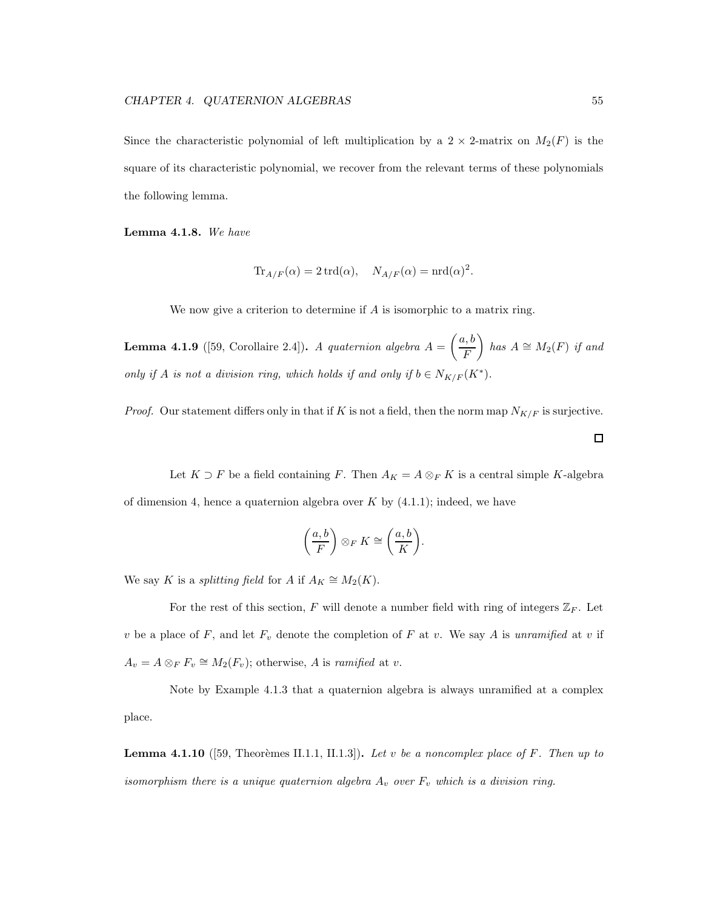Since the characteristic polynomial of left multiplication by a $2 \times 2$-matrix on $M_2(F)$ is the square of its characteristic polynomial, we recover from the relevant terms of these polynomials the following lemma.

**Lemma 4.1.8.** *We have*

$$\operatorname{Tr}_{A/F}(\alpha) = 2\operatorname{trd}(\alpha), \quad N_{A/F}(\alpha) = \operatorname{nrd}(\alpha)^2.$$

We now give a criterion to determine if $A$ is isomorphic to a matrix ring.

**Lemma 4.1.9** ([59, Corollaire 2.4])**.** *A quaternion algebra $A = \left(\dfrac{a,b}{F}\right)$ has $A \cong M_2(F)$ if and only if $A$ is not a division ring, which holds if and only if $b \in N_{K/F}(K^*)$.*

*Proof.* Our statement differs only in that if $K$ is not a field, then the norm map $N_{K/F}$ is surjective. $\square$

Let $K \supset F$ be a field containing $F$. Then $A_K = A \otimes_F K$ is a central simple $K$-algebra of dimension 4, hence a quaternion algebra over $K$ by (4.1.1); indeed, we have

$$\left(\frac{a,b}{F}\right) \otimes_F K \cong \left(\frac{a,b}{K}\right).$$

We say $K$ is a *splitting field* for $A$ if $A_K \cong M_2(K)$.

For the rest of this section, $F$ will denote a number field with ring of integers $\mathbb{Z}_F$. Let $v$ be a place of $F$, and let $F_v$ denote the completion of $F$ at $v$. We say $A$ is *unramified* at $v$ if $A_v = A \otimes_F F_v \cong M_2(F_v)$; otherwise, $A$ is *ramified* at $v$.

Note by Example 4.1.3 that a quaternion algebra is always unramified at a complex place.

**Lemma 4.1.10** ([59, Theorèmes II.1.1, II.1.3])**.** *Let $v$ be a noncomplex place of $F$. Then up to isomorphism there is a unique quaternion algebra $A_v$ over $F_v$ which is a division ring.*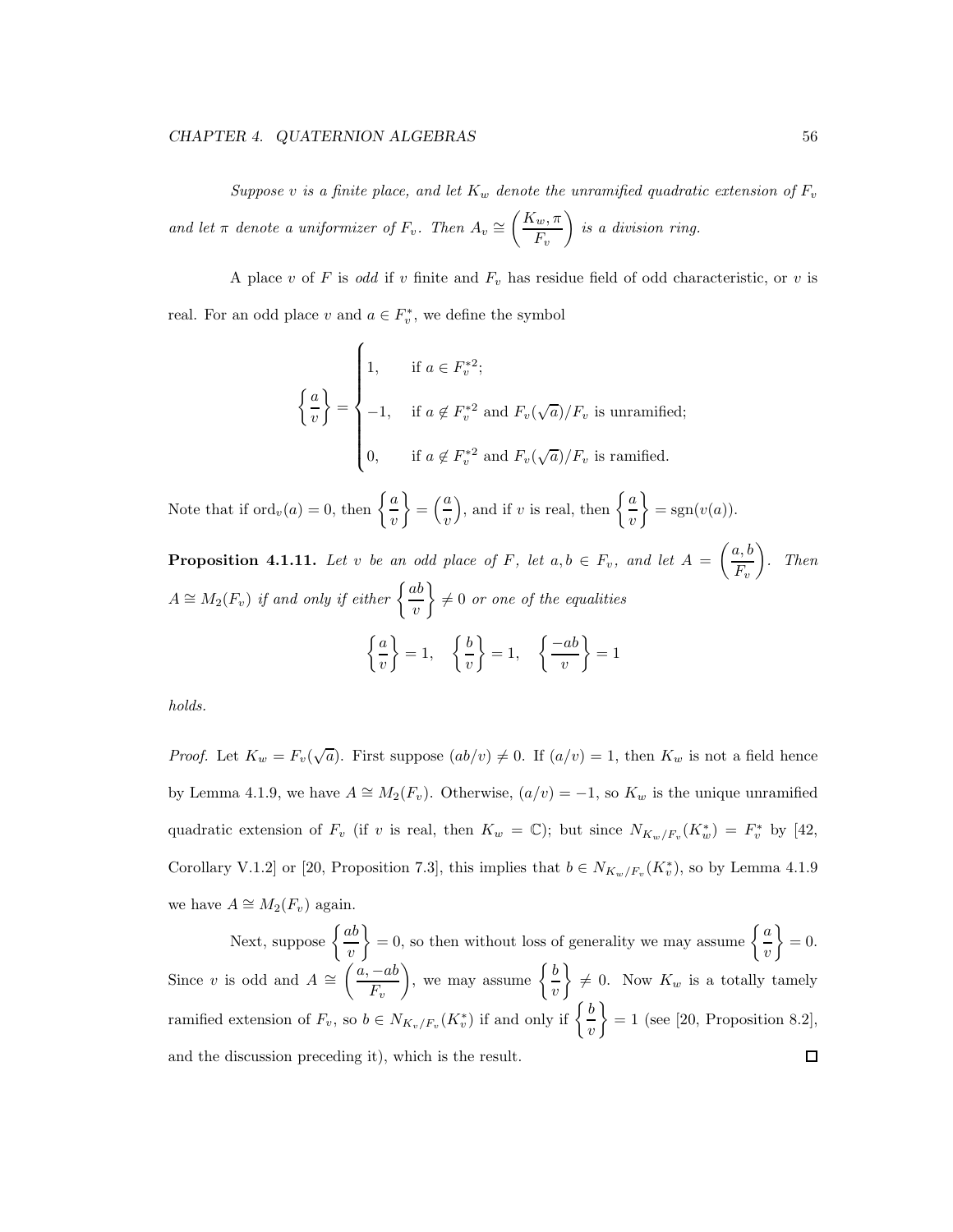*Suppose $v$ is a finite place, and let $K_w$ denote the unramified quadratic extension of $F_v$ and let $\pi$ denote a uniformizer of $F_v$. Then $A_v \cong \left(\dfrac{K_w, \pi}{F_v}\right)$ is a division ring.*

A place $v$ of $F$ is *odd* if $v$ finite and $F_v$ has residue field of odd characteristic, or $v$ is real. For an odd place $v$ and $a \in F_v^*$, we define the symbol

$$\left\{\frac{a}{v}\right\} = \begin{cases} 1, & \text{if } a \in F_v^{*2}; \\ -1, & \text{if } a \notin F_v^{*2} \text{ and } F_v(\sqrt{a})/F_v \text{ is unramified;} \\ 0, & \text{if } a \notin F_v^{*2} \text{ and } F_v(\sqrt{a})/F_v \text{ is ramified.} \end{cases}$$

Note that if $\operatorname{ord}_v(a) = 0$, then $\left\{\dfrac{a}{v}\right\} = \left(\dfrac{a}{v}\right)$, and if $v$ is real, then $\left\{\dfrac{a}{v}\right\} = \operatorname{sgn}(v(a))$.

**Proposition 4.1.11.** *Let $v$ be an odd place of $F$, let $a, b \in F_v$, and let $A = \left(\dfrac{a, b}{F_v}\right)$. Then $A \cong M_2(F_v)$ if and only if either $\left\{\dfrac{ab}{v}\right\} \neq 0$ or one of the equalities*

$$\left\{\frac{a}{v}\right\} = 1, \quad \left\{\frac{b}{v}\right\} = 1, \quad \left\{\frac{-ab}{v}\right\} = 1$$

*holds.*

*Proof.* Let $K_w = F_v(\sqrt{a})$. First suppose $(ab/v) \neq 0$. If $(a/v) = 1$, then $K_w$ is not a field hence by Lemma 4.1.9, we have $A \cong M_2(F_v)$. Otherwise, $(a/v) = -1$, so $K_w$ is the unique unramified quadratic extension of $F_v$ (if $v$ is real, then $K_w = \mathbb{C}$); but since $N_{K_w/F_v}(K_w^*) = F_v^*$ by [42, Corollary V.1.2] or [20, Proposition 7.3], this implies that $b \in N_{K_w/F_v}(K_v^*)$, so by Lemma 4.1.9 we have $A \cong M_2(F_v)$ again.

Next, suppose $\left\{\dfrac{ab}{v}\right\} = 0$, so then without loss of generality we may assume $\left\{\dfrac{a}{v}\right\} = 0$. Since $v$ is odd and $A \cong \left(\dfrac{a, -ab}{F_v}\right)$, we may assume $\left\{\dfrac{b}{v}\right\} \neq 0$. Now $K_w$ is a totally tamely ramified extension of $F_v$, so $b \in N_{K_v/F_v}(K_v^*)$ if and only if $\left\{\dfrac{b}{v}\right\} = 1$ (see [20, Proposition 8.2], and the discussion preceding it), which is the result. ∎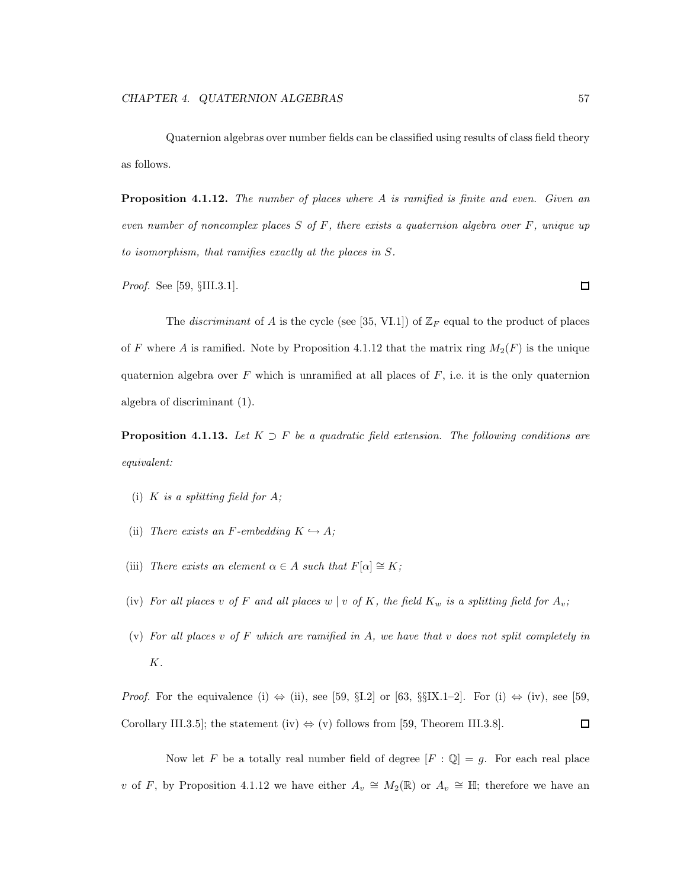Quaternion algebras over number fields can be classified using results of class field theory as follows.

**Proposition 4.1.12.** *The number of places where $A$ is ramified is finite and even. Given an even number of noncomplex places $S$ of $F$, there exists a quaternion algebra over $F$, unique up to isomorphism, that ramifies exactly at the places in $S$.*

*Proof.* See [59, §III.3.1]. □

The *discriminant* of $A$ is the cycle (see [35, VI.1]) of $\mathbb{Z}_F$ equal to the product of places of $F$ where $A$ is ramified. Note by Proposition 4.1.12 that the matrix ring $M_2(F)$ is the unique quaternion algebra over $F$ which is unramified at all places of $F$, i.e. it is the only quaternion algebra of discriminant (1).

**Proposition 4.1.13.** *Let $K \supset F$ be a quadratic field extension. The following conditions are equivalent:*

(i) *$K$ is a splitting field for $A$;*

(ii) *There exists an $F$-embedding $K \hookrightarrow A$;*

(iii) *There exists an element $\alpha \in A$ such that $F[\alpha] \cong K$;*

(iv) *For all places $v$ of $F$ and all places $w \mid v$ of $K$, the field $K_w$ is a splitting field for $A_v$;*

(v) *For all places $v$ of $F$ which are ramified in $A$, we have that $v$ does not split completely in $K$.*

*Proof.* For the equivalence (i) $\Leftrightarrow$ (ii), see [59, §I.2] or [63, §§IX.1–2]. For (i) $\Leftrightarrow$ (iv), see [59, Corollary III.3.5]; the statement (iv) $\Leftrightarrow$ (v) follows from [59, Theorem III.3.8]. □

Now let $F$ be a totally real number field of degree $[F : \mathbb{Q}] = g$. For each real place $v$ of $F$, by Proposition 4.1.12 we have either $A_v \cong M_2(\mathbb{R})$ or $A_v \cong \mathbb{H}$; therefore we have an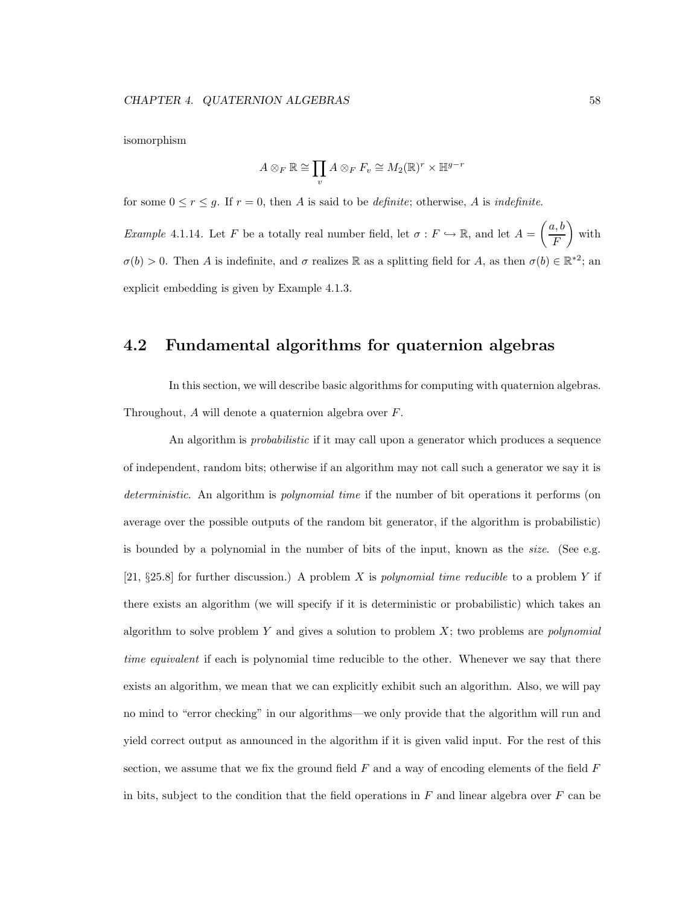isomorphism

$$A \otimes_F \mathbb{R} \cong \prod_v A \otimes_F F_v \cong M_2(\mathbb{R})^r \times \mathbb{H}^{g-r}$$

for some $0 \le r \le g$. If $r = 0$, then $A$ is said to be *definite*; otherwise, $A$ is *indefinite*.

*Example* 4.1.14. Let $F$ be a totally real number field, let $\sigma : F \hookrightarrow \mathbb{R}$, and let $A = \left(\dfrac{a, b}{F}\right)$ with $\sigma(b) > 0$. Then $A$ is indefinite, and $\sigma$ realizes $\mathbb{R}$ as a splitting field for $A$, as then $\sigma(b) \in \mathbb{R}^{*2}$; an explicit embedding is given by Example 4.1.3.

## 4.2 Fundamental algorithms for quaternion algebras

In this section, we will describe basic algorithms for computing with quaternion algebras. Throughout, $A$ will denote a quaternion algebra over $F$.

An algorithm is *probabilistic* if it may call upon a generator which produces a sequence of independent, random bits; otherwise if an algorithm may not call such a generator we say it is *deterministic*. An algorithm is *polynomial time* if the number of bit operations it performs (on average over the possible outputs of the random bit generator, if the algorithm is probabilistic) is bounded by a polynomial in the number of bits of the input, known as the *size*. (See e.g. [21, §25.8] for further discussion.) A problem $X$ is *polynomial time reducible* to a problem $Y$ if there exists an algorithm (we will specify if it is deterministic or probabilistic) which takes an algorithm to solve problem $Y$ and gives a solution to problem $X$; two problems are *polynomial time equivalent* if each is polynomial time reducible to the other. Whenever we say that there exists an algorithm, we mean that we can explicitly exhibit such an algorithm. Also, we will pay no mind to "error checking" in our algorithms—we only provide that the algorithm will run and yield correct output as announced in the algorithm if it is given valid input. For the rest of this section, we assume that we fix the ground field $F$ and a way of encoding elements of the field $F$ in bits, subject to the condition that the field operations in $F$ and linear algebra over $F$ can be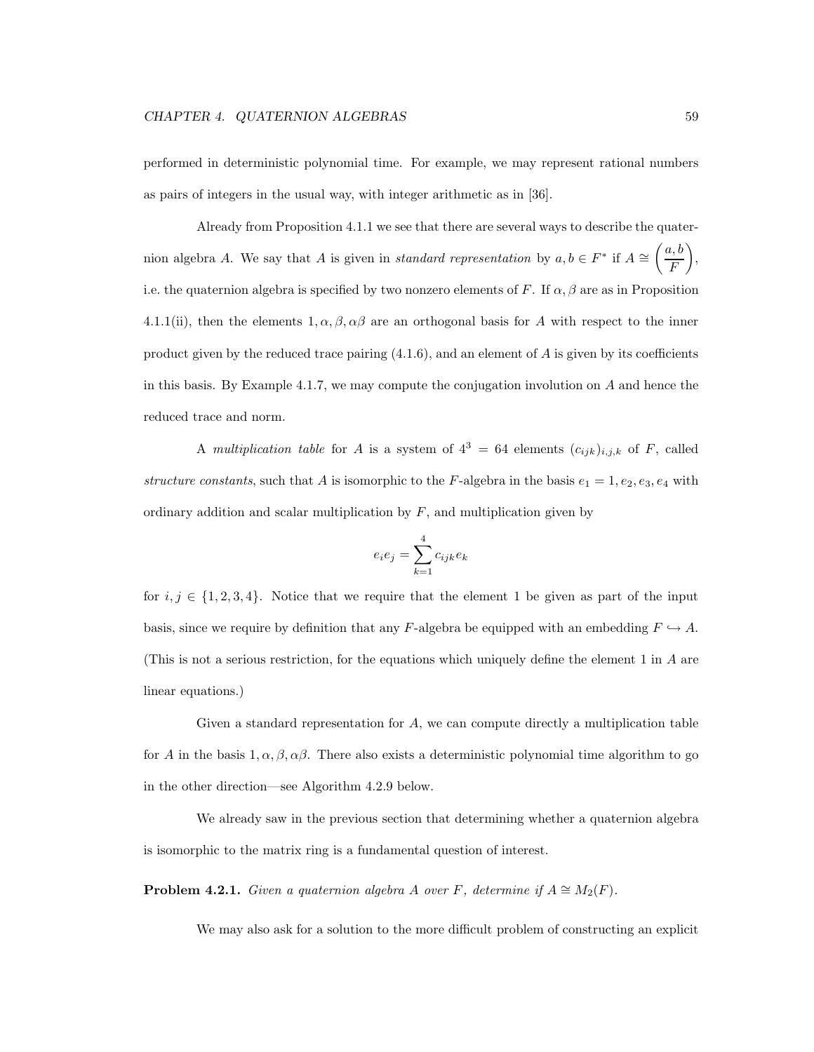performed in deterministic polynomial time. For example, we may represent rational numbers as pairs of integers in the usual way, with integer arithmetic as in [36].

Already from Proposition 4.1.1 we see that there are several ways to describe the quaternion algebra $A$. We say that $A$ is given in *standard representation* by $a, b \in F^*$ if $A \cong \left(\dfrac{a,b}{F}\right)$, i.e. the quaternion algebra is specified by two nonzero elements of $F$. If $\alpha, \beta$ are as in Proposition 4.1.1(ii), then the elements $1, \alpha, \beta, \alpha\beta$ are an orthogonal basis for $A$ with respect to the inner product given by the reduced trace pairing (4.1.6), and an element of $A$ is given by its coefficients in this basis. By Example 4.1.7, we may compute the conjugation involution on $A$ and hence the reduced trace and norm.

A *multiplication table* for $A$ is a system of $4^3 = 64$ elements $(c_{ijk})_{i,j,k}$ of $F$, called *structure constants*, such that $A$ is isomorphic to the $F$-algebra in the basis $e_1 = 1, e_2, e_3, e_4$ with ordinary addition and scalar multiplication by $F$, and multiplication given by

$$e_i e_j = \sum_{k=1}^{4} c_{ijk} e_k$$

for $i, j \in \{1, 2, 3, 4\}$. Notice that we require that the element 1 be given as part of the input basis, since we require by definition that any $F$-algebra be equipped with an embedding $F \hookrightarrow A$. (This is not a serious restriction, for the equations which uniquely define the element 1 in $A$ are linear equations.)

Given a standard representation for $A$, we can compute directly a multiplication table for $A$ in the basis $1, \alpha, \beta, \alpha\beta$. There also exists a deterministic polynomial time algorithm to go in the other direction—see Algorithm 4.2.9 below.

We already saw in the previous section that determining whether a quaternion algebra is isomorphic to the matrix ring is a fundamental question of interest.

**Problem 4.2.1.** *Given a quaternion algebra $A$ over $F$, determine if $A \cong M_2(F)$.*

We may also ask for a solution to the more difficult problem of constructing an explicit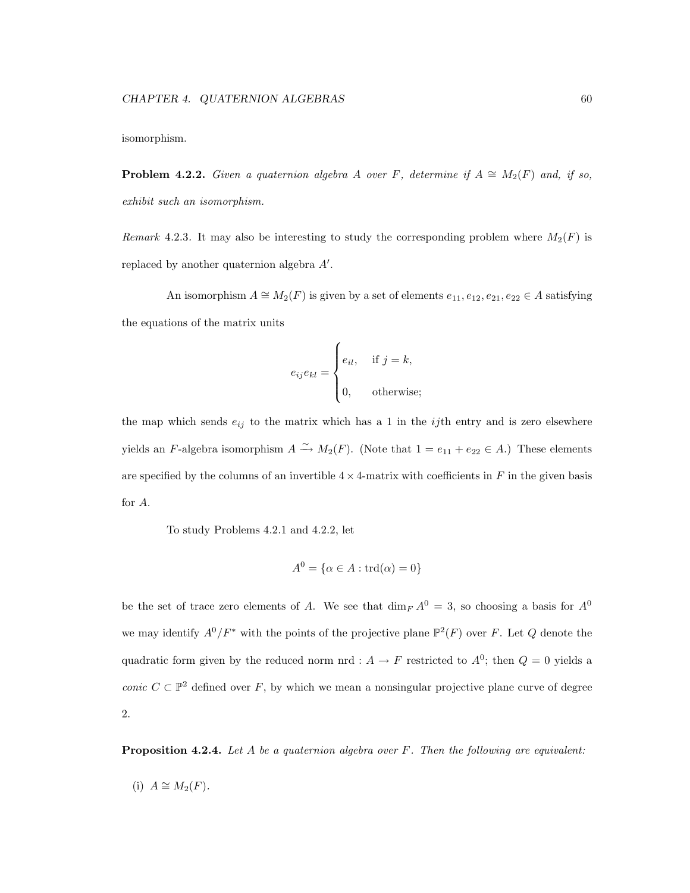isomorphism.

**Problem 4.2.2.** *Given a quaternion algebra $A$ over $F$, determine if $A \cong M_2(F)$ and, if so, exhibit such an isomorphism.*

*Remark* 4.2.3. It may also be interesting to study the corresponding problem where $M_2(F)$ is replaced by another quaternion algebra $A'$.

An isomorphism $A \cong M_2(F)$ is given by a set of elements $e_{11}, e_{12}, e_{21}, e_{22} \in A$ satisfying the equations of the matrix units

$$e_{ij}e_{kl} = \begin{cases} e_{il}, & \text{if } j = k, \\ 0, & \text{otherwise;} \end{cases}$$

the map which sends $e_{ij}$ to the matrix which has a 1 in the $ij$th entry and is zero elsewhere yields an $F$-algebra isomorphism $A \xrightarrow{\sim} M_2(F)$. (Note that $1 = e_{11} + e_{22} \in A$.) These elements are specified by the columns of an invertible $4 \times 4$-matrix with coefficients in $F$ in the given basis for $A$.

To study Problems 4.2.1 and 4.2.2, let

$$A^0 = \{\alpha \in A : \operatorname{trd}(\alpha) = 0\}$$

be the set of trace zero elements of $A$. We see that $\dim_F A^0 = 3$, so choosing a basis for $A^0$ we may identify $A^0/F^*$ with the points of the projective plane $\mathbb{P}^2(F)$ over $F$. Let $Q$ denote the quadratic form given by the reduced norm $\operatorname{nrd} : A \to F$ restricted to $A^0$; then $Q = 0$ yields a *conic* $C \subset \mathbb{P}^2$ defined over $F$, by which we mean a nonsingular projective plane curve of degree 2.

**Proposition 4.2.4.** *Let $A$ be a quaternion algebra over $F$. Then the following are equivalent:*

(i) $A \cong M_2(F)$.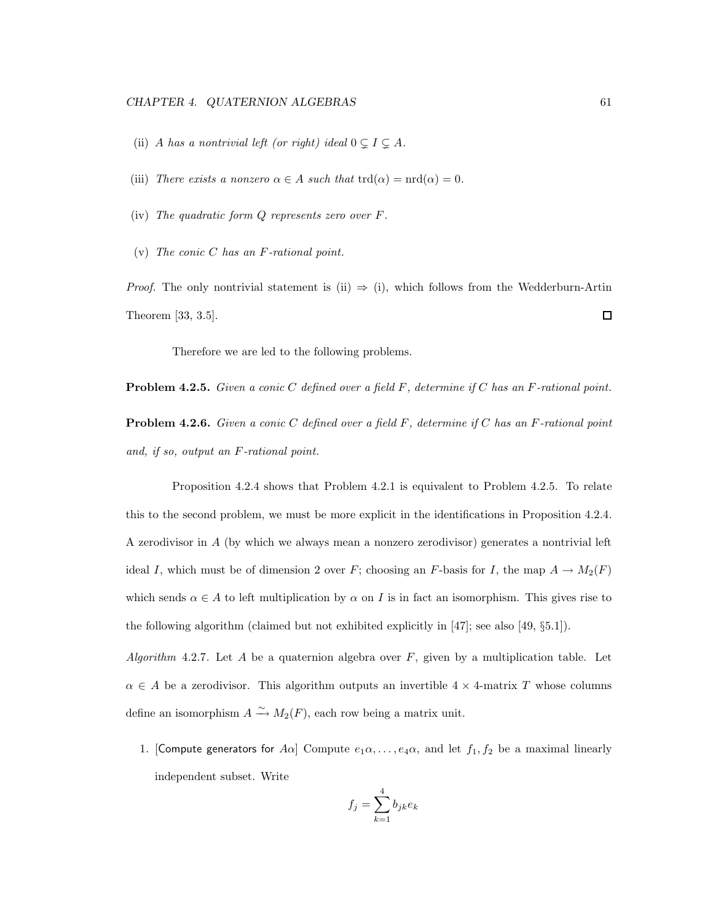(ii) *A has a nontrivial left (or right) ideal* $0 \subsetneq I \subsetneq A$.

(iii) *There exists a nonzero* $\alpha \in A$ *such that* $\operatorname{trd}(\alpha) = \operatorname{nrd}(\alpha) = 0$.

(iv) *The quadratic form* $Q$ *represents zero over* $F$.

(v) *The conic* $C$ *has an* $F$*-rational point.*

*Proof.* The only nontrivial statement is (ii) $\Rightarrow$ (i), which follows from the Wedderburn-Artin Theorem [33, 3.5]. $\square$

Therefore we are led to the following problems.

**Problem 4.2.5.** *Given a conic* $C$ *defined over a field* $F$*, determine if* $C$ *has an* $F$*-rational point.*

**Problem 4.2.6.** *Given a conic* $C$ *defined over a field* $F$*, determine if* $C$ *has an* $F$*-rational point and, if so, output an* $F$*-rational point.*

Proposition 4.2.4 shows that Problem 4.2.1 is equivalent to Problem 4.2.5. To relate this to the second problem, we must be more explicit in the identifications in Proposition 4.2.4. A zerodivisor in $A$ (by which we always mean a nonzero zerodivisor) generates a nontrivial left ideal $I$, which must be of dimension 2 over $F$; choosing an $F$-basis for $I$, the map $A \to M_2(F)$ which sends $\alpha \in A$ to left multiplication by $\alpha$ on $I$ is in fact an isomorphism. This gives rise to the following algorithm (claimed but not exhibited explicitly in [47]; see also [49, §5.1]).

*Algorithm* 4.2.7. Let $A$ be a quaternion algebra over $F$, given by a multiplication table. Let $\alpha \in A$ be a zerodivisor. This algorithm outputs an invertible $4 \times 4$-matrix $T$ whose columns define an isomorphism $A \xrightarrow{\sim} M_2(F)$, each row being a matrix unit.

1. [Compute generators for $A\alpha$] Compute $e_1\alpha, \ldots, e_4\alpha$, and let $f_1, f_2$ be a maximal linearly independent subset. Write

$$f_j = \sum_{k=1}^{4} b_{jk} e_k$$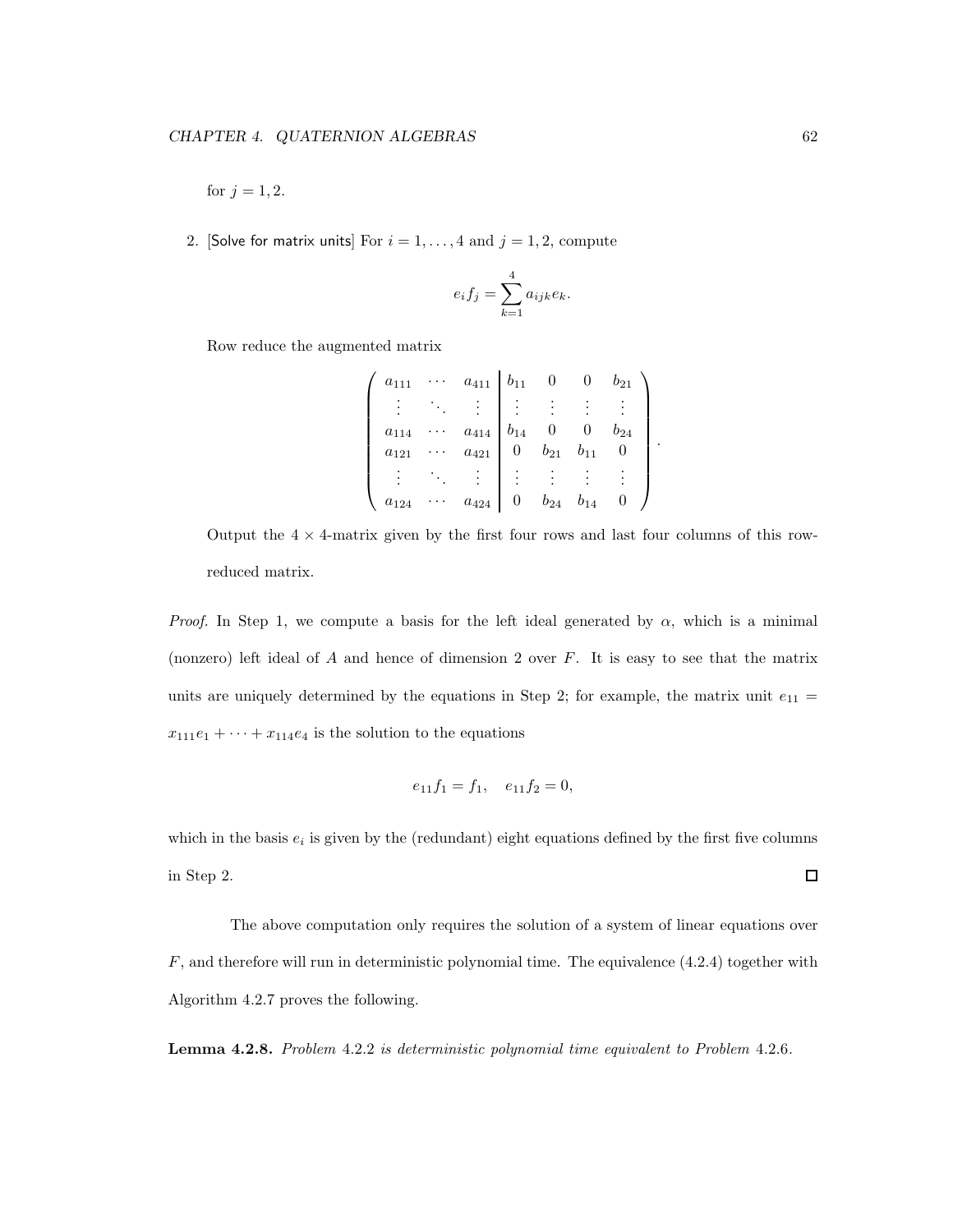for $j = 1, 2$.

2. [Solve for matrix units] For $i = 1, \ldots, 4$ and $j = 1, 2$, compute

$$e_i f_j = \sum_{k=1}^{4} a_{ijk} e_k.$$

Row reduce the augmented matrix

$$\left( \begin{array}{ccc|cccc} a_{111} & \cdots & a_{411} & b_{11} & 0 & 0 & b_{21} \\ \vdots & \ddots & \vdots & \vdots & \vdots & \vdots & \vdots \\ a_{114} & \cdots & a_{414} & b_{14} & 0 & 0 & b_{24} \\ a_{121} & \cdots & a_{421} & 0 & b_{21} & b_{11} & 0 \\ \vdots & \ddots & \vdots & \vdots & \vdots & \vdots & \vdots \\ a_{124} & \cdots & a_{424} & 0 & b_{24} & b_{14} & 0 \end{array} \right).$$

Output the $4 \times 4$-matrix given by the first four rows and last four columns of this row-reduced matrix.

*Proof.* In Step 1, we compute a basis for the left ideal generated by $\alpha$, which is a minimal (nonzero) left ideal of $A$ and hence of dimension 2 over $F$. It is easy to see that the matrix units are uniquely determined by the equations in Step 2; for example, the matrix unit $e_{11} = x_{111}e_1 + \cdots + x_{114}e_4$ is the solution to the equations

$$e_{11}f_1 = f_1, \quad e_{11}f_2 = 0,$$

which in the basis $e_i$ is given by the (redundant) eight equations defined by the first five columns in Step 2. $\square$

The above computation only requires the solution of a system of linear equations over $F$, and therefore will run in deterministic polynomial time. The equivalence (4.2.4) together with Algorithm 4.2.7 proves the following.

**Lemma 4.2.8.** *Problem* 4.2.2 *is deterministic polynomial time equivalent to Problem* 4.2.6*.*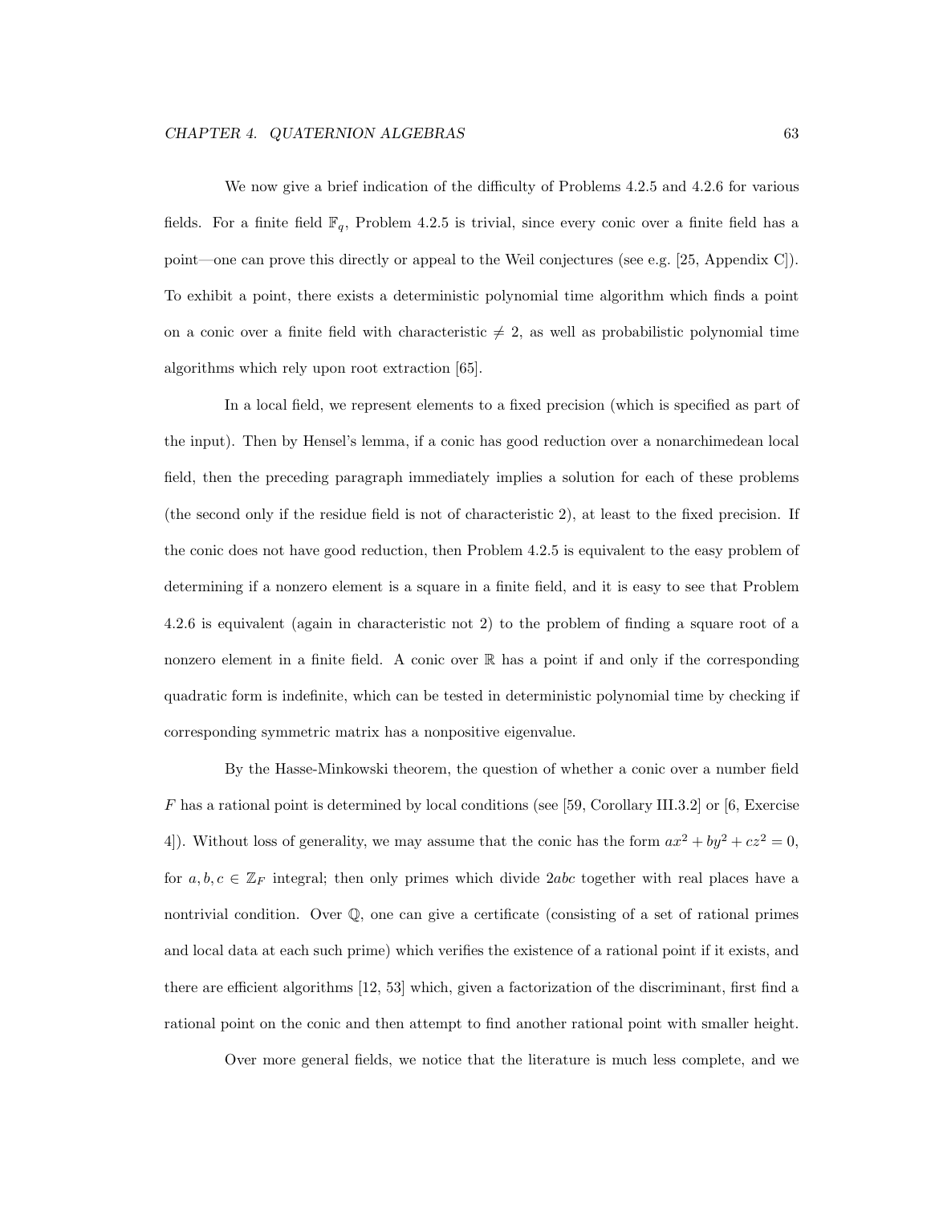We now give a brief indication of the difficulty of Problems 4.2.5 and 4.2.6 for various fields. For a finite field $\mathbb{F}_q$, Problem 4.2.5 is trivial, since every conic over a finite field has a point—one can prove this directly or appeal to the Weil conjectures (see e.g. [25, Appendix C]). To exhibit a point, there exists a deterministic polynomial time algorithm which finds a point on a conic over a finite field with characteristic $\neq 2$, as well as probabilistic polynomial time algorithms which rely upon root extraction [65].

In a local field, we represent elements to a fixed precision (which is specified as part of the input). Then by Hensel's lemma, if a conic has good reduction over a nonarchimedean local field, then the preceding paragraph immediately implies a solution for each of these problems (the second only if the residue field is not of characteristic 2), at least to the fixed precision. If the conic does not have good reduction, then Problem 4.2.5 is equivalent to the easy problem of determining if a nonzero element is a square in a finite field, and it is easy to see that Problem 4.2.6 is equivalent (again in characteristic not 2) to the problem of finding a square root of a nonzero element in a finite field. A conic over $\mathbb{R}$ has a point if and only if the corresponding quadratic form is indefinite, which can be tested in deterministic polynomial time by checking if corresponding symmetric matrix has a nonpositive eigenvalue.

By the Hasse-Minkowski theorem, the question of whether a conic over a number field $F$ has a rational point is determined by local conditions (see [59, Corollary III.3.2] or [6, Exercise 4]). Without loss of generality, we may assume that the conic has the form $ax^2 + by^2 + cz^2 = 0$, for $a, b, c \in \mathbb{Z}_F$ integral; then only primes which divide $2abc$ together with real places have a nontrivial condition. Over $\mathbb{Q}$, one can give a certificate (consisting of a set of rational primes and local data at each such prime) which verifies the existence of a rational point if it exists, and there are efficient algorithms [12, 53] which, given a factorization of the discriminant, first find a rational point on the conic and then attempt to find another rational point with smaller height.

Over more general fields, we notice that the literature is much less complete, and we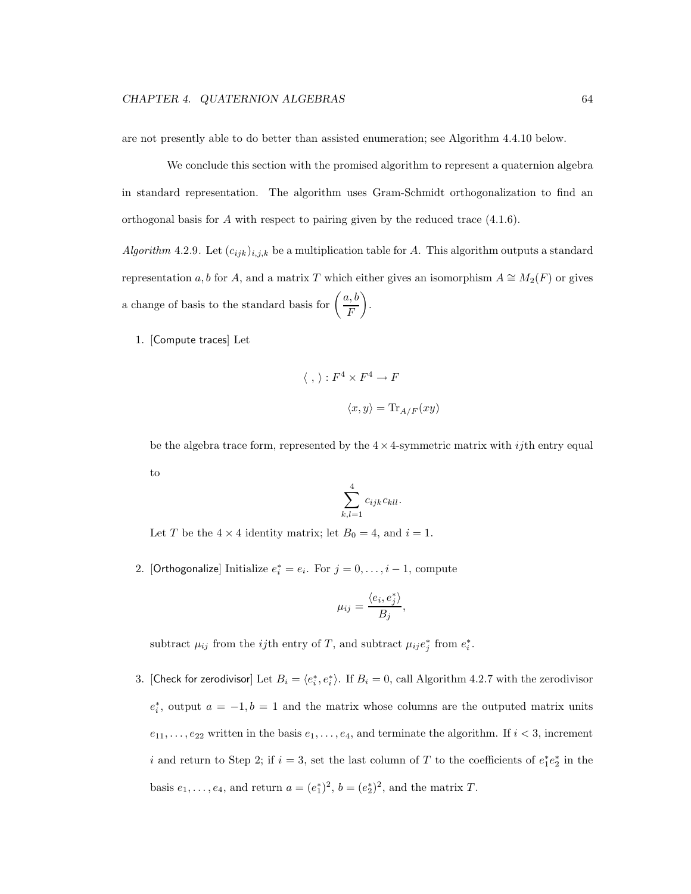are not presently able to do better than assisted enumeration; see Algorithm 4.4.10 below.

We conclude this section with the promised algorithm to represent a quaternion algebra in standard representation. The algorithm uses Gram-Schmidt orthogonalization to find an orthogonal basis for $A$ with respect to pairing given by the reduced trace (4.1.6).

*Algorithm* 4.2.9. Let $(c_{ijk})_{i,j,k}$ be a multiplication table for $A$. This algorithm outputs a standard representation $a, b$ for $A$, and a matrix $T$ which either gives an isomorphism $A \cong M_2(F)$ or gives a change of basis to the standard basis for $\left(\dfrac{a,b}{F}\right)$.

1. [Compute traces] Let

$$\langle\ ,\ \rangle : F^4 \times F^4 \to F$$

$$\langle x, y\rangle = \operatorname{Tr}_{A/F}(xy)$$

   be the algebra trace form, represented by the $4\times 4$-symmetric matrix with $ij$th entry equal to

$$\sum_{k,l=1}^{4} c_{ijk}c_{kll}.$$

   Let $T$ be the $4 \times 4$ identity matrix; let $B_0 = 4$, and $i = 1$.

2. [Orthogonalize] Initialize $e_i^* = e_i$. For $j = 0, \dots, i-1$, compute

$$\mu_{ij} = \frac{\langle e_i, e_j^*\rangle}{B_j},$$

   subtract $\mu_{ij}$ from the $ij$th entry of $T$, and subtract $\mu_{ij}e_j^*$ from $e_i^*$.

3. [Check for zerodivisor] Let $B_i = \langle e_i^*, e_i^*\rangle$. If $B_i = 0$, call Algorithm 4.2.7 with the zerodivisor $e_i^*$, output $a = -1, b = 1$ and the matrix whose columns are the outputed matrix units $e_{11}, \dots, e_{22}$ written in the basis $e_1, \dots, e_4$, and terminate the algorithm. If $i < 3$, increment $i$ and return to Step 2; if $i = 3$, set the last column of $T$ to the coefficients of $e_1^*e_2^*$ in the basis $e_1, \dots, e_4$, and return $a = (e_1^*)^2$, $b = (e_2^*)^2$, and the matrix $T$.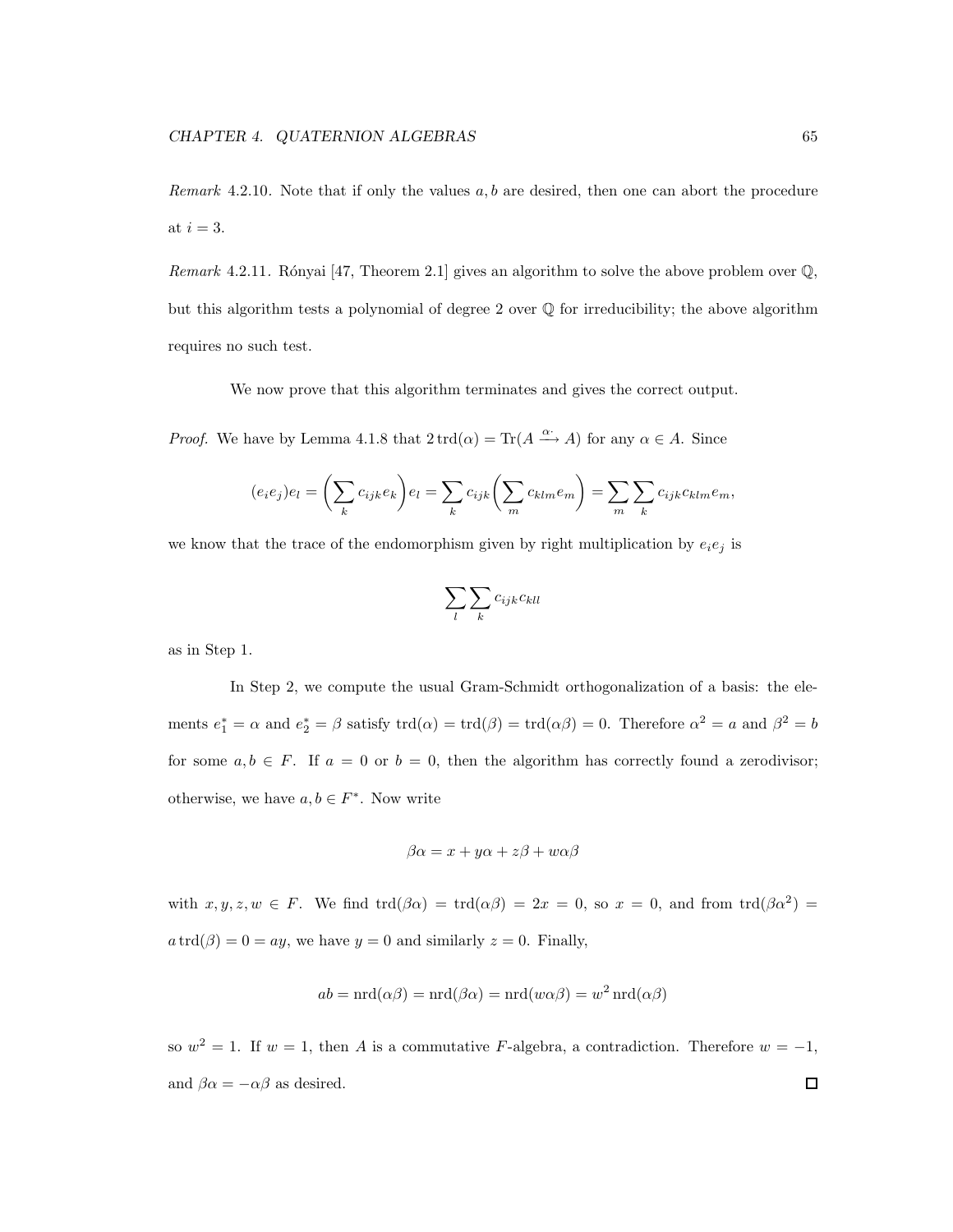*Remark* 4.2.10. Note that if only the values $a, b$ are desired, then one can abort the procedure at $i = 3$.

*Remark* 4.2.11. Rónyai [47, Theorem 2.1] gives an algorithm to solve the above problem over $\mathbb{Q}$, but this algorithm tests a polynomial of degree 2 over $\mathbb{Q}$ for irreducibility; the above algorithm requires no such test.

We now prove that this algorithm terminates and gives the correct output.

*Proof.* We have by Lemma 4.1.8 that $2\,\mathrm{trd}(\alpha) = \mathrm{Tr}(A \xrightarrow{\alpha\cdot} A)$ for any $\alpha \in A$. Since

$$(e_i e_j)e_l = \left(\sum_k c_{ijk} e_k\right) e_l = \sum_k c_{ijk} \left(\sum_m c_{klm} e_m\right) = \sum_m \sum_k c_{ijk} c_{klm} e_m,$$

we know that the trace of the endomorphism given by right multiplication by $e_i e_j$ is

$$\sum_l \sum_k c_{ijk} c_{kll}$$

as in Step 1.

In Step 2, we compute the usual Gram-Schmidt orthogonalization of a basis: the elements $e_1^* = \alpha$ and $e_2^* = \beta$ satisfy $\mathrm{trd}(\alpha) = \mathrm{trd}(\beta) = \mathrm{trd}(\alpha\beta) = 0$. Therefore $\alpha^2 = a$ and $\beta^2 = b$ for some $a, b \in F$. If $a = 0$ or $b = 0$, then the algorithm has correctly found a zerodivisor; otherwise, we have $a, b \in F^*$. Now write

$$\beta\alpha = x + y\alpha + z\beta + w\alpha\beta$$

with $x, y, z, w \in F$. We find $\mathrm{trd}(\beta\alpha) = \mathrm{trd}(\alpha\beta) = 2x = 0$, so $x = 0$, and from $\mathrm{trd}(\beta\alpha^2) = a\,\mathrm{trd}(\beta) = 0 = ay$, we have $y = 0$ and similarly $z = 0$. Finally,

$$ab = \mathrm{nrd}(\alpha\beta) = \mathrm{nrd}(\beta\alpha) = \mathrm{nrd}(w\alpha\beta) = w^2\,\mathrm{nrd}(\alpha\beta)$$

so $w^2 = 1$. If $w = 1$, then $A$ is a commutative $F$-algebra, a contradiction. Therefore $w = -1$, and $\beta\alpha = -\alpha\beta$ as desired. $\square$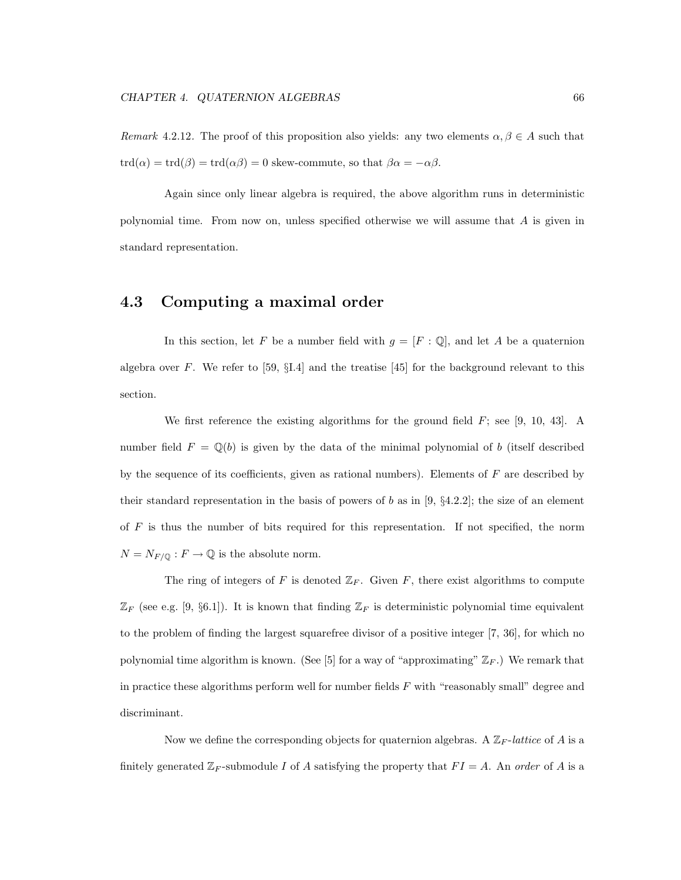*Remark* 4.2.12. The proof of this proposition also yields: any two elements $\alpha, \beta \in A$ such that $\operatorname{trd}(\alpha) = \operatorname{trd}(\beta) = \operatorname{trd}(\alpha\beta) = 0$ skew-commute, so that $\beta\alpha = -\alpha\beta$.

Again since only linear algebra is required, the above algorithm runs in deterministic polynomial time. From now on, unless specified otherwise we will assume that $A$ is given in standard representation.

## 4.3 Computing a maximal order

In this section, let $F$ be a number field with $g = [F : \mathbb{Q}]$, and let $A$ be a quaternion algebra over $F$. We refer to [59, §I.4] and the treatise [45] for the background relevant to this section.

We first reference the existing algorithms for the ground field $F$; see [9, 10, 43]. A number field $F = \mathbb{Q}(b)$ is given by the data of the minimal polynomial of $b$ (itself described by the sequence of its coefficients, given as rational numbers). Elements of $F$ are described by their standard representation in the basis of powers of $b$ as in [9, §4.2.2]; the size of an element of $F$ is thus the number of bits required for this representation. If not specified, the norm $N = N_{F/\mathbb{Q}} : F \to \mathbb{Q}$ is the absolute norm.

The ring of integers of $F$ is denoted $\mathbb{Z}_F$. Given $F$, there exist algorithms to compute $\mathbb{Z}_F$ (see e.g. [9, §6.1]). It is known that finding $\mathbb{Z}_F$ is deterministic polynomial time equivalent to the problem of finding the largest squarefree divisor of a positive integer [7, 36], for which no polynomial time algorithm is known. (See [5] for a way of "approximating" $\mathbb{Z}_F$.) We remark that in practice these algorithms perform well for number fields $F$ with "reasonably small" degree and discriminant.

Now we define the corresponding objects for quaternion algebras. A $\mathbb{Z}_F$-*lattice* of $A$ is a finitely generated $\mathbb{Z}_F$-submodule $I$ of $A$ satisfying the property that $FI = A$. An *order* of $A$ is a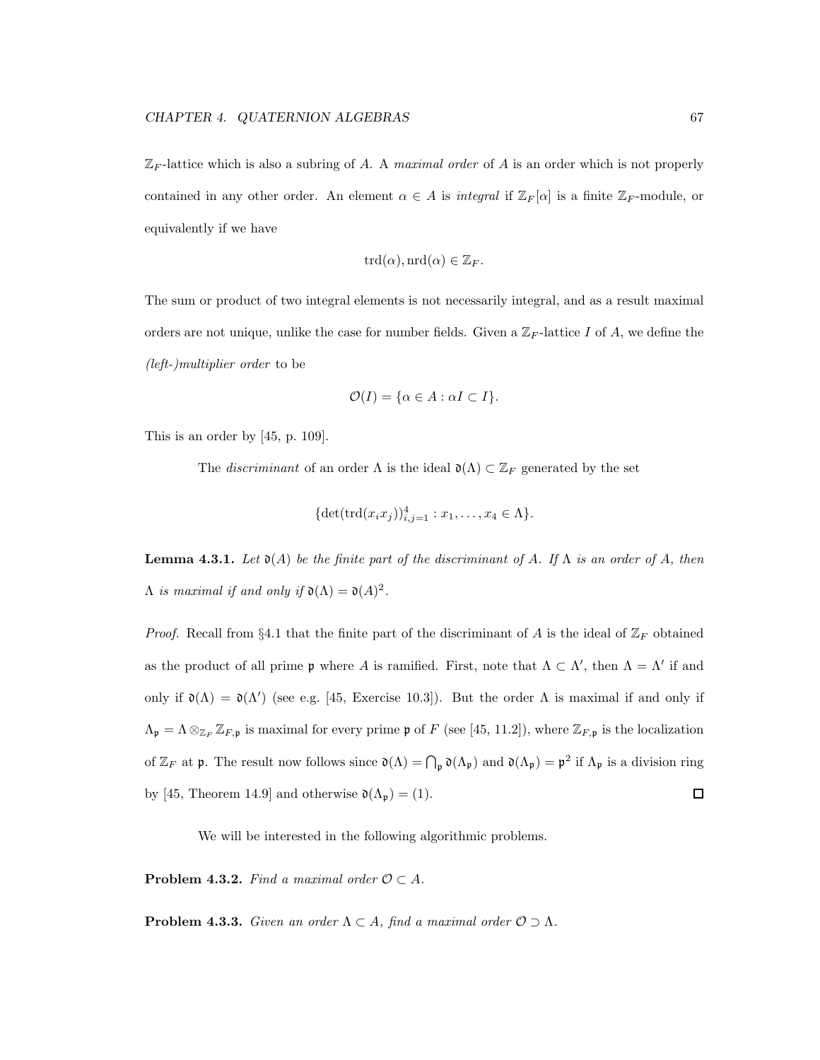$\mathbb{Z}_F$-lattice which is also a subring of $A$. A *maximal order* of $A$ is an order which is not properly contained in any other order. An element $\alpha \in A$ is *integral* if $\mathbb{Z}_F[\alpha]$ is a finite $\mathbb{Z}_F$-module, or equivalently if we have

$$\operatorname{trd}(\alpha), \operatorname{nrd}(\alpha) \in \mathbb{Z}_F.$$

The sum or product of two integral elements is not necessarily integral, and as a result maximal orders are not unique, unlike the case for number fields. Given a $\mathbb{Z}_F$-lattice $I$ of $A$, we define the *(left-)multiplier order* to be

$$\mathcal{O}(I) = \{\alpha \in A : \alpha I \subset I\}.$$

This is an order by [45, p. 109].

The *discriminant* of an order $\Lambda$ is the ideal $\mathfrak{d}(\Lambda) \subset \mathbb{Z}_F$ generated by the set

$$\{\det(\operatorname{trd}(x_i x_j))_{i,j=1}^4 : x_1, \ldots, x_4 \in \Lambda\}.$$

**Lemma 4.3.1.** *Let $\mathfrak{d}(A)$ be the finite part of the discriminant of $A$. If $\Lambda$ is an order of $A$, then $\Lambda$ is maximal if and only if $\mathfrak{d}(\Lambda) = \mathfrak{d}(A)^2$.*

*Proof.* Recall from §4.1 that the finite part of the discriminant of $A$ is the ideal of $\mathbb{Z}_F$ obtained as the product of all prime $\mathfrak{p}$ where $A$ is ramified. First, note that $\Lambda \subset \Lambda'$, then $\Lambda = \Lambda'$ if and only if $\mathfrak{d}(\Lambda) = \mathfrak{d}(\Lambda')$ (see e.g. [45, Exercise 10.3]). But the order $\Lambda$ is maximal if and only if $\Lambda_{\mathfrak{p}} = \Lambda \otimes_{\mathbb{Z}_F} \mathbb{Z}_{F,\mathfrak{p}}$ is maximal for every prime $\mathfrak{p}$ of $F$ (see [45, 11.2]), where $\mathbb{Z}_{F,\mathfrak{p}}$ is the localization of $\mathbb{Z}_F$ at $\mathfrak{p}$. The result now follows since $\mathfrak{d}(\Lambda) = \bigcap_{\mathfrak{p}} \mathfrak{d}(\Lambda_{\mathfrak{p}})$ and $\mathfrak{d}(\Lambda_{\mathfrak{p}}) = \mathfrak{p}^2$ if $\Lambda_{\mathfrak{p}}$ is a division ring by [45, Theorem 14.9] and otherwise $\mathfrak{d}(\Lambda_{\mathfrak{p}}) = (1)$. ◻

We will be interested in the following algorithmic problems.

**Problem 4.3.2.** *Find a maximal order $\mathcal{O} \subset A$.*

**Problem 4.3.3.** *Given an order $\Lambda \subset A$, find a maximal order $\mathcal{O} \supset \Lambda$.*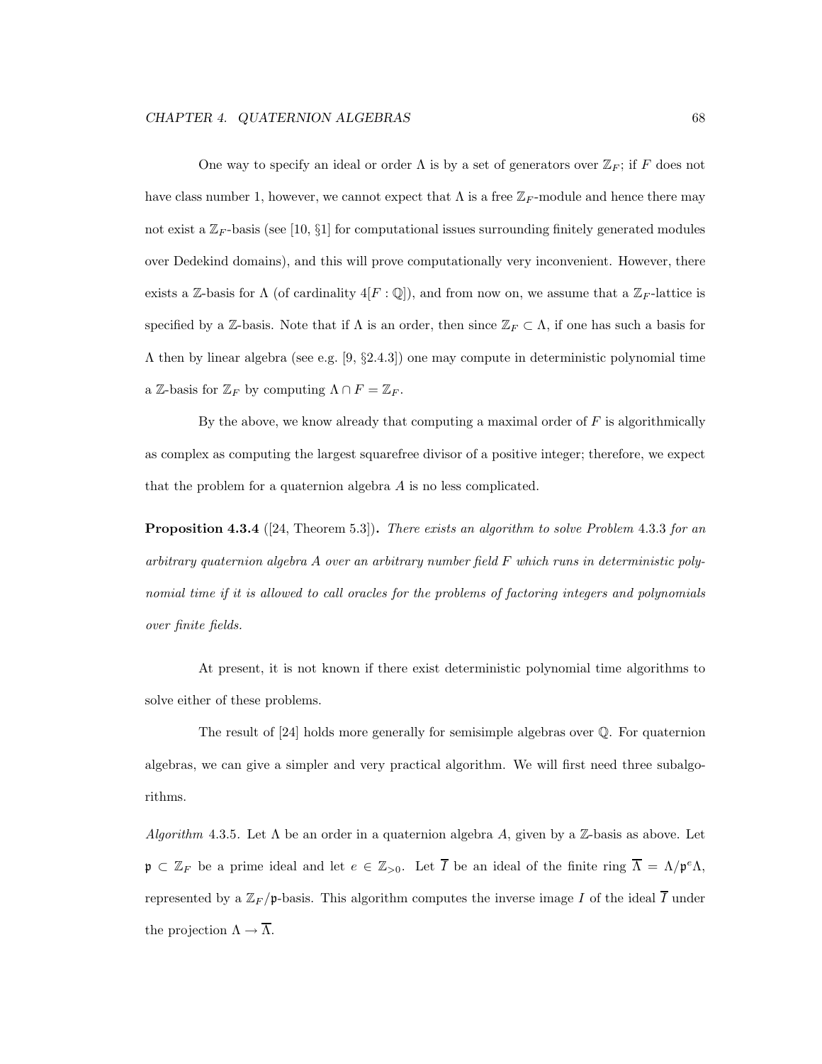One way to specify an ideal or order $\Lambda$ is by a set of generators over $\mathbb{Z}_F$; if $F$ does not have class number 1, however, we cannot expect that $\Lambda$ is a free $\mathbb{Z}_F$-module and hence there may not exist a $\mathbb{Z}_F$-basis (see [10, §1] for computational issues surrounding finitely generated modules over Dedekind domains), and this will prove computationally very inconvenient. However, there exists a $\mathbb{Z}$-basis for $\Lambda$ (of cardinality $4[F:\mathbb{Q}]$), and from now on, we assume that a $\mathbb{Z}_F$-lattice is specified by a $\mathbb{Z}$-basis. Note that if $\Lambda$ is an order, then since $\mathbb{Z}_F \subset \Lambda$, if one has such a basis for $\Lambda$ then by linear algebra (see e.g. [9, §2.4.3]) one may compute in deterministic polynomial time a $\mathbb{Z}$-basis for $\mathbb{Z}_F$ by computing $\Lambda \cap F = \mathbb{Z}_F$.

By the above, we know already that computing a maximal order of $F$ is algorithmically as complex as computing the largest squarefree divisor of a positive integer; therefore, we expect that the problem for a quaternion algebra $A$ is no less complicated.

**Proposition 4.3.4** ([24, Theorem 5.3])**.** *There exists an algorithm to solve Problem* 4.3.3 *for an arbitrary quaternion algebra $A$ over an arbitrary number field $F$ which runs in deterministic polynomial time if it is allowed to call oracles for the problems of factoring integers and polynomials over finite fields.*

At present, it is not known if there exist deterministic polynomial time algorithms to solve either of these problems.

The result of [24] holds more generally for semisimple algebras over $\mathbb{Q}$. For quaternion algebras, we can give a simpler and very practical algorithm. We will first need three subalgorithms.

*Algorithm* 4.3.5. Let $\Lambda$ be an order in a quaternion algebra $A$, given by a $\mathbb{Z}$-basis as above. Let $\mathfrak{p} \subset \mathbb{Z}_F$ be a prime ideal and let $e \in \mathbb{Z}_{>0}$. Let $\overline{I}$ be an ideal of the finite ring $\overline{\Lambda} = \Lambda/\mathfrak{p}^e\Lambda$, represented by a $\mathbb{Z}_F/\mathfrak{p}$-basis. This algorithm computes the inverse image $I$ of the ideal $\overline{I}$ under the projection $\Lambda \to \overline{\Lambda}$.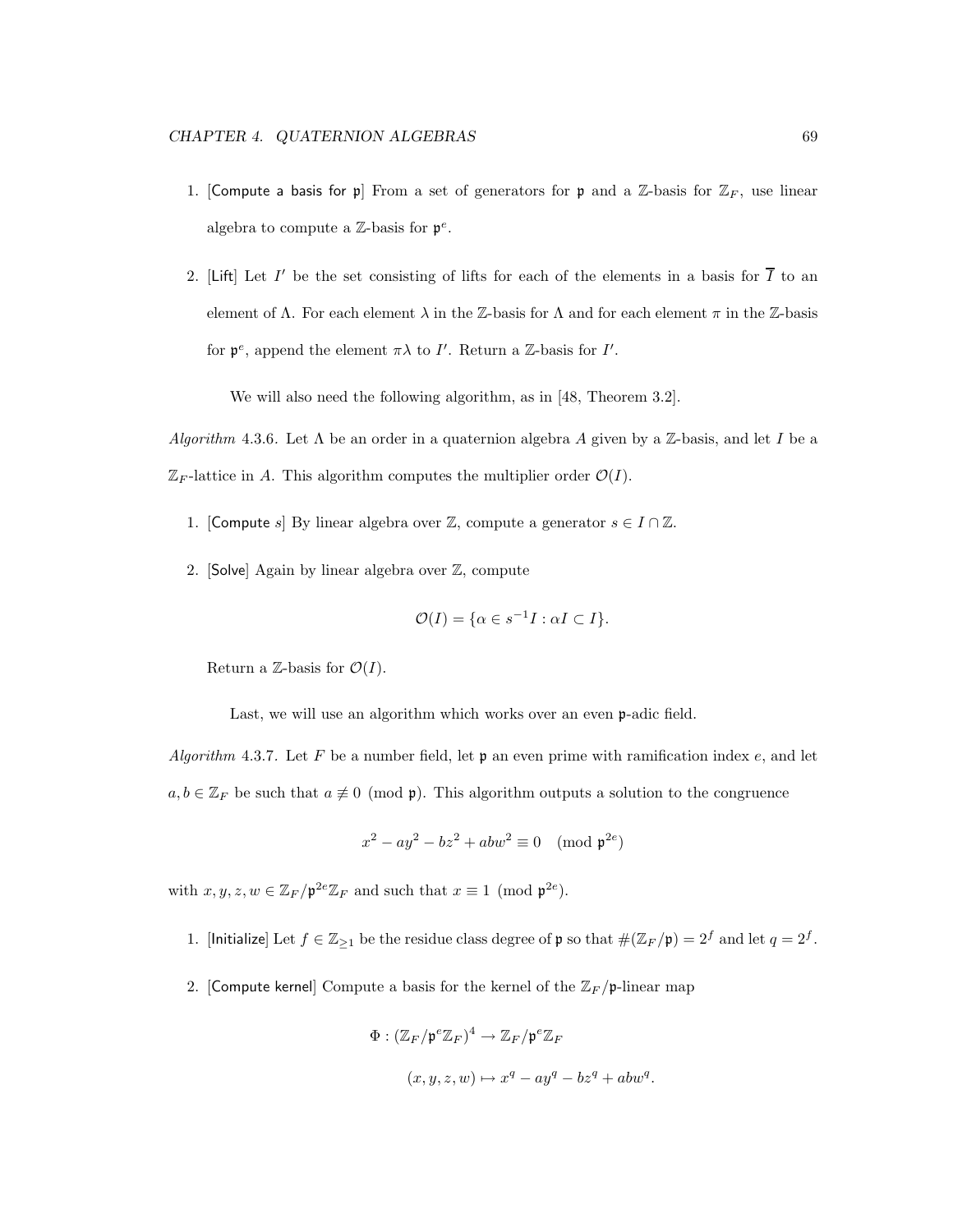1. [Compute a basis for $\mathfrak{p}$] From a set of generators for $\mathfrak{p}$ and a $\mathbb{Z}$-basis for $\mathbb{Z}_F$, use linear algebra to compute a $\mathbb{Z}$-basis for $\mathfrak{p}^e$.

2. [Lift] Let $I'$ be the set consisting of lifts for each of the elements in a basis for $\overline{I}$ to an element of $\Lambda$. For each element $\lambda$ in the $\mathbb{Z}$-basis for $\Lambda$ and for each element $\pi$ in the $\mathbb{Z}$-basis for $\mathfrak{p}^e$, append the element $\pi\lambda$ to $I'$. Return a $\mathbb{Z}$-basis for $I'$.

We will also need the following algorithm, as in [48, Theorem 3.2].

*Algorithm* 4.3.6. Let $\Lambda$ be an order in a quaternion algebra $A$ given by a $\mathbb{Z}$-basis, and let $I$ be a $\mathbb{Z}_F$-lattice in $A$. This algorithm computes the multiplier order $\mathcal{O}(I)$.

1. [Compute $s$] By linear algebra over $\mathbb{Z}$, compute a generator $s \in I \cap \mathbb{Z}$.

2. [Solve] Again by linear algebra over $\mathbb{Z}$, compute

$$\mathcal{O}(I) = \{\alpha \in s^{-1}I : \alpha I \subset I\}.$$

Return a $\mathbb{Z}$-basis for $\mathcal{O}(I)$.

Last, we will use an algorithm which works over an even $\mathfrak{p}$-adic field.

*Algorithm* 4.3.7. Let $F$ be a number field, let $\mathfrak{p}$ an even prime with ramification index $e$, and let $a, b \in \mathbb{Z}_F$ be such that $a \not\equiv 0 \pmod{\mathfrak{p}}$. This algorithm outputs a solution to the congruence

$$x^2 - ay^2 - bz^2 + abw^2 \equiv 0 \pmod{\mathfrak{p}^{2e}}$$

with $x, y, z, w \in \mathbb{Z}_F/\mathfrak{p}^{2e}\mathbb{Z}_F$ and such that $x \equiv 1 \pmod{\mathfrak{p}^{2e}}$.

1. [Initialize] Let $f \in \mathbb{Z}_{\geq 1}$ be the residue class degree of $\mathfrak{p}$ so that $\#(\mathbb{Z}_F/\mathfrak{p}) = 2^f$ and let $q = 2^f$.

2. [Compute kernel] Compute a basis for the kernel of the $\mathbb{Z}_F/\mathfrak{p}$-linear map

$$\Phi : (\mathbb{Z}_F/\mathfrak{p}^e\mathbb{Z}_F)^4 \to \mathbb{Z}_F/\mathfrak{p}^e\mathbb{Z}_F$$

$$(x, y, z, w) \mapsto x^q - ay^q - bz^q + abw^q.$$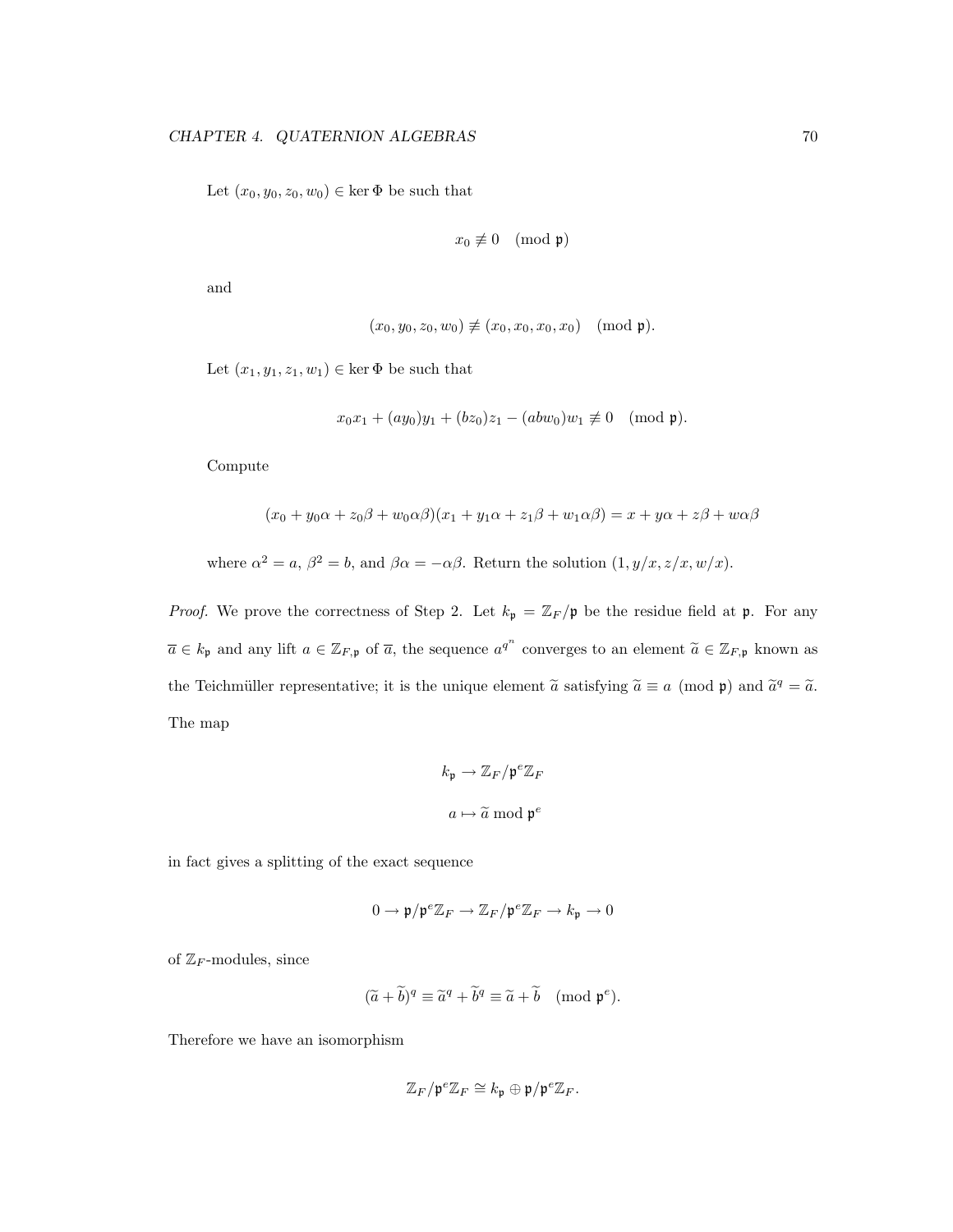Let $(x_0, y_0, z_0, w_0) \in \ker \Phi$ be such that

$$x_0 \not\equiv 0 \pmod{\mathfrak{p}}$$

and

$$(x_0, y_0, z_0, w_0) \not\equiv (x_0, x_0, x_0, x_0) \pmod{\mathfrak{p}}.$$

Let $(x_1, y_1, z_1, w_1) \in \ker \Phi$ be such that

$$x_0 x_1 + (ay_0)y_1 + (bz_0)z_1 - (abw_0)w_1 \not\equiv 0 \pmod{\mathfrak{p}}.$$

Compute

$$(x_0 + y_0\alpha + z_0\beta + w_0\alpha\beta)(x_1 + y_1\alpha + z_1\beta + w_1\alpha\beta) = x + y\alpha + z\beta + w\alpha\beta$$

where $\alpha^2 = a$, $\beta^2 = b$, and $\beta\alpha = -\alpha\beta$. Return the solution $(1, y/x, z/x, w/x)$.

*Proof.* We prove the correctness of Step 2. Let $k_{\mathfrak{p}} = \mathbb{Z}_F/\mathfrak{p}$ be the residue field at $\mathfrak{p}$. For any $\overline{a} \in k_{\mathfrak{p}}$ and any lift $a \in \mathbb{Z}_{F,\mathfrak{p}}$ of $\overline{a}$, the sequence $a^{q^n}$ converges to an element $\widetilde{a} \in \mathbb{Z}_{F,\mathfrak{p}}$ known as the Teichmüller representative; it is the unique element $\widetilde{a}$ satisfying $\widetilde{a} \equiv a \pmod{\mathfrak{p}}$ and $\widetilde{a}^q = \widetilde{a}$. The map

$$k_{\mathfrak{p}} \to \mathbb{Z}_F/\mathfrak{p}^e\mathbb{Z}_F$$
$$a \mapsto \widetilde{a} \bmod \mathfrak{p}^e$$

in fact gives a splitting of the exact sequence

$$0 \to \mathfrak{p}/\mathfrak{p}^e\mathbb{Z}_F \to \mathbb{Z}_F/\mathfrak{p}^e\mathbb{Z}_F \to k_{\mathfrak{p}} \to 0$$

of $\mathbb{Z}_F$-modules, since

$$(\widetilde{a} + \widetilde{b})^q \equiv \widetilde{a}^q + \widetilde{b}^q \equiv \widetilde{a} + \widetilde{b} \pmod{\mathfrak{p}^e}.$$

Therefore we have an isomorphism

$$\mathbb{Z}_F/\mathfrak{p}^e\mathbb{Z}_F \cong k_{\mathfrak{p}} \oplus \mathfrak{p}/\mathfrak{p}^e\mathbb{Z}_F.$$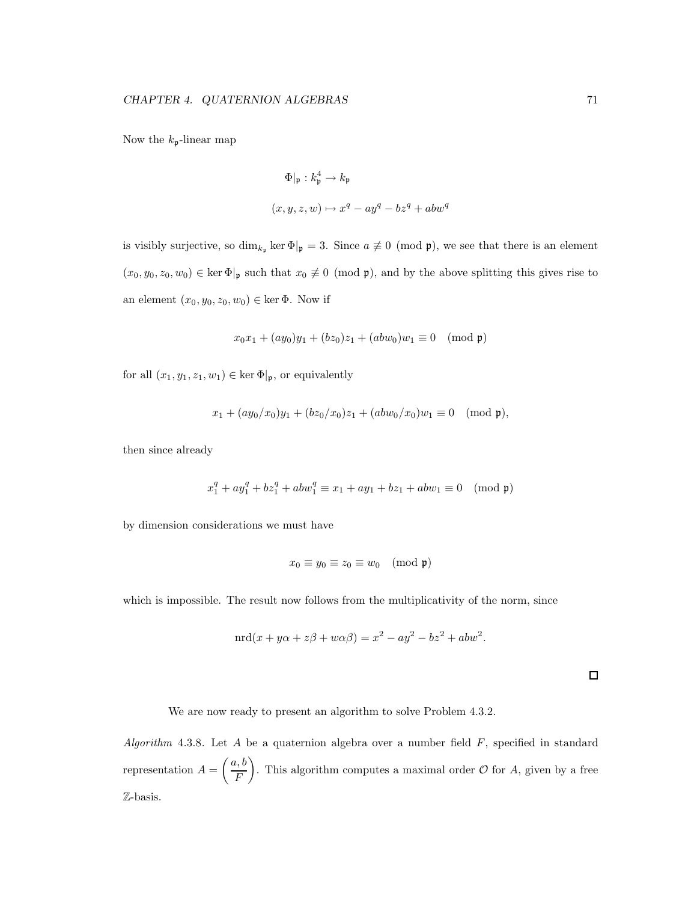Now the $k_{\mathfrak{p}}$-linear map

$$\Phi|_{\mathfrak{p}} : k_{\mathfrak{p}}^4 \to k_{\mathfrak{p}}$$

$$(x, y, z, w) \mapsto x^q - ay^q - bz^q + abw^q$$

is visibly surjective, so $\dim_{k_{\mathfrak{p}}} \ker \Phi|_{\mathfrak{p}} = 3$. Since $a \not\equiv 0 \pmod{\mathfrak{p}}$, we see that there is an element $(x_0, y_0, z_0, w_0) \in \ker \Phi|_{\mathfrak{p}}$ such that $x_0 \not\equiv 0 \pmod{\mathfrak{p}}$, and by the above splitting this gives rise to an element $(x_0, y_0, z_0, w_0) \in \ker \Phi$. Now if

$$x_0 x_1 + (ay_0)y_1 + (bz_0)z_1 + (abw_0)w_1 \equiv 0 \pmod{\mathfrak{p}}$$

for all $(x_1, y_1, z_1, w_1) \in \ker \Phi|_{\mathfrak{p}}$, or equivalently

$$x_1 + (ay_0/x_0)y_1 + (bz_0/x_0)z_1 + (abw_0/x_0)w_1 \equiv 0 \pmod{\mathfrak{p}},$$

then since already

$$x_1^q + ay_1^q + bz_1^q + abw_1^q \equiv x_1 + ay_1 + bz_1 + abw_1 \equiv 0 \pmod{\mathfrak{p}}$$

by dimension considerations we must have

$$x_0 \equiv y_0 \equiv z_0 \equiv w_0 \pmod{\mathfrak{p}}$$

which is impossible. The result now follows from the multiplicativity of the norm, since

$$\operatorname{nrd}(x + y\alpha + z\beta + w\alpha\beta) = x^2 - ay^2 - bz^2 + abw^2.$$

□

We are now ready to present an algorithm to solve Problem 4.3.2.

*Algorithm* 4.3.8. Let $A$ be a quaternion algebra over a number field $F$, specified in standard representation $A = \left(\dfrac{a, b}{F}\right)$. This algorithm computes a maximal order $\mathcal{O}$ for $A$, given by a free $\mathbb{Z}$-basis.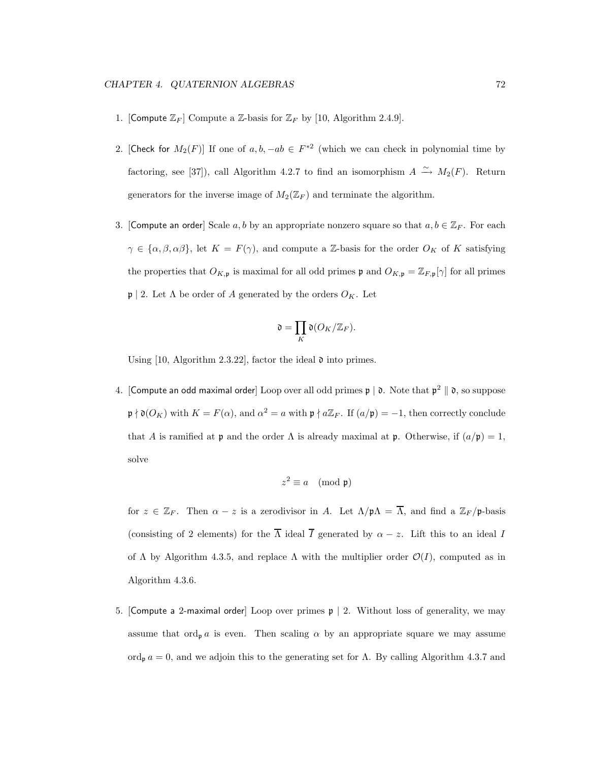1. [Compute $\mathbb{Z}_F$] Compute a $\mathbb{Z}$-basis for $\mathbb{Z}_F$ by [10, Algorithm 2.4.9].

2. [Check for $M_2(F)$] If one of $a, b, -ab \in F^{*2}$ (which we can check in polynomial time by factoring, see [37]), call Algorithm 4.2.7 to find an isomorphism $A \xrightarrow{\sim} M_2(F)$. Return generators for the inverse image of $M_2(\mathbb{Z}_F)$ and terminate the algorithm.

3. [Compute an order] Scale $a, b$ by an appropriate nonzero square so that $a, b \in \mathbb{Z}_F$. For each $\gamma \in \{\alpha, \beta, \alpha\beta\}$, let $K = F(\gamma)$, and compute a $\mathbb{Z}$-basis for the order $O_K$ of $K$ satisfying the properties that $O_{K,\mathfrak{p}}$ is maximal for all odd primes $\mathfrak{p}$ and $O_{K,\mathfrak{p}} = \mathbb{Z}_{F,\mathfrak{p}}[\gamma]$ for all primes $\mathfrak{p} \mid 2$. Let $\Lambda$ be order of $A$ generated by the orders $O_K$. Let

$$\mathfrak{d} = \prod_K \mathfrak{d}(O_K/\mathbb{Z}_F).$$

   Using [10, Algorithm 2.3.22], factor the ideal $\mathfrak{d}$ into primes.

4. [Compute an odd maximal order] Loop over all odd primes $\mathfrak{p} \mid \mathfrak{d}$. Note that $\mathfrak{p}^2 \parallel \mathfrak{d}$, so suppose $\mathfrak{p} \nmid \mathfrak{d}(O_K)$ with $K = F(\alpha)$, and $\alpha^2 = a$ with $\mathfrak{p} \nmid a\mathbb{Z}_F$. If $(a/\mathfrak{p}) = -1$, then correctly conclude that $A$ is ramified at $\mathfrak{p}$ and the order $\Lambda$ is already maximal at $\mathfrak{p}$. Otherwise, if $(a/\mathfrak{p}) = 1$, solve

$$z^2 \equiv a \pmod{\mathfrak{p}}$$

   for $z \in \mathbb{Z}_F$. Then $\alpha - z$ is a zerodivisor in $A$. Let $\Lambda/\mathfrak{p}\Lambda = \overline{\Lambda}$, and find a $\mathbb{Z}_F/\mathfrak{p}$-basis (consisting of 2 elements) for the $\overline{\Lambda}$ ideal $\overline{I}$ generated by $\alpha - z$. Lift this to an ideal $I$ of $\Lambda$ by Algorithm 4.3.5, and replace $\Lambda$ with the multiplier order $\mathcal{O}(I)$, computed as in Algorithm 4.3.6.

5. [Compute a 2-maximal order] Loop over primes $\mathfrak{p} \mid 2$. Without loss of generality, we may assume that $\operatorname{ord}_\mathfrak{p} a$ is even. Then scaling $\alpha$ by an appropriate square we may assume $\operatorname{ord}_\mathfrak{p} a = 0$, and we adjoin this to the generating set for $\Lambda$. By calling Algorithm 4.3.7 and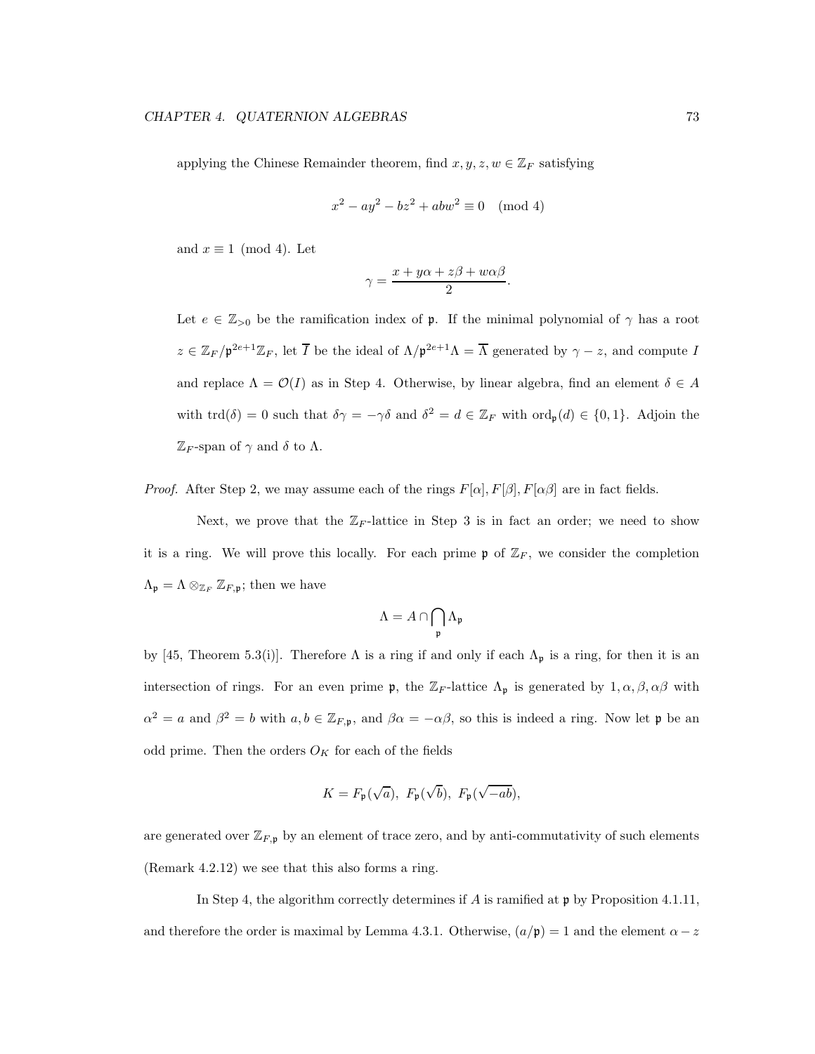applying the Chinese Remainder theorem, find $x, y, z, w \in \mathbb{Z}_F$ satisfying

$$x^2 - ay^2 - bz^2 + abw^2 \equiv 0 \pmod{4}$$

and $x \equiv 1 \pmod{4}$. Let

$$\gamma = \frac{x + y\alpha + z\beta + w\alpha\beta}{2}.$$

Let $e \in \mathbb{Z}_{>0}$ be the ramification index of $\mathfrak{p}$. If the minimal polynomial of $\gamma$ has a root $z \in \mathbb{Z}_F/\mathfrak{p}^{2e+1}\mathbb{Z}_F$, let $\overline{I}$ be the ideal of $\Lambda/\mathfrak{p}^{2e+1}\Lambda = \overline{\Lambda}$ generated by $\gamma - z$, and compute $I$ and replace $\Lambda = \mathcal{O}(I)$ as in Step 4. Otherwise, by linear algebra, find an element $\delta \in A$ with $\mathrm{trd}(\delta) = 0$ such that $\delta\gamma = -\gamma\delta$ and $\delta^2 = d \in \mathbb{Z}_F$ with $\mathrm{ord}_{\mathfrak{p}}(d) \in \{0, 1\}$. Adjoin the $\mathbb{Z}_F$-span of $\gamma$ and $\delta$ to $\Lambda$.

*Proof.* After Step 2, we may assume each of the rings $F[\alpha], F[\beta], F[\alpha\beta]$ are in fact fields.

Next, we prove that the $\mathbb{Z}_F$-lattice in Step 3 is in fact an order; we need to show it is a ring. We will prove this locally. For each prime $\mathfrak{p}$ of $\mathbb{Z}_F$, we consider the completion $\Lambda_{\mathfrak{p}} = \Lambda \otimes_{\mathbb{Z}_F} \mathbb{Z}_{F,\mathfrak{p}}$; then we have

$$\Lambda = A \cap \bigcap_{\mathfrak{p}} \Lambda_{\mathfrak{p}}$$

by [45, Theorem 5.3(i)]. Therefore $\Lambda$ is a ring if and only if each $\Lambda_{\mathfrak{p}}$ is a ring, for then it is an intersection of rings. For an even prime $\mathfrak{p}$, the $\mathbb{Z}_F$-lattice $\Lambda_{\mathfrak{p}}$ is generated by $1, \alpha, \beta, \alpha\beta$ with $\alpha^2 = a$ and $\beta^2 = b$ with $a, b \in \mathbb{Z}_{F,\mathfrak{p}}$, and $\beta\alpha = -\alpha\beta$, so this is indeed a ring. Now let $\mathfrak{p}$ be an odd prime. Then the orders $O_K$ for each of the fields

$$K = F_{\mathfrak{p}}(\sqrt{a}),\ F_{\mathfrak{p}}(\sqrt{b}),\ F_{\mathfrak{p}}(\sqrt{-ab}),$$

are generated over $\mathbb{Z}_{F,\mathfrak{p}}$ by an element of trace zero, and by anti-commutativity of such elements (Remark 4.2.12) we see that this also forms a ring.

In Step 4, the algorithm correctly determines if $A$ is ramified at $\mathfrak{p}$ by Proposition 4.1.11, and therefore the order is maximal by Lemma 4.3.1. Otherwise, $(a/\mathfrak{p}) = 1$ and the element $\alpha - z$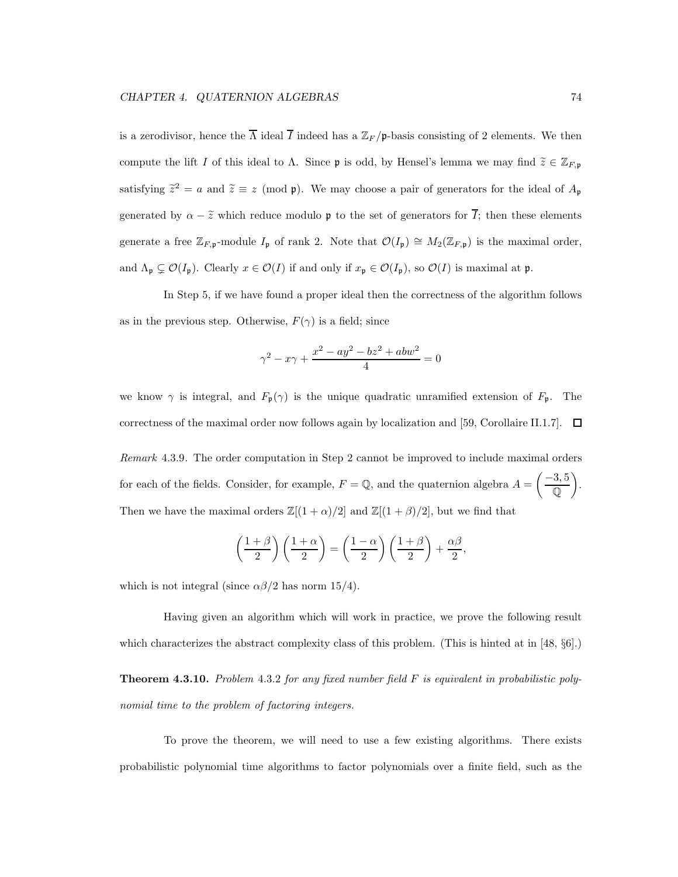is a zerodivisor, hence the $\overline{\Lambda}$ ideal $\overline{I}$ indeed has a $\mathbb{Z}_F/\mathfrak{p}$-basis consisting of 2 elements. We then compute the lift $I$ of this ideal to $\Lambda$. Since $\mathfrak{p}$ is odd, by Hensel's lemma we may find $\widetilde{z} \in \mathbb{Z}_{F,\mathfrak{p}}$ satisfying $\widetilde{z}^2 = a$ and $\widetilde{z} \equiv z \pmod{\mathfrak{p}}$. We may choose a pair of generators for the ideal of $A_\mathfrak{p}$ generated by $\alpha - \widetilde{z}$ which reduce modulo $\mathfrak{p}$ to the set of generators for $\overline{I}$; then these elements generate a free $\mathbb{Z}_{F,\mathfrak{p}}$-module $I_\mathfrak{p}$ of rank 2. Note that $\mathcal{O}(I_\mathfrak{p}) \cong M_2(\mathbb{Z}_{F,\mathfrak{p}})$ is the maximal order, and $\Lambda_\mathfrak{p} \subsetneq \mathcal{O}(I_\mathfrak{p})$. Clearly $x \in \mathcal{O}(I)$ if and only if $x_\mathfrak{p} \in \mathcal{O}(I_\mathfrak{p})$, so $\mathcal{O}(I)$ is maximal at $\mathfrak{p}$.

In Step 5, if we have found a proper ideal then the correctness of the algorithm follows as in the previous step. Otherwise, $F(\gamma)$ is a field; since

$$\gamma^2 - x\gamma + \frac{x^2 - ay^2 - bz^2 + abw^2}{4} = 0$$

we know $\gamma$ is integral, and $F_\mathfrak{p}(\gamma)$ is the unique quadratic unramified extension of $F_\mathfrak{p}$. The correctness of the maximal order now follows again by localization and [59, Corollaire II.1.7]. $\square$

*Remark* 4.3.9. The order computation in Step 2 cannot be improved to include maximal orders for each of the fields. Consider, for example, $F = \mathbb{Q}$, and the quaternion algebra $A = \left(\dfrac{-3, 5}{\mathbb{Q}}\right)$. Then we have the maximal orders $\mathbb{Z}[(1+\alpha)/2]$ and $\mathbb{Z}[(1+\beta)/2]$, but we find that

$$\left(\frac{1+\beta}{2}\right)\left(\frac{1+\alpha}{2}\right) = \left(\frac{1-\alpha}{2}\right)\left(\frac{1+\beta}{2}\right) + \frac{\alpha\beta}{2},$$

which is not integral (since $\alpha\beta/2$ has norm $15/4$).

Having given an algorithm which will work in practice, we prove the following result which characterizes the abstract complexity class of this problem. (This is hinted at in [48, §6].)

**Theorem 4.3.10.** *Problem* 4.3.2 *for any fixed number field $F$ is equivalent in probabilistic polynomial time to the problem of factoring integers.*

To prove the theorem, we will need to use a few existing algorithms. There exists probabilistic polynomial time algorithms to factor polynomials over a finite field, such as the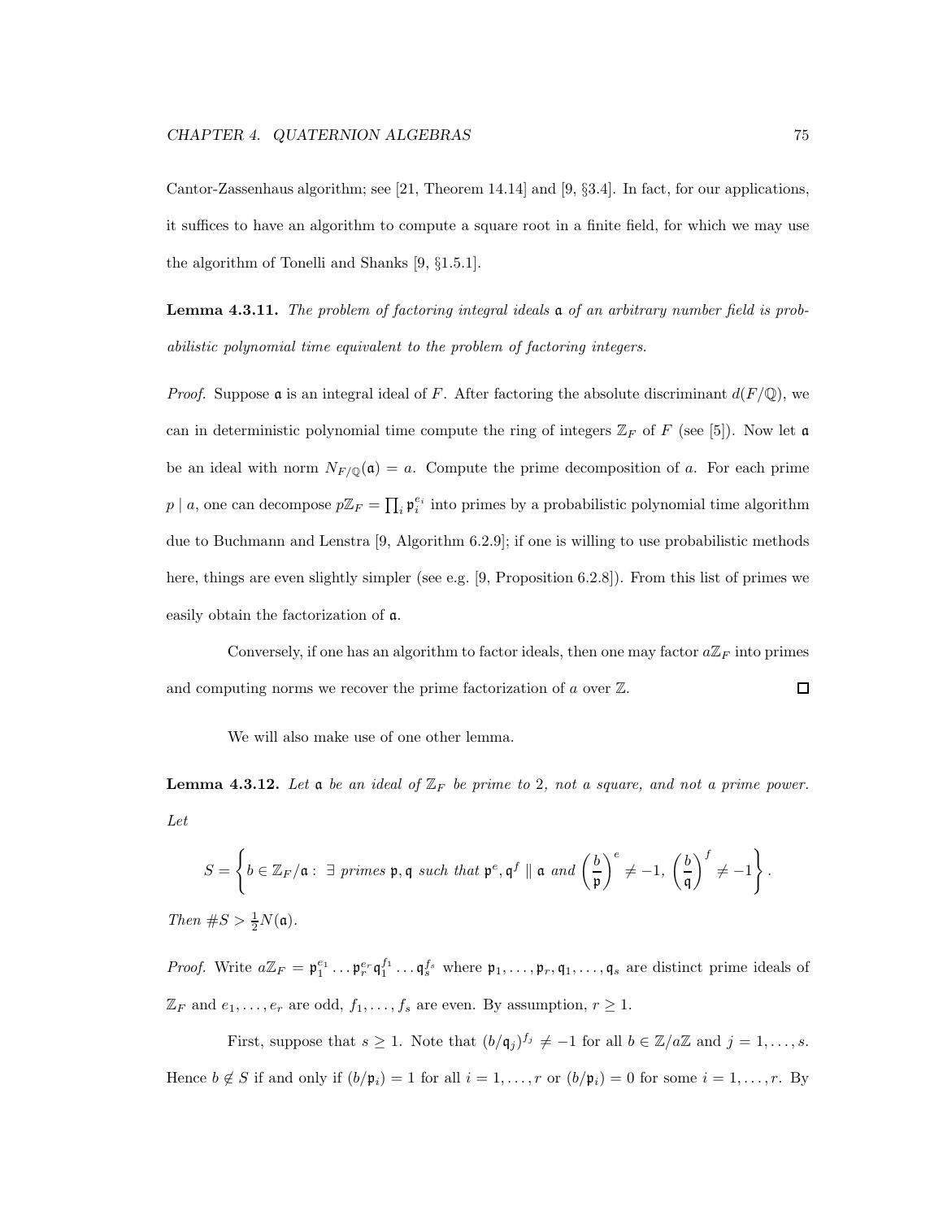Cantor-Zassenhaus algorithm; see [21, Theorem 14.14] and [9, §3.4]. In fact, for our applications, it suffices to have an algorithm to compute a square root in a finite field, for which we may use the algorithm of Tonelli and Shanks [9, §1.5.1].

**Lemma 4.3.11.** *The problem of factoring integral ideals* $\mathfrak{a}$ *of an arbitrary number field is probabilistic polynomial time equivalent to the problem of factoring integers.*

*Proof.* Suppose $\mathfrak{a}$ is an integral ideal of $F$. After factoring the absolute discriminant $d(F/\mathbb{Q})$, we can in deterministic polynomial time compute the ring of integers $\mathbb{Z}_F$ of $F$ (see [5]). Now let $\mathfrak{a}$ be an ideal with norm $N_{F/\mathbb{Q}}(\mathfrak{a}) = a$. Compute the prime decomposition of $a$. For each prime $p \mid a$, one can decompose $p\mathbb{Z}_F = \prod_i \mathfrak{p}_i^{e_i}$ into primes by a probabilistic polynomial time algorithm due to Buchmann and Lenstra [9, Algorithm 6.2.9]; if one is willing to use probabilistic methods here, things are even slightly simpler (see e.g. [9, Proposition 6.2.8]). From this list of primes we easily obtain the factorization of $\mathfrak{a}$.

Conversely, if one has an algorithm to factor ideals, then one may factor $a\mathbb{Z}_F$ into primes and computing norms we recover the prime factorization of $a$ over $\mathbb{Z}$. $\square$

We will also make use of one other lemma.

**Lemma 4.3.12.** *Let* $\mathfrak{a}$ *be an ideal of* $\mathbb{Z}_F$ *be prime to* 2*, not a square, and not a prime power. Let*

$$S = \left\{ b \in \mathbb{Z}_F/\mathfrak{a} : \ \exists \text{ primes } \mathfrak{p}, \mathfrak{q} \text{ such that } \mathfrak{p}^e, \mathfrak{q}^f \parallel \mathfrak{a} \text{ and } \left(\frac{b}{\mathfrak{p}}\right)^e \neq -1, \ \left(\frac{b}{\mathfrak{q}}\right)^f \neq -1 \right\}.$$

*Then* $\#S > \frac{1}{2}N(\mathfrak{a})$.

*Proof.* Write $a\mathbb{Z}_F = \mathfrak{p}_1^{e_1} \dots \mathfrak{p}_r^{e_r} \mathfrak{q}_1^{f_1} \dots \mathfrak{q}_s^{f_s}$ where $\mathfrak{p}_1, \dots, \mathfrak{p}_r, \mathfrak{q}_1, \dots, \mathfrak{q}_s$ are distinct prime ideals of $\mathbb{Z}_F$ and $e_1, \dots, e_r$ are odd, $f_1, \dots, f_s$ are even. By assumption, $r \geq 1$.

First, suppose that $s \geq 1$. Note that $(b/\mathfrak{q}_j)^{f_j} \neq -1$ for all $b \in \mathbb{Z}/a\mathbb{Z}$ and $j = 1, \dots, s$. Hence $b \notin S$ if and only if $(b/\mathfrak{p}_i) = 1$ for all $i = 1, \dots, r$ or $(b/\mathfrak{p}_i) = 0$ for some $i = 1, \dots, r$. By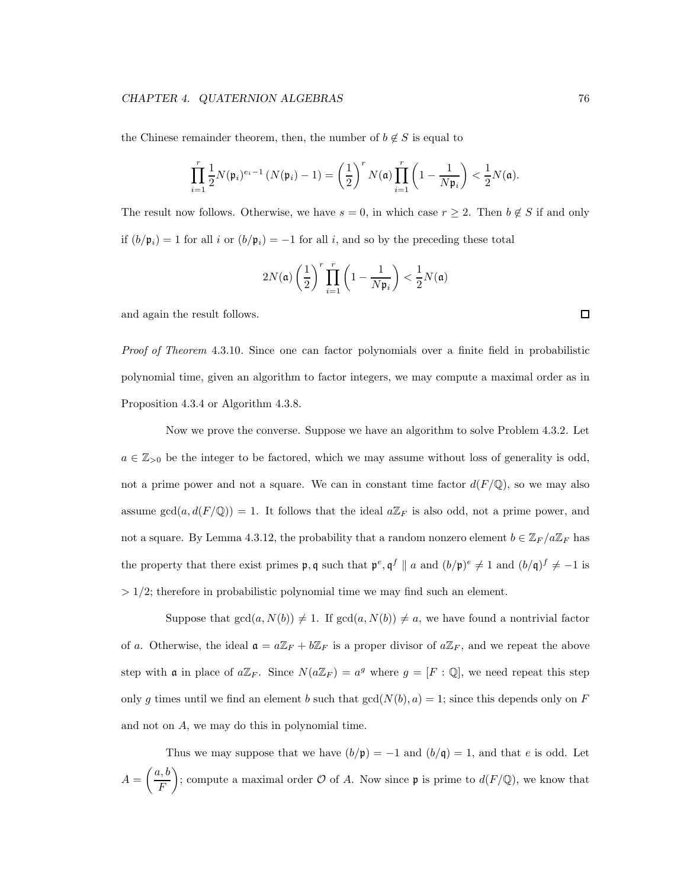the Chinese remainder theorem, then, the number of $b \notin S$ is equal to

$$\prod_{i=1}^{r} \frac{1}{2} N(\mathfrak{p}_i)^{e_i - 1} (N(\mathfrak{p}_i) - 1) = \left(\frac{1}{2}\right)^r N(\mathfrak{a}) \prod_{i=1}^{r} \left(1 - \frac{1}{N\mathfrak{p}_i}\right) < \frac{1}{2} N(\mathfrak{a}).$$

The result now follows. Otherwise, we have $s = 0$, in which case $r \geq 2$. Then $b \notin S$ if and only if $(b/\mathfrak{p}_i) = 1$ for all $i$ or $(b/\mathfrak{p}_i) = -1$ for all $i$, and so by the preceding these total

$$2N(\mathfrak{a}) \left(\frac{1}{2}\right)^r \prod_{i=1}^{r} \left(1 - \frac{1}{N\mathfrak{p}_i}\right) < \frac{1}{2} N(\mathfrak{a})$$

and again the result follows. $\square$

*Proof of Theorem* 4.3.10. Since one can factor polynomials over a finite field in probabilistic polynomial time, given an algorithm to factor integers, we may compute a maximal order as in Proposition 4.3.4 or Algorithm 4.3.8.

Now we prove the converse. Suppose we have an algorithm to solve Problem 4.3.2. Let $a \in \mathbb{Z}_{>0}$ be the integer to be factored, which we may assume without loss of generality is odd, not a prime power and not a square. We can in constant time factor $d(F/\mathbb{Q})$, so we may also assume $\gcd(a, d(F/\mathbb{Q})) = 1$. It follows that the ideal $a\mathbb{Z}_F$ is also odd, not a prime power, and not a square. By Lemma 4.3.12, the probability that a random nonzero element $b \in \mathbb{Z}_F/a\mathbb{Z}_F$ has the property that there exist primes $\mathfrak{p}, \mathfrak{q}$ such that $\mathfrak{p}^e, \mathfrak{q}^f \parallel a$ and $(b/\mathfrak{p})^e \neq 1$ and $(b/\mathfrak{q})^f \neq -1$ is $> 1/2$; therefore in probabilistic polynomial time we may find such an element.

Suppose that $\gcd(a, N(b)) \neq 1$. If $\gcd(a, N(b)) \neq a$, we have found a nontrivial factor of $a$. Otherwise, the ideal $\mathfrak{a} = a\mathbb{Z}_F + b\mathbb{Z}_F$ is a proper divisor of $a\mathbb{Z}_F$, and we repeat the above step with $\mathfrak{a}$ in place of $a\mathbb{Z}_F$. Since $N(a\mathbb{Z}_F) = a^g$ where $g = [F : \mathbb{Q}]$, we need repeat this step only $g$ times until we find an element $b$ such that $\gcd(N(b), a) = 1$; since this depends only on $F$ and not on $A$, we may do this in polynomial time.

Thus we may suppose that we have $(b/\mathfrak{p}) = -1$ and $(b/\mathfrak{q}) = 1$, and that $e$ is odd. Let $A = \left(\dfrac{a, b}{F}\right)$; compute a maximal order $\mathcal{O}$ of $A$. Now since $\mathfrak{p}$ is prime to $d(F/\mathbb{Q})$, we know that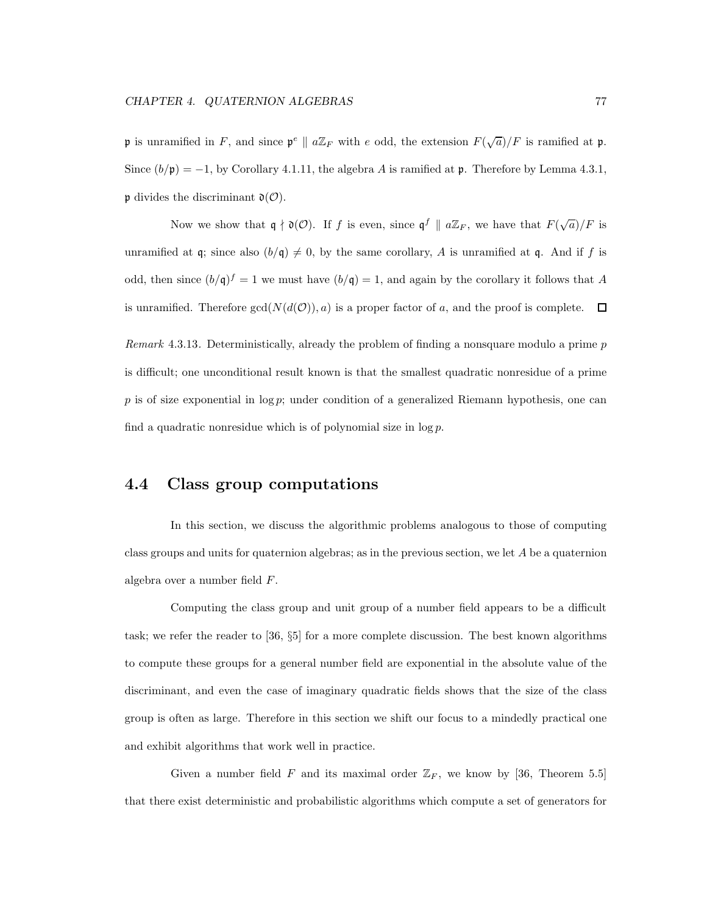$\mathfrak{p}$ is unramified in $F$, and since $\mathfrak{p}^e \parallel a\mathbb{Z}_F$ with $e$ odd, the extension $F(\sqrt{a})/F$ is ramified at $\mathfrak{p}$. Since $(b/\mathfrak{p}) = -1$, by Corollary 4.1.11, the algebra $A$ is ramified at $\mathfrak{p}$. Therefore by Lemma 4.3.1, $\mathfrak{p}$ divides the discriminant $\mathfrak{d}(\mathcal{O})$.

Now we show that $\mathfrak{q} \nmid \mathfrak{d}(\mathcal{O})$. If $f$ is even, since $\mathfrak{q}^f \parallel a\mathbb{Z}_F$, we have that $F(\sqrt{a})/F$ is unramified at $\mathfrak{q}$; since also $(b/\mathfrak{q}) \neq 0$, by the same corollary, $A$ is unramified at $\mathfrak{q}$. And if $f$ is odd, then since $(b/\mathfrak{q})^f = 1$ we must have $(b/\mathfrak{q}) = 1$, and again by the corollary it follows that $A$ is unramified. Therefore $\gcd(N(d(\mathcal{O})), a)$ is a proper factor of $a$, and the proof is complete. $\square$

*Remark* 4.3.13. Deterministically, already the problem of finding a nonsquare modulo a prime $p$ is difficult; one unconditional result known is that the smallest quadratic nonresidue of a prime $p$ is of size exponential in $\log p$; under condition of a generalized Riemann hypothesis, one can find a quadratic nonresidue which is of polynomial size in $\log p$.

## 4.4 Class group computations

In this section, we discuss the algorithmic problems analogous to those of computing class groups and units for quaternion algebras; as in the previous section, we let $A$ be a quaternion algebra over a number field $F$.

Computing the class group and unit group of a number field appears to be a difficult task; we refer the reader to [36, §5] for a more complete discussion. The best known algorithms to compute these groups for a general number field are exponential in the absolute value of the discriminant, and even the case of imaginary quadratic fields shows that the size of the class group is often as large. Therefore in this section we shift our focus to a mindedly practical one and exhibit algorithms that work well in practice.

Given a number field $F$ and its maximal order $\mathbb{Z}_F$, we know by [36, Theorem 5.5] that there exist deterministic and probabilistic algorithms which compute a set of generators for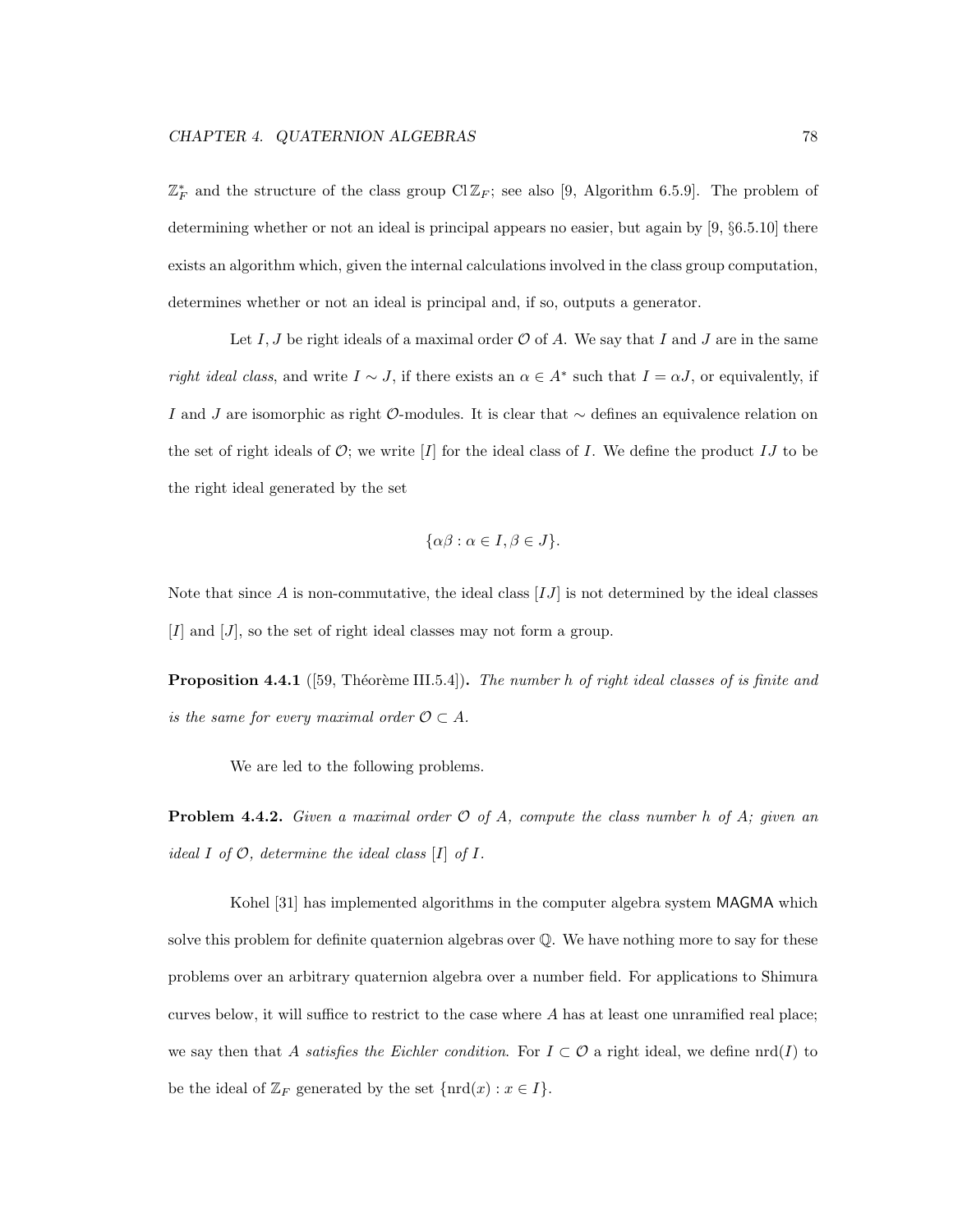$\mathbb{Z}_F^*$ and the structure of the class group $\operatorname{Cl}\mathbb{Z}_F$; see also [9, Algorithm 6.5.9]. The problem of determining whether or not an ideal is principal appears no easier, but again by [9, §6.5.10] there exists an algorithm which, given the internal calculations involved in the class group computation, determines whether or not an ideal is principal and, if so, outputs a generator.

Let $I, J$ be right ideals of a maximal order $\mathcal{O}$ of $A$. We say that $I$ and $J$ are in the same *right ideal class*, and write $I \sim J$, if there exists an $\alpha \in A^*$ such that $I = \alpha J$, or equivalently, if $I$ and $J$ are isomorphic as right $\mathcal{O}$-modules. It is clear that $\sim$ defines an equivalence relation on the set of right ideals of $\mathcal{O}$; we write $[I]$ for the ideal class of $I$. We define the product $IJ$ to be the right ideal generated by the set

$$\{\alpha\beta : \alpha \in I, \beta \in J\}.$$

Note that since $A$ is non-commutative, the ideal class $[IJ]$ is not determined by the ideal classes $[I]$ and $[J]$, so the set of right ideal classes may not form a group.

**Proposition 4.4.1** ([59, Théorème III.5.4])**.** *The number $h$ of right ideal classes of is finite and is the same for every maximal order $\mathcal{O} \subset A$.*

We are led to the following problems.

**Problem 4.4.2.** *Given a maximal order $\mathcal{O}$ of $A$, compute the class number $h$ of $A$; given an ideal $I$ of $\mathcal{O}$, determine the ideal class $[I]$ of $I$.*

Kohel [31] has implemented algorithms in the computer algebra system MAGMA which solve this problem for definite quaternion algebras over $\mathbb{Q}$. We have nothing more to say for these problems over an arbitrary quaternion algebra over a number field. For applications to Shimura curves below, it will suffice to restrict to the case where $A$ has at least one unramified real place; we say then that *$A$ satisfies the Eichler condition*. For $I \subset \mathcal{O}$ a right ideal, we define $\operatorname{nrd}(I)$ to be the ideal of $\mathbb{Z}_F$ generated by the set $\{\operatorname{nrd}(x) : x \in I\}$.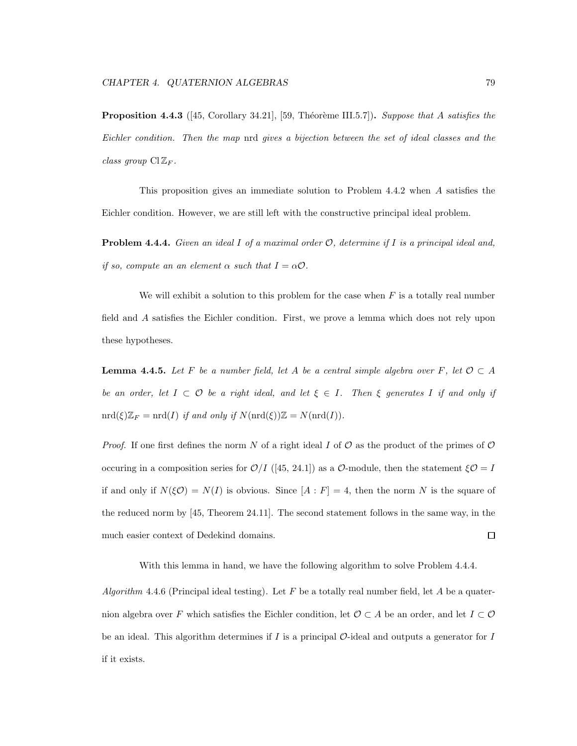**Proposition 4.4.3** ([45, Corollary 34.21], [59, Théorème III.5.7])**.** *Suppose that $A$ satisfies the Eichler condition. Then the map* nrd *gives a bijection between the set of ideal classes and the class group* $\operatorname{Cl}\mathbb{Z}_F$*.*

This proposition gives an immediate solution to Problem 4.4.2 when $A$ satisfies the Eichler condition. However, we are still left with the constructive principal ideal problem.

**Problem 4.4.4.** *Given an ideal $I$ of a maximal order $\mathcal{O}$, determine if $I$ is a principal ideal and, if so, compute an an element $\alpha$ such that $I = \alpha\mathcal{O}$.*

We will exhibit a solution to this problem for the case when $F$ is a totally real number field and $A$ satisfies the Eichler condition. First, we prove a lemma which does not rely upon these hypotheses.

**Lemma 4.4.5.** *Let $F$ be a number field, let $A$ be a central simple algebra over $F$, let $\mathcal{O} \subset A$ be an order, let $I \subset \mathcal{O}$ be a right ideal, and let $\xi \in I$. Then $\xi$ generates $I$ if and only if $\operatorname{nrd}(\xi)\mathbb{Z}_F = \operatorname{nrd}(I)$ if and only if $N(\operatorname{nrd}(\xi))\mathbb{Z} = N(\operatorname{nrd}(I))$.*

*Proof.* If one first defines the norm $N$ of a right ideal $I$ of $\mathcal{O}$ as the product of the primes of $\mathcal{O}$ occuring in a composition series for $\mathcal{O}/I$ ([45, 24.1]) as a $\mathcal{O}$-module, then the statement $\xi\mathcal{O} = I$ if and only if $N(\xi\mathcal{O}) = N(I)$ is obvious. Since $[A : F] = 4$, then the norm $N$ is the square of the reduced norm by [45, Theorem 24.11]. The second statement follows in the same way, in the much easier context of Dedekind domains. $\square$

With this lemma in hand, we have the following algorithm to solve Problem 4.4.4.

*Algorithm* 4.4.6 (Principal ideal testing). Let $F$ be a totally real number field, let $A$ be a quaternion algebra over $F$ which satisfies the Eichler condition, let $\mathcal{O} \subset A$ be an order, and let $I \subset \mathcal{O}$ be an ideal. This algorithm determines if $I$ is a principal $\mathcal{O}$-ideal and outputs a generator for $I$ if it exists.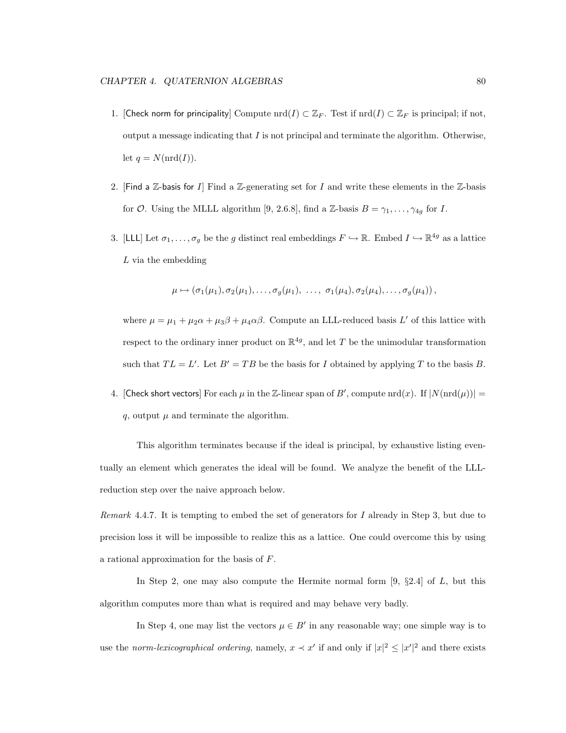1. [Check norm for principality] Compute $\operatorname{nrd}(I) \subset \mathbb{Z}_F$. Test if $\operatorname{nrd}(I) \subset \mathbb{Z}_F$ is principal; if not, output a message indicating that $I$ is not principal and terminate the algorithm. Otherwise, let $q = N(\operatorname{nrd}(I))$.

2. [Find a $\mathbb{Z}$-basis for $I$] Find a $\mathbb{Z}$-generating set for $I$ and write these elements in the $\mathbb{Z}$-basis for $\mathcal{O}$. Using the MLLL algorithm [9, 2.6.8], find a $\mathbb{Z}$-basis $B = \gamma_1, \ldots, \gamma_{4g}$ for $I$.

3. [LLL] Let $\sigma_1, \ldots, \sigma_g$ be the $g$ distinct real embeddings $F \hookrightarrow \mathbb{R}$. Embed $I \hookrightarrow \mathbb{R}^{4g}$ as a lattice $L$ via the embedding

$$\mu \mapsto (\sigma_1(\mu_1), \sigma_2(\mu_1), \ldots, \sigma_g(\mu_1), \; \ldots, \; \sigma_1(\mu_4), \sigma_2(\mu_4), \ldots, \sigma_g(\mu_4)),$$

where $\mu = \mu_1 + \mu_2\alpha + \mu_3\beta + \mu_4\alpha\beta$. Compute an LLL-reduced basis $L'$ of this lattice with respect to the ordinary inner product on $\mathbb{R}^{4g}$, and let $T$ be the unimodular transformation such that $TL = L'$. Let $B' = TB$ be the basis for $I$ obtained by applying $T$ to the basis $B$.

4. [Check short vectors] For each $\mu$ in the $\mathbb{Z}$-linear span of $B'$, compute $\operatorname{nrd}(x)$. If $|N(\operatorname{nrd}(\mu))| = q$, output $\mu$ and terminate the algorithm.

This algorithm terminates because if the ideal is principal, by exhaustive listing eventually an element which generates the ideal will be found. We analyze the benefit of the LLL-reduction step over the naive approach below.

*Remark* 4.4.7. It is tempting to embed the set of generators for $I$ already in Step 3, but due to precision loss it will be impossible to realize this as a lattice. One could overcome this by using a rational approximation for the basis of $F$.

In Step 2, one may also compute the Hermite normal form [9, §2.4] of $L$, but this algorithm computes more than what is required and may behave very badly.

In Step 4, one may list the vectors $\mu \in B'$ in any reasonable way; one simple way is to use the *norm-lexicographical ordering*, namely, $x \prec x'$ if and only if $|x|^2 \leq |x'|^2$ and there exists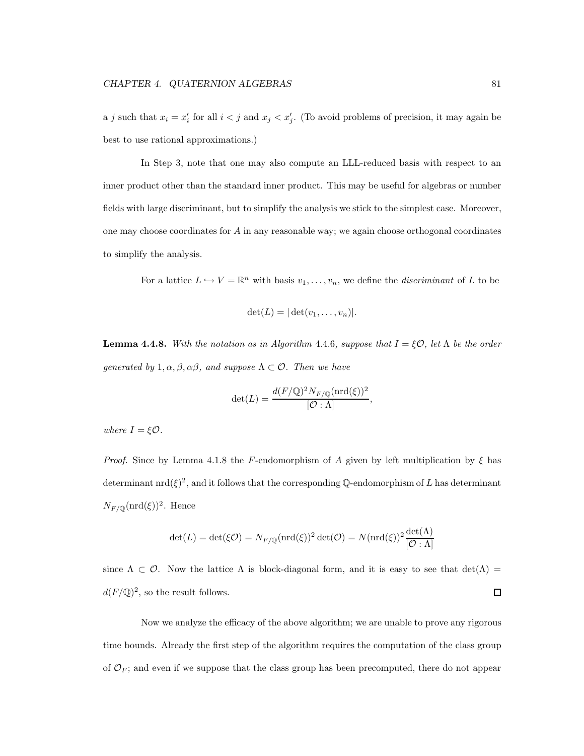a $j$ such that $x_i = x'_i$ for all $i < j$ and $x_j < x'_j$. (To avoid problems of precision, it may again be best to use rational approximations.)

In Step 3, note that one may also compute an LLL-reduced basis with respect to an inner product other than the standard inner product. This may be useful for algebras or number fields with large discriminant, but to simplify the analysis we stick to the simplest case. Moreover, one may choose coordinates for $A$ in any reasonable way; we again choose orthogonal coordinates to simplify the analysis.

For a lattice $L \hookrightarrow V = \mathbb{R}^n$ with basis $v_1, \dots, v_n$, we define the *discriminant* of $L$ to be

$$\det(L) = |\det(v_1, \dots, v_n)|.$$

**Lemma 4.4.8.** *With the notation as in Algorithm* 4.4.6*, suppose that $I = \xi\mathcal{O}$, let $\Lambda$ be the order generated by $1, \alpha, \beta, \alpha\beta$, and suppose $\Lambda \subset \mathcal{O}$. Then we have*

$$\det(L) = \frac{d(F/\mathbb{Q})^2 N_{F/\mathbb{Q}}(\operatorname{nrd}(\xi))^2}{[\mathcal{O} : \Lambda]},$$

*where $I = \xi\mathcal{O}$.*

*Proof.* Since by Lemma 4.1.8 the $F$-endomorphism of $A$ given by left multiplication by $\xi$ has determinant $\operatorname{nrd}(\xi)^2$, and it follows that the corresponding $\mathbb{Q}$-endomorphism of $L$ has determinant $N_{F/\mathbb{Q}}(\operatorname{nrd}(\xi))^2$. Hence

$$\det(L) = \det(\xi\mathcal{O}) = N_{F/\mathbb{Q}}(\operatorname{nrd}(\xi))^2 \det(\mathcal{O}) = N(\operatorname{nrd}(\xi))^2 \frac{\det(\Lambda)}{[\mathcal{O} : \Lambda]}$$

since $\Lambda \subset \mathcal{O}$. Now the lattice $\Lambda$ is block-diagonal form, and it is easy to see that $\det(\Lambda) = d(F/\mathbb{Q})^2$, so the result follows. ∎

Now we analyze the efficacy of the above algorithm; we are unable to prove any rigorous time bounds. Already the first step of the algorithm requires the computation of the class group of $\mathcal{O}_F$; and even if we suppose that the class group has been precomputed, there do not appear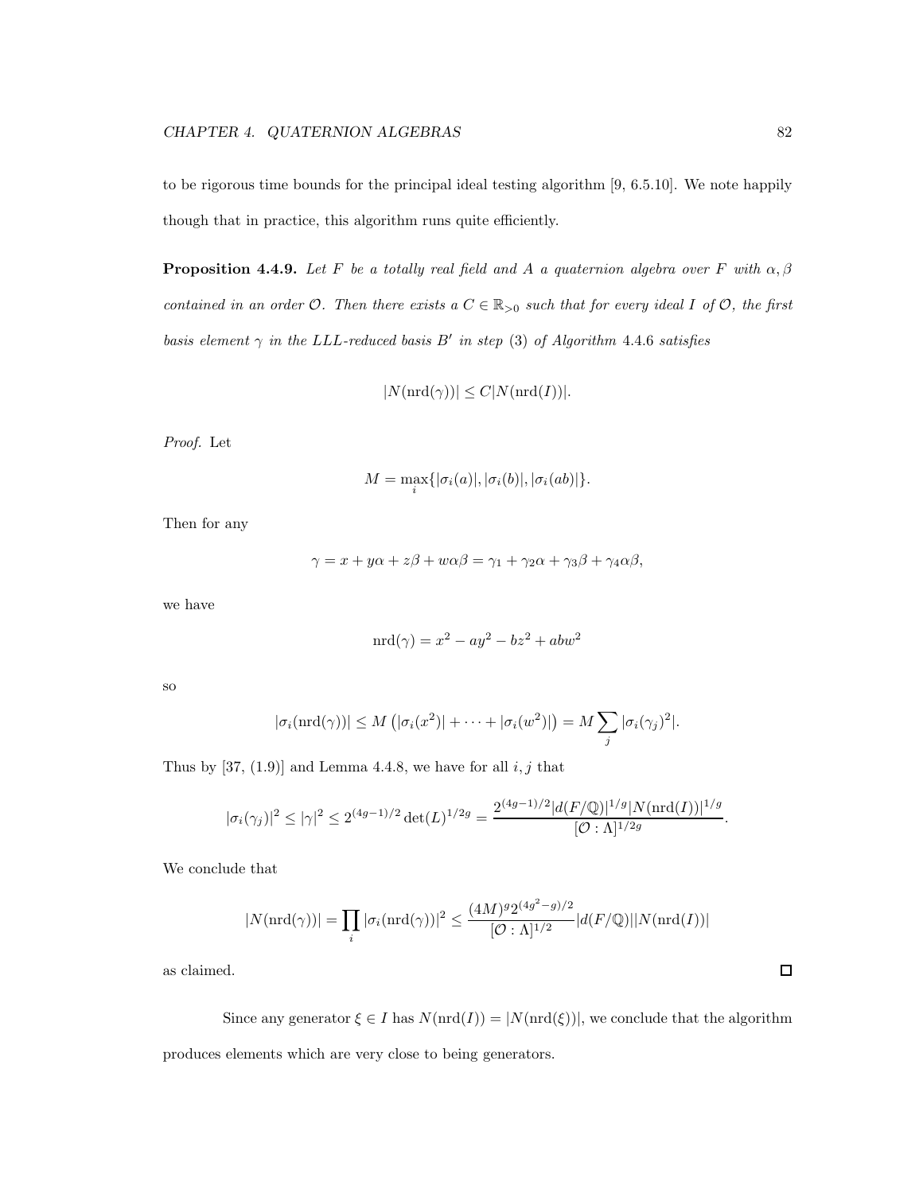to be rigorous time bounds for the principal ideal testing algorithm [9, 6.5.10]. We note happily though that in practice, this algorithm runs quite efficiently.

**Proposition 4.4.9.** *Let $F$ be a totally real field and $A$ a quaternion algebra over $F$ with $\alpha, \beta$ contained in an order $\mathcal{O}$. Then there exists a $C \in \mathbb{R}_{>0}$ such that for every ideal $I$ of $\mathcal{O}$, the first basis element $\gamma$ in the LLL-reduced basis $B'$ in step* (3) *of Algorithm* 4.4.6 *satisfies*

$$|N(\operatorname{nrd}(\gamma))| \leq C|N(\operatorname{nrd}(I))|.$$

*Proof.* Let

$$M = \max_i \{|\sigma_i(a)|, |\sigma_i(b)|, |\sigma_i(ab)|\}.$$

Then for any

$$\gamma = x + y\alpha + z\beta + w\alpha\beta = \gamma_1 + \gamma_2\alpha + \gamma_3\beta + \gamma_4\alpha\beta,$$

we have

$$\operatorname{nrd}(\gamma) = x^2 - ay^2 - bz^2 + abw^2$$

so

$$|\sigma_i(\operatorname{nrd}(\gamma))| \leq M\left(|\sigma_i(x^2)| + \cdots + |\sigma_i(w^2)|\right) = M\sum_j |\sigma_i(\gamma_j)^2|.$$

Thus by [37, (1.9)] and Lemma 4.4.8, we have for all $i, j$ that

$$|\sigma_i(\gamma_j)|^2 \leq |\gamma|^2 \leq 2^{(4g-1)/2}\det(L)^{1/2g} = \frac{2^{(4g-1)/2}|d(F/\mathbb{Q})|^{1/g}|N(\operatorname{nrd}(I))|^{1/g}}{[\mathcal{O}:\Lambda]^{1/2g}}.$$

We conclude that

$$|N(\operatorname{nrd}(\gamma))| = \prod_i |\sigma_i(\operatorname{nrd}(\gamma))|^2 \leq \frac{(4M)^g 2^{(4g^2-g)/2}}{[\mathcal{O}:\Lambda]^{1/2}}|d(F/\mathbb{Q})||N(\operatorname{nrd}(I))|$$

as claimed. ∎

Since any generator $\xi \in I$ has $N(\operatorname{nrd}(I)) = |N(\operatorname{nrd}(\xi))|$, we conclude that the algorithm produces elements which are very close to being generators.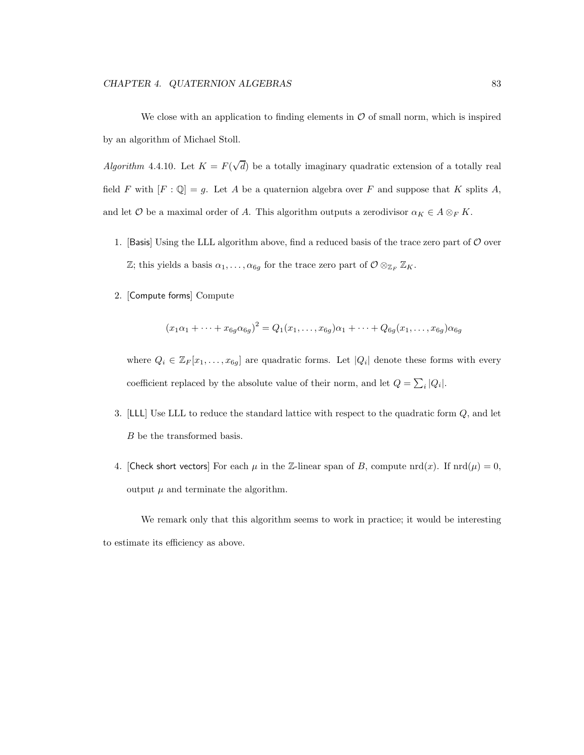We close with an application to finding elements in $\mathcal{O}$ of small norm, which is inspired by an algorithm of Michael Stoll.

*Algorithm* 4.4.10. Let $K = F(\sqrt{d})$ be a totally imaginary quadratic extension of a totally real field $F$ with $[F : \mathbb{Q}] = g$. Let $A$ be a quaternion algebra over $F$ and suppose that $K$ splits $A$, and let $\mathcal{O}$ be a maximal order of $A$. This algorithm outputs a zerodivisor $\alpha_K \in A \otimes_F K$.

1. [Basis] Using the LLL algorithm above, find a reduced basis of the trace zero part of $\mathcal{O}$ over $\mathbb{Z}$; this yields a basis $\alpha_1, \dots, \alpha_{6g}$ for the trace zero part of $\mathcal{O} \otimes_{\mathbb{Z}_F} \mathbb{Z}_K$.

2. [Compute forms] Compute

$$(x_1\alpha_1 + \cdots + x_{6g}\alpha_{6g})^2 = Q_1(x_1, \dots, x_{6g})\alpha_1 + \cdots + Q_{6g}(x_1, \dots, x_{6g})\alpha_{6g}$$

   where $Q_i \in \mathbb{Z}_F[x_1, \dots, x_{6g}]$ are quadratic forms. Let $|Q_i|$ denote these forms with every coefficient replaced by the absolute value of their norm, and let $Q = \sum_i |Q_i|$.

3. [LLL] Use LLL to reduce the standard lattice with respect to the quadratic form $Q$, and let $B$ be the transformed basis.

4. [Check short vectors] For each $\mu$ in the $\mathbb{Z}$-linear span of $B$, compute $\mathrm{nrd}(x)$. If $\mathrm{nrd}(\mu) = 0$, output $\mu$ and terminate the algorithm.

We remark only that this algorithm seems to work in practice; it would be interesting to estimate its efficiency as above.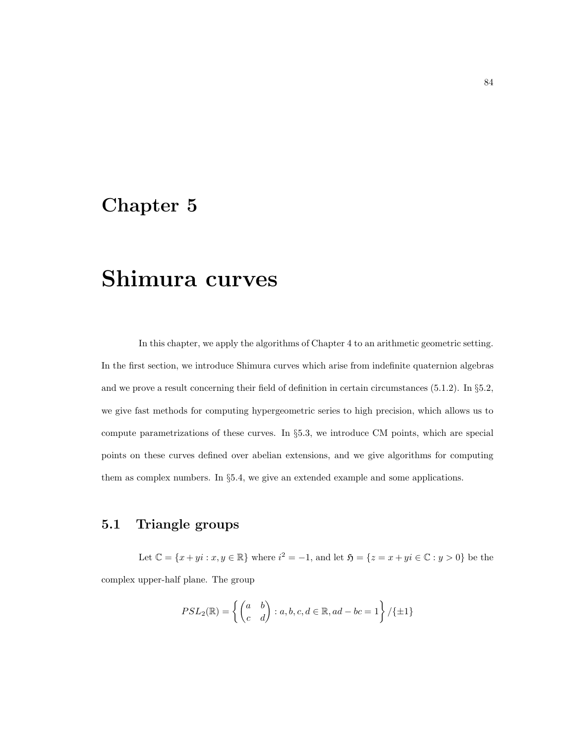# Chapter 5

# Shimura curves

In this chapter, we apply the algorithms of Chapter 4 to an arithmetic geometric setting. In the first section, we introduce Shimura curves which arise from indefinite quaternion algebras and we prove a result concerning their field of definition in certain circumstances (5.1.2). In §5.2, we give fast methods for computing hypergeometric series to high precision, which allows us to compute parametrizations of these curves. In §5.3, we introduce CM points, which are special points on these curves defined over abelian extensions, and we give algorithms for computing them as complex numbers. In §5.4, we give an extended example and some applications.

## 5.1 Triangle groups

Let $\mathbb{C} = \{x + yi : x, y \in \mathbb{R}\}$ where $i^2 = -1$, and let $\mathfrak{H} = \{z = x + yi \in \mathbb{C} : y > 0\}$ be the complex upper-half plane. The group

$$PSL_2(\mathbb{R}) = \left\{ \begin{pmatrix} a & b \\ c & d \end{pmatrix} : a, b, c, d \in \mathbb{R}, ad - bc = 1 \right\} / \{\pm 1\}$$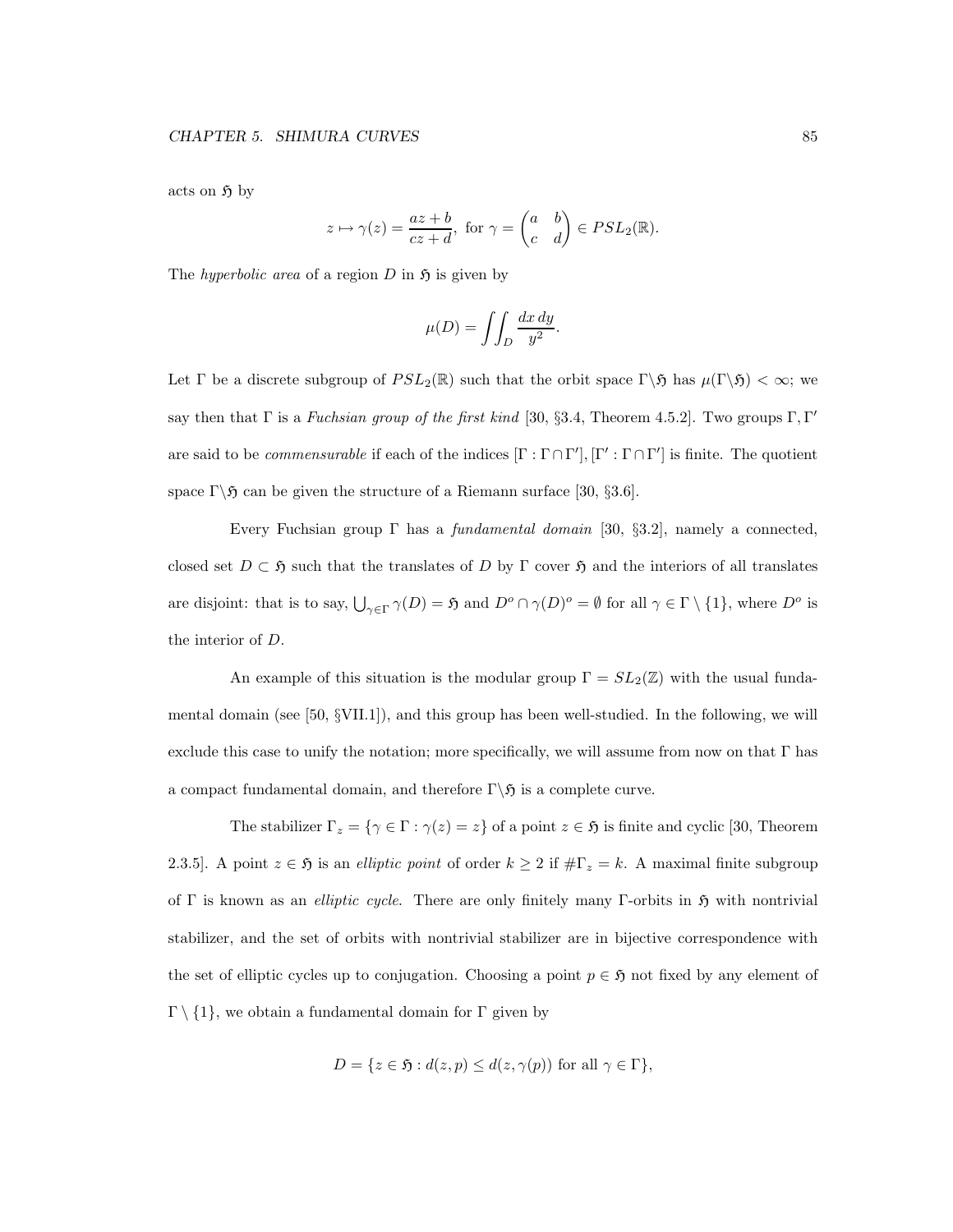acts on $\mathfrak{H}$ by

$$z \mapsto \gamma(z) = \frac{az+b}{cz+d}, \text{ for } \gamma = \begin{pmatrix} a & b \\ c & d \end{pmatrix} \in PSL_2(\mathbb{R}).$$

The *hyperbolic area* of a region $D$ in $\mathfrak{H}$ is given by

$$\mu(D) = \iint_D \frac{dx\,dy}{y^2}.$$

Let $\Gamma$ be a discrete subgroup of $PSL_2(\mathbb{R})$ such that the orbit space $\Gamma\backslash\mathfrak{H}$ has $\mu(\Gamma\backslash\mathfrak{H}) < \infty$; we say then that $\Gamma$ is a *Fuchsian group of the first kind* [30, §3.4, Theorem 4.5.2]. Two groups $\Gamma, \Gamma'$ are said to be *commensurable* if each of the indices $[\Gamma : \Gamma \cap \Gamma'], [\Gamma' : \Gamma \cap \Gamma']$ is finite. The quotient space $\Gamma\backslash\mathfrak{H}$ can be given the structure of a Riemann surface [30, §3.6].

Every Fuchsian group $\Gamma$ has a *fundamental domain* [30, §3.2], namely a connected, closed set $D \subset \mathfrak{H}$ such that the translates of $D$ by $\Gamma$ cover $\mathfrak{H}$ and the interiors of all translates are disjoint: that is to say, $\bigcup_{\gamma \in \Gamma} \gamma(D) = \mathfrak{H}$ and $D^o \cap \gamma(D)^o = \emptyset$ for all $\gamma \in \Gamma \setminus \{1\}$, where $D^o$ is the interior of $D$.

An example of this situation is the modular group $\Gamma = SL_2(\mathbb{Z})$ with the usual fundamental domain (see [50, §VII.1]), and this group has been well-studied. In the following, we will exclude this case to unify the notation; more specifically, we will assume from now on that $\Gamma$ has a compact fundamental domain, and therefore $\Gamma\backslash\mathfrak{H}$ is a complete curve.

The stabilizer $\Gamma_z = \{\gamma \in \Gamma : \gamma(z) = z\}$ of a point $z \in \mathfrak{H}$ is finite and cyclic [30, Theorem 2.3.5]. A point $z \in \mathfrak{H}$ is an *elliptic point* of order $k \geq 2$ if $\#\Gamma_z = k$. A maximal finite subgroup of $\Gamma$ is known as an *elliptic cycle*. There are only finitely many $\Gamma$-orbits in $\mathfrak{H}$ with nontrivial stabilizer, and the set of orbits with nontrivial stabilizer are in bijective correspondence with the set of elliptic cycles up to conjugation. Choosing a point $p \in \mathfrak{H}$ not fixed by any element of $\Gamma \setminus \{1\}$, we obtain a fundamental domain for $\Gamma$ given by

$$D = \{z \in \mathfrak{H} : d(z, p) \leq d(z, \gamma(p)) \text{ for all } \gamma \in \Gamma\},$$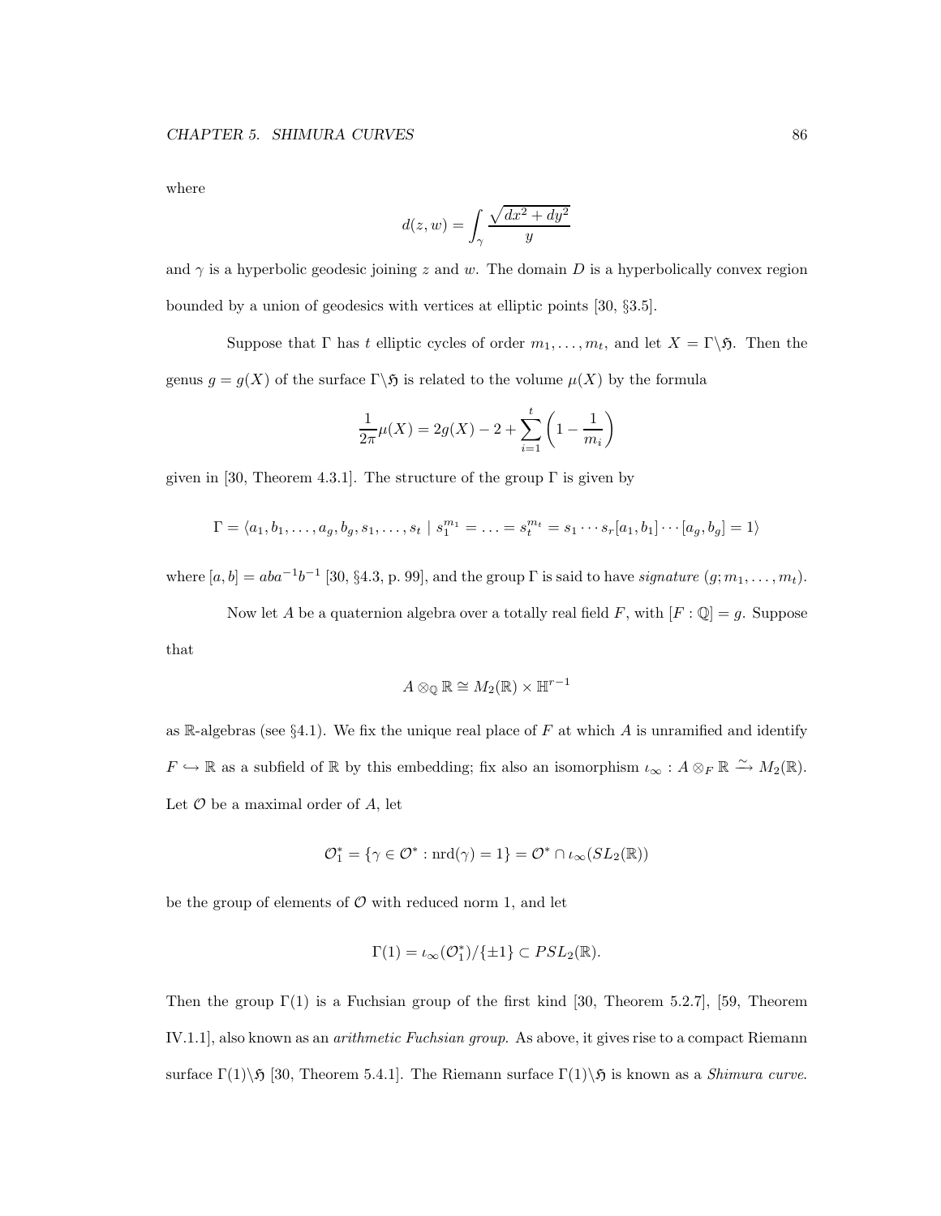where

$$d(z,w) = \int_\gamma \frac{\sqrt{dx^2 + dy^2}}{y}$$

and $\gamma$ is a hyperbolic geodesic joining $z$ and $w$. The domain $D$ is a hyperbolically convex region bounded by a union of geodesics with vertices at elliptic points [30, §3.5].

Suppose that $\Gamma$ has $t$ elliptic cycles of order $m_1, \dots, m_t$, and let $X = \Gamma\backslash\mathfrak{H}$. Then the genus $g = g(X)$ of the surface $\Gamma\backslash\mathfrak{H}$ is related to the volume $\mu(X)$ by the formula

$$\frac{1}{2\pi}\mu(X) = 2g(X) - 2 + \sum_{i=1}^{t}\left(1 - \frac{1}{m_i}\right)$$

given in [30, Theorem 4.3.1]. The structure of the group $\Gamma$ is given by

$$\Gamma = \langle a_1, b_1, \dots, a_g, b_g, s_1, \dots, s_t \mid s_1^{m_1} = \dots = s_t^{m_t} = s_1 \cdots s_r [a_1, b_1] \cdots [a_g, b_g] = 1 \rangle$$

where $[a,b] = aba^{-1}b^{-1}$ [30, §4.3, p. 99], and the group $\Gamma$ is said to have *signature* $(g; m_1, \dots, m_t)$.

Now let $A$ be a quaternion algebra over a totally real field $F$, with $[F : \mathbb{Q}] = g$. Suppose that

$$A \otimes_{\mathbb{Q}} \mathbb{R} \cong M_2(\mathbb{R}) \times \mathbb{H}^{r-1}$$

as $\mathbb{R}$-algebras (see §4.1). We fix the unique real place of $F$ at which $A$ is unramified and identify $F \hookrightarrow \mathbb{R}$ as a subfield of $\mathbb{R}$ by this embedding; fix also an isomorphism $\iota_\infty : A \otimes_F \mathbb{R} \xrightarrow{\sim} M_2(\mathbb{R})$. Let $\mathcal{O}$ be a maximal order of $A$, let

$$\mathcal{O}_1^* = \{\gamma \in \mathcal{O}^* : \mathrm{nrd}(\gamma) = 1\} = \mathcal{O}^* \cap \iota_\infty(SL_2(\mathbb{R}))$$

be the group of elements of $\mathcal{O}$ with reduced norm 1, and let

$$\Gamma(1) = \iota_\infty(\mathcal{O}_1^*)/\{\pm 1\} \subset PSL_2(\mathbb{R}).$$

Then the group $\Gamma(1)$ is a Fuchsian group of the first kind [30, Theorem 5.2.7], [59, Theorem IV.1.1], also known as an *arithmetic Fuchsian group*. As above, it gives rise to a compact Riemann surface $\Gamma(1)\backslash\mathfrak{H}$ [30, Theorem 5.4.1]. The Riemann surface $\Gamma(1)\backslash\mathfrak{H}$ is known as a *Shimura curve*.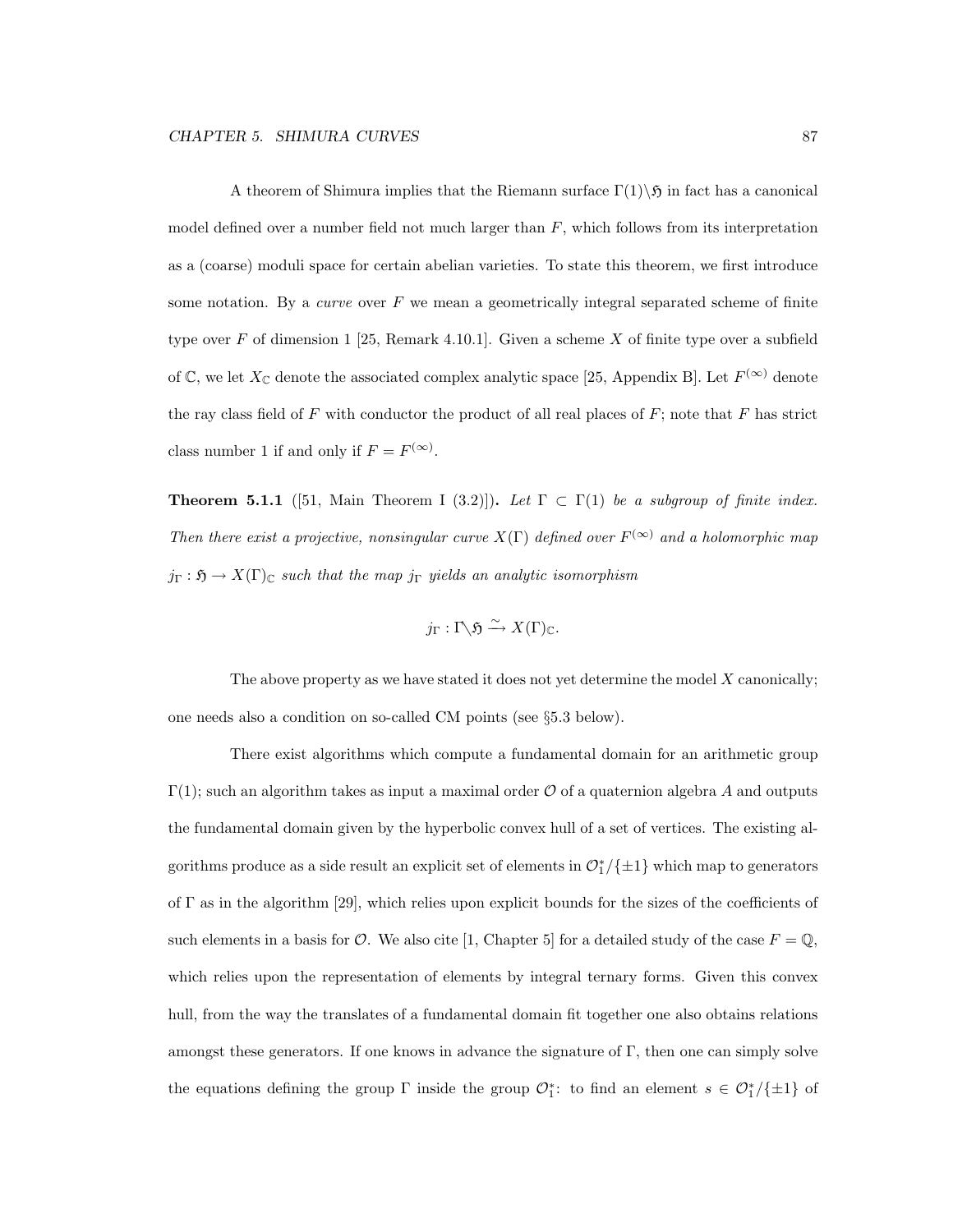A theorem of Shimura implies that the Riemann surface $\Gamma(1)\backslash\mathfrak{H}$ in fact has a canonical model defined over a number field not much larger than $F$, which follows from its interpretation as a (coarse) moduli space for certain abelian varieties. To state this theorem, we first introduce some notation. By a *curve* over $F$ we mean a geometrically integral separated scheme of finite type over $F$ of dimension 1 [25, Remark 4.10.1]. Given a scheme $X$ of finite type over a subfield of $\mathbb{C}$, we let $X_{\mathbb{C}}$ denote the associated complex analytic space [25, Appendix B]. Let $F^{(\infty)}$ denote the ray class field of $F$ with conductor the product of all real places of $F$; note that $F$ has strict class number 1 if and only if $F = F^{(\infty)}$.

**Theorem 5.1.1** ([51, Main Theorem I (3.2)]). *Let $\Gamma \subset \Gamma(1)$ be a subgroup of finite index. Then there exist a projective, nonsingular curve $X(\Gamma)$ defined over $F^{(\infty)}$ and a holomorphic map $j_\Gamma : \mathfrak{H} \to X(\Gamma)_{\mathbb{C}}$ such that the map $j_\Gamma$ yields an analytic isomorphism*

$$j_\Gamma : \Gamma\backslash\mathfrak{H} \xrightarrow{\sim} X(\Gamma)_{\mathbb{C}}.$$

The above property as we have stated it does not yet determine the model $X$ canonically; one needs also a condition on so-called CM points (see §5.3 below).

There exist algorithms which compute a fundamental domain for an arithmetic group $\Gamma(1)$; such an algorithm takes as input a maximal order $\mathcal{O}$ of a quaternion algebra $A$ and outputs the fundamental domain given by the hyperbolic convex hull of a set of vertices. The existing algorithms produce as a side result an explicit set of elements in $\mathcal{O}_1^*/\{\pm 1\}$ which map to generators of $\Gamma$ as in the algorithm [29], which relies upon explicit bounds for the sizes of the coefficients of such elements in a basis for $\mathcal{O}$. We also cite [1, Chapter 5] for a detailed study of the case $F = \mathbb{Q}$, which relies upon the representation of elements by integral ternary forms. Given this convex hull, from the way the translates of a fundamental domain fit together one also obtains relations amongst these generators. If one knows in advance the signature of $\Gamma$, then one can simply solve the equations defining the group $\Gamma$ inside the group $\mathcal{O}_1^*$: to find an element $s \in \mathcal{O}_1^*/\{\pm 1\}$ of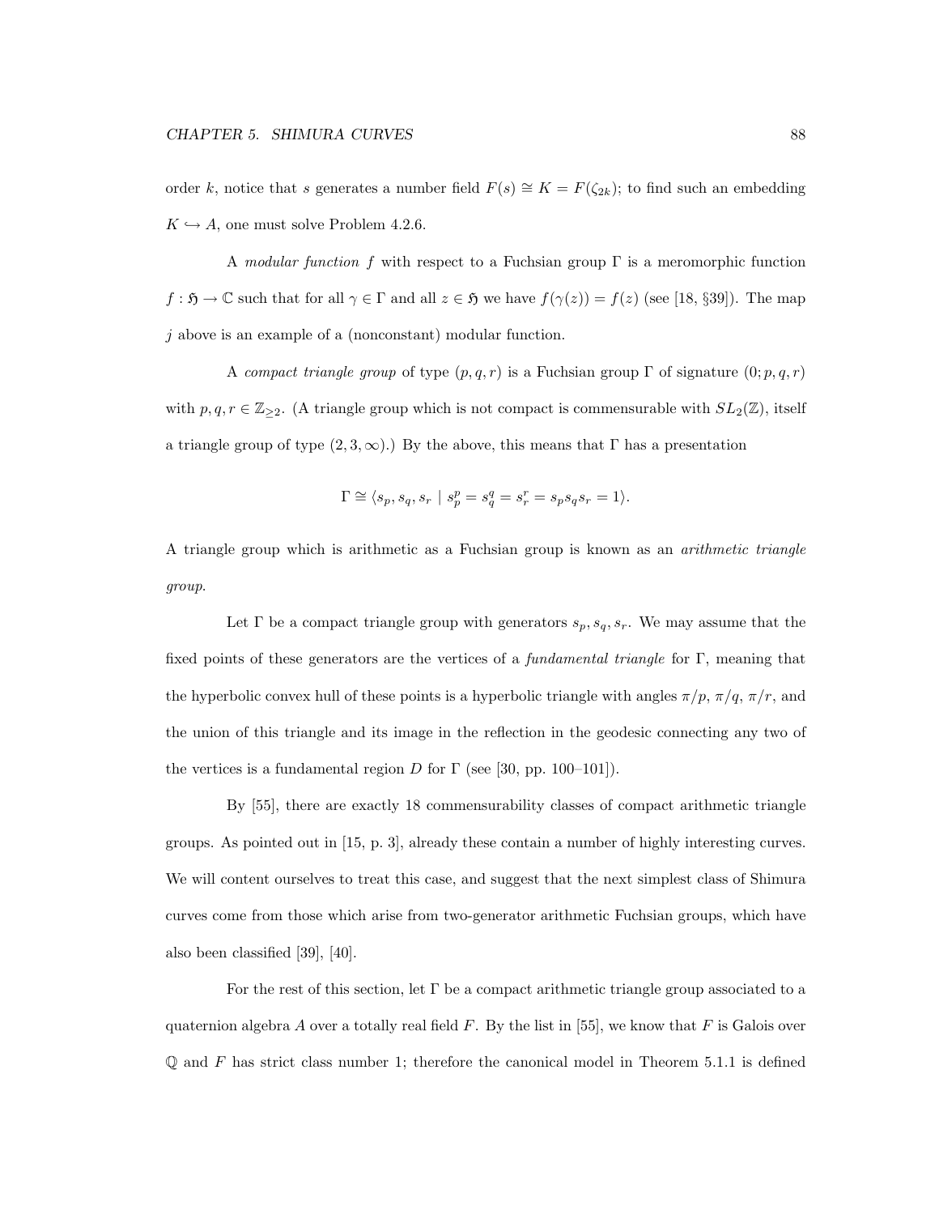order $k$, notice that $s$ generates a number field $F(s) \cong K = F(\zeta_{2k})$; to find such an embedding $K \hookrightarrow A$, one must solve Problem 4.2.6.

A *modular function* $f$ with respect to a Fuchsian group $\Gamma$ is a meromorphic function $f : \mathfrak{H} \to \mathbb{C}$ such that for all $\gamma \in \Gamma$ and all $z \in \mathfrak{H}$ we have $f(\gamma(z)) = f(z)$ (see [18, §39]). The map $j$ above is an example of a (nonconstant) modular function.

A *compact triangle group* of type $(p, q, r)$ is a Fuchsian group $\Gamma$ of signature $(0; p, q, r)$ with $p, q, r \in \mathbb{Z}_{\geq 2}$. (A triangle group which is not compact is commensurable with $SL_2(\mathbb{Z})$, itself a triangle group of type $(2, 3, \infty)$.) By the above, this means that $\Gamma$ has a presentation

$$\Gamma \cong \langle s_p, s_q, s_r \mid s_p^p = s_q^q = s_r^r = s_p s_q s_r = 1 \rangle.$$

A triangle group which is arithmetic as a Fuchsian group is known as an *arithmetic triangle group*.

Let $\Gamma$ be a compact triangle group with generators $s_p, s_q, s_r$. We may assume that the fixed points of these generators are the vertices of a *fundamental triangle* for $\Gamma$, meaning that the hyperbolic convex hull of these points is a hyperbolic triangle with angles $\pi/p$, $\pi/q$, $\pi/r$, and the union of this triangle and its image in the reflection in the geodesic connecting any two of the vertices is a fundamental region $D$ for $\Gamma$ (see [30, pp. 100–101]).

By [55], there are exactly 18 commensurability classes of compact arithmetic triangle groups. As pointed out in [15, p. 3], already these contain a number of highly interesting curves. We will content ourselves to treat this case, and suggest that the next simplest class of Shimura curves come from those which arise from two-generator arithmetic Fuchsian groups, which have also been classified [39], [40].

For the rest of this section, let $\Gamma$ be a compact arithmetic triangle group associated to a quaternion algebra $A$ over a totally real field $F$. By the list in [55], we know that $F$ is Galois over $\mathbb{Q}$ and $F$ has strict class number 1; therefore the canonical model in Theorem 5.1.1 is defined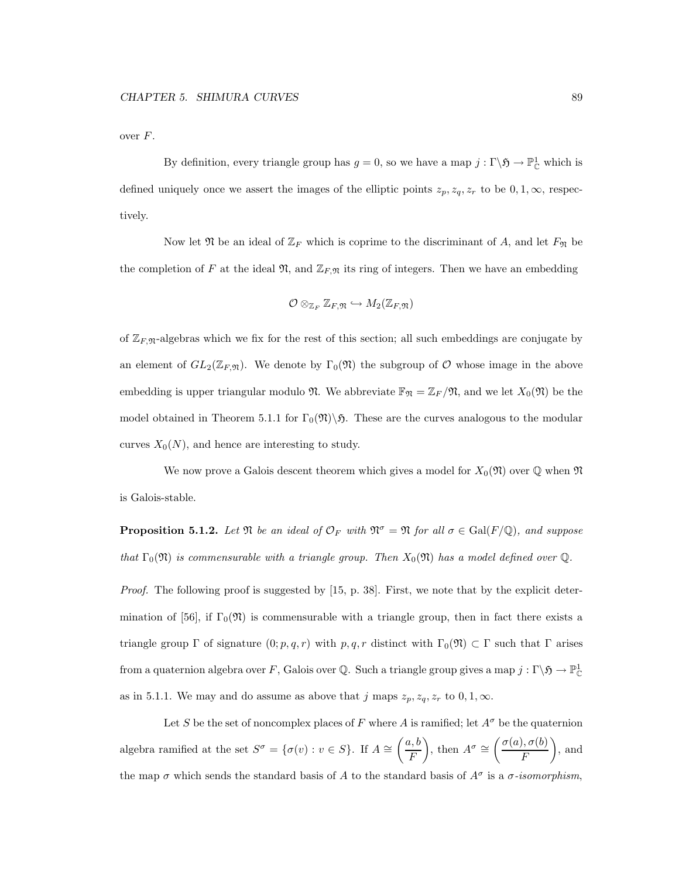over $F$.

By definition, every triangle group has $g = 0$, so we have a map $j : \Gamma\backslash\mathfrak{H} \to \mathbb{P}^1_{\mathbb{C}}$ which is defined uniquely once we assert the images of the elliptic points $z_p, z_q, z_r$ to be $0, 1, \infty$, respectively.

Now let $\mathfrak{N}$ be an ideal of $\mathbb{Z}_F$ which is coprime to the discriminant of $A$, and let $F_{\mathfrak{N}}$ be the completion of $F$ at the ideal $\mathfrak{N}$, and $\mathbb{Z}_{F,\mathfrak{N}}$ its ring of integers. Then we have an embedding

$$\mathcal{O} \otimes_{\mathbb{Z}_F} \mathbb{Z}_{F,\mathfrak{N}} \hookrightarrow M_2(\mathbb{Z}_{F,\mathfrak{N}})$$

of $\mathbb{Z}_{F,\mathfrak{N}}$-algebras which we fix for the rest of this section; all such embeddings are conjugate by an element of $GL_2(\mathbb{Z}_{F,\mathfrak{N}})$. We denote by $\Gamma_0(\mathfrak{N})$ the subgroup of $\mathcal{O}$ whose image in the above embedding is upper triangular modulo $\mathfrak{N}$. We abbreviate $\mathbb{F}_{\mathfrak{N}} = \mathbb{Z}_F/\mathfrak{N}$, and we let $X_0(\mathfrak{N})$ be the model obtained in Theorem 5.1.1 for $\Gamma_0(\mathfrak{N})\backslash\mathfrak{H}$. These are the curves analogous to the modular curves $X_0(N)$, and hence are interesting to study.

We now prove a Galois descent theorem which gives a model for $X_0(\mathfrak{N})$ over $\mathbb{Q}$ when $\mathfrak{N}$ is Galois-stable.

**Proposition 5.1.2.** *Let $\mathfrak{N}$ be an ideal of $\mathcal{O}_F$ with $\mathfrak{N}^\sigma = \mathfrak{N}$ for all $\sigma \in \operatorname{Gal}(F/\mathbb{Q})$, and suppose that $\Gamma_0(\mathfrak{N})$ is commensurable with a triangle group. Then $X_0(\mathfrak{N})$ has a model defined over $\mathbb{Q}$.*

*Proof.* The following proof is suggested by [15, p. 38]. First, we note that by the explicit determination of [56], if $\Gamma_0(\mathfrak{N})$ is commensurable with a triangle group, then in fact there exists a triangle group $\Gamma$ of signature $(0; p, q, r)$ with $p, q, r$ distinct with $\Gamma_0(\mathfrak{N}) \subset \Gamma$ such that $\Gamma$ arises from a quaternion algebra over $F$, Galois over $\mathbb{Q}$. Such a triangle group gives a map $j : \Gamma\backslash\mathfrak{H} \to \mathbb{P}^1_{\mathbb{C}}$ as in 5.1.1. We may and do assume as above that $j$ maps $z_p, z_q, z_r$ to $0, 1, \infty$.

Let $S$ be the set of noncomplex places of $F$ where $A$ is ramified; let $A^\sigma$ be the quaternion algebra ramified at the set $S^\sigma = \{\sigma(v) : v \in S\}$. If $A \cong \left(\dfrac{a, b}{F}\right)$, then $A^\sigma \cong \left(\dfrac{\sigma(a), \sigma(b)}{F}\right)$, and the map $\sigma$ which sends the standard basis of $A$ to the standard basis of $A^\sigma$ is a $\sigma$-*isomorphism*,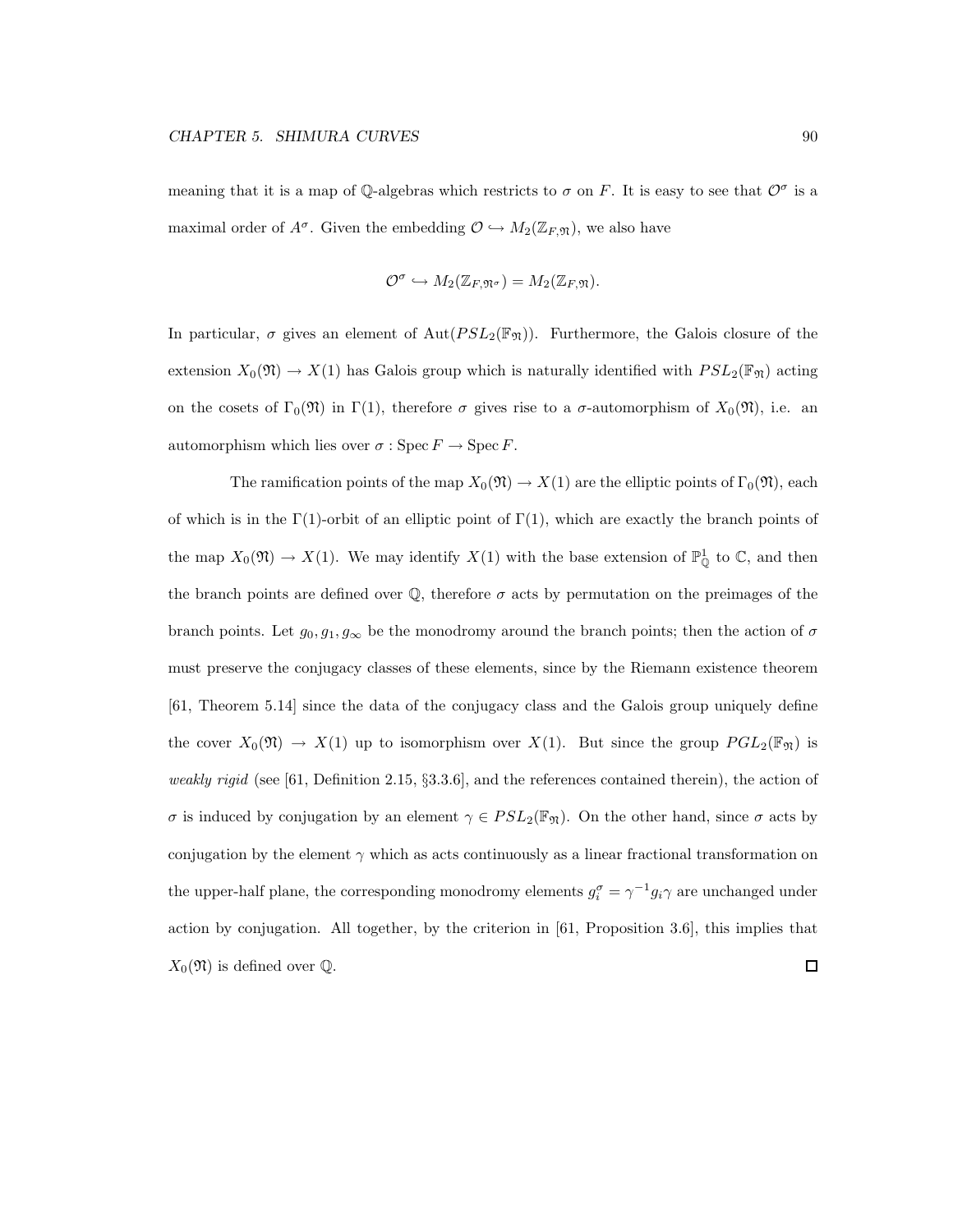meaning that it is a map of $\mathbb{Q}$-algebras which restricts to $\sigma$ on $F$. It is easy to see that $\mathcal{O}^\sigma$ is a maximal order of $A^\sigma$. Given the embedding $\mathcal{O} \hookrightarrow M_2(\mathbb{Z}_{F,\mathfrak{N}})$, we also have

$$\mathcal{O}^\sigma \hookrightarrow M_2(\mathbb{Z}_{F,\mathfrak{N}^\sigma}) = M_2(\mathbb{Z}_{F,\mathfrak{N}}).$$

In particular, $\sigma$ gives an element of $\mathrm{Aut}(PSL_2(\mathbb{F}_\mathfrak{N}))$. Furthermore, the Galois closure of the extension $X_0(\mathfrak{N}) \to X(1)$ has Galois group which is naturally identified with $PSL_2(\mathbb{F}_\mathfrak{N})$ acting on the cosets of $\Gamma_0(\mathfrak{N})$ in $\Gamma(1)$, therefore $\sigma$ gives rise to a $\sigma$-automorphism of $X_0(\mathfrak{N})$, i.e. an automorphism which lies over $\sigma : \operatorname{Spec} F \to \operatorname{Spec} F$.

The ramification points of the map $X_0(\mathfrak{N}) \to X(1)$ are the elliptic points of $\Gamma_0(\mathfrak{N})$, each of which is in the $\Gamma(1)$-orbit of an elliptic point of $\Gamma(1)$, which are exactly the branch points of the map $X_0(\mathfrak{N}) \to X(1)$. We may identify $X(1)$ with the base extension of $\mathbb{P}^1_\mathbb{Q}$ to $\mathbb{C}$, and then the branch points are defined over $\mathbb{Q}$, therefore $\sigma$ acts by permutation on the preimages of the branch points. Let $g_0, g_1, g_\infty$ be the monodromy around the branch points; then the action of $\sigma$ must preserve the conjugacy classes of these elements, since by the Riemann existence theorem [61, Theorem 5.14] since the data of the conjugacy class and the Galois group uniquely define the cover $X_0(\mathfrak{N}) \to X(1)$ up to isomorphism over $X(1)$. But since the group $PGL_2(\mathbb{F}_\mathfrak{N})$ is *weakly rigid* (see [61, Definition 2.15, §3.3.6], and the references contained therein), the action of $\sigma$ is induced by conjugation by an element $\gamma \in PSL_2(\mathbb{F}_\mathfrak{N})$. On the other hand, since $\sigma$ acts by conjugation by the element $\gamma$ which as acts continuously as a linear fractional transformation on the upper-half plane, the corresponding monodromy elements $g_i^\sigma = \gamma^{-1} g_i \gamma$ are unchanged under action by conjugation. All together, by the criterion in [61, Proposition 3.6], this implies that $X_0(\mathfrak{N})$ is defined over $\mathbb{Q}$. ◻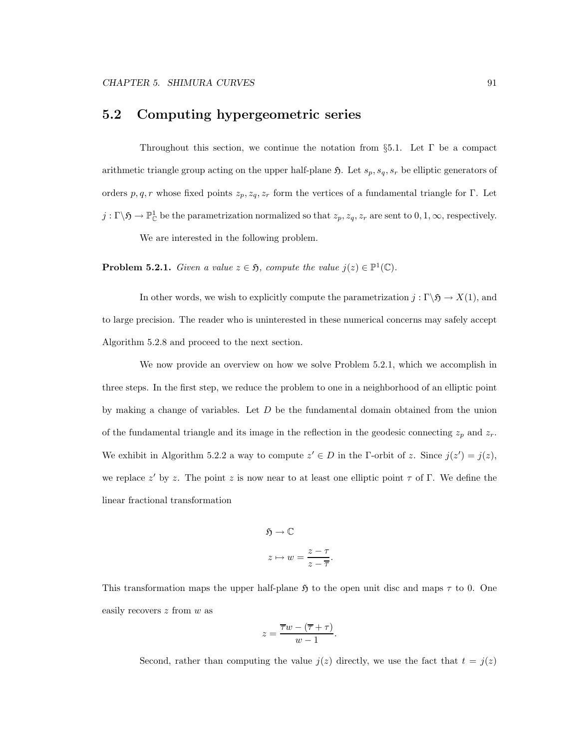## 5.2 Computing hypergeometric series

Throughout this section, we continue the notation from §5.1. Let $\Gamma$ be a compact arithmetic triangle group acting on the upper half-plane $\mathfrak{H}$. Let $s_p, s_q, s_r$ be elliptic generators of orders $p, q, r$ whose fixed points $z_p, z_q, z_r$ form the vertices of a fundamental triangle for $\Gamma$. Let $j : \Gamma\backslash\mathfrak{H} \to \mathbb{P}^1_{\mathbb{C}}$ be the parametrization normalized so that $z_p, z_q, z_r$ are sent to $0, 1, \infty$, respectively.

We are interested in the following problem.

**Problem 5.2.1.** *Given a value $z \in \mathfrak{H}$, compute the value $j(z) \in \mathbb{P}^1(\mathbb{C})$.*

In other words, we wish to explicitly compute the parametrization $j : \Gamma\backslash\mathfrak{H} \to X(1)$, and to large precision. The reader who is uninterested in these numerical concerns may safely accept Algorithm 5.2.8 and proceed to the next section.

We now provide an overview on how we solve Problem 5.2.1, which we accomplish in three steps. In the first step, we reduce the problem to one in a neighborhood of an elliptic point by making a change of variables. Let $D$ be the fundamental domain obtained from the union of the fundamental triangle and its image in the reflection in the geodesic connecting $z_p$ and $z_r$. We exhibit in Algorithm 5.2.2 a way to compute $z' \in D$ in the $\Gamma$-orbit of $z$. Since $j(z') = j(z)$, we replace $z'$ by $z$. The point $z$ is now near to at least one elliptic point $\tau$ of $\Gamma$. We define the linear fractional transformation

$$\mathfrak{H} \to \mathbb{C}$$

$$z \mapsto w = \frac{z - \tau}{z - \overline{\tau}}.$$

This transformation maps the upper half-plane $\mathfrak{H}$ to the open unit disc and maps $\tau$ to 0. One easily recovers $z$ from $w$ as

$$z = \frac{\overline{\tau}w - (\overline{\tau} + \tau)}{w - 1}.$$

Second, rather than computing the value $j(z)$ directly, we use the fact that $t = j(z)$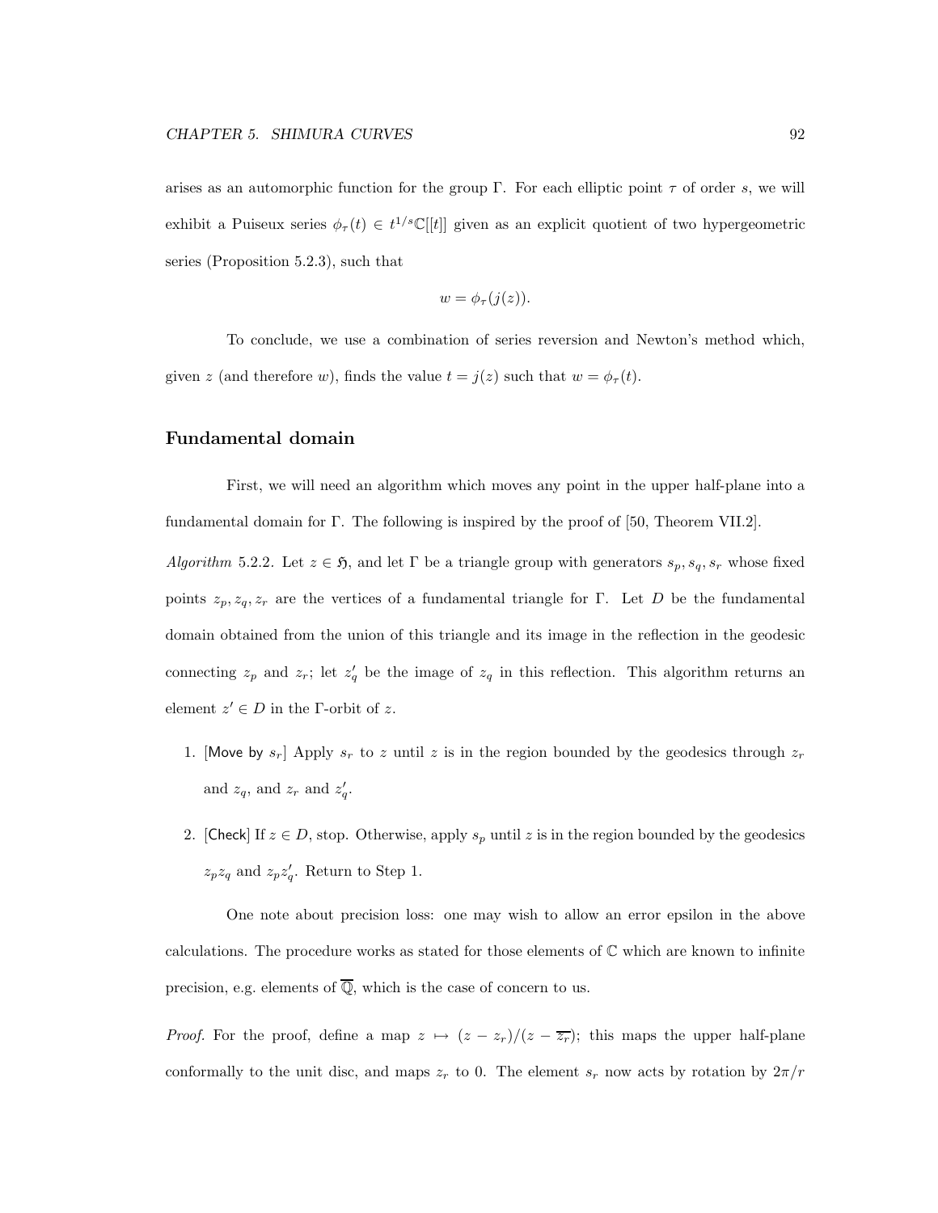arises as an automorphic function for the group $\Gamma$. For each elliptic point $\tau$ of order $s$, we will exhibit a Puiseux series $\phi_\tau(t) \in t^{1/s}\mathbb{C}[[t]]$ given as an explicit quotient of two hypergeometric series (Proposition 5.2.3), such that

$$w = \phi_\tau(j(z)).$$

To conclude, we use a combination of series reversion and Newton's method which, given $z$ (and therefore $w$), finds the value $t = j(z)$ such that $w = \phi_\tau(t)$.

### Fundamental domain

First, we will need an algorithm which moves any point in the upper half-plane into a fundamental domain for $\Gamma$. The following is inspired by the proof of [50, Theorem VII.2].

*Algorithm* 5.2.2. Let $z \in \mathfrak{H}$, and let $\Gamma$ be a triangle group with generators $s_p, s_q, s_r$ whose fixed points $z_p, z_q, z_r$ are the vertices of a fundamental triangle for $\Gamma$. Let $D$ be the fundamental domain obtained from the union of this triangle and its image in the reflection in the geodesic connecting $z_p$ and $z_r$; let $z_q'$ be the image of $z_q$ in this reflection. This algorithm returns an element $z' \in D$ in the $\Gamma$-orbit of $z$.

1. [Move by $s_r$] Apply $s_r$ to $z$ until $z$ is in the region bounded by the geodesics through $z_r$ and $z_q$, and $z_r$ and $z_q'$.
2. [Check] If $z \in D$, stop. Otherwise, apply $s_p$ until $z$ is in the region bounded by the geodesics $z_p z_q$ and $z_p z_q'$. Return to Step 1.

One note about precision loss: one may wish to allow an error epsilon in the above calculations. The procedure works as stated for those elements of $\mathbb{C}$ which are known to infinite precision, e.g. elements of $\overline{\mathbb{Q}}$, which is the case of concern to us.

*Proof.* For the proof, define a map $z \mapsto (z - z_r)/(z - \overline{z_r})$; this maps the upper half-plane conformally to the unit disc, and maps $z_r$ to 0. The element $s_r$ now acts by rotation by $2\pi/r$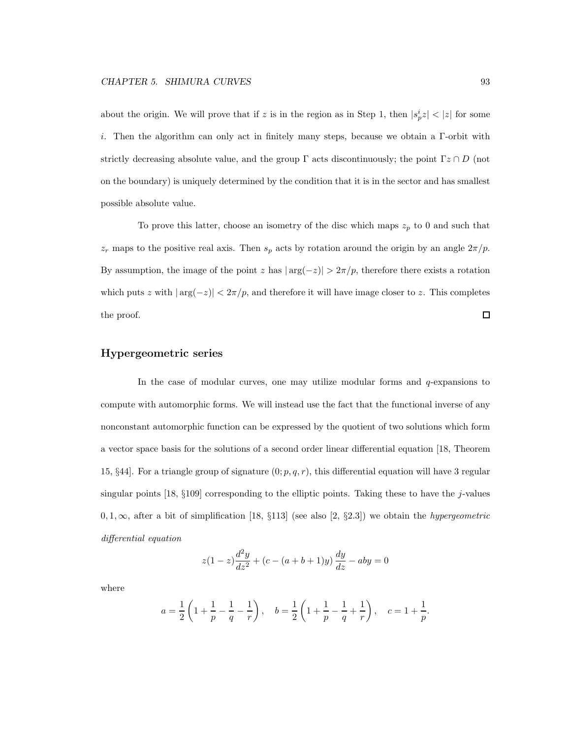about the origin. We will prove that if $z$ is in the region as in Step 1, then $|s_p^i z| < |z|$ for some $i$. Then the algorithm can only act in finitely many steps, because we obtain a $\Gamma$-orbit with strictly decreasing absolute value, and the group $\Gamma$ acts discontinuously; the point $\Gamma z \cap D$ (not on the boundary) is uniquely determined by the condition that it is in the sector and has smallest possible absolute value.

To prove this latter, choose an isometry of the disc which maps $z_p$ to 0 and such that $z_r$ maps to the positive real axis. Then $s_p$ acts by rotation around the origin by an angle $2\pi/p$. By assumption, the image of the point $z$ has $|\arg(-z)| > 2\pi/p$, therefore there exists a rotation which puts $z$ with $|\arg(-z)| < 2\pi/p$, and therefore it will have image closer to $z$. This completes the proof. $\square$

### Hypergeometric series

In the case of modular curves, one may utilize modular forms and $q$-expansions to compute with automorphic forms. We will instead use the fact that the functional inverse of any nonconstant automorphic function can be expressed by the quotient of two solutions which form a vector space basis for the solutions of a second order linear differential equation [18, Theorem 15, §44]. For a triangle group of signature $(0; p, q, r)$, this differential equation will have 3 regular singular points [18, §109] corresponding to the elliptic points. Taking these to have the $j$-values $0, 1, \infty$, after a bit of simplification [18, §113] (see also [2, §2.3]) we obtain the *hypergeometric differential equation*

$$z(1-z)\frac{d^2y}{dz^2} + (c - (a+b+1)y)\frac{dy}{dz} - aby = 0$$

where

$$a = \frac{1}{2}\left(1 + \frac{1}{p} - \frac{1}{q} - \frac{1}{r}\right), \quad b = \frac{1}{2}\left(1 + \frac{1}{p} - \frac{1}{q} + \frac{1}{r}\right), \quad c = 1 + \frac{1}{p}.$$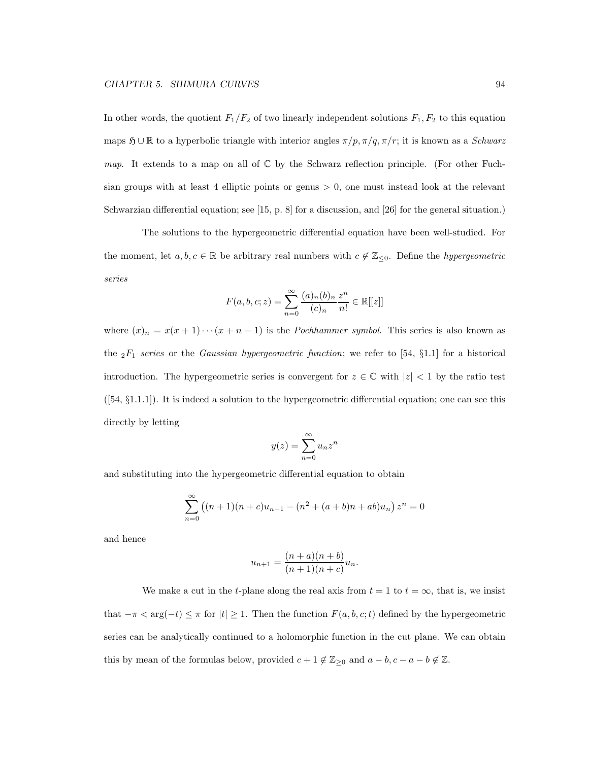In other words, the quotient $F_1/F_2$ of two linearly independent solutions $F_1, F_2$ to this equation maps $\mathfrak{H} \cup \mathbb{R}$ to a hyperbolic triangle with interior angles $\pi/p, \pi/q, \pi/r$; it is known as a *Schwarz map*. It extends to a map on all of $\mathbb{C}$ by the Schwarz reflection principle. (For other Fuchsian groups with at least 4 elliptic points or genus $> 0$, one must instead look at the relevant Schwarzian differential equation; see [15, p. 8] for a discussion, and [26] for the general situation.)

The solutions to the hypergeometric differential equation have been well-studied. For the moment, let $a, b, c \in \mathbb{R}$ be arbitrary real numbers with $c \notin \mathbb{Z}_{\leq 0}$. Define the *hypergeometric series*

$$F(a, b, c; z) = \sum_{n=0}^{\infty} \frac{(a)_n (b)_n}{(c)_n} \frac{z^n}{n!} \in \mathbb{R}[[z]]$$

where $(x)_n = x(x+1)\cdots(x+n-1)$ is the *Pochhammer symbol*. This series is also known as the ${}_2F_1$ *series* or the *Gaussian hypergeometric function*; we refer to [54, §1.1] for a historical introduction. The hypergeometric series is convergent for $z \in \mathbb{C}$ with $|z| < 1$ by the ratio test ([54, §1.1.1]). It is indeed a solution to the hypergeometric differential equation; one can see this directly by letting

$$y(z) = \sum_{n=0}^{\infty} u_n z^n$$

and substituting into the hypergeometric differential equation to obtain

$$\sum_{n=0}^{\infty} \left( (n+1)(n+c)u_{n+1} - (n^2 + (a+b)n + ab)u_n \right) z^n = 0$$

and hence

$$u_{n+1} = \frac{(n+a)(n+b)}{(n+1)(n+c)} u_n.$$

We make a cut in the $t$-plane along the real axis from $t = 1$ to $t = \infty$, that is, we insist that $-\pi < \arg(-t) \leq \pi$ for $|t| \geq 1$. Then the function $F(a, b, c; t)$ defined by the hypergeometric series can be analytically continued to a holomorphic function in the cut plane. We can obtain this by mean of the formulas below, provided $c + 1 \notin \mathbb{Z}_{\geq 0}$ and $a - b, c - a - b \notin \mathbb{Z}$.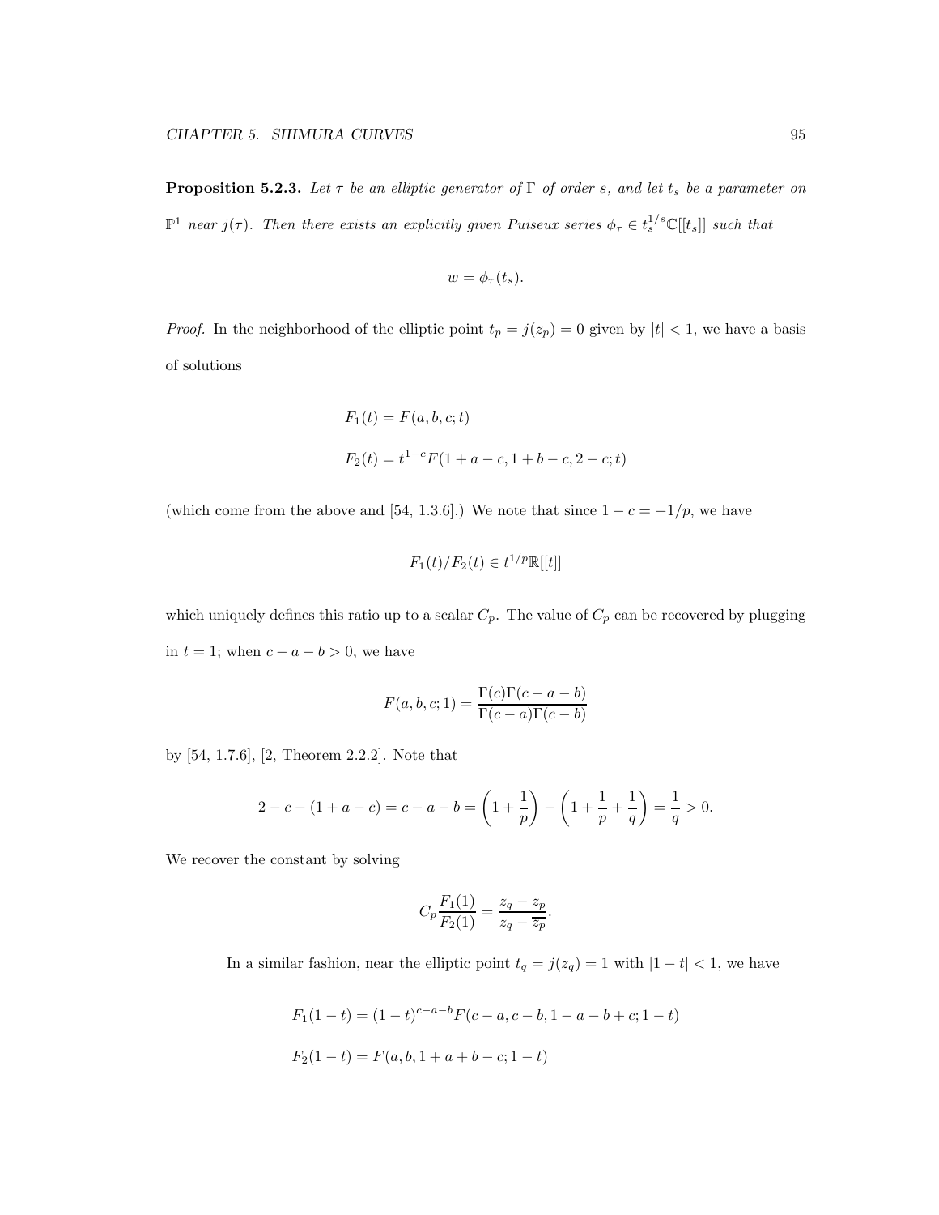**Proposition 5.2.3.** *Let $\tau$ be an elliptic generator of $\Gamma$ of order $s$, and let $t_s$ be a parameter on $\mathbb{P}^1$ near $j(\tau)$. Then there exists an explicitly given Puiseux series $\phi_\tau \in t_s^{1/s}\mathbb{C}[[t_s]]$ such that*

$$w = \phi_\tau(t_s).$$

*Proof.* In the neighborhood of the elliptic point $t_p = j(z_p) = 0$ given by $|t| < 1$, we have a basis of solutions

$$F_1(t) = F(a, b, c; t)$$

$$F_2(t) = t^{1-c}F(1 + a - c, 1 + b - c, 2 - c; t)$$

(which come from the above and [54, 1.3.6].) We note that since $1 - c = -1/p$, we have

$$F_1(t)/F_2(t) \in t^{1/p}\mathbb{R}[[t]]$$

which uniquely defines this ratio up to a scalar $C_p$. The value of $C_p$ can be recovered by plugging in $t = 1$; when $c - a - b > 0$, we have

$$F(a, b, c; 1) = \frac{\Gamma(c)\Gamma(c - a - b)}{\Gamma(c - a)\Gamma(c - b)}$$

by [54, 1.7.6], [2, Theorem 2.2.2]. Note that

$$2 - c - (1 + a - c) = c - a - b = \left(1 + \frac{1}{p}\right) - \left(1 + \frac{1}{p} + \frac{1}{q}\right) = \frac{1}{q} > 0.$$

We recover the constant by solving

$$C_p\frac{F_1(1)}{F_2(1)} = \frac{z_q - z_p}{z_q - \overline{z_p}}.$$

In a similar fashion, near the elliptic point $t_q = j(z_q) = 1$ with $|1 - t| < 1$, we have

$$F_1(1 - t) = (1 - t)^{c-a-b}F(c - a, c - b, 1 - a - b + c; 1 - t)$$

$$F_2(1 - t) = F(a, b, 1 + a + b - c; 1 - t)$$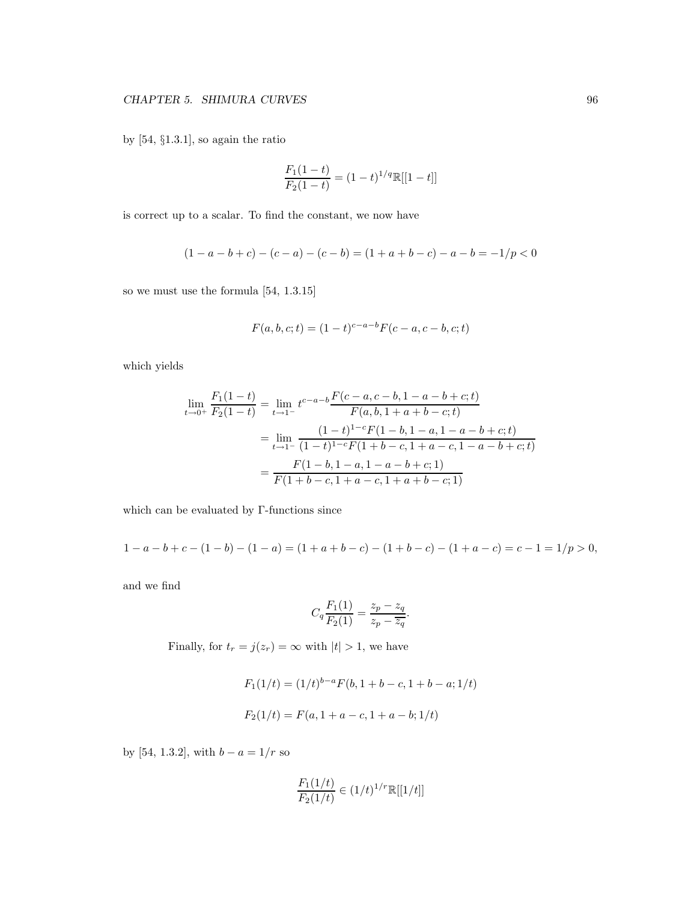by [54, §1.3.1], so again the ratio

$$\frac{F_1(1-t)}{F_2(1-t)} = (1-t)^{1/q}\mathbb{R}[[1-t]]$$

is correct up to a scalar. To find the constant, we now have

$$(1-a-b+c)-(c-a)-(c-b) = (1+a+b-c)-a-b = -1/p < 0$$

so we must use the formula [54, 1.3.15]

$$F(a,b,c;t) = (1-t)^{c-a-b}F(c-a,c-b,c;t)$$

which yields

$$\begin{aligned}
\lim_{t\to 0^+} \frac{F_1(1-t)}{F_2(1-t)} &= \lim_{t\to 1^-} t^{c-a-b}\frac{F(c-a,c-b,1-a-b+c;t)}{F(a,b,1+a+b-c;t)} \\
&= \lim_{t\to 1^-} \frac{(1-t)^{1-c}F(1-b,1-a,1-a-b+c;t)}{(1-t)^{1-c}F(1+b-c,1+a-c,1-a-b+c;t)} \\
&= \frac{F(1-b,1-a,1-a-b+c;1)}{F(1+b-c,1+a-c,1+a+b-c;1)}
\end{aligned}$$

which can be evaluated by $\Gamma$-functions since

$$1-a-b+c-(1-b)-(1-a) = (1+a+b-c)-(1+b-c)-(1+a-c) = c-1 = 1/p > 0,$$

and we find

$$C_q\frac{F_1(1)}{F_2(1)} = \frac{z_p - z_q}{z_p - \overline{z_q}}.$$

Finally, for $t_r = j(z_r) = \infty$ with $|t| > 1$, we have

$$F_1(1/t) = (1/t)^{b-a}F(b, 1+b-c, 1+b-a; 1/t)$$

$$F_2(1/t) = F(a, 1+a-c, 1+a-b; 1/t)$$

by [54, 1.3.2], with $b - a = 1/r$ so

$$\frac{F_1(1/t)}{F_2(1/t)} \in (1/t)^{1/r}\mathbb{R}[[1/t]]$$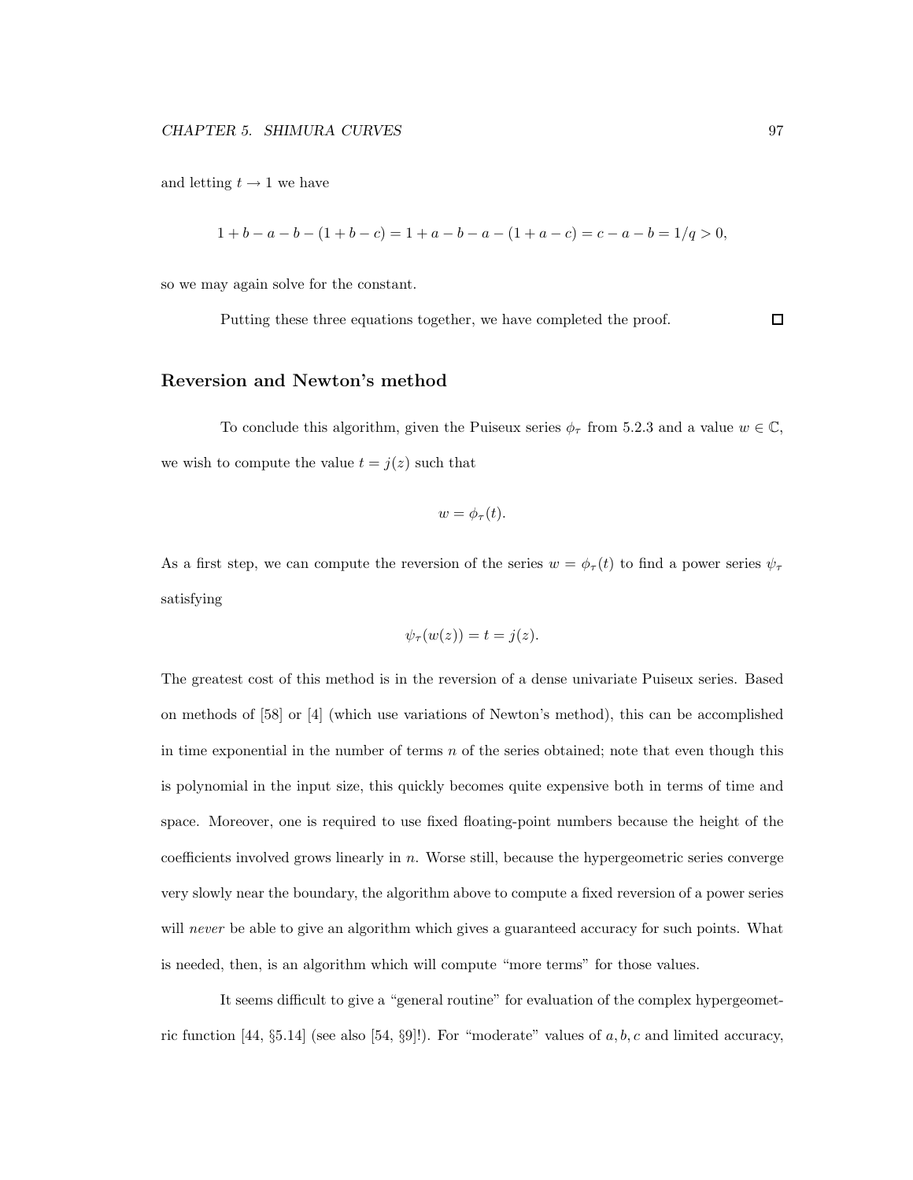and letting $t \to 1$ we have

$$1 + b - a - b - (1 + b - c) = 1 + a - b - a - (1 + a - c) = c - a - b = 1/q > 0,$$

so we may again solve for the constant.

Putting these three equations together, we have completed the proof. $\square$

### Reversion and Newton's method

To conclude this algorithm, given the Puiseux series $\phi_\tau$ from 5.2.3 and a value $w \in \mathbb{C}$, we wish to compute the value $t = j(z)$ such that

$$w = \phi_\tau(t).$$

As a first step, we can compute the reversion of the series $w = \phi_\tau(t)$ to find a power series $\psi_\tau$ satisfying

$$\psi_\tau(w(z)) = t = j(z).$$

The greatest cost of this method is in the reversion of a dense univariate Puiseux series. Based on methods of [58] or [4] (which use variations of Newton's method), this can be accomplished in time exponential in the number of terms $n$ of the series obtained; note that even though this is polynomial in the input size, this quickly becomes quite expensive both in terms of time and space. Moreover, one is required to use fixed floating-point numbers because the height of the coefficients involved grows linearly in $n$. Worse still, because the hypergeometric series converge very slowly near the boundary, the algorithm above to compute a fixed reversion of a power series will *never* be able to give an algorithm which gives a guaranteed accuracy for such points. What is needed, then, is an algorithm which will compute "more terms" for those values.

It seems difficult to give a "general routine" for evaluation of the complex hypergeometric function [44, §5.14] (see also [54, §9]!). For "moderate" values of $a, b, c$ and limited accuracy,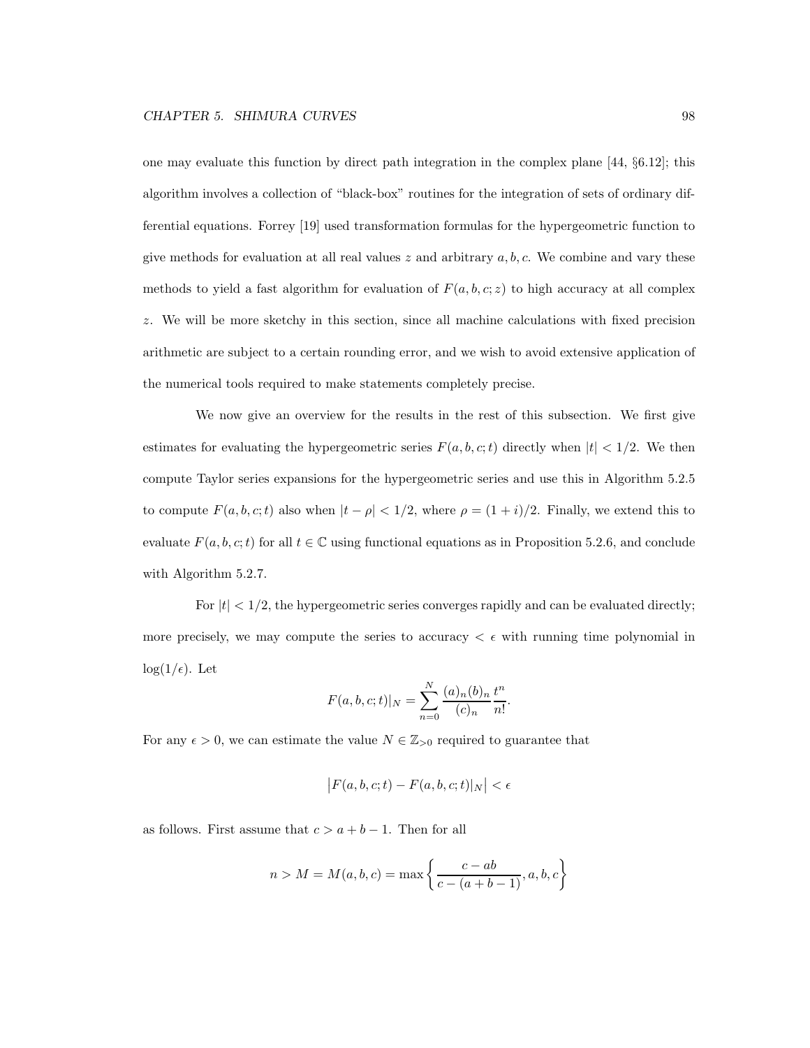one may evaluate this function by direct path integration in the complex plane [44, §6.12]; this algorithm involves a collection of "black-box" routines for the integration of sets of ordinary differential equations. Forrey [19] used transformation formulas for the hypergeometric function to give methods for evaluation at all real values $z$ and arbitrary $a, b, c$. We combine and vary these methods to yield a fast algorithm for evaluation of $F(a, b, c; z)$ to high accuracy at all complex $z$. We will be more sketchy in this section, since all machine calculations with fixed precision arithmetic are subject to a certain rounding error, and we wish to avoid extensive application of the numerical tools required to make statements completely precise.

We now give an overview for the results in the rest of this subsection. We first give estimates for evaluating the hypergeometric series $F(a, b, c; t)$ directly when $|t| < 1/2$. We then compute Taylor series expansions for the hypergeometric series and use this in Algorithm 5.2.5 to compute $F(a, b, c; t)$ also when $|t - \rho| < 1/2$, where $\rho = (1 + i)/2$. Finally, we extend this to evaluate $F(a, b, c; t)$ for all $t \in \mathbb{C}$ using functional equations as in Proposition 5.2.6, and conclude with Algorithm 5.2.7.

For $|t| < 1/2$, the hypergeometric series converges rapidly and can be evaluated directly; more precisely, we may compute the series to accuracy $< \epsilon$ with running time polynomial in $\log(1/\epsilon)$. Let

$$F(a, b, c; t)|_N = \sum_{n=0}^{N} \frac{(a)_n (b)_n}{(c)_n} \frac{t^n}{n!}.$$

For any $\epsilon > 0$, we can estimate the value $N \in \mathbb{Z}_{>0}$ required to guarantee that

$$\left| F(a, b, c; t) - F(a, b, c; t)|_N \right| < \epsilon$$

as follows. First assume that $c > a + b - 1$. Then for all

$$n > M = M(a, b, c) = \max \left\{ \frac{c - ab}{c - (a + b - 1)}, a, b, c \right\}$$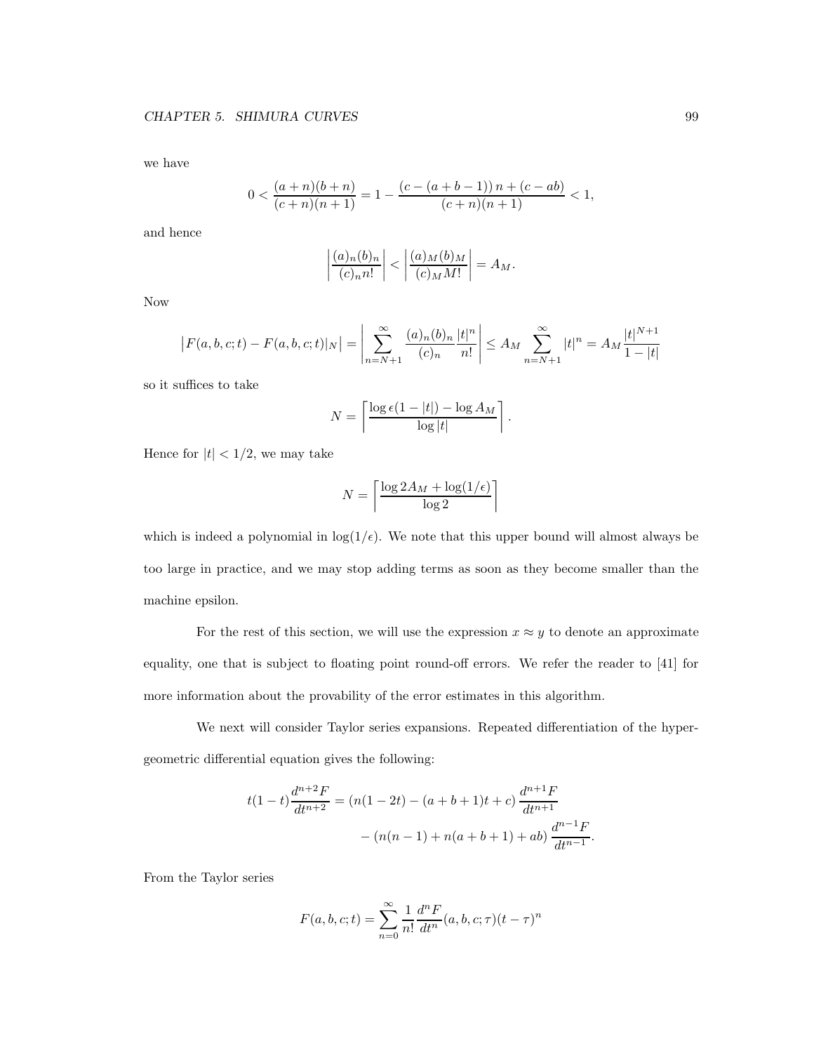we have

$$0 < \frac{(a+n)(b+n)}{(c+n)(n+1)} = 1 - \frac{(c-(a+b-1))\,n + (c-ab)}{(c+n)(n+1)} < 1,$$

and hence

$$\left| \frac{(a)_n (b)_n}{(c)_n n!} \right| < \left| \frac{(a)_M (b)_M}{(c)_M M!} \right| = A_M.$$

Now

$$\left| F(a,b,c;t) - F(a,b,c;t)|_N \right| = \left| \sum_{n=N+1}^{\infty} \frac{(a)_n (b)_n}{(c)_n} \frac{|t|^n}{n!} \right| \leq A_M \sum_{n=N+1}^{\infty} |t|^n = A_M \frac{|t|^{N+1}}{1-|t|}$$

so it suffices to take

$$N = \left\lceil \frac{\log \epsilon(1-|t|) - \log A_M}{\log |t|} \right\rceil.$$

Hence for $|t| < 1/2$, we may take

$$N = \left\lceil \frac{\log 2A_M + \log(1/\epsilon)}{\log 2} \right\rceil$$

which is indeed a polynomial in $\log(1/\epsilon)$. We note that this upper bound will almost always be too large in practice, and we may stop adding terms as soon as they become smaller than the machine epsilon.

For the rest of this section, we will use the expression $x \approx y$ to denote an approximate equality, one that is subject to floating point round-off errors. We refer the reader to [41] for more information about the provability of the error estimates in this algorithm.

We next will consider Taylor series expansions. Repeated differentiation of the hypergeometric differential equation gives the following:

$$\begin{aligned} t(1-t)\frac{d^{n+2}F}{dt^{n+2}} &= \left(n(1-2t) - (a+b+1)t + c\right)\frac{d^{n+1}F}{dt^{n+1}} \\ &\quad - \left(n(n-1) + n(a+b+1) + ab\right)\frac{d^{n-1}F}{dt^{n-1}}. \end{aligned}$$

From the Taylor series

$$F(a,b,c;t) = \sum_{n=0}^{\infty} \frac{1}{n!}\frac{d^n F}{dt^n}(a,b,c;\tau)(t-\tau)^n$$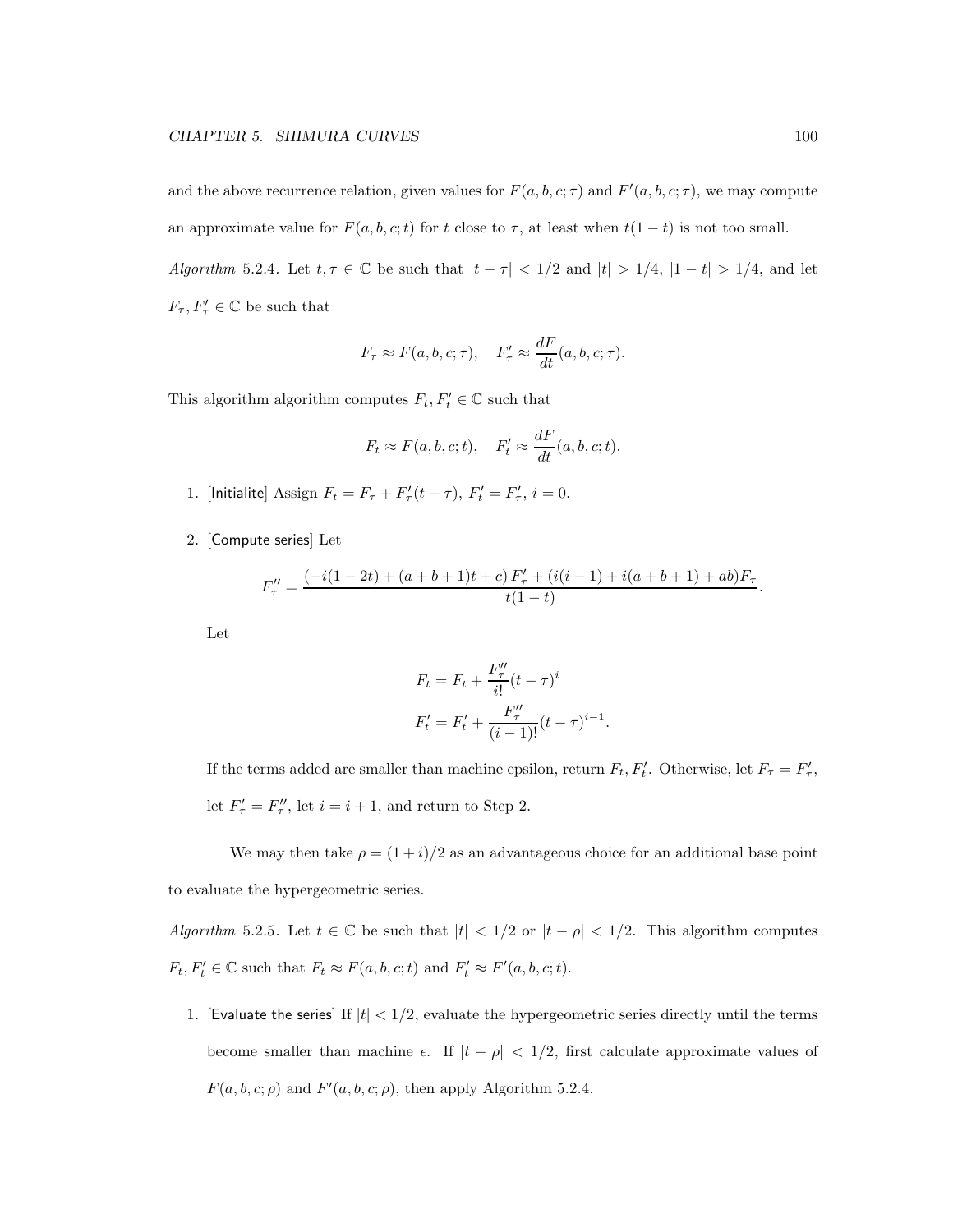and the above recurrence relation, given values for $F(a, b, c; \tau)$ and $F'(a, b, c; \tau)$, we may compute an approximate value for $F(a, b, c; t)$ for $t$ close to $\tau$, at least when $t(1-t)$ is not too small.

*Algorithm* 5.2.4. Let $t, \tau \in \mathbb{C}$ be such that $|t - \tau| < 1/2$ and $|t| > 1/4$, $|1 - t| > 1/4$, and let $F_\tau, F'_\tau \in \mathbb{C}$ be such that

$$F_\tau \approx F(a, b, c; \tau), \quad F'_\tau \approx \frac{dF}{dt}(a, b, c; \tau).$$

This algorithm algorithm computes $F_t, F'_t \in \mathbb{C}$ such that

$$F_t \approx F(a, b, c; t), \quad F'_t \approx \frac{dF}{dt}(a, b, c; t).$$

1. [Initialite] Assign $F_t = F_\tau + F'_\tau(t - \tau)$, $F'_t = F'_\tau$, $i = 0$.

2. [Compute series] Let

   $$F''_\tau = \frac{(-i(1-2t) + (a+b+1)t + c)\, F'_\tau + (i(i-1) + i(a+b+1) + ab)F_\tau}{t(1-t)}.$$

   Let

   $$\begin{aligned} F_t &= F_t + \frac{F''_\tau}{i!}(t-\tau)^i \\ F'_t &= F'_t + \frac{F''_\tau}{(i-1)!}(t-\tau)^{i-1}. \end{aligned}$$

   If the terms added are smaller than machine epsilon, return $F_t, F'_t$. Otherwise, let $F_\tau = F'_\tau$, let $F'_\tau = F''_\tau$, let $i = i + 1$, and return to Step 2.

We may then take $\rho = (1 + i)/2$ as an advantageous choice for an additional base point to evaluate the hypergeometric series.

*Algorithm* 5.2.5. Let $t \in \mathbb{C}$ be such that $|t| < 1/2$ or $|t - \rho| < 1/2$. This algorithm computes $F_t, F'_t \in \mathbb{C}$ such that $F_t \approx F(a, b, c; t)$ and $F'_t \approx F'(a, b, c; t)$.

1. [Evaluate the series] If $|t| < 1/2$, evaluate the hypergeometric series directly until the terms become smaller than machine $\epsilon$. If $|t - \rho| < 1/2$, first calculate approximate values of $F(a, b, c; \rho)$ and $F'(a, b, c; \rho)$, then apply Algorithm 5.2.4.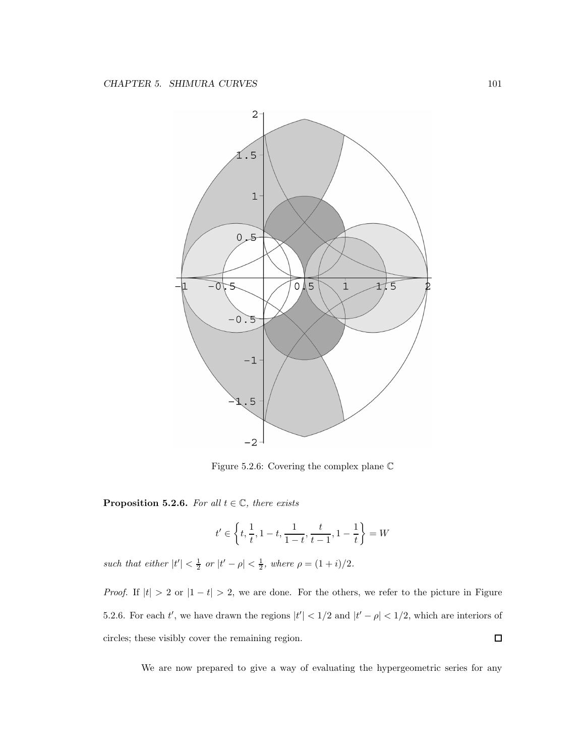Figure 5.2.6: Covering the complex plane $\mathbb{C}$

**Proposition 5.2.6.** *For all $t \in \mathbb{C}$, there exists*

$$t' \in \left\{ t, \frac{1}{t}, 1-t, \frac{1}{1-t}, \frac{t}{t-1}, 1-\frac{1}{t} \right\} = W$$

*such that either $|t'| < \frac{1}{2}$ or $|t' - \rho| < \frac{1}{2}$, where $\rho = (1+i)/2$.*

*Proof.* If $|t| > 2$ or $|1-t| > 2$, we are done. For the others, we refer to the picture in Figure 5.2.6. For each $t'$, we have drawn the regions $|t'| < 1/2$ and $|t' - \rho| < 1/2$, which are interiors of circles; these visibly cover the remaining region. □

We are now prepared to give a way of evaluating the hypergeometric series for any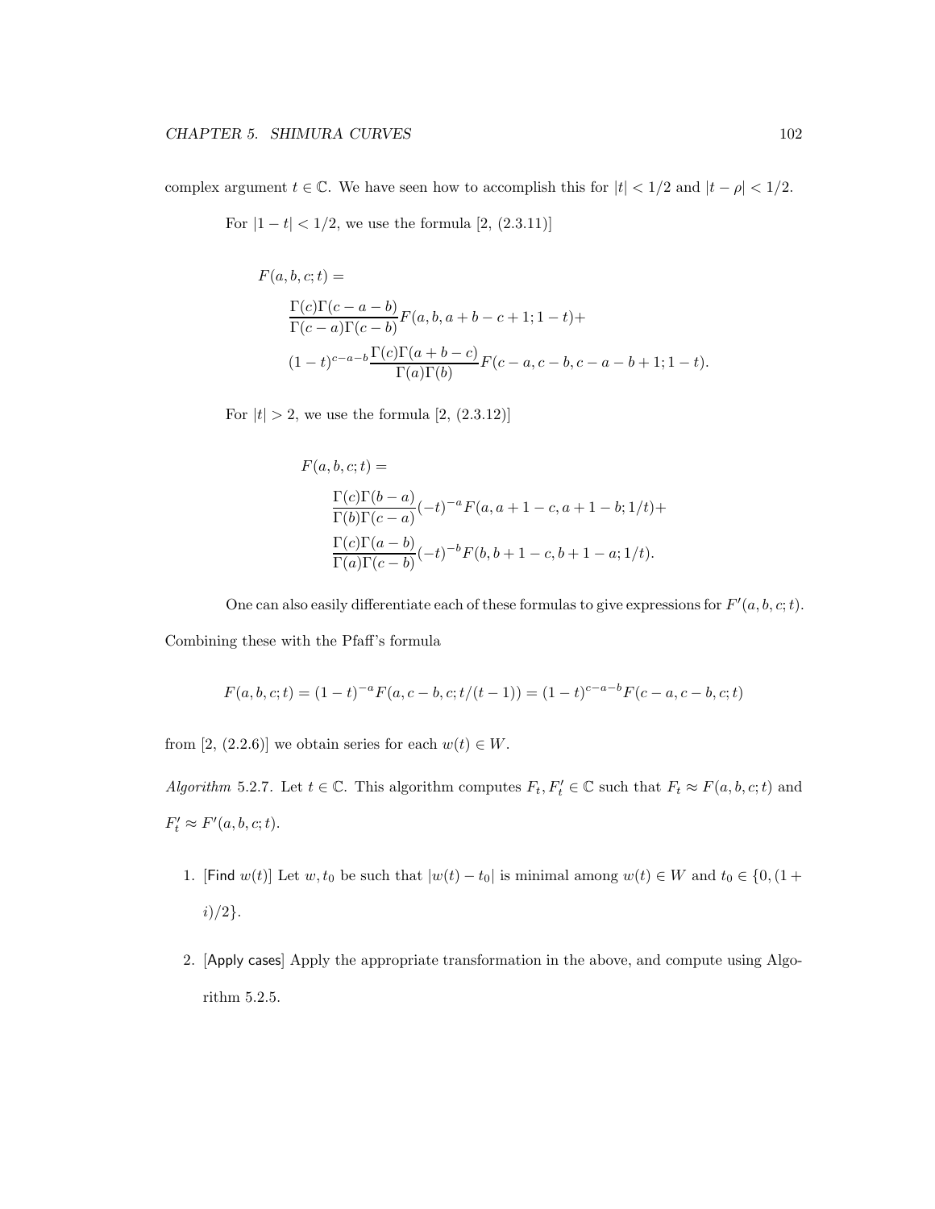complex argument $t \in \mathbb{C}$. We have seen how to accomplish this for $|t| < 1/2$ and $|t - \rho| < 1/2$.

For $|1 - t| < 1/2$, we use the formula [2, (2.3.11)]

$$
\begin{aligned}
&F(a, b, c; t) = \\
&\quad \frac{\Gamma(c)\Gamma(c-a-b)}{\Gamma(c-a)\Gamma(c-b)} F(a, b, a+b-c+1; 1-t) + \\
&\quad (1-t)^{c-a-b} \frac{\Gamma(c)\Gamma(a+b-c)}{\Gamma(a)\Gamma(b)} F(c-a, c-b, c-a-b+1; 1-t).
\end{aligned}
$$

For $|t| > 2$, we use the formula [2, (2.3.12)]

$$
\begin{aligned}
&F(a, b, c; t) = \\
&\quad \frac{\Gamma(c)\Gamma(b-a)}{\Gamma(b)\Gamma(c-a)} (-t)^{-a} F(a, a+1-c, a+1-b; 1/t) + \\
&\quad \frac{\Gamma(c)\Gamma(a-b)}{\Gamma(a)\Gamma(c-b)} (-t)^{-b} F(b, b+1-c, b+1-a; 1/t).
\end{aligned}
$$

One can also easily differentiate each of these formulas to give expressions for $F'(a, b, c; t)$. Combining these with the Pfaff's formula

$$
F(a, b, c; t) = (1-t)^{-a} F(a, c-b, c; t/(t-1)) = (1-t)^{c-a-b} F(c-a, c-b, c; t)
$$

from [2, (2.2.6)] we obtain series for each $w(t) \in W$.

*Algorithm* 5.2.7. Let $t \in \mathbb{C}$. This algorithm computes $F_t, F_t' \in \mathbb{C}$ such that $F_t \approx F(a, b, c; t)$ and $F_t' \approx F'(a, b, c; t)$.

1. [Find $w(t)$] Let $w, t_0$ be such that $|w(t) - t_0|$ is minimal among $w(t) \in W$ and $t_0 \in \{0, (1 + i)/2\}$.

2. [Apply cases] Apply the appropriate transformation in the above, and compute using Algorithm 5.2.5.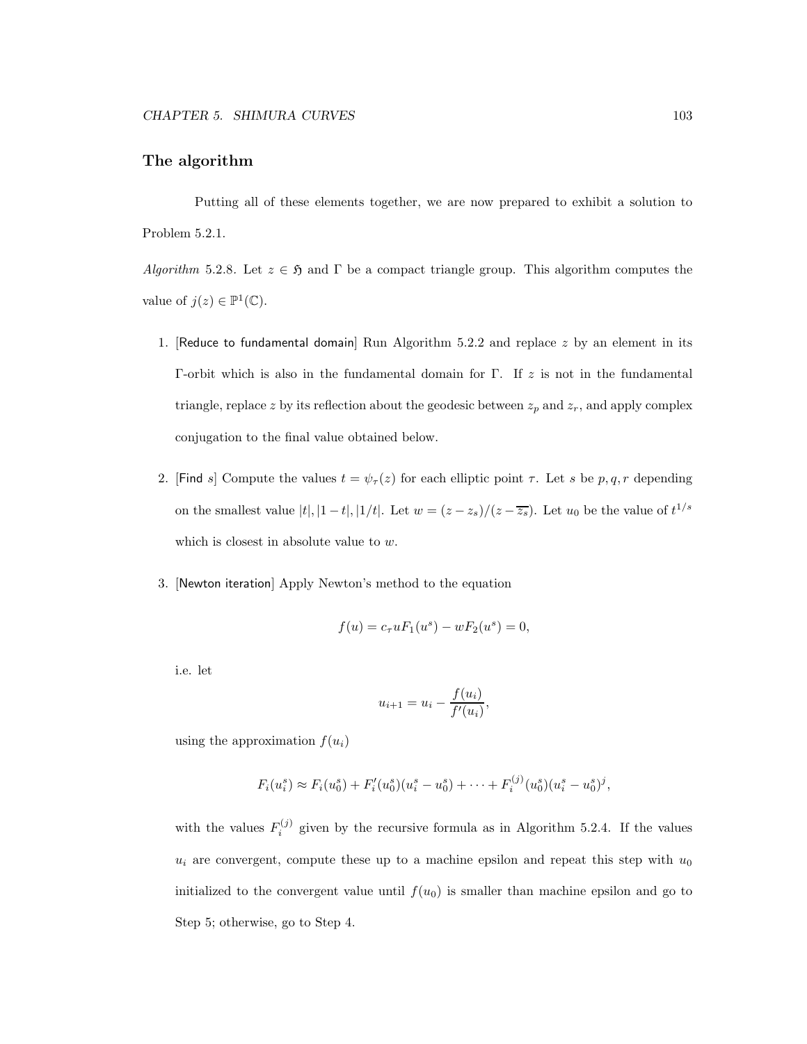### The algorithm

Putting all of these elements together, we are now prepared to exhibit a solution to Problem 5.2.1.

*Algorithm* 5.2.8. Let $z \in \mathfrak{H}$ and $\Gamma$ be a compact triangle group. This algorithm computes the value of $j(z) \in \mathbb{P}^1(\mathbb{C})$.

1. [Reduce to fundamental domain] Run Algorithm 5.2.2 and replace $z$ by an element in its $\Gamma$-orbit which is also in the fundamental domain for $\Gamma$. If $z$ is not in the fundamental triangle, replace $z$ by its reflection about the geodesic between $z_p$ and $z_r$, and apply complex conjugation to the final value obtained below.

2. [Find $s$] Compute the values $t = \psi_\tau(z)$ for each elliptic point $\tau$. Let $s$ be $p, q, r$ depending on the smallest value $|t|, |1-t|, |1/t|$. Let $w = (z - z_s)/(z - \overline{z_s})$. Let $u_0$ be the value of $t^{1/s}$ which is closest in absolute value to $w$.

3. [Newton iteration] Apply Newton's method to the equation

$$f(u) = c_\tau u F_1(u^s) - w F_2(u^s) = 0,$$

i.e. let

$$u_{i+1} = u_i - \frac{f(u_i)}{f'(u_i)},$$

using the approximation $f(u_i)$

$$F_i(u_i^s) \approx F_i(u_0^s) + F_i'(u_0^s)(u_i^s - u_0^s) + \cdots + F_i^{(j)}(u_0^s)(u_i^s - u_0^s)^j,$$

with the values $F_i^{(j)}$ given by the recursive formula as in Algorithm 5.2.4. If the values $u_i$ are convergent, compute these up to a machine epsilon and repeat this step with $u_0$ initialized to the convergent value until $f(u_0)$ is smaller than machine epsilon and go to Step 5; otherwise, go to Step 4.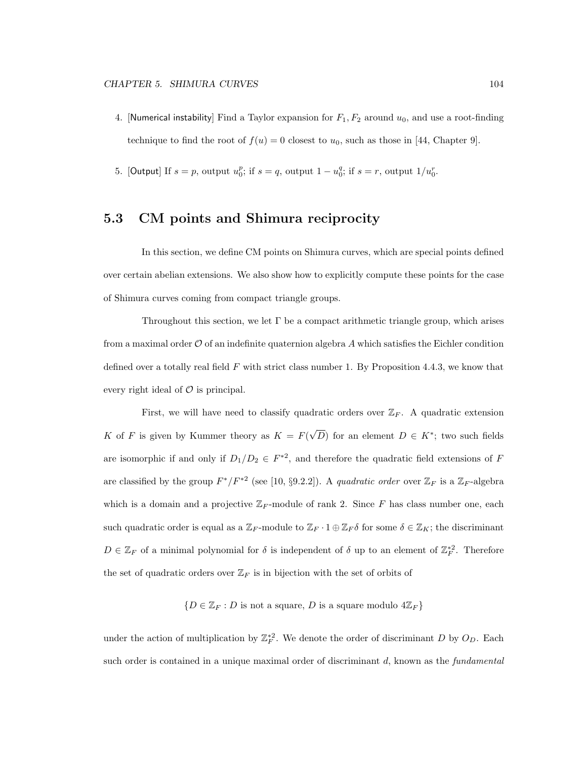4. [Numerical instability] Find a Taylor expansion for $F_1, F_2$ around $u_0$, and use a root-finding technique to find the root of $f(u) = 0$ closest to $u_0$, such as those in [44, Chapter 9].

5. [Output] If $s = p$, output $u_0^p$; if $s = q$, output $1 - u_0^q$; if $s = r$, output $1/u_0^r$.

## 5.3 CM points and Shimura reciprocity

In this section, we define CM points on Shimura curves, which are special points defined over certain abelian extensions. We also show how to explicitly compute these points for the case of Shimura curves coming from compact triangle groups.

Throughout this section, we let $\Gamma$ be a compact arithmetic triangle group, which arises from a maximal order $\mathcal{O}$ of an indefinite quaternion algebra $A$ which satisfies the Eichler condition defined over a totally real field $F$ with strict class number 1. By Proposition 4.4.3, we know that every right ideal of $\mathcal{O}$ is principal.

First, we will have need to classify quadratic orders over $\mathbb{Z}_F$. A quadratic extension $K$ of $F$ is given by Kummer theory as $K = F(\sqrt{D})$ for an element $D \in K^*$; two such fields are isomorphic if and only if $D_1/D_2 \in F^{*2}$, and therefore the quadratic field extensions of $F$ are classified by the group $F^*/F^{*2}$ (see [10, §9.2.2]). A *quadratic order* over $\mathbb{Z}_F$ is a $\mathbb{Z}_F$-algebra which is a domain and a projective $\mathbb{Z}_F$-module of rank 2. Since $F$ has class number one, each such quadratic order is equal as a $\mathbb{Z}_F$-module to $\mathbb{Z}_F \cdot 1 \oplus \mathbb{Z}_F \delta$ for some $\delta \in \mathbb{Z}_K$; the discriminant $D \in \mathbb{Z}_F$ of a minimal polynomial for $\delta$ is independent of $\delta$ up to an element of $\mathbb{Z}_F^{*2}$. Therefore the set of quadratic orders over $\mathbb{Z}_F$ is in bijection with the set of orbits of

$$\{D \in \mathbb{Z}_F : D \text{ is not a square, } D \text{ is a square modulo } 4\mathbb{Z}_F\}$$

under the action of multiplication by $\mathbb{Z}_F^{*2}$. We denote the order of discriminant $D$ by $O_D$. Each such order is contained in a unique maximal order of discriminant $d$, known as the *fundamental*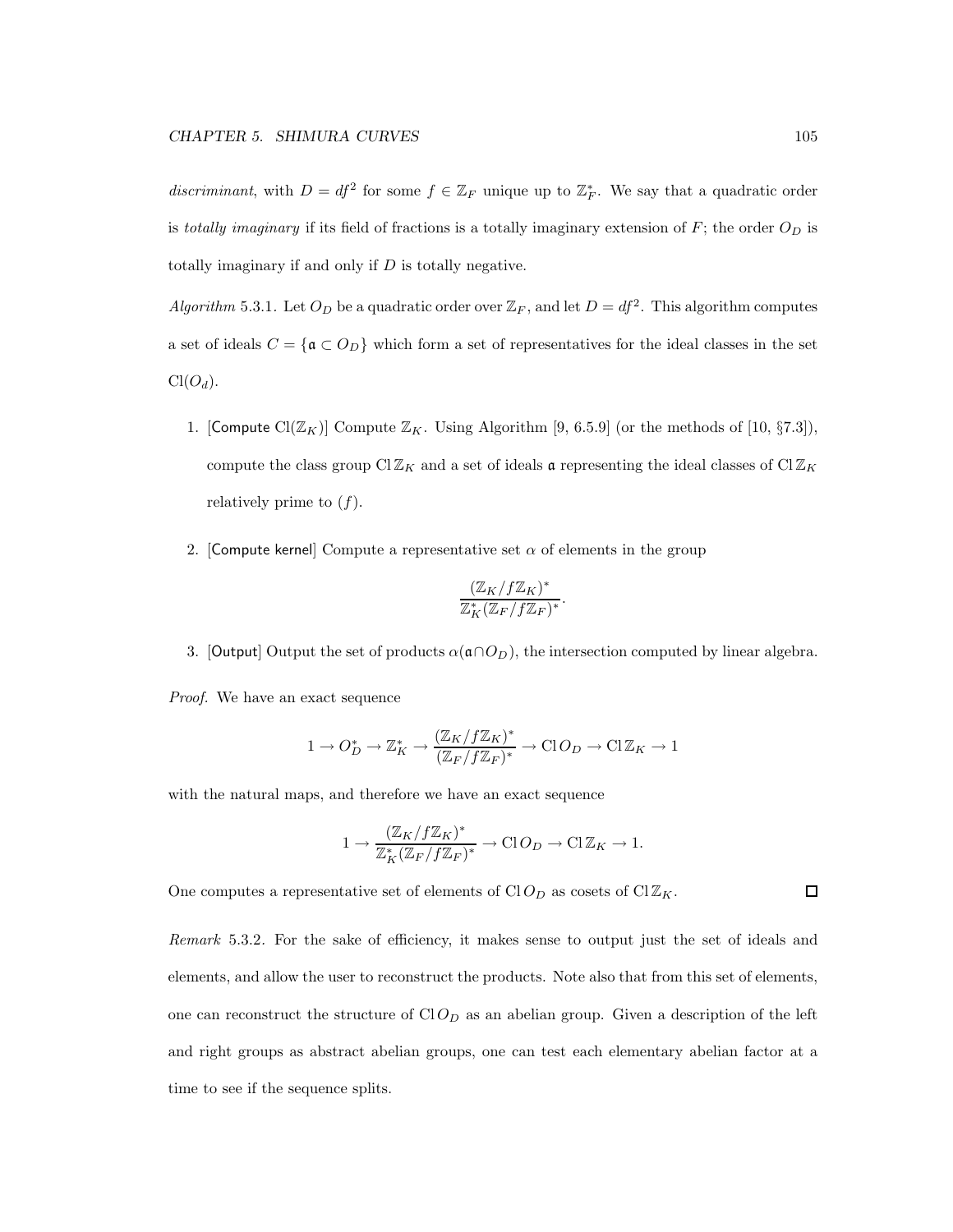*discriminant*, with $D = df^2$ for some $f \in \mathbb{Z}_F$ unique up to $\mathbb{Z}_F^*$. We say that a quadratic order is *totally imaginary* if its field of fractions is a totally imaginary extension of $F$; the order $O_D$ is totally imaginary if and only if $D$ is totally negative.

*Algorithm* 5.3.1. Let $O_D$ be a quadratic order over $\mathbb{Z}_F$, and let $D = df^2$. This algorithm computes a set of ideals $C = \{\mathfrak{a} \subset O_D\}$ which form a set of representatives for the ideal classes in the set $\mathrm{Cl}(O_d)$.

1. [Compute $\mathrm{Cl}(\mathbb{Z}_K)$] Compute $\mathbb{Z}_K$. Using Algorithm [9, 6.5.9] (or the methods of [10, §7.3]), compute the class group $\mathrm{Cl}\,\mathbb{Z}_K$ and a set of ideals $\mathfrak{a}$ representing the ideal classes of $\mathrm{Cl}\,\mathbb{Z}_K$ relatively prime to $(f)$.

2. [Compute kernel] Compute a representative set $\alpha$ of elements in the group

$$\frac{(\mathbb{Z}_K/f\mathbb{Z}_K)^*}{\mathbb{Z}_K^*(\mathbb{Z}_F/f\mathbb{Z}_F)^*}.$$

3. [Output] Output the set of products $\alpha(\mathfrak{a} \cap O_D)$, the intersection computed by linear algebra.

*Proof.* We have an exact sequence

$$1 \to O_D^* \to \mathbb{Z}_K^* \to \frac{(\mathbb{Z}_K/f\mathbb{Z}_K)^*}{(\mathbb{Z}_F/f\mathbb{Z}_F)^*} \to \mathrm{Cl}\,O_D \to \mathrm{Cl}\,\mathbb{Z}_K \to 1$$

with the natural maps, and therefore we have an exact sequence

$$1 \to \frac{(\mathbb{Z}_K/f\mathbb{Z}_K)^*}{\mathbb{Z}_K^*(\mathbb{Z}_F/f\mathbb{Z}_F)^*} \to \mathrm{Cl}\,O_D \to \mathrm{Cl}\,\mathbb{Z}_K \to 1.$$

One computes a representative set of elements of $\mathrm{Cl}\,O_D$ as cosets of $\mathrm{Cl}\,\mathbb{Z}_K$. ∎

*Remark* 5.3.2. For the sake of efficiency, it makes sense to output just the set of ideals and elements, and allow the user to reconstruct the products. Note also that from this set of elements, one can reconstruct the structure of $\mathrm{Cl}\,O_D$ as an abelian group. Given a description of the left and right groups as abstract abelian groups, one can test each elementary abelian factor at a time to see if the sequence splits.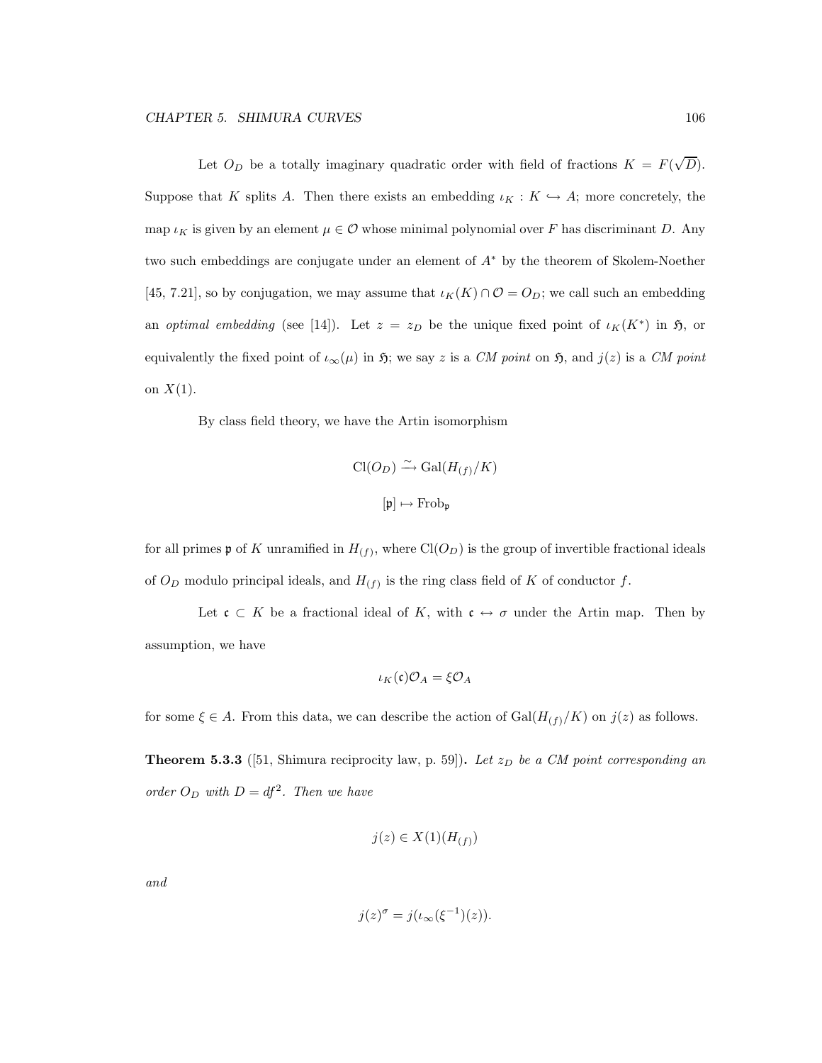Let $O_D$ be a totally imaginary quadratic order with field of fractions $K = F(\sqrt{D})$. Suppose that $K$ splits $A$. Then there exists an embedding $\iota_K : K \hookrightarrow A$; more concretely, the map $\iota_K$ is given by an element $\mu \in \mathcal{O}$ whose minimal polynomial over $F$ has discriminant $D$. Any two such embeddings are conjugate under an element of $A^*$ by the theorem of Skolem-Noether [45, 7.21], so by conjugation, we may assume that $\iota_K(K) \cap \mathcal{O} = O_D$; we call such an embedding an *optimal embedding* (see [14]). Let $z = z_D$ be the unique fixed point of $\iota_K(K^*)$ in $\mathfrak{H}$, or equivalently the fixed point of $\iota_\infty(\mu)$ in $\mathfrak{H}$; we say $z$ is a *CM point* on $\mathfrak{H}$, and $j(z)$ is a *CM point* on $X(1)$.

By class field theory, we have the Artin isomorphism

$$\mathrm{Cl}(O_D) \xrightarrow{\sim} \mathrm{Gal}(H_{(f)}/K)$$

$$[\mathfrak{p}] \mapsto \mathrm{Frob}_{\mathfrak{p}}$$

for all primes $\mathfrak{p}$ of $K$ unramified in $H_{(f)}$, where $\mathrm{Cl}(O_D)$ is the group of invertible fractional ideals of $O_D$ modulo principal ideals, and $H_{(f)}$ is the ring class field of $K$ of conductor $f$.

Let $\mathfrak{c} \subset K$ be a fractional ideal of $K$, with $\mathfrak{c} \leftrightarrow \sigma$ under the Artin map. Then by assumption, we have

$$\iota_K(\mathfrak{c})\mathcal{O}_A = \xi \mathcal{O}_A$$

for some $\xi \in A$. From this data, we can describe the action of $\mathrm{Gal}(H_{(f)}/K)$ on $j(z)$ as follows.

**Theorem 5.3.3** ([51, Shimura reciprocity law, p. 59])**.** *Let $z_D$ be a CM point corresponding an order $O_D$ with $D = df^2$. Then we have*

$$j(z) \in X(1)(H_{(f)})$$

*and*

$$j(z)^\sigma = j(\iota_\infty(\xi^{-1})(z)).$$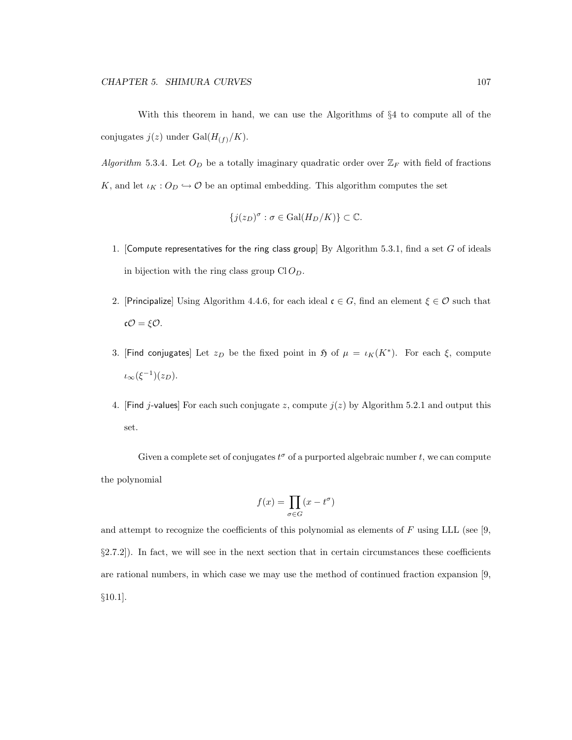With this theorem in hand, we can use the Algorithms of §4 to compute all of the conjugates $j(z)$ under $\mathrm{Gal}(H_{(f)}/K)$.

*Algorithm* 5.3.4. Let $O_D$ be a totally imaginary quadratic order over $\mathbb{Z}_F$ with field of fractions $K$, and let $\iota_K : O_D \hookrightarrow \mathcal{O}$ be an optimal embedding. This algorithm computes the set

$$\{j(z_D)^\sigma : \sigma \in \mathrm{Gal}(H_D/K)\} \subset \mathbb{C}.$$

1. [Compute representatives for the ring class group] By Algorithm 5.3.1, find a set $G$ of ideals in bijection with the ring class group $\mathrm{Cl}\, O_D$.
2. [Principalize] Using Algorithm 4.4.6, for each ideal $\mathfrak{c} \in G$, find an element $\xi \in \mathcal{O}$ such that $\mathfrak{c}\mathcal{O} = \xi\mathcal{O}$.
3. [Find conjugates] Let $z_D$ be the fixed point in $\mathfrak{H}$ of $\mu = \iota_K(K^*)$. For each $\xi$, compute $\iota_\infty(\xi^{-1})(z_D)$.
4. [Find $j$-values] For each such conjugate $z$, compute $j(z)$ by Algorithm 5.2.1 and output this set.

Given a complete set of conjugates $t^\sigma$ of a purported algebraic number $t$, we can compute the polynomial

$$f(x) = \prod_{\sigma \in G} (x - t^\sigma)$$

and attempt to recognize the coefficients of this polynomial as elements of $F$ using LLL (see [9, §2.7.2]). In fact, we will see in the next section that in certain circumstances these coefficients are rational numbers, in which case we may use the method of continued fraction expansion [9, §10.1].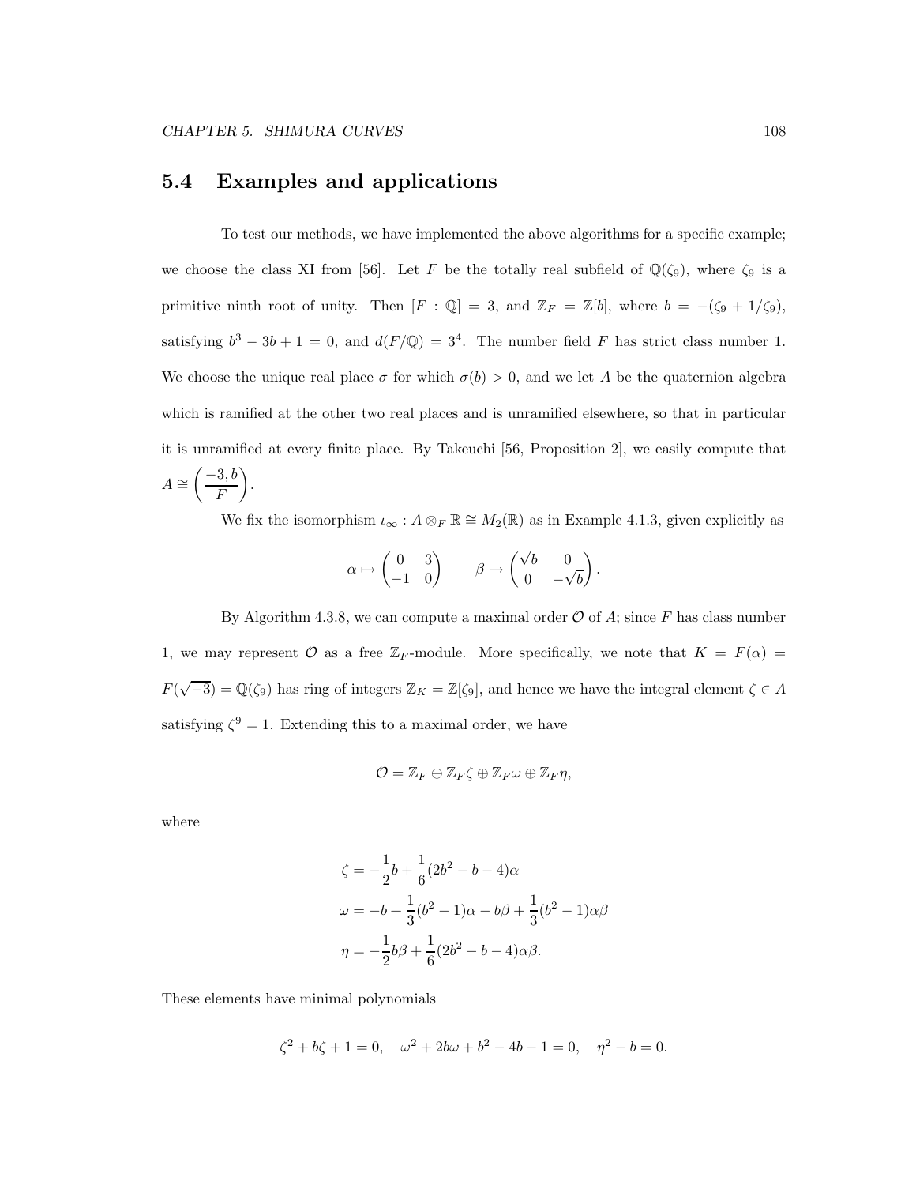## 5.4 Examples and applications

To test our methods, we have implemented the above algorithms for a specific example; we choose the class XI from [56]. Let $F$ be the totally real subfield of $\mathbb{Q}(\zeta_9)$, where $\zeta_9$ is a primitive ninth root of unity. Then $[F : \mathbb{Q}] = 3$, and $\mathbb{Z}_F = \mathbb{Z}[b]$, where $b = -(\zeta_9 + 1/\zeta_9)$, satisfying $b^3 - 3b + 1 = 0$, and $d(F/\mathbb{Q}) = 3^4$. The number field $F$ has strict class number 1. We choose the unique real place $\sigma$ for which $\sigma(b) > 0$, and we let $A$ be the quaternion algebra which is ramified at the other two real places and is unramified elsewhere, so that in particular it is unramified at every finite place. By Takeuchi [56, Proposition 2], we easily compute that $A \cong \left(\dfrac{-3, b}{F}\right)$.

We fix the isomorphism $\iota_\infty : A \otimes_F \mathbb{R} \cong M_2(\mathbb{R})$ as in Example 4.1.3, given explicitly as

$$\alpha \mapsto \begin{pmatrix} 0 & 3 \\ -1 & 0 \end{pmatrix} \qquad \beta \mapsto \begin{pmatrix} \sqrt{b} & 0 \\ 0 & -\sqrt{b} \end{pmatrix}.$$

By Algorithm 4.3.8, we can compute a maximal order $\mathcal{O}$ of $A$; since $F$ has class number 1, we may represent $\mathcal{O}$ as a free $\mathbb{Z}_F$-module. More specifically, we note that $K = F(\alpha) = F(\sqrt{-3}) = \mathbb{Q}(\zeta_9)$ has ring of integers $\mathbb{Z}_K = \mathbb{Z}[\zeta_9]$, and hence we have the integral element $\zeta \in A$ satisfying $\zeta^9 = 1$. Extending this to a maximal order, we have

$$\mathcal{O} = \mathbb{Z}_F \oplus \mathbb{Z}_F\zeta \oplus \mathbb{Z}_F\omega \oplus \mathbb{Z}_F\eta,$$

where

$$\begin{aligned}
\zeta &= -\frac{1}{2}b + \frac{1}{6}(2b^2 - b - 4)\alpha \\
\omega &= -b + \frac{1}{3}(b^2 - 1)\alpha - b\beta + \frac{1}{3}(b^2 - 1)\alpha\beta \\
\eta &= -\frac{1}{2}b\beta + \frac{1}{6}(2b^2 - b - 4)\alpha\beta.
\end{aligned}$$

These elements have minimal polynomials

$$\zeta^2 + b\zeta + 1 = 0, \quad \omega^2 + 2b\omega + b^2 - 4b - 1 = 0, \quad \eta^2 - b = 0.$$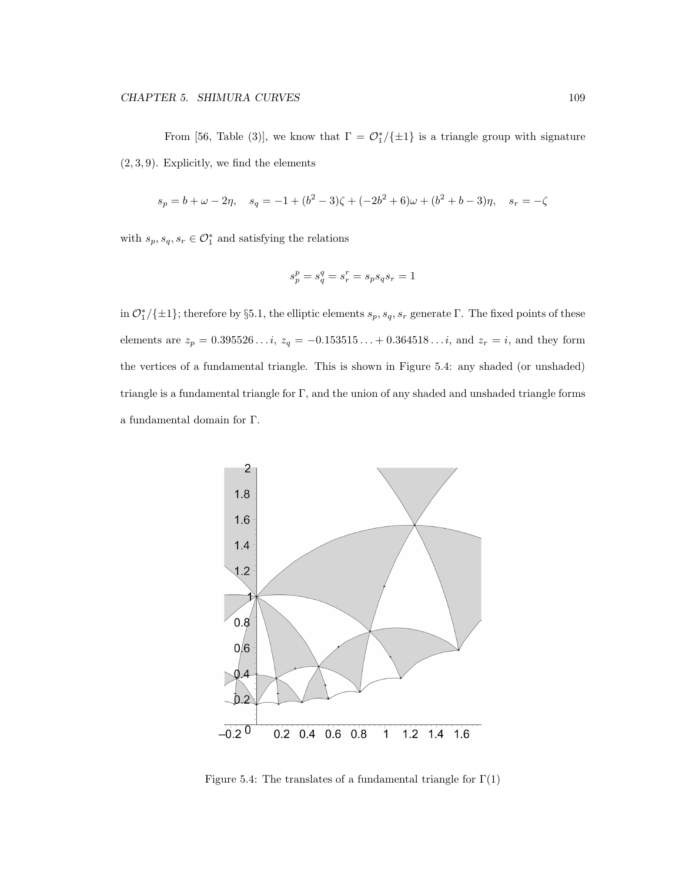From [56, Table (3)], we know that $\Gamma = \mathcal{O}_1^*/\{\pm 1\}$ is a triangle group with signature $(2,3,9)$. Explicitly, we find the elements

$$s_p = b + \omega - 2\eta, \quad s_q = -1 + (b^2-3)\zeta + (-2b^2+6)\omega + (b^2+b-3)\eta, \quad s_r = -\zeta$$

with $s_p, s_q, s_r \in \mathcal{O}_1^*$ and satisfying the relations

$$s_p^p = s_q^q = s_r^r = s_p s_q s_r = 1$$

in $\mathcal{O}_1^*/\{\pm 1\}$; therefore by §5.1, the elliptic elements $s_p, s_q, s_r$ generate $\Gamma$. The fixed points of these elements are $z_p = 0.395526\ldots i$, $z_q = -0.153515\ldots + 0.364518\ldots i$, and $z_r = i$, and they form the vertices of a fundamental triangle. This is shown in Figure 5.4: any shaded (or unshaded) triangle is a fundamental triangle for $\Gamma$, and the union of any shaded and unshaded triangle forms a fundamental domain for $\Gamma$.

Figure 5.4: The translates of a fundamental triangle for $\Gamma(1)$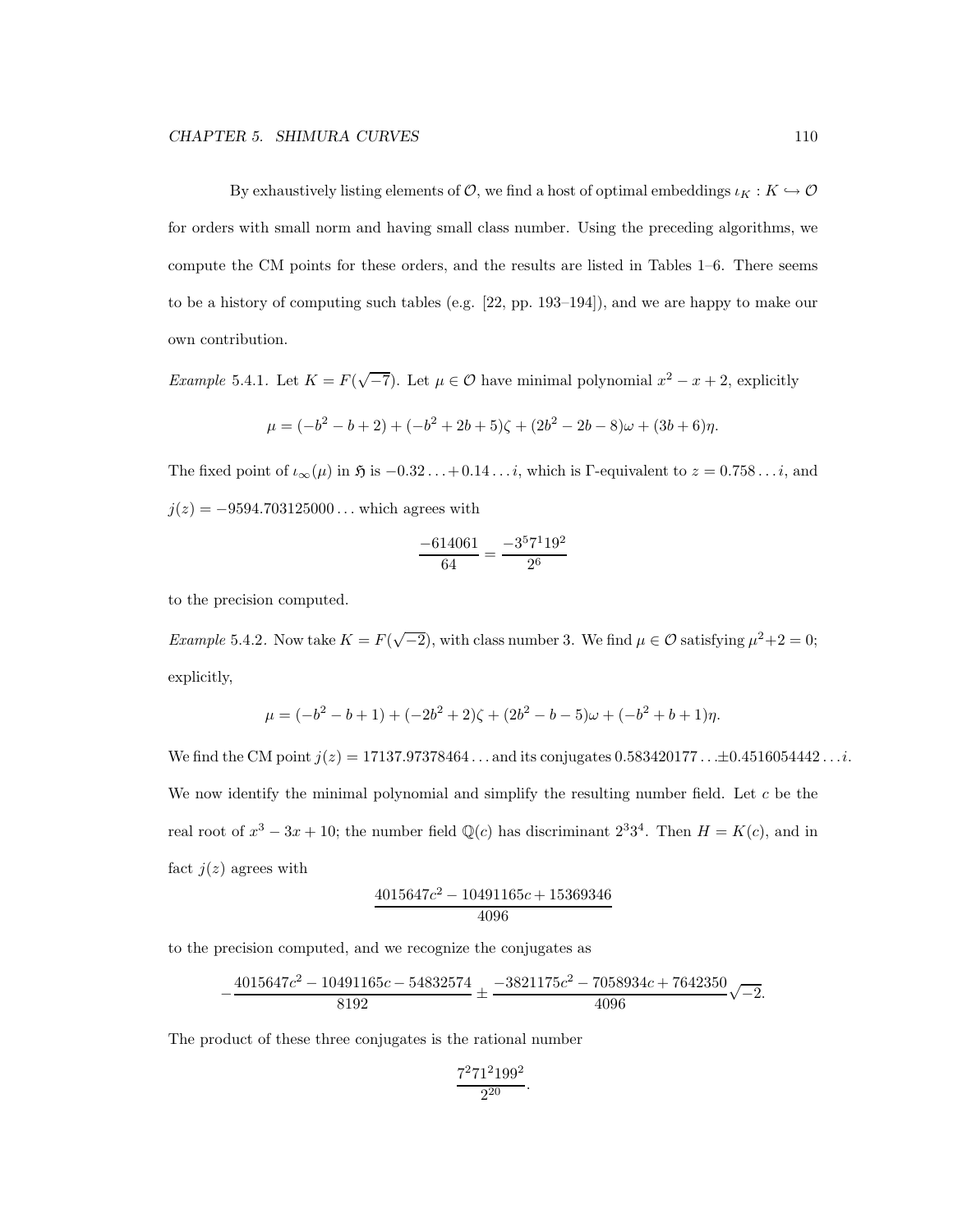By exhaustively listing elements of $\mathcal{O}$, we find a host of optimal embeddings $\iota_K : K \hookrightarrow \mathcal{O}$ for orders with small norm and having small class number. Using the preceding algorithms, we compute the CM points for these orders, and the results are listed in Tables 1–6. There seems to be a history of computing such tables (e.g. [22, pp. 193–194]), and we are happy to make our own contribution.

*Example* 5.4.1. Let $K = F(\sqrt{-7})$. Let $\mu \in \mathcal{O}$ have minimal polynomial $x^2 - x + 2$, explicitly

$$\mu = (-b^2 - b + 2) + (-b^2 + 2b + 5)\zeta + (2b^2 - 2b - 8)\omega + (3b + 6)\eta.$$

The fixed point of $\iota_\infty(\mu)$ in $\mathfrak{H}$ is $-0.32\ldots + 0.14\ldots i$, which is $\Gamma$-equivalent to $z = 0.758\ldots i$, and $j(z) = -9594.703125000\ldots$ which agrees with

$$\frac{-614061}{64} = \frac{-3^5 7^1 19^2}{2^6}$$

to the precision computed.

*Example* 5.4.2. Now take $K = F(\sqrt{-2})$, with class number 3. We find $\mu \in \mathcal{O}$ satisfying $\mu^2 + 2 = 0$; explicitly,

$$\mu = (-b^2 - b + 1) + (-2b^2 + 2)\zeta + (2b^2 - b - 5)\omega + (-b^2 + b + 1)\eta.$$

We find the CM point $j(z) = 17137.97378464\ldots$ and its conjugates $0.583420177\ldots \pm 0.4516054442\ldots i$. We now identify the minimal polynomial and simplify the resulting number field. Let $c$ be the real root of $x^3 - 3x + 10$; the number field $\mathbb{Q}(c)$ has discriminant $2^3 3^4$. Then $H = K(c)$, and in fact $j(z)$ agrees with

$$\frac{4015647c^2 - 10491165c + 15369346}{4096}$$

to the precision computed, and we recognize the conjugates as

$$-\frac{4015647c^2 - 10491165c - 54832574}{8192} \pm \frac{-3821175c^2 - 7058934c + 7642350}{4096}\sqrt{-2}.$$

The product of these three conjugates is the rational number

$$\frac{7^2 71^2 199^2}{2^{20}}.$$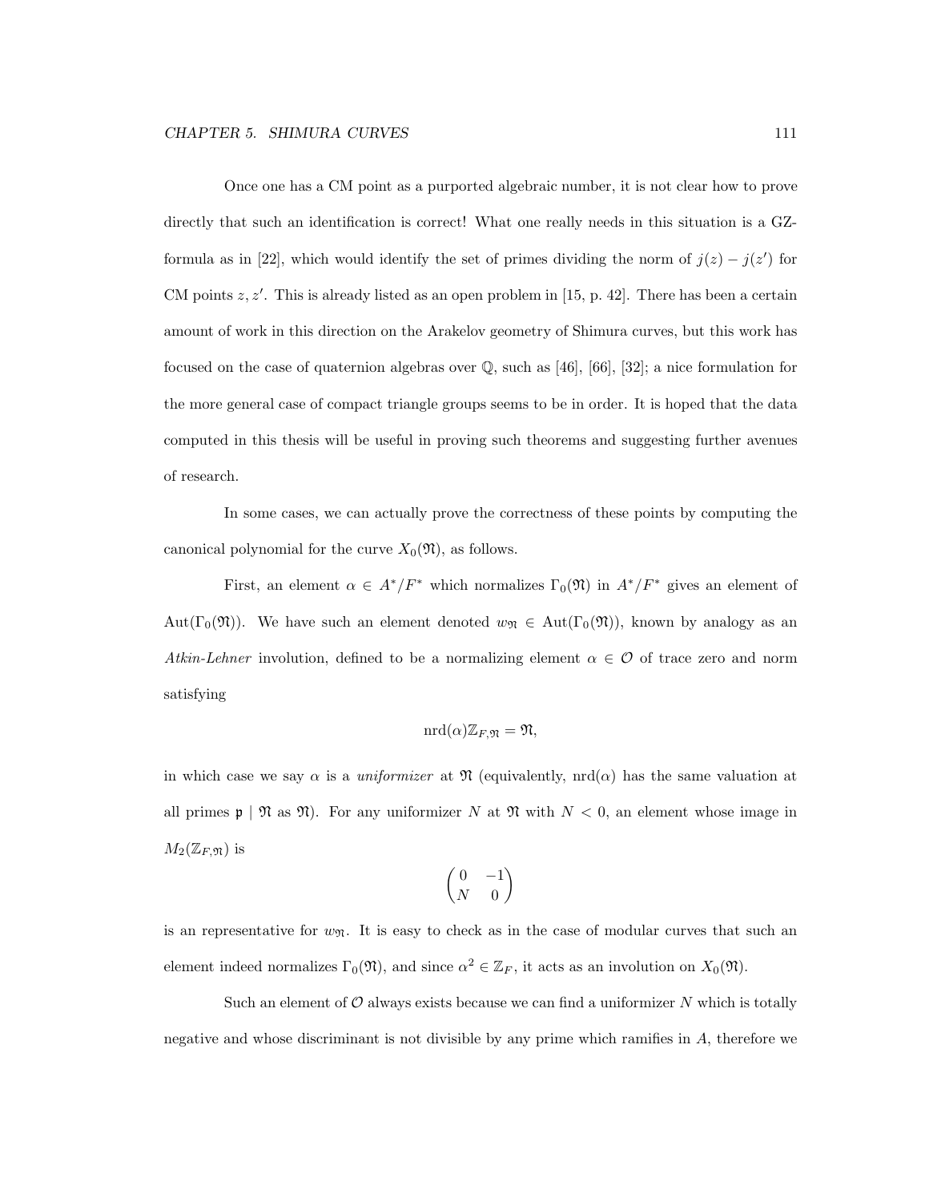Once one has a CM point as a purported algebraic number, it is not clear how to prove directly that such an identification is correct! What one really needs in this situation is a GZ-formula as in [22], which would identify the set of primes dividing the norm of $j(z) - j(z')$ for CM points $z, z'$. This is already listed as an open problem in [15, p. 42]. There has been a certain amount of work in this direction on the Arakelov geometry of Shimura curves, but this work has focused on the case of quaternion algebras over $\mathbb{Q}$, such as [46], [66], [32]; a nice formulation for the more general case of compact triangle groups seems to be in order. It is hoped that the data computed in this thesis will be useful in proving such theorems and suggesting further avenues of research.

In some cases, we can actually prove the correctness of these points by computing the canonical polynomial for the curve $X_0(\mathfrak{N})$, as follows.

First, an element $\alpha \in A^*/F^*$ which normalizes $\Gamma_0(\mathfrak{N})$ in $A^*/F^*$ gives an element of $\mathrm{Aut}(\Gamma_0(\mathfrak{N}))$. We have such an element denoted $w_{\mathfrak{N}} \in \mathrm{Aut}(\Gamma_0(\mathfrak{N}))$, known by analogy as an *Atkin-Lehner* involution, defined to be a normalizing element $\alpha \in \mathcal{O}$ of trace zero and norm satisfying

$$\mathrm{nrd}(\alpha)\mathbb{Z}_{F,\mathfrak{N}} = \mathfrak{N},$$

in which case we say $\alpha$ is a *uniformizer* at $\mathfrak{N}$ (equivalently, $\mathrm{nrd}(\alpha)$ has the same valuation at all primes $\mathfrak{p} \mid \mathfrak{N}$ as $\mathfrak{N}$). For any uniformizer $N$ at $\mathfrak{N}$ with $N < 0$, an element whose image in $M_2(\mathbb{Z}_{F,\mathfrak{N}})$ is

$$\begin{pmatrix} 0 & -1 \\ N & 0 \end{pmatrix}$$

is an representative for $w_{\mathfrak{N}}$. It is easy to check as in the case of modular curves that such an element indeed normalizes $\Gamma_0(\mathfrak{N})$, and since $\alpha^2 \in \mathbb{Z}_F$, it acts as an involution on $X_0(\mathfrak{N})$.

Such an element of $\mathcal{O}$ always exists because we can find a uniformizer $N$ which is totally negative and whose discriminant is not divisible by any prime which ramifies in $A$, therefore we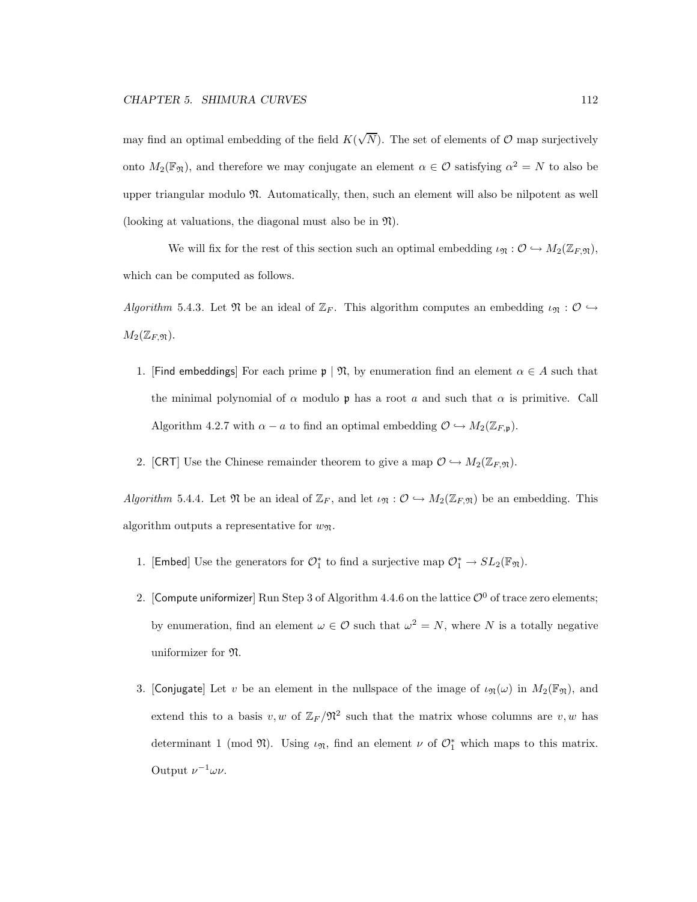may find an optimal embedding of the field $K(\sqrt{N})$. The set of elements of $\mathcal{O}$ map surjectively onto $M_2(\mathbb{F}_{\mathfrak{N}})$, and therefore we may conjugate an element $\alpha \in \mathcal{O}$ satisfying $\alpha^2 = N$ to also be upper triangular modulo $\mathfrak{N}$. Automatically, then, such an element will also be nilpotent as well (looking at valuations, the diagonal must also be in $\mathfrak{N}$).

We will fix for the rest of this section such an optimal embedding $\iota_{\mathfrak{N}} : \mathcal{O} \hookrightarrow M_2(\mathbb{Z}_{F,\mathfrak{N}})$, which can be computed as follows.

*Algorithm* 5.4.3. Let $\mathfrak{N}$ be an ideal of $\mathbb{Z}_F$. This algorithm computes an embedding $\iota_{\mathfrak{N}} : \mathcal{O} \hookrightarrow M_2(\mathbb{Z}_{F,\mathfrak{N}})$.

1. [Find embeddings] For each prime $\mathfrak{p} \mid \mathfrak{N}$, by enumeration find an element $\alpha \in A$ such that the minimal polynomial of $\alpha$ modulo $\mathfrak{p}$ has a root $a$ and such that $\alpha$ is primitive. Call Algorithm 4.2.7 with $\alpha - a$ to find an optimal embedding $\mathcal{O} \hookrightarrow M_2(\mathbb{Z}_{F,\mathfrak{p}})$.
2. [CRT] Use the Chinese remainder theorem to give a map $\mathcal{O} \hookrightarrow M_2(\mathbb{Z}_{F,\mathfrak{N}})$.

*Algorithm* 5.4.4. Let $\mathfrak{N}$ be an ideal of $\mathbb{Z}_F$, and let $\iota_{\mathfrak{N}} : \mathcal{O} \hookrightarrow M_2(\mathbb{Z}_{F,\mathfrak{N}})$ be an embedding. This algorithm outputs a representative for $w_{\mathfrak{N}}$.

1. [Embed] Use the generators for $\mathcal{O}_1^*$ to find a surjective map $\mathcal{O}_1^* \to SL_2(\mathbb{F}_{\mathfrak{N}})$.
2. [Compute uniformizer] Run Step 3 of Algorithm 4.4.6 on the lattice $\mathcal{O}^0$ of trace zero elements; by enumeration, find an element $\omega \in \mathcal{O}$ such that $\omega^2 = N$, where $N$ is a totally negative uniformizer for $\mathfrak{N}$.
3. [Conjugate] Let $v$ be an element in the nullspace of the image of $\iota_{\mathfrak{N}}(\omega)$ in $M_2(\mathbb{F}_{\mathfrak{N}})$, and extend this to a basis $v, w$ of $\mathbb{Z}_F/\mathfrak{N}^2$ such that the matrix whose columns are $v, w$ has determinant 1 (mod $\mathfrak{N}$). Using $\iota_{\mathfrak{N}}$, find an element $\nu$ of $\mathcal{O}_1^*$ which maps to this matrix. Output $\nu^{-1}\omega\nu$.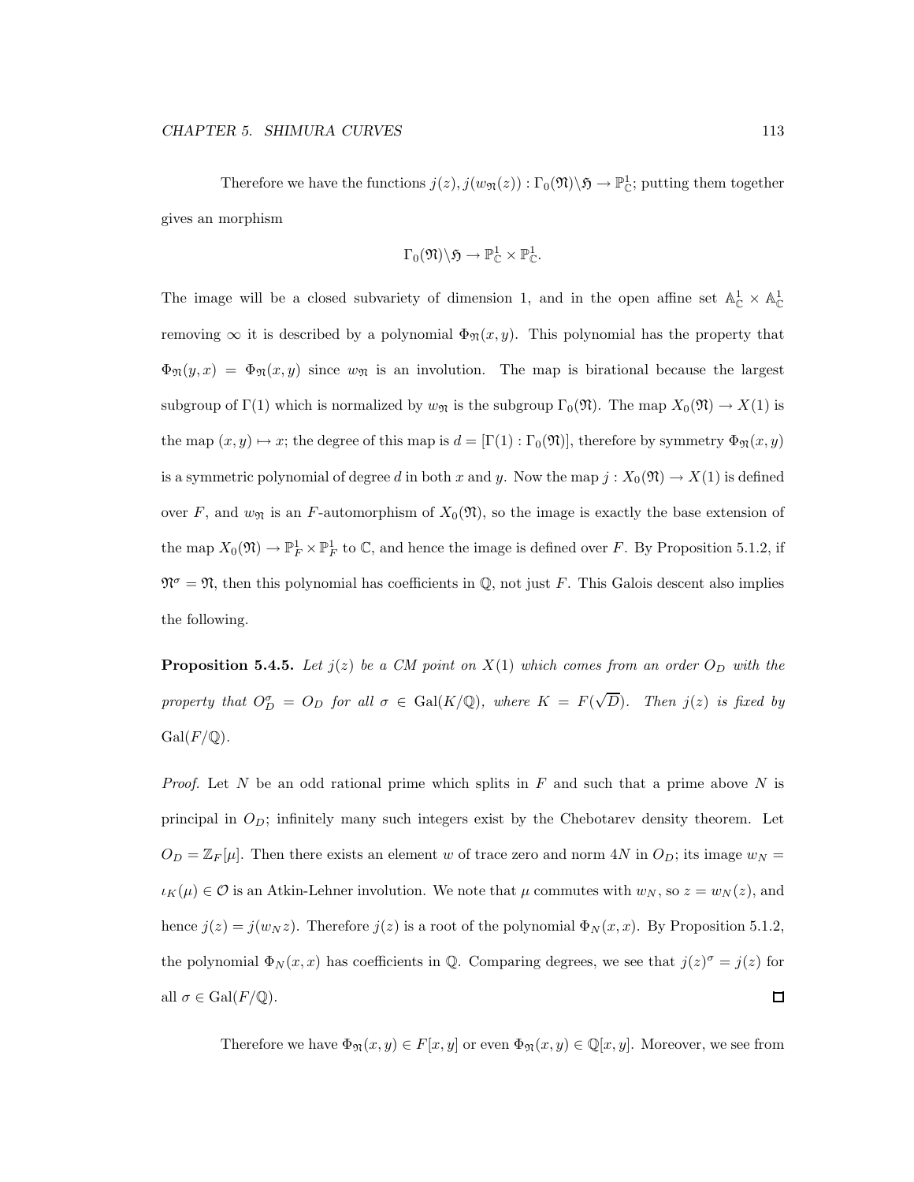Therefore we have the functions $j(z), j(w_{\mathfrak{N}}(z)) : \Gamma_0(\mathfrak{N})\backslash\mathfrak{H} \to \mathbb{P}^1_{\mathbb{C}}$; putting them together gives an morphism

$$\Gamma_0(\mathfrak{N})\backslash\mathfrak{H} \to \mathbb{P}^1_{\mathbb{C}} \times \mathbb{P}^1_{\mathbb{C}}.$$

The image will be a closed subvariety of dimension 1, and in the open affine set $\mathbb{A}^1_{\mathbb{C}} \times \mathbb{A}^1_{\mathbb{C}}$ removing $\infty$ it is described by a polynomial $\Phi_{\mathfrak{N}}(x, y)$. This polynomial has the property that $\Phi_{\mathfrak{N}}(y, x) = \Phi_{\mathfrak{N}}(x, y)$ since $w_{\mathfrak{N}}$ is an involution. The map is birational because the largest subgroup of $\Gamma(1)$ which is normalized by $w_{\mathfrak{N}}$ is the subgroup $\Gamma_0(\mathfrak{N})$. The map $X_0(\mathfrak{N}) \to X(1)$ is the map $(x, y) \mapsto x$; the degree of this map is $d = [\Gamma(1) : \Gamma_0(\mathfrak{N})]$, therefore by symmetry $\Phi_{\mathfrak{N}}(x, y)$ is a symmetric polynomial of degree $d$ in both $x$ and $y$. Now the map $j : X_0(\mathfrak{N}) \to X(1)$ is defined over $F$, and $w_{\mathfrak{N}}$ is an $F$-automorphism of $X_0(\mathfrak{N})$, so the image is exactly the base extension of the map $X_0(\mathfrak{N}) \to \mathbb{P}^1_F \times \mathbb{P}^1_F$ to $\mathbb{C}$, and hence the image is defined over $F$. By Proposition 5.1.2, if $\mathfrak{N}^\sigma = \mathfrak{N}$, then this polynomial has coefficients in $\mathbb{Q}$, not just $F$. This Galois descent also implies the following.

**Proposition 5.4.5.** *Let $j(z)$ be a CM point on $X(1)$ which comes from an order $O_D$ with the property that $O_D^\sigma = O_D$ for all $\sigma \in \mathrm{Gal}(K/\mathbb{Q})$, where $K = F(\sqrt{D})$. Then $j(z)$ is fixed by $\mathrm{Gal}(F/\mathbb{Q})$.*

*Proof.* Let $N$ be an odd rational prime which splits in $F$ and such that a prime above $N$ is principal in $O_D$; infinitely many such integers exist by the Chebotarev density theorem. Let $O_D = \mathbb{Z}_F[\mu]$. Then there exists an element $w$ of trace zero and norm $4N$ in $O_D$; its image $w_N = \iota_K(\mu) \in \mathcal{O}$ is an Atkin-Lehner involution. We note that $\mu$ commutes with $w_N$, so $z = w_N(z)$, and hence $j(z) = j(w_N z)$. Therefore $j(z)$ is a root of the polynomial $\Phi_N(x, x)$. By Proposition 5.1.2, the polynomial $\Phi_N(x, x)$ has coefficients in $\mathbb{Q}$. Comparing degrees, we see that $j(z)^\sigma = j(z)$ for all $\sigma \in \mathrm{Gal}(F/\mathbb{Q})$. ◻

Therefore we have $\Phi_{\mathfrak{N}}(x, y) \in F[x, y]$ or even $\Phi_{\mathfrak{N}}(x, y) \in \mathbb{Q}[x, y]$. Moreover, we see from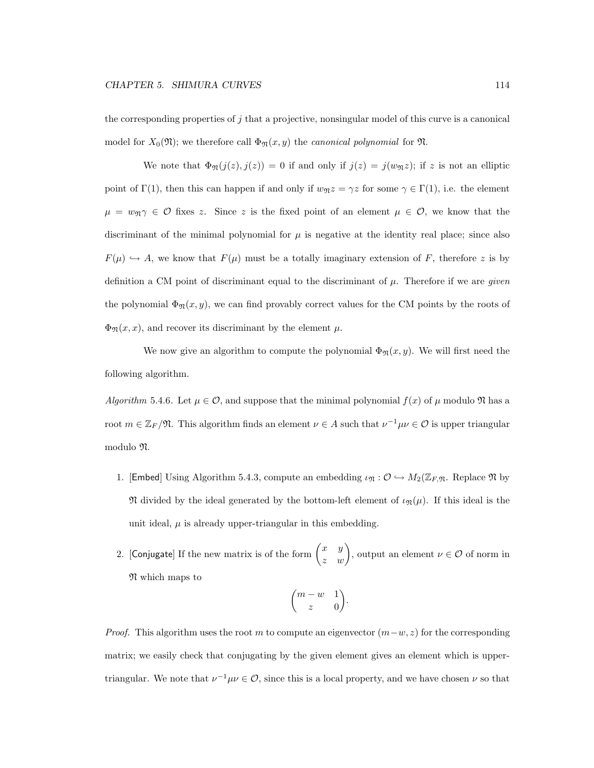the corresponding properties of $j$ that a projective, nonsingular model of this curve is a canonical model for $X_0(\mathfrak{N})$; we therefore call $\Phi_{\mathfrak{N}}(x,y)$ the *canonical polynomial* for $\mathfrak{N}$.

We note that $\Phi_{\mathfrak{N}}(j(z), j(z)) = 0$ if and only if $j(z) = j(w_{\mathfrak{N}} z)$; if $z$ is not an elliptic point of $\Gamma(1)$, then this can happen if and only if $w_{\mathfrak{N}} z = \gamma z$ for some $\gamma \in \Gamma(1)$, i.e. the element $\mu = w_{\mathfrak{N}} \gamma \in \mathcal{O}$ fixes $z$. Since $z$ is the fixed point of an element $\mu \in \mathcal{O}$, we know that the discriminant of the minimal polynomial for $\mu$ is negative at the identity real place; since also $F(\mu) \hookrightarrow A$, we know that $F(\mu)$ must be a totally imaginary extension of $F$, therefore $z$ is by definition a CM point of discriminant equal to the discriminant of $\mu$. Therefore if we are *given* the polynomial $\Phi_{\mathfrak{N}}(x,y)$, we can find provably correct values for the CM points by the roots of $\Phi_{\mathfrak{N}}(x,x)$, and recover its discriminant by the element $\mu$.

We now give an algorithm to compute the polynomial $\Phi_{\mathfrak{N}}(x,y)$. We will first need the following algorithm.

*Algorithm* 5.4.6. Let $\mu \in \mathcal{O}$, and suppose that the minimal polynomial $f(x)$ of $\mu$ modulo $\mathfrak{N}$ has a root $m \in \mathbb{Z}_F/\mathfrak{N}$. This algorithm finds an element $\nu \in A$ such that $\nu^{-1}\mu\nu \in \mathcal{O}$ is upper triangular modulo $\mathfrak{N}$.

1. [Embed] Using Algorithm 5.4.3, compute an embedding $\iota_{\mathfrak{N}} : \mathcal{O} \hookrightarrow M_2(\mathbb{Z}_{F,\mathfrak{N}}$. Replace $\mathfrak{N}$ by $\mathfrak{N}$ divided by the ideal generated by the bottom-left element of $\iota_{\mathfrak{N}}(\mu)$. If this ideal is the unit ideal, $\mu$ is already upper-triangular in this embedding.

2. [Conjugate] If the new matrix is of the form $\begin{pmatrix} x & y \\ z & w \end{pmatrix}$, output an element $\nu \in \mathcal{O}$ of norm in $\mathfrak{N}$ which maps to
$$\begin{pmatrix} m-w & 1 \\ z & 0 \end{pmatrix}.$$

*Proof.* This algorithm uses the root $m$ to compute an eigenvector $(m-w, z)$ for the corresponding matrix; we easily check that conjugating by the given element gives an element which is upper-triangular. We note that $\nu^{-1}\mu\nu \in \mathcal{O}$, since this is a local property, and we have chosen $\nu$ so that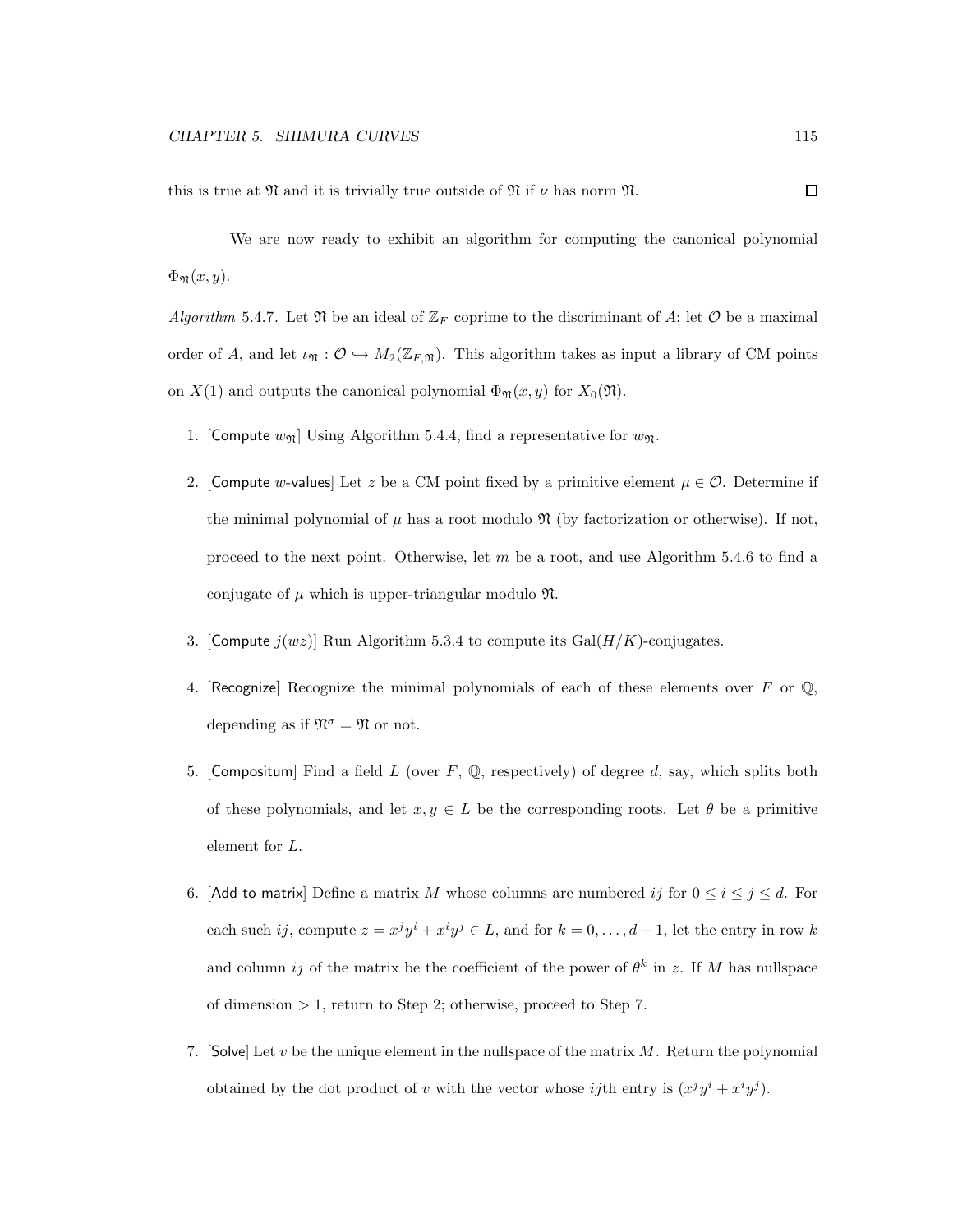this is true at $\mathfrak{N}$ and it is trivially true outside of $\mathfrak{N}$ if $\nu$ has norm $\mathfrak{N}$. ☐

We are now ready to exhibit an algorithm for computing the canonical polynomial $\Phi_{\mathfrak{N}}(x, y)$.

*Algorithm* 5.4.7. Let $\mathfrak{N}$ be an ideal of $\mathbb{Z}_F$ coprime to the discriminant of $A$; let $\mathcal{O}$ be a maximal order of $A$, and let $\iota_{\mathfrak{N}} : \mathcal{O} \hookrightarrow M_2(\mathbb{Z}_{F,\mathfrak{N}})$. This algorithm takes as input a library of CM points on $X(1)$ and outputs the canonical polynomial $\Phi_{\mathfrak{N}}(x, y)$ for $X_0(\mathfrak{N})$.

1. [Compute $w_{\mathfrak{N}}$] Using Algorithm 5.4.4, find a representative for $w_{\mathfrak{N}}$.
2. [Compute $w$-values] Let $z$ be a CM point fixed by a primitive element $\mu \in \mathcal{O}$. Determine if the minimal polynomial of $\mu$ has a root modulo $\mathfrak{N}$ (by factorization or otherwise). If not, proceed to the next point. Otherwise, let $m$ be a root, and use Algorithm 5.4.6 to find a conjugate of $\mu$ which is upper-triangular modulo $\mathfrak{N}$.
3. [Compute $j(wz)$] Run Algorithm 5.3.4 to compute its $\mathrm{Gal}(H/K)$-conjugates.
4. [Recognize] Recognize the minimal polynomials of each of these elements over $F$ or $\mathbb{Q}$, depending as if $\mathfrak{N}^\sigma = \mathfrak{N}$ or not.
5. [Compositum] Find a field $L$ (over $F$, $\mathbb{Q}$, respectively) of degree $d$, say, which splits both of these polynomials, and let $x, y \in L$ be the corresponding roots. Let $\theta$ be a primitive element for $L$.
6. [Add to matrix] Define a matrix $M$ whose columns are numbered $ij$ for $0 \leq i \leq j \leq d$. For each such $ij$, compute $z = x^j y^i + x^i y^j \in L$, and for $k = 0, \ldots, d-1$, let the entry in row $k$ and column $ij$ of the matrix be the coefficient of the power of $\theta^k$ in $z$. If $M$ has nullspace of dimension $> 1$, return to Step 2; otherwise, proceed to Step 7.
7. [Solve] Let $v$ be the unique element in the nullspace of the matrix $M$. Return the polynomial obtained by the dot product of $v$ with the vector whose $ij$th entry is $(x^j y^i + x^i y^j)$.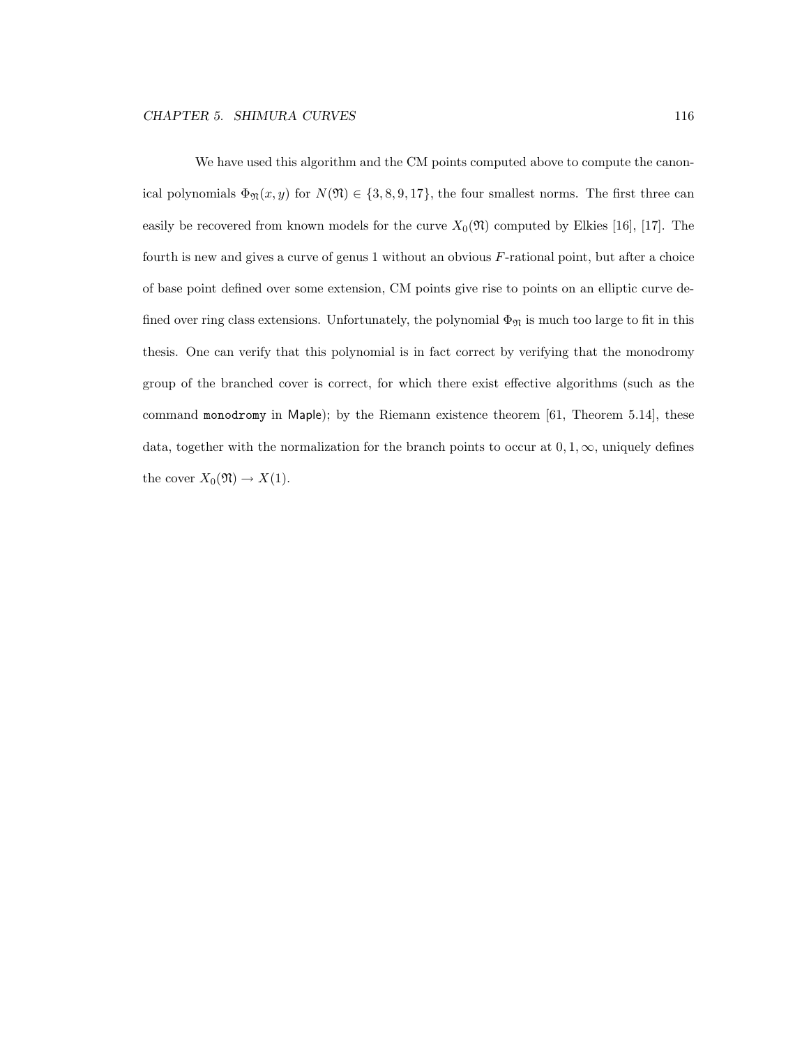We have used this algorithm and the CM points computed above to compute the canonical polynomials $\Phi_{\mathfrak{N}}(x, y)$ for $N(\mathfrak{N}) \in \{3, 8, 9, 17\}$, the four smallest norms. The first three can easily be recovered from known models for the curve $X_0(\mathfrak{N})$ computed by Elkies [16], [17]. The fourth is new and gives a curve of genus 1 without an obvious $F$-rational point, but after a choice of base point defined over some extension, CM points give rise to points on an elliptic curve defined over ring class extensions. Unfortunately, the polynomial $\Phi_{\mathfrak{N}}$ is much too large to fit in this thesis. One can verify that this polynomial is in fact correct by verifying that the monodromy group of the branched cover is correct, for which there exist effective algorithms (such as the command `monodromy` in Maple); by the Riemann existence theorem [61, Theorem 5.14], these data, together with the normalization for the branch points to occur at $0, 1, \infty$, uniquely defines the cover $X_0(\mathfrak{N}) \to X(1)$.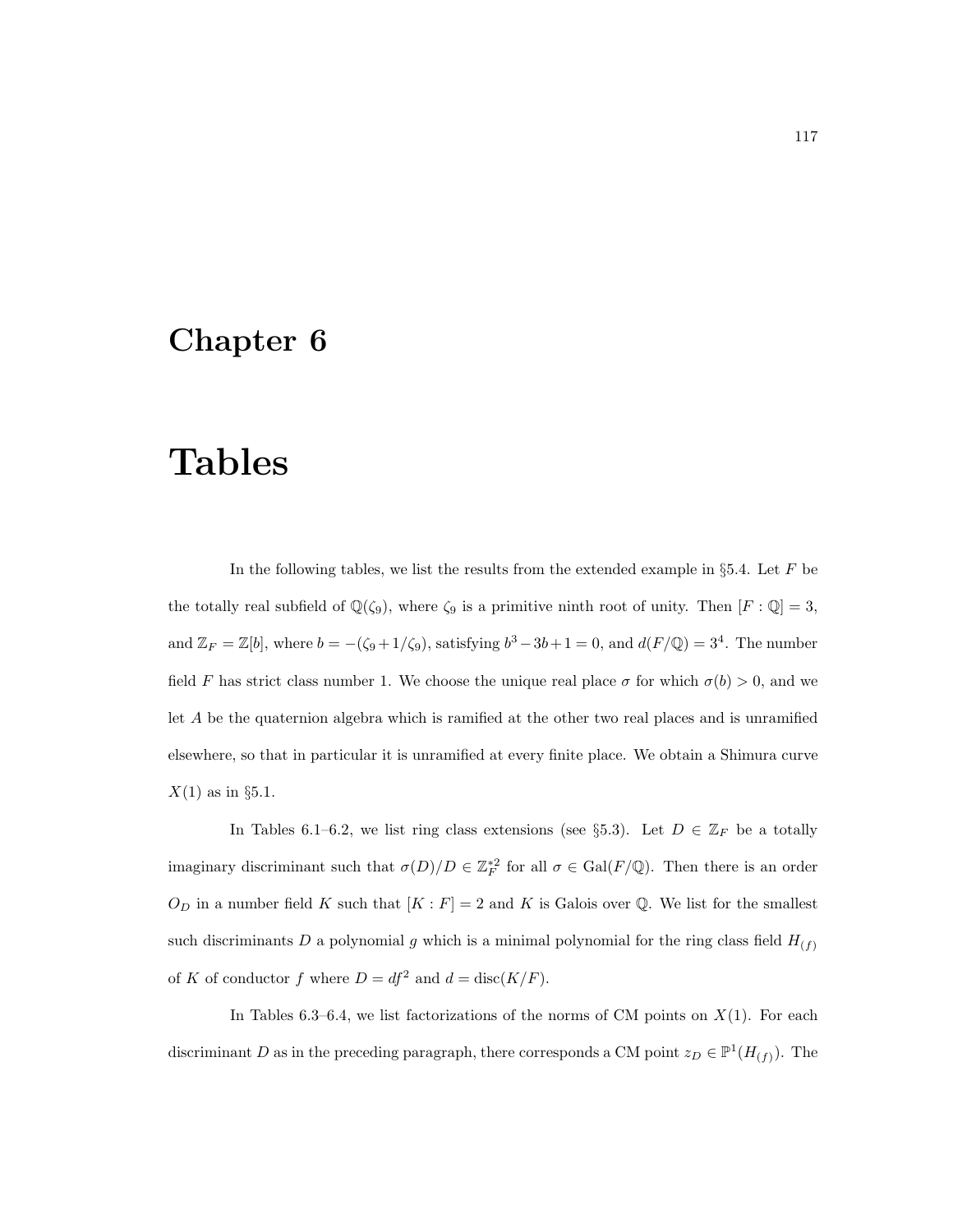# Chapter 6

# Tables

In the following tables, we list the results from the extended example in §5.4. Let $F$ be the totally real subfield of $\mathbb{Q}(\zeta_9)$, where $\zeta_9$ is a primitive ninth root of unity. Then $[F : \mathbb{Q}] = 3$, and $\mathbb{Z}_F = \mathbb{Z}[b]$, where $b = -(\zeta_9 + 1/\zeta_9)$, satisfying $b^3 - 3b + 1 = 0$, and $d(F/\mathbb{Q}) = 3^4$. The number field $F$ has strict class number 1. We choose the unique real place $\sigma$ for which $\sigma(b) > 0$, and we let $A$ be the quaternion algebra which is ramified at the other two real places and is unramified elsewhere, so that in particular it is unramified at every finite place. We obtain a Shimura curve $X(1)$ as in §5.1.

In Tables 6.1–6.2, we list ring class extensions (see §5.3). Let $D \in \mathbb{Z}_F$ be a totally imaginary discriminant such that $\sigma(D)/D \in \mathbb{Z}_F^{*2}$ for all $\sigma \in \mathrm{Gal}(F/\mathbb{Q})$. Then there is an order $O_D$ in a number field $K$ such that $[K : F] = 2$ and $K$ is Galois over $\mathbb{Q}$. We list for the smallest such discriminants $D$ a polynomial $g$ which is a minimal polynomial for the ring class field $H_{(f)}$ of $K$ of conductor $f$ where $D = df^2$ and $d = \mathrm{disc}(K/F)$.

In Tables 6.3–6.4, we list factorizations of the norms of CM points on $X(1)$. For each discriminant $D$ as in the preceding paragraph, there corresponds a CM point $z_D \in \mathbb{P}^1(H_{(f)})$. The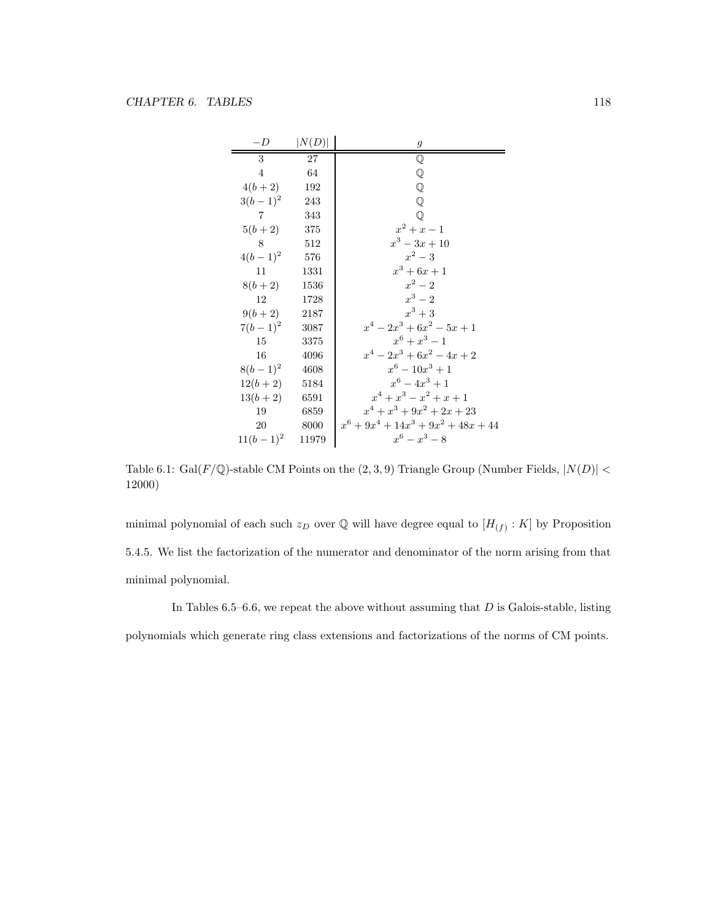| $-D$ | $\|N(D)\|$ | $g$ |
|---|---|---|
| 3 | 27 | $\mathbb{Q}$ |
| 4 | 64 | $\mathbb{Q}$ |
| $4(b+2)$ | 192 | $\mathbb{Q}$ |
| $3(b-1)^2$ | 243 | $\mathbb{Q}$ |
| 7 | 343 | $\mathbb{Q}$ |
| $5(b+2)$ | 375 | $x^2+x-1$ |
| 8 | 512 | $x^3-3x+10$ |
| $4(b-1)^2$ | 576 | $x^2-3$ |
| 11 | 1331 | $x^3+6x+1$ |
| $8(b+2)$ | 1536 | $x^2-2$ |
| 12 | 1728 | $x^3-2$ |
| $9(b+2)$ | 2187 | $x^3+3$ |
| $7(b-1)^2$ | 3087 | $x^4-2x^3+6x^2-5x+1$ |
| 15 | 3375 | $x^6+x^3-1$ |
| 16 | 4096 | $x^4-2x^3+6x^2-4x+2$ |
| $8(b-1)^2$ | 4608 | $x^6-10x^3+1$ |
| $12(b+2)$ | 5184 | $x^6-4x^3+1$ |
| $13(b+2)$ | 6591 | $x^4+x^3-x^2+x+1$ |
| 19 | 6859 | $x^4+x^3+9x^2+2x+23$ |
| 20 | 8000 | $x^6+9x^4+14x^3+9x^2+48x+44$ |
| $11(b-1)^2$ | 11979 | $x^6-x^3-8$ |

Table 6.1: $\mathrm{Gal}(F/\mathbb{Q})$-stable CM Points on the $(2,3,9)$ Triangle Group (Number Fields, $|N(D)| < 12000$)

minimal polynomial of each such $z_D$ over $\mathbb{Q}$ will have degree equal to $[H_{(f)} : K]$ by Proposition 5.4.5. We list the factorization of the numerator and denominator of the norm arising from that minimal polynomial.

In Tables 6.5–6.6, we repeat the above without assuming that $D$ is Galois-stable, listing polynomials which generate ring class extensions and factorizations of the norms of CM points.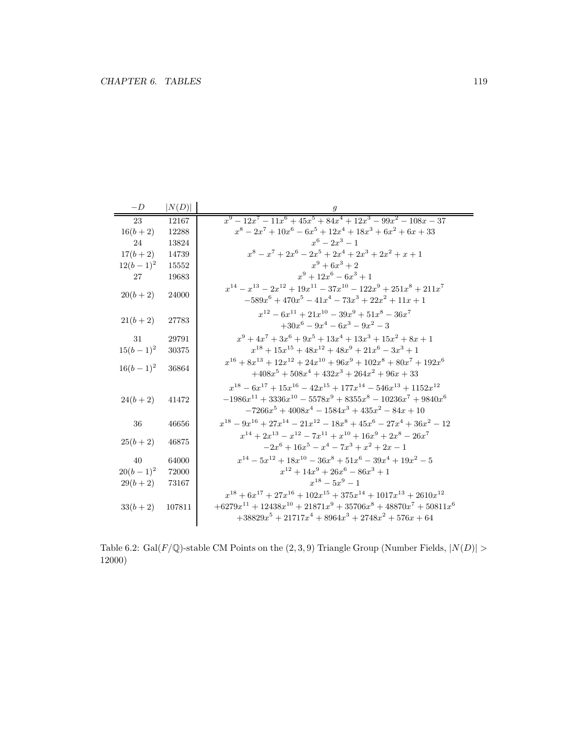| $-D$ | $\lvert N(D)\rvert$ | $g$ |
|---|---|---|
| 23 | 12167 | $x^9 - 12x^7 - 11x^6 + 45x^5 + 84x^4 + 12x^3 - 99x^2 - 108x - 37$ |
| $16(b+2)$ | 12288 | $x^8 - 2x^7 + 10x^6 - 6x^5 + 12x^4 + 18x^3 + 6x^2 + 6x + 33$ |
| 24 | 13824 | $x^6 - 2x^3 - 1$ |
| $17(b+2)$ | 14739 | $x^8 - x^7 + 2x^6 - 2x^5 + 2x^4 + 2x^3 + 2x^2 + x + 1$ |
| $12(b-1)^2$ | 15552 | $x^9 + 6x^3 + 2$ |
| 27 | 19683 | $x^9 + 12x^6 - 6x^3 + 1$ |
| $20(b+2)$ | 24000 | $x^{14} - x^{13} - 2x^{12} + 19x^{11} - 37x^{10} - 122x^9 + 251x^8 + 211x^7$ $-589x^6 + 470x^5 - 41x^4 - 73x^3 + 22x^2 + 11x + 1$ |
| $21(b+2)$ | 27783 | $x^{12} - 6x^{11} + 21x^{10} - 39x^9 + 51x^8 - 36x^7$ $+30x^6 - 9x^4 - 6x^3 - 9x^2 - 3$ |
| 31 | 29791 | $x^9 + 4x^7 + 3x^6 + 9x^5 + 13x^4 + 13x^3 + 15x^2 + 8x + 1$ |
| $15(b-1)^2$ | 30375 | $x^{18} + 15x^{15} + 48x^{12} + 48x^9 + 21x^6 - 3x^3 + 1$ |
| $16(b-1)^2$ | 36864 | $x^{16} + 8x^{13} + 12x^{12} + 24x^{10} + 96x^9 + 102x^8 + 80x^7 + 192x^6$ $+408x^5 + 508x^4 + 432x^3 + 264x^2 + 96x + 33$ |
| $24(b+2)$ | 41472 | $x^{18} - 6x^{17} + 15x^{16} - 42x^{15} + 177x^{14} - 546x^{13} + 1152x^{12}$ $-1986x^{11} + 3336x^{10} - 5578x^9 + 8355x^8 - 10236x^7 + 9840x^6$ $-7266x^5 + 4008x^4 - 1584x^3 + 435x^2 - 84x + 10$ |
| 36 | 46656 | $x^{18} - 9x^{16} + 27x^{14} - 21x^{12} - 18x^8 + 45x^6 - 27x^4 + 36x^2 - 12$ |
| $25(b+2)$ | 46875 | $x^{14} + 2x^{13} - x^{12} - 7x^{11} + x^{10} + 16x^9 + 2x^8 - 26x^7$ $-2x^6 + 16x^5 - x^4 - 7x^3 + x^2 + 2x - 1$ |
| 40 | 64000 | $x^{14} - 5x^{12} + 18x^{10} - 36x^8 + 51x^6 - 39x^4 + 19x^2 - 5$ |
| $20(b-1)^2$ | 72000 | $x^{12} + 14x^9 + 26x^6 - 86x^3 + 1$ |
| $29(b+2)$ | 73167 | $x^{18} - 5x^9 - 1$ |
| $33(b+2)$ | 107811 | $x^{18} + 6x^{17} + 27x^{16} + 102x^{15} + 375x^{14} + 1017x^{13} + 2610x^{12}$ $+6279x^{11} + 12438x^{10} + 21871x^9 + 35706x^8 + 48870x^7 + 50811x^6$ $+38829x^5 + 21717x^4 + 8964x^3 + 2748x^2 + 576x + 64$ |

Table 6.2: $\mathrm{Gal}(F/\mathbb{Q})$-stable CM Points on the $(2,3,9)$ Triangle Group (Number Fields, $|N(D)| > 12000$)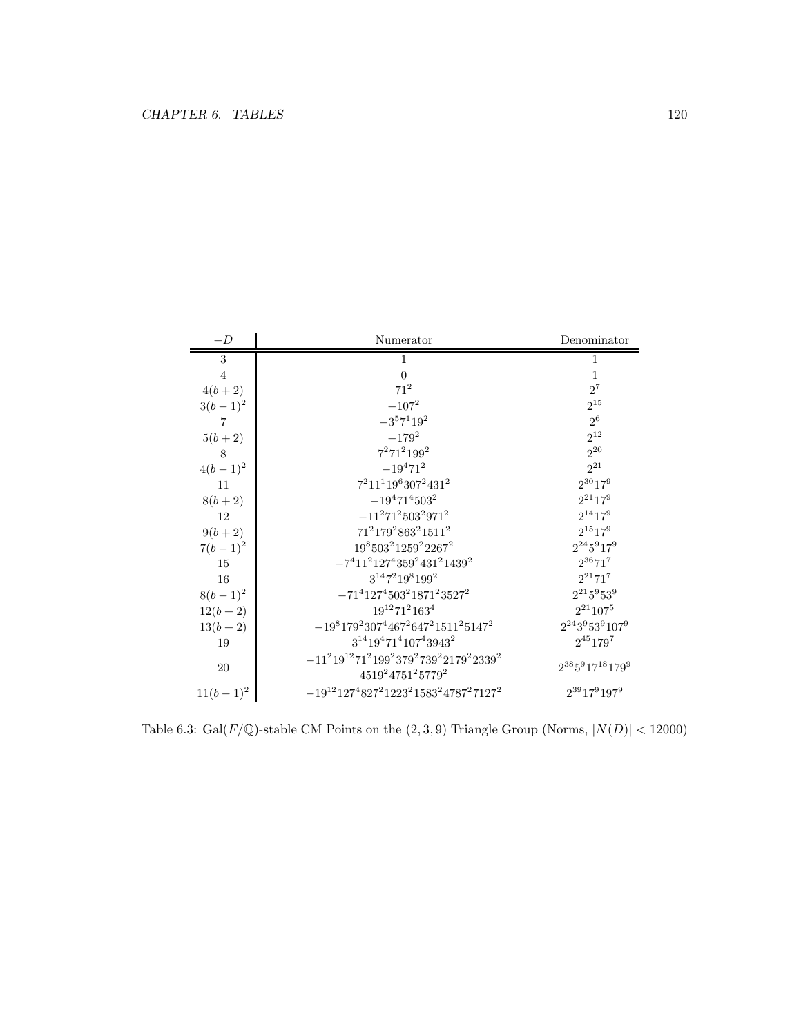| $-D$ | Numerator | Denominator |
|---|---|---|
| 3 | 1 | 1 |
| 4 | 0 | 1 |
| $4(b+2)$ | $71^2$ | $2^7$ |
| $3(b-1)^2$ | $-107^2$ | $2^{15}$ |
| 7 | $-3^5 7^1 19^2$ | $2^6$ |
| $5(b+2)$ | $-179^2$ | $2^{12}$ |
| 8 | $7^2 71^2 199^2$ | $2^{20}$ |
| $4(b-1)^2$ | $-19^4 71^2$ | $2^{21}$ |
| 11 | $7^2 11^1 19^6 307^2 431^2$ | $2^{30} 17^9$ |
| $8(b+2)$ | $-19^4 71^4 503^2$ | $2^{21} 17^9$ |
| 12 | $-11^2 71^2 503^2 971^2$ | $2^{14} 17^9$ |
| $9(b+2)$ | $71^2 179^2 863^2 1511^2$ | $2^{15} 17^9$ |
| $7(b-1)^2$ | $19^8 503^2 1259^2 2267^2$ | $2^{24} 5^9 17^9$ |
| 15 | $-7^4 11^2 127^4 359^2 431^2 1439^2$ | $2^{36} 71^7$ |
| 16 | $3^{14} 7^2 19^8 199^2$ | $2^{21} 71^7$ |
| $8(b-1)^2$ | $-71^4 127^4 503^2 1871^2 3527^2$ | $2^{21} 5^9 53^9$ |
| $12(b+2)$ | $19^{12} 71^2 163^4$ | $2^{21} 107^5$ |
| $13(b+2)$ | $-19^8 179^2 307^4 467^2 647^2 1511^2 5147^2$ | $2^{24} 3^9 53^9 107^9$ |
| 19 | $3^{14} 19^4 71^4 107^4 3943^2$ | $2^{45} 179^7$ |
| 20 | $-11^2 19^{12} 71^2 199^2 379^2 739^2 2179^2 2339^2$ $4519^2 4751^2 5779^2$ | $2^{38} 5^9 17^{18} 179^9$ |
| $11(b-1)^2$ | $-19^{12} 127^4 827^2 1223^2 1583^2 4787^2 7127^2$ | $2^{39} 17^9 197^9$ |

Table 6.3: $\mathrm{Gal}(F/\mathbb{Q})$-stable CM Points on the $(2,3,9)$ Triangle Group (Norms, $|N(D)| < 12000$)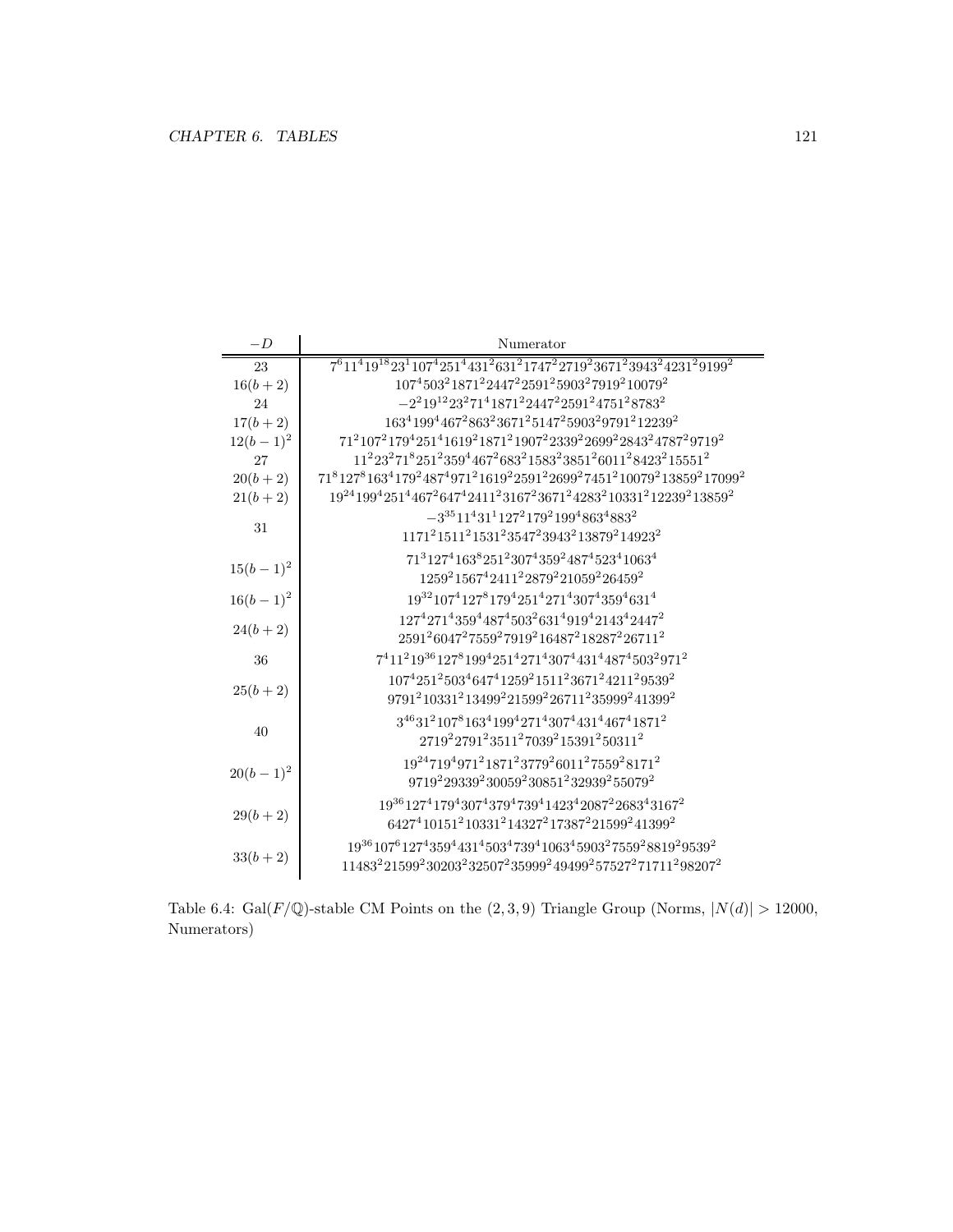| $-D$ | Numerator |
| --- | --- |
| 23 | $7^6 11^4 19^{18} 23^1 107^4 251^4 431^2 631^2 1747^2 2719^2 3671^2 3943^2 4231^2 9199^2$ |
| $16(b+2)$ | $107^4 503^2 1871^2 2447^2 2591^2 5903^2 7919^2 10079^2$ |
| 24 | $-2^2 19^{12} 23^2 71^4 1871^2 2447^2 2591^2 4751^2 8783^2$ |
| $17(b+2)$ | $163^4 199^4 467^2 863^2 3671^2 5147^2 5903^2 9791^2 12239^2$ |
| $12(b-1)^2$ | $71^2 107^2 179^4 251^4 1619^2 1871^2 1907^2 2339^2 2699^2 2843^2 4787^2 9719^2$ |
| 27 | $11^2 23^2 71^8 251^2 359^4 467^2 683^2 1583^2 3851^2 6011^2 8423^2 15551^2$ |
| $20(b+2)$ | $71^8 127^8 163^4 179^2 487^4 971^2 1619^2 2591^2 2699^2 7451^2 10079^2 13859^2 17099^2$ |
| $21(b+2)$ | $19^{24} 199^4 251^4 467^2 647^4 2411^2 3167^2 3671^2 4283^2 10331^2 12239^2 13859^2$ |
| 31 | $-3^{35} 11^4 31^1 127^2 179^2 199^4 863^4 883^2$ $1171^2 1511^2 1531^2 3547^2 3943^2 13879^2 14923^2$ |
| $15(b-1)^2$ | $71^3 127^4 163^8 251^2 307^4 359^2 487^4 523^4 1063^4$ $1259^2 1567^4 2411^2 2879^2 21059^2 26459^2$ |
| $16(b-1)^2$ | $19^{32} 107^4 127^8 179^4 251^4 271^4 307^4 359^4 631^4$ |
| $24(b+2)$ | $127^4 271^4 359^4 487^4 503^2 631^4 919^4 2143^4 2447^2$ $2591^2 6047^2 7559^2 7919^2 16487^2 18287^2 26711^2$ |
| 36 | $7^4 11^2 19^{36} 127^8 199^4 251^4 271^4 307^4 431^4 487^4 503^2 971^2$ |
| $25(b+2)$ | $107^4 251^2 503^4 647^4 1259^2 1511^2 3671^2 4211^2 9539^2$ $9791^2 10331^2 13499^2 21599^2 26711^2 35999^2 41399^2$ |
| 40 | $3^{46} 31^2 107^8 163^4 199^4 271^4 307^4 431^4 467^4 1871^2$ $2719^2 2791^2 3511^2 7039^2 15391^2 50311^2$ |
| $20(b-1)^2$ | $19^{24} 719^4 971^2 1871^2 3779^2 6011^2 7559^2 8171^2$ $9719^2 29339^2 30059^2 30851^2 32939^2 55079^2$ |
| $29(b+2)$ | $19^{36} 127^4 179^4 307^4 379^4 739^4 1423^4 2087^2 2683^4 3167^2$ $6427^4 10151^2 10331^2 14327^2 17387^2 21599^2 41399^2$ |
| $33(b+2)$ | $19^{36} 107^6 127^4 359^4 431^4 503^4 739^4 1063^4 5903^2 7559^2 8819^2 9539^2$ $11483^2 21599^2 30203^2 32507^2 35999^2 49499^2 57527^2 71711^2 98207^2$ |

Table 6.4: $\mathrm{Gal}(F/\mathbb{Q})$-stable CM Points on the $(2,3,9)$ Triangle Group (Norms, $|N(d)| > 12000$, Numerators)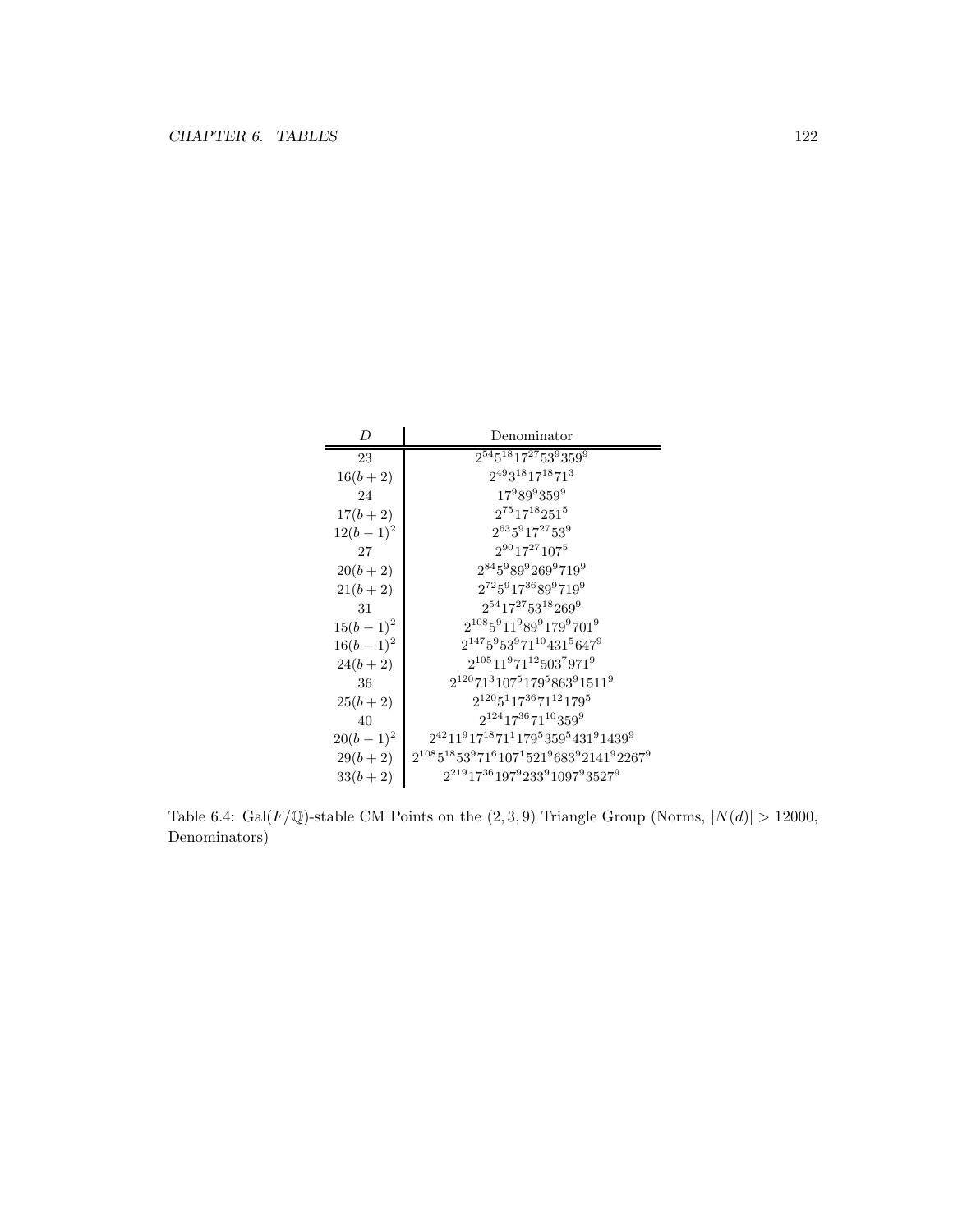| $D$ | Denominator |
|---|---|
| 23 | $2^{54}5^{18}17^{27}53^{9}359^{9}$ |
| $16(b+2)$ | $2^{49}3^{18}17^{18}71^{3}$ |
| 24 | $17^{9}89^{9}359^{9}$ |
| $17(b+2)$ | $2^{75}17^{18}251^{5}$ |
| $12(b-1)^2$ | $2^{63}5^{9}17^{27}53^{9}$ |
| 27 | $2^{90}17^{27}107^{5}$ |
| $20(b+2)$ | $2^{84}5^{9}89^{9}269^{9}719^{9}$ |
| $21(b+2)$ | $2^{72}5^{9}17^{36}89^{9}719^{9}$ |
| 31 | $2^{54}17^{27}53^{18}269^{9}$ |
| $15(b-1)^2$ | $2^{108}5^{9}11^{9}89^{9}179^{9}701^{9}$ |
| $16(b-1)^2$ | $2^{147}5^{9}53^{9}71^{10}431^{5}647^{9}$ |
| $24(b+2)$ | $2^{105}11^{9}71^{12}503^{7}971^{9}$ |
| 36 | $2^{120}71^{3}107^{5}179^{5}863^{9}1511^{9}$ |
| $25(b+2)$ | $2^{120}5^{1}17^{36}71^{12}179^{5}$ |
| 40 | $2^{124}17^{36}71^{10}359^{9}$ |
| $20(b-1)^2$ | $2^{42}11^{9}17^{18}71^{1}179^{5}359^{5}431^{9}1439^{9}$ |
| $29(b+2)$ | $2^{108}5^{18}53^{9}71^{6}107^{1}521^{9}683^{9}2141^{9}2267^{9}$ |
| $33(b+2)$ | $2^{219}17^{36}197^{9}233^{9}1097^{9}3527^{9}$ |

Table 6.4: $\mathrm{Gal}(F/\mathbb{Q})$-stable CM Points on the $(2,3,9)$ Triangle Group (Norms, $|N(d)| > 12000$, Denominators)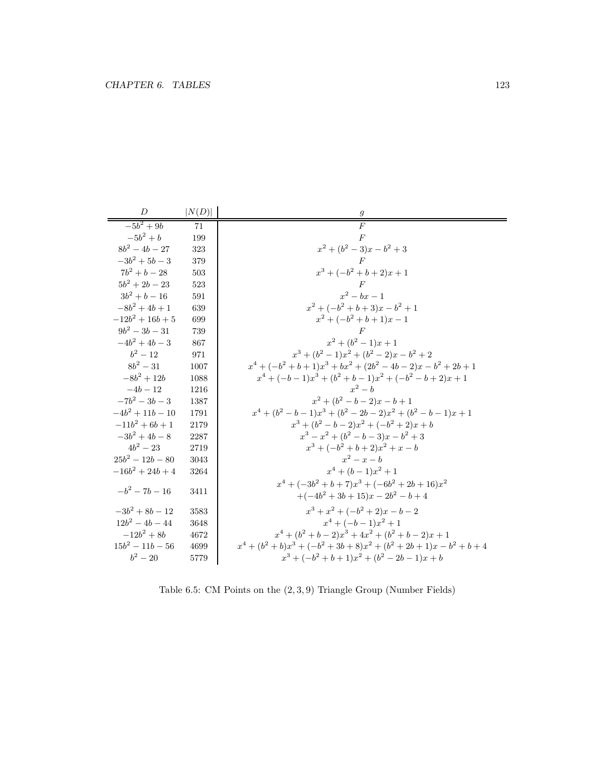| $D$ | $\lvert N(D)\rvert$ | $g$ |
|---|---|---|
| $-5b^2+9b$ | 71 | $F$ |
| $-5b^2+b$ | 199 | $F$ |
| $8b^2-4b-27$ | 323 | $x^2+(b^2-3)x-b^2+3$ |
| $-3b^2+5b-3$ | 379 | $F$ |
| $7b^2+b-28$ | 503 | $x^3+(-b^2+b+2)x+1$ |
| $5b^2+2b-23$ | 523 | $F$ |
| $3b^2+b-16$ | 591 | $x^2-bx-1$ |
| $-8b^2+4b+1$ | 639 | $x^2+(-b^2+b+3)x-b^2+1$ |
| $-12b^2+16b+5$ | 699 | $x^2+(-b^2+b+1)x-1$ |
| $9b^2-3b-31$ | 739 | $F$ |
| $-4b^2+4b-3$ | 867 | $x^2+(b^2-1)x+1$ |
| $b^2-12$ | 971 | $x^3+(b^2-1)x^2+(b^2-2)x-b^2+2$ |
| $8b^2-31$ | 1007 | $x^4+(-b^2+b+1)x^3+bx^2+(2b^2-4b-2)x-b^2+2b+1$ |
| $-8b^2+12b$ | 1088 | $x^4+(-b-1)x^3+(b^2+b-1)x^2+(-b^2-b+2)x+1$ |
| $-4b-12$ | 1216 | $x^2-b$ |
| $-7b^2-3b-3$ | 1387 | $x^2+(b^2-b-2)x-b+1$ |
| $-4b^2+11b-10$ | 1791 | $x^4+(b^2-b-1)x^3+(b^2-2b-2)x^2+(b^2-b-1)x+1$ |
| $-11b^2+6b+1$ | 2179 | $x^3+(b^2-b-2)x^2+(-b^2+2)x+b$ |
| $-3b^2+4b-8$ | 2287 | $x^3-x^2+(b^2-b-3)x-b^2+3$ |
| $4b^2-23$ | 2719 | $x^3+(-b^2+b+2)x^2+x-b$ |
| $25b^2-12b-80$ | 3043 | $x^2-x-b$ |
| $-16b^2+24b+4$ | 3264 | $x^4+(b-1)x^2+1$ |
| $-b^2-7b-16$ | 3411 | $x^4+(-3b^2+b+7)x^3+(-6b^2+2b+16)x^2$ $+(-4b^2+3b+15)x-2b^2-b+4$ |
| $-3b^2+8b-12$ | 3583 | $x^3+x^2+(-b^2+2)x-b-2$ |
| $12b^2-4b-44$ | 3648 | $x^4+(-b-1)x^2+1$ |
| $-12b^2+8b$ | 4672 | $x^4+(b^2+b-2)x^3+4x^2+(b^2+b-2)x+1$ |
| $15b^2-11b-56$ | 4699 | $x^4+(b^2+b)x^3+(-b^2+3b+8)x^2+(b^2+2b+1)x-b^2+b+4$ |
| $b^2-20$ | 5779 | $x^3+(-b^2+b+1)x^2+(b^2-2b-1)x+b$ |

Table 6.5: CM Points on the $(2,3,9)$ Triangle Group (Number Fields)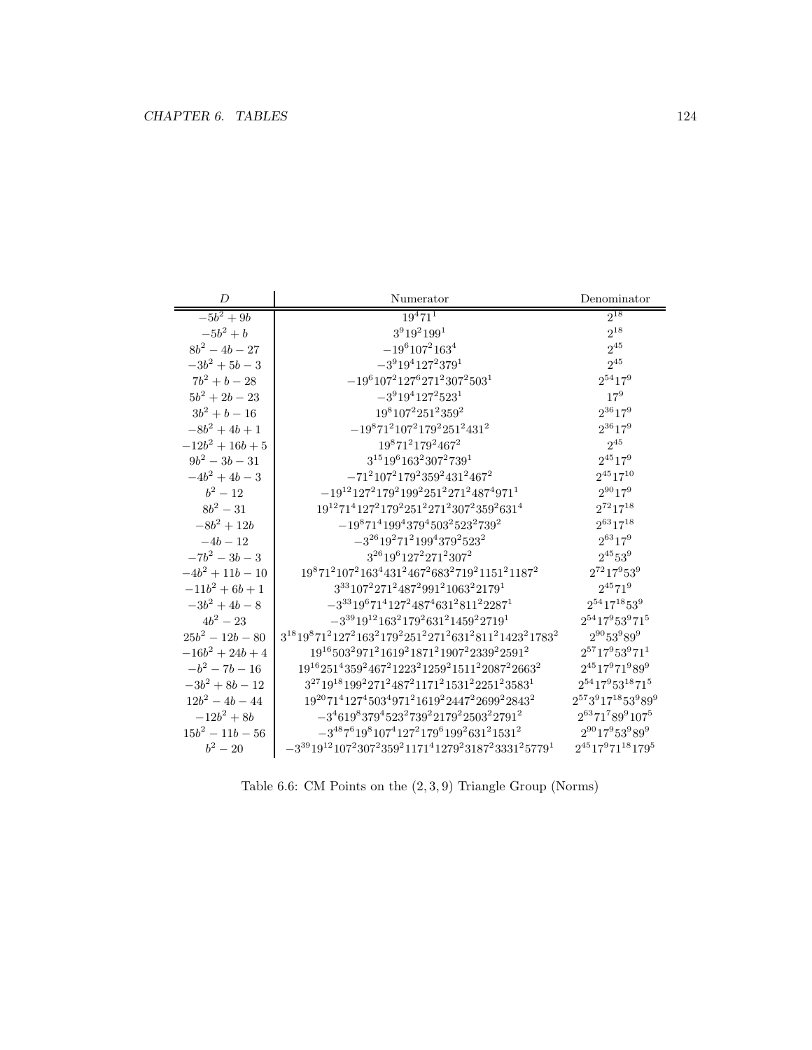| $D$ | Numerator | Denominator |
|---|---|---|
| $-5b^2+9b$ | $19^4 71^1$ | $2^{18}$ |
| $-5b^2+b$ | $3^9 19^2 199^1$ | $2^{18}$ |
| $8b^2-4b-27$ | $-19^6 107^2 163^4$ | $2^{45}$ |
| $-3b^2+5b-3$ | $-3^9 19^4 127^2 379^1$ | $2^{45}$ |
| $7b^2+b-28$ | $-19^6 107^2 127^6 271^2 307^2 503^1$ | $2^{54} 17^9$ |
| $5b^2+2b-23$ | $-3^9 19^4 127^2 523^1$ | $17^9$ |
| $3b^2+b-16$ | $19^8 107^2 251^2 359^2$ | $2^{36} 17^9$ |
| $-8b^2+4b+1$ | $-19^8 71^2 107^2 179^2 251^2 431^2$ | $2^{36} 17^9$ |
| $-12b^2+16b+5$ | $19^8 71^2 179^2 467^2$ | $2^{45}$ |
| $9b^2-3b-31$ | $3^{15} 19^6 163^2 307^2 739^1$ | $2^{45} 17^9$ |
| $-4b^2+4b-3$ | $-71^2 107^2 179^2 359^2 431^2 467^2$ | $2^{45} 17^{10}$ |
| $b^2-12$ | $-19^{12} 127^2 179^2 199^2 251^2 271^2 487^4 971^1$ | $2^{90} 17^9$ |
| $8b^2-31$ | $19^{12} 71^4 127^2 179^2 251^2 271^2 307^2 359^2 631^4$ | $2^{72} 17^{18}$ |
| $-8b^2+12b$ | $-19^8 71^4 199^4 379^4 503^2 523^2 739^2$ | $2^{63} 17^{18}$ |
| $-4b-12$ | $-3^{26} 19^2 71^2 199^4 379^2 523^2$ | $2^{63} 17^9$ |
| $-7b^2-3b-3$ | $3^{26} 19^6 127^2 271^2 307^2$ | $2^{45} 53^9$ |
| $-4b^2+11b-10$ | $19^8 71^2 107^2 163^4 431^2 467^2 683^2 719^2 1151^2 1187^2$ | $2^{72} 17^9 53^9$ |
| $-11b^2+6b+1$ | $3^{33} 107^2 271^2 487^2 991^2 1063^2 2179^1$ | $2^{45} 71^9$ |
| $-3b^2+4b-8$ | $-3^{33} 19^6 71^4 127^2 487^4 631^2 811^2 2287^1$ | $2^{54} 17^{18} 53^9$ |
| $4b^2-23$ | $-3^{39} 19^{12} 163^2 179^2 631^2 1459^2 2719^1$ | $2^{54} 17^9 53^9 71^5$ |
| $25b^2-12b-80$ | $3^{18} 19^8 71^2 127^2 163^2 179^2 251^2 271^2 631^2 811^2 1423^2 1783^2$ | $2^{90} 53^9 89^9$ |
| $-16b^2+24b+4$ | $19^{16} 503^2 971^2 1619^2 1871^2 1907^2 2339^2 2591^2$ | $2^{57} 17^9 53^9 71^1$ |
| $-b^2-7b-16$ | $19^{16} 251^4 359^2 467^2 1223^2 1259^2 1511^2 2087^2 2663^2$ | $2^{45} 17^9 71^9 89^9$ |
| $-3b^2+8b-12$ | $3^{27} 19^{18} 199^2 271^2 487^2 1171^2 1531^2 2251^2 3583^1$ | $2^{54} 17^9 53^{18} 71^5$ |
| $12b^2-4b-44$ | $19^{20} 71^4 127^4 503^4 971^2 1619^2 2447^2 2699^2 2843^2$ | $2^{57} 3^9 17^{18} 53^9 89^9$ |
| $-12b^2+8b$ | $-3^4 619^8 379^4 523^2 739^2 2179^2 2503^2 2791^2$ | $2^{63} 71^7 89^9 107^5$ |
| $15b^2-11b-56$ | $-3^{48} 7^6 19^8 107^4 127^2 179^6 199^2 631^2 1531^2$ | $2^{90} 17^9 53^9 89^9$ |
| $b^2-20$ | $-3^{39} 19^{12} 107^2 307^2 359^2 1171^4 1279^2 3187^2 3331^2 5779^1$ | $2^{45} 17^9 71^{18} 179^5$ |

Table 6.6: CM Points on the $(2,3,9)$ Triangle Group (Norms)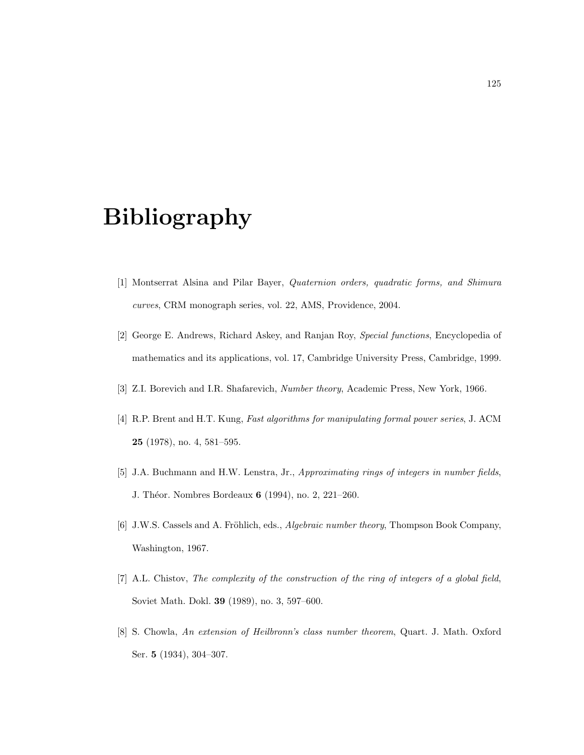# Bibliography

[1] Montserrat Alsina and Pilar Bayer, *Quaternion orders, quadratic forms, and Shimura curves*, CRM monograph series, vol. 22, AMS, Providence, 2004.

[2] George E. Andrews, Richard Askey, and Ranjan Roy, *Special functions*, Encyclopedia of mathematics and its applications, vol. 17, Cambridge University Press, Cambridge, 1999.

[3] Z.I. Borevich and I.R. Shafarevich, *Number theory*, Academic Press, New York, 1966.

[4] R.P. Brent and H.T. Kung, *Fast algorithms for manipulating formal power series*, J. ACM **25** (1978), no. 4, 581–595.

[5] J.A. Buchmann and H.W. Lenstra, Jr., *Approximating rings of integers in number fields*, J. Théor. Nombres Bordeaux **6** (1994), no. 2, 221–260.

[6] J.W.S. Cassels and A. Fröhlich, eds., *Algebraic number theory*, Thompson Book Company, Washington, 1967.

[7] A.L. Chistov, *The complexity of the construction of the ring of integers of a global field*, Soviet Math. Dokl. **39** (1989), no. 3, 597–600.

[8] S. Chowla, *An extension of Heilbronn's class number theorem*, Quart. J. Math. Oxford Ser. **5** (1934), 304–307.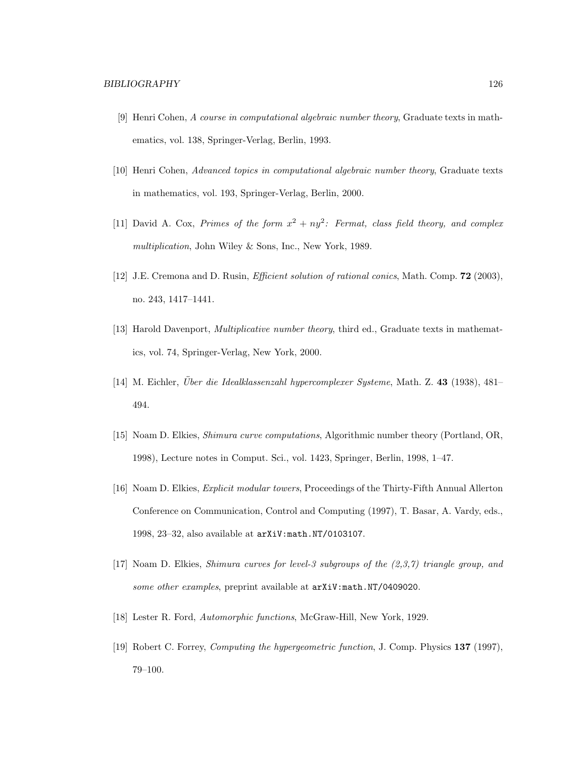[9] Henri Cohen, *A course in computational algebraic number theory*, Graduate texts in mathematics, vol. 138, Springer-Verlag, Berlin, 1993.

[10] Henri Cohen, *Advanced topics in computational algebraic number theory*, Graduate texts in mathematics, vol. 193, Springer-Verlag, Berlin, 2000.

[11] David A. Cox, *Primes of the form $x^2 + ny^2$: Fermat, class field theory, and complex multiplication*, John Wiley & Sons, Inc., New York, 1989.

[12] J.E. Cremona and D. Rusin, *Efficient solution of rational conics*, Math. Comp. **72** (2003), no. 243, 1417–1441.

[13] Harold Davenport, *Multiplicative number theory*, third ed., Graduate texts in mathematics, vol. 74, Springer-Verlag, New York, 2000.

[14] M. Eichler, *Über die Idealklassenzahl hypercomplexer Systeme*, Math. Z. **43** (1938), 481–494.

[15] Noam D. Elkies, *Shimura curve computations*, Algorithmic number theory (Portland, OR, 1998), Lecture notes in Comput. Sci., vol. 1423, Springer, Berlin, 1998, 1–47.

[16] Noam D. Elkies, *Explicit modular towers*, Proceedings of the Thirty-Fifth Annual Allerton Conference on Communication, Control and Computing (1997), T. Basar, A. Vardy, eds., 1998, 23–32, also available at `arXiV:math.NT/0103107`.

[17] Noam D. Elkies, *Shimura curves for level-3 subgroups of the (2,3,7) triangle group, and some other examples*, preprint available at `arXiV:math.NT/0409020`.

[18] Lester R. Ford, *Automorphic functions*, McGraw-Hill, New York, 1929.

[19] Robert C. Forrey, *Computing the hypergeometric function*, J. Comp. Physics **137** (1997), 79–100.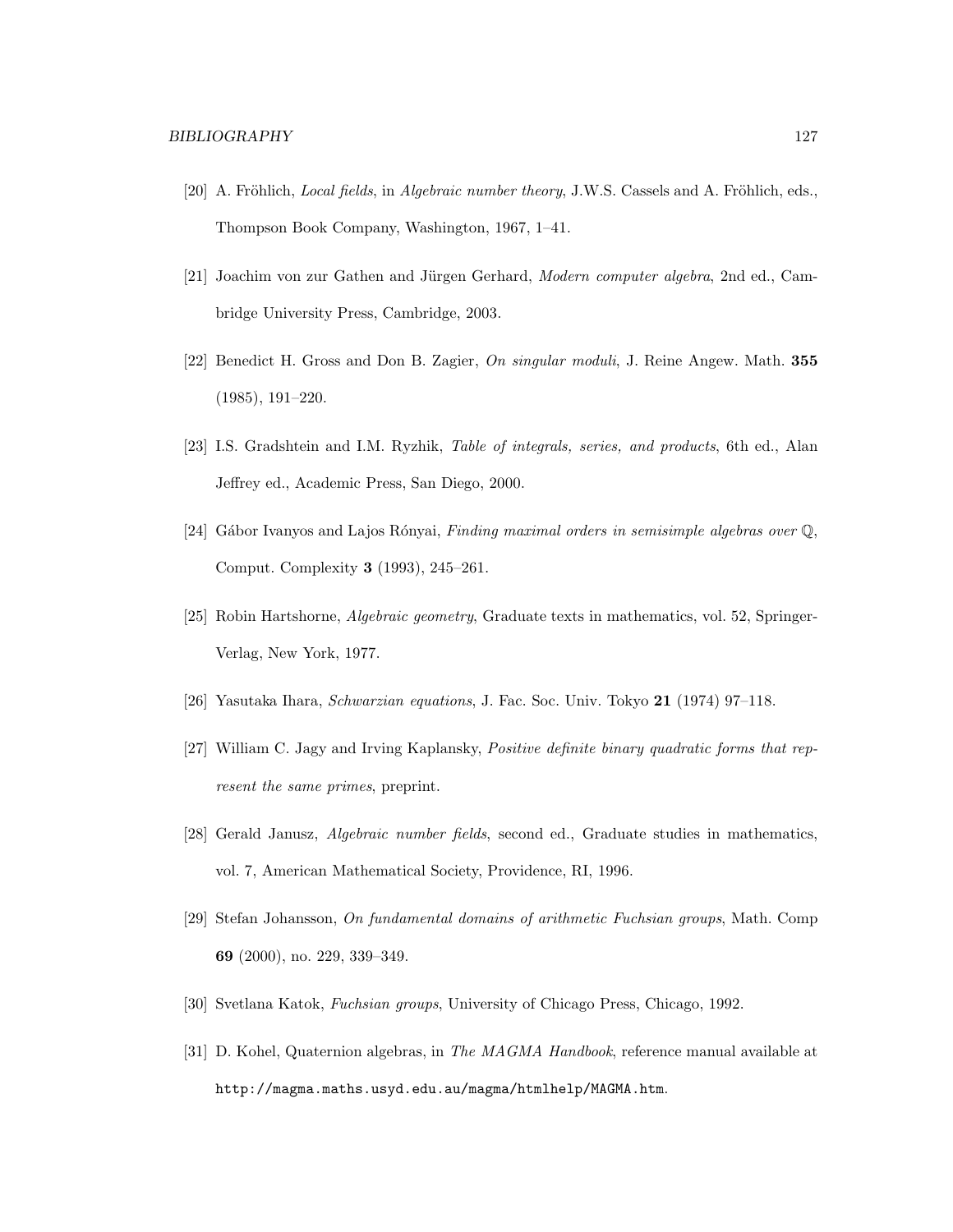[20] A. Fröhlich, *Local fields*, in *Algebraic number theory*, J.W.S. Cassels and A. Fröhlich, eds., Thompson Book Company, Washington, 1967, 1–41.

[21] Joachim von zur Gathen and Jürgen Gerhard, *Modern computer algebra*, 2nd ed., Cambridge University Press, Cambridge, 2003.

[22] Benedict H. Gross and Don B. Zagier, *On singular moduli*, J. Reine Angew. Math. **355** (1985), 191–220.

[23] I.S. Gradshtein and I.M. Ryzhik, *Table of integrals, series, and products*, 6th ed., Alan Jeffrey ed., Academic Press, San Diego, 2000.

[24] Gábor Ivanyos and Lajos Rónyai, *Finding maximal orders in semisimple algebras over* $\mathbb{Q}$, Comput. Complexity **3** (1993), 245–261.

[25] Robin Hartshorne, *Algebraic geometry*, Graduate texts in mathematics, vol. 52, Springer-Verlag, New York, 1977.

[26] Yasutaka Ihara, *Schwarzian equations*, J. Fac. Soc. Univ. Tokyo **21** (1974) 97–118.

[27] William C. Jagy and Irving Kaplansky, *Positive definite binary quadratic forms that represent the same primes*, preprint.

[28] Gerald Janusz, *Algebraic number fields*, second ed., Graduate studies in mathematics, vol. 7, American Mathematical Society, Providence, RI, 1996.

[29] Stefan Johansson, *On fundamental domains of arithmetic Fuchsian groups*, Math. Comp **69** (2000), no. 229, 339–349.

[30] Svetlana Katok, *Fuchsian groups*, University of Chicago Press, Chicago, 1992.

[31] D. Kohel, Quaternion algebras, in *The MAGMA Handbook*, reference manual available at `http://magma.maths.usyd.edu.au/magma/htmlhelp/MAGMA.htm`.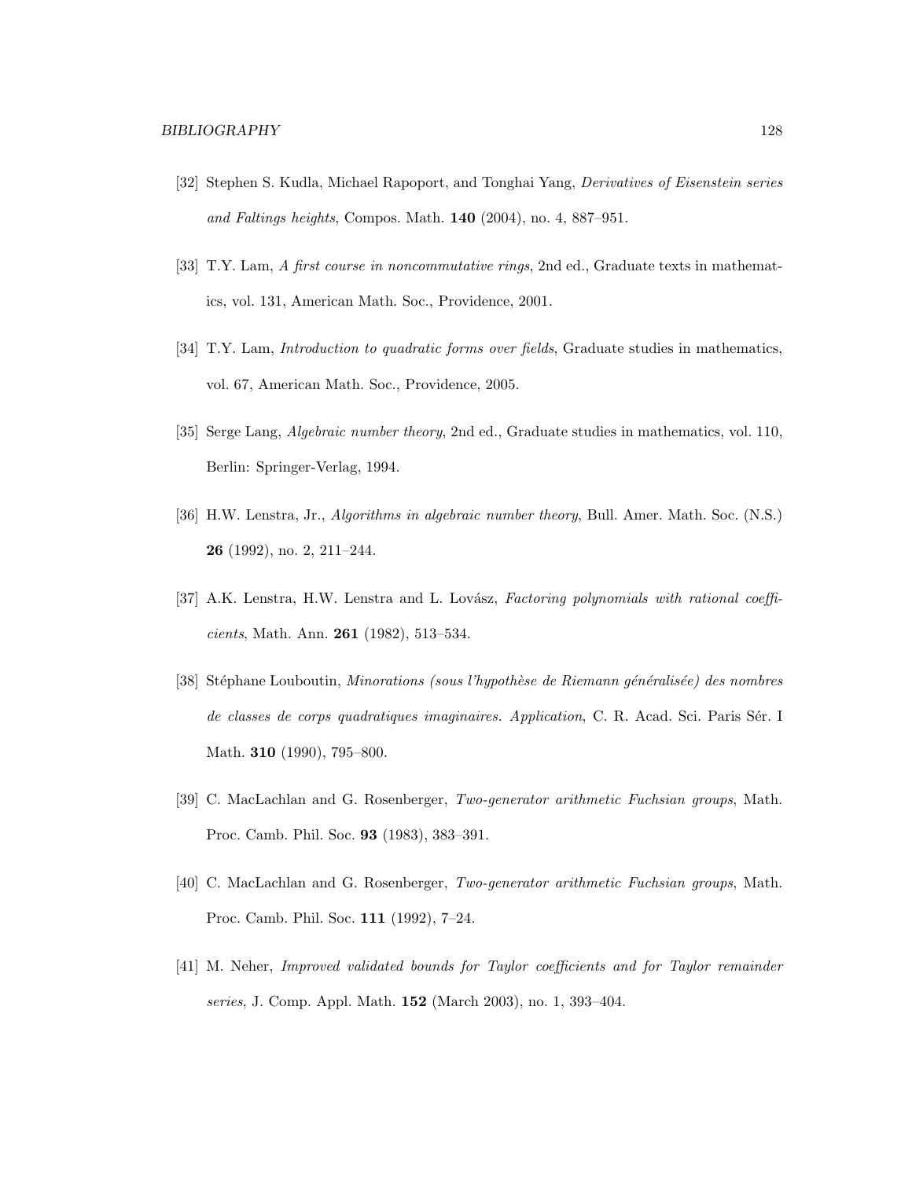[32] Stephen S. Kudla, Michael Rapoport, and Tonghai Yang, *Derivatives of Eisenstein series and Faltings heights*, Compos. Math. **140** (2004), no. 4, 887–951.

[33] T.Y. Lam, *A first course in noncommutative rings*, 2nd ed., Graduate texts in mathematics, vol. 131, American Math. Soc., Providence, 2001.

[34] T.Y. Lam, *Introduction to quadratic forms over fields*, Graduate studies in mathematics, vol. 67, American Math. Soc., Providence, 2005.

[35] Serge Lang, *Algebraic number theory*, 2nd ed., Graduate studies in mathematics, vol. 110, Berlin: Springer-Verlag, 1994.

[36] H.W. Lenstra, Jr., *Algorithms in algebraic number theory*, Bull. Amer. Math. Soc. (N.S.) **26** (1992), no. 2, 211–244.

[37] A.K. Lenstra, H.W. Lenstra and L. Lovász, *Factoring polynomials with rational coefficients*, Math. Ann. **261** (1982), 513–534.

[38] Stéphane Louboutin, *Minorations (sous l'hypothèse de Riemann généralisée) des nombres de classes de corps quadratiques imaginaires. Application*, C. R. Acad. Sci. Paris Sér. I Math. **310** (1990), 795–800.

[39] C. MacLachlan and G. Rosenberger, *Two-generator arithmetic Fuchsian groups*, Math. Proc. Camb. Phil. Soc. **93** (1983), 383–391.

[40] C. MacLachlan and G. Rosenberger, *Two-generator arithmetic Fuchsian groups*, Math. Proc. Camb. Phil. Soc. **111** (1992), 7–24.

[41] M. Neher, *Improved validated bounds for Taylor coefficients and for Taylor remainder series*, J. Comp. Appl. Math. **152** (March 2003), no. 1, 393–404.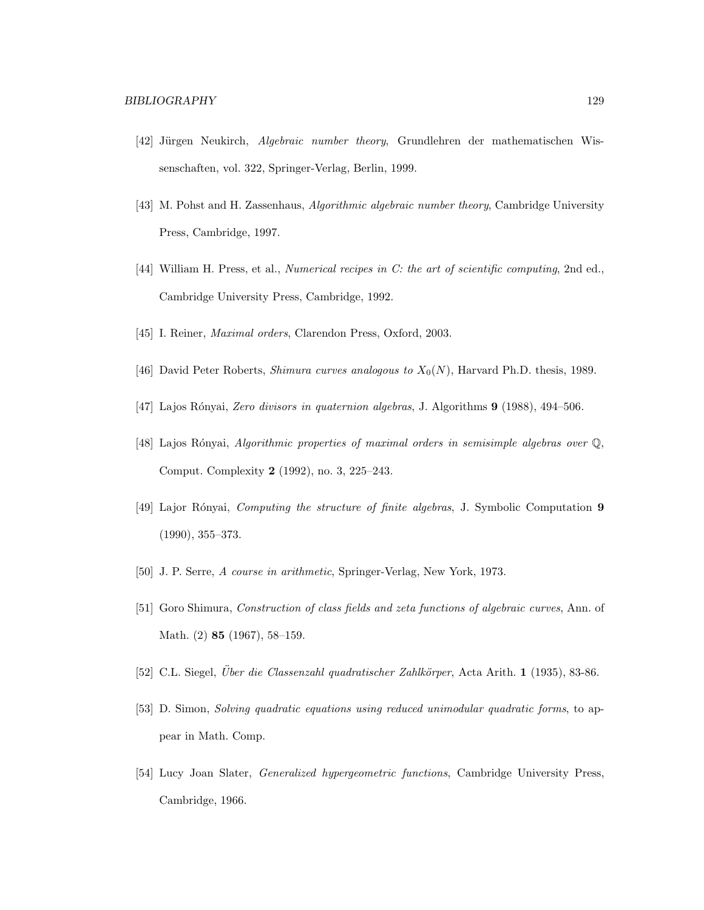[42] Jürgen Neukirch, *Algebraic number theory*, Grundlehren der mathematischen Wissenschaften, vol. 322, Springer-Verlag, Berlin, 1999.

[43] M. Pohst and H. Zassenhaus, *Algorithmic algebraic number theory*, Cambridge University Press, Cambridge, 1997.

[44] William H. Press, et al., *Numerical recipes in C: the art of scientific computing*, 2nd ed., Cambridge University Press, Cambridge, 1992.

[45] I. Reiner, *Maximal orders*, Clarendon Press, Oxford, 2003.

[46] David Peter Roberts, *Shimura curves analogous to $X_0(N)$*, Harvard Ph.D. thesis, 1989.

[47] Lajos Rónyai, *Zero divisors in quaternion algebras*, J. Algorithms **9** (1988), 494–506.

[48] Lajos Rónyai, *Algorithmic properties of maximal orders in semisimple algebras over $\mathbb{Q}$*, Comput. Complexity **2** (1992), no. 3, 225–243.

[49] Lajor Rónyai, *Computing the structure of finite algebras*, J. Symbolic Computation **9** (1990), 355–373.

[50] J. P. Serre, *A course in arithmetic*, Springer-Verlag, New York, 1973.

[51] Goro Shimura, *Construction of class fields and zeta functions of algebraic curves*, Ann. of Math. (2) **85** (1967), 58–159.

[52] C.L. Siegel, *Über die Classenzahl quadratischer Zahlkörper*, Acta Arith. **1** (1935), 83-86.

[53] D. Simon, *Solving quadratic equations using reduced unimodular quadratic forms*, to appear in Math. Comp.

[54] Lucy Joan Slater, *Generalized hypergeometric functions*, Cambridge University Press, Cambridge, 1966.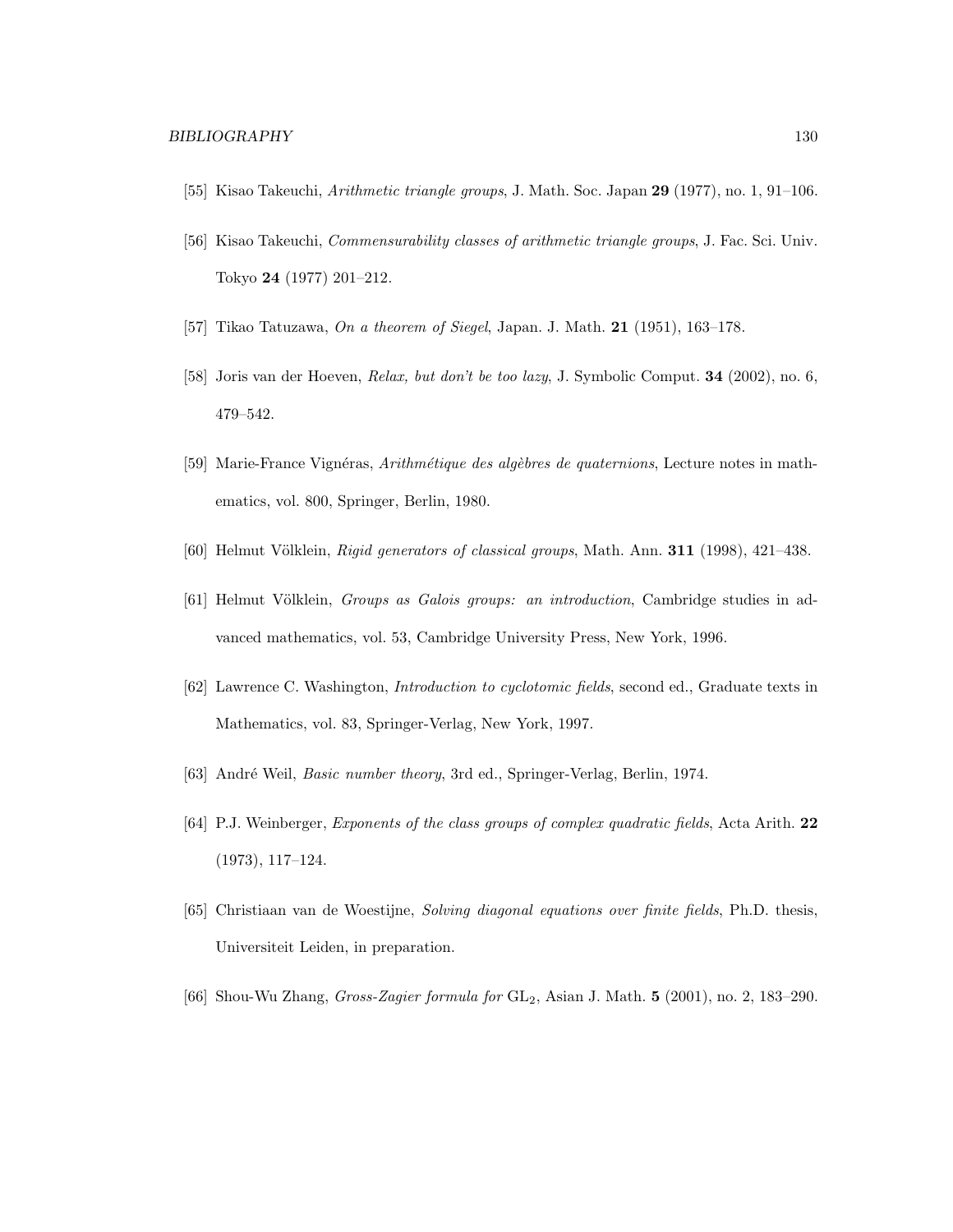[55] Kisao Takeuchi, *Arithmetic triangle groups*, J. Math. Soc. Japan **29** (1977), no. 1, 91–106.

[56] Kisao Takeuchi, *Commensurability classes of arithmetic triangle groups*, J. Fac. Sci. Univ. Tokyo **24** (1977) 201–212.

[57] Tikao Tatuzawa, *On a theorem of Siegel*, Japan. J. Math. **21** (1951), 163–178.

[58] Joris van der Hoeven, *Relax, but don't be too lazy*, J. Symbolic Comput. **34** (2002), no. 6, 479–542.

[59] Marie-France Vignéras, *Arithmétique des algèbres de quaternions*, Lecture notes in mathematics, vol. 800, Springer, Berlin, 1980.

[60] Helmut Völklein, *Rigid generators of classical groups*, Math. Ann. **311** (1998), 421–438.

[61] Helmut Völklein, *Groups as Galois groups: an introduction*, Cambridge studies in advanced mathematics, vol. 53, Cambridge University Press, New York, 1996.

[62] Lawrence C. Washington, *Introduction to cyclotomic fields*, second ed., Graduate texts in Mathematics, vol. 83, Springer-Verlag, New York, 1997.

[63] André Weil, *Basic number theory*, 3rd ed., Springer-Verlag, Berlin, 1974.

[64] P.J. Weinberger, *Exponents of the class groups of complex quadratic fields*, Acta Arith. **22** (1973), 117–124.

[65] Christiaan van de Woestijne, *Solving diagonal equations over finite fields*, Ph.D. thesis, Universiteit Leiden, in preparation.

[66] Shou-Wu Zhang, *Gross-Zagier formula for* $\mathrm{GL}_2$, Asian J. Math. **5** (2001), no. 2, 183–290.